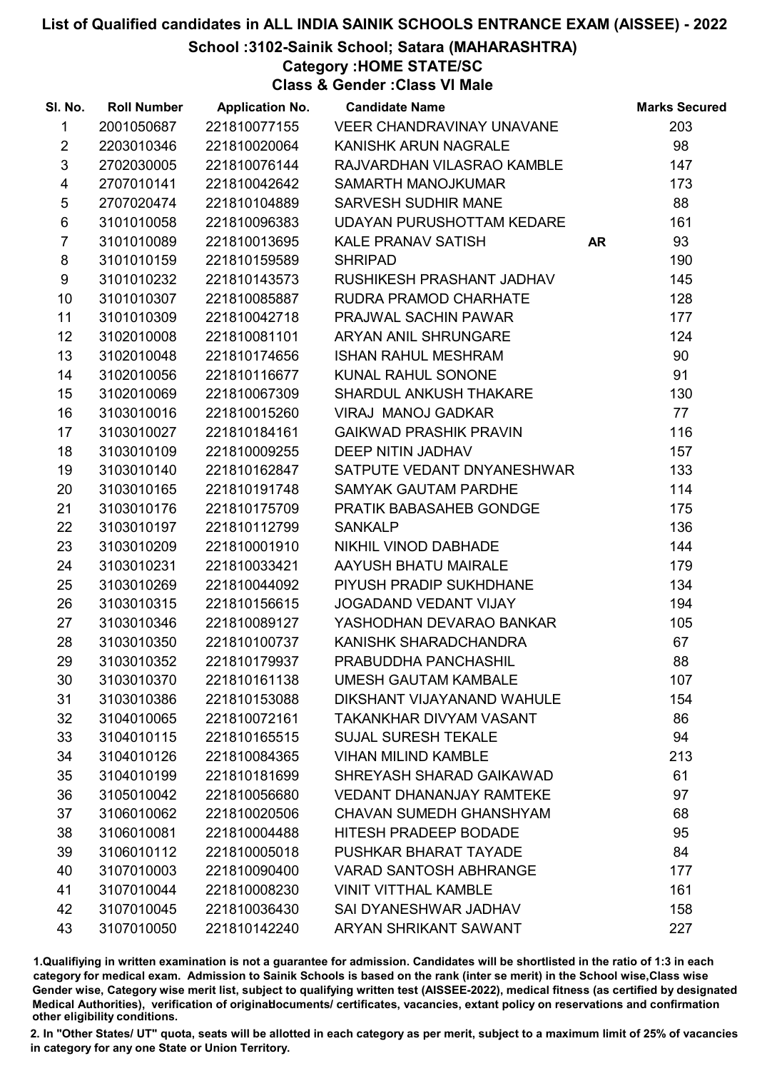# List of Qualified candidates in ALL INDIA SAINIK SCHOOLS ENTRANCE EXAM (AISSEE) - 2022

## School :3102-Sainik School; Satara (MAHARASHTRA)

### Category :HOME STATE/SC

### Class & Gender :Class VI Male

| Sl. No. | Roll Number | Application No. | Candidate Name | | Marks Secured |
|---|---|---|---|---|---|
| 1 | 2001050687 | 221810077155 | VEER CHANDRAVINAY UNAVANE | | 203 |
| 2 | 2203010346 | 221810020064 | KANISHK ARUN NAGRALE | | 98 |
| 3 | 2702030005 | 221810076144 | RAJVARDHAN VILASRAO KAMBLE | | 147 |
| 4 | 2707010141 | 221810042642 | SAMARTH MANOJKUMAR | | 173 |
| 5 | 2707020474 | 221810104889 | SARVESH SUDHIR MANE | | 88 |
| 6 | 3101010058 | 221810096383 | UDAYAN PURUSHOTTAM KEDARE | | 161 |
| 7 | 3101010089 | 221810013695 | KALE PRANAV SATISH | AR | 93 |
| 8 | 3101010159 | 221810159589 | SHRIPAD | | 190 |
| 9 | 3101010232 | 221810143573 | RUSHIKESH PRASHANT JADHAV | | 145 |
| 10 | 3101010307 | 221810085887 | RUDRA PRAMOD CHARHATE | | 128 |
| 11 | 3101010309 | 221810042718 | PRAJWAL SACHIN PAWAR | | 177 |
| 12 | 3102010008 | 221810081101 | ARYAN ANIL SHRUNGARE | | 124 |
| 13 | 3102010048 | 221810174656 | ISHAN RAHUL MESHRAM | | 90 |
| 14 | 3102010056 | 221810116677 | KUNAL RAHUL SONONE | | 91 |
| 15 | 3102010069 | 221810067309 | SHARDUL ANKUSH THAKARE | | 130 |
| 16 | 3103010016 | 221810015260 | VIRAJ MANOJ GADKAR | | 77 |
| 17 | 3103010027 | 221810184161 | GAIKWAD PRASHIK PRAVIN | | 116 |
| 18 | 3103010109 | 221810009255 | DEEP NITIN JADHAV | | 157 |
| 19 | 3103010140 | 221810162847 | SATPUTE VEDANT DNYANESHWAR | | 133 |
| 20 | 3103010165 | 221810191748 | SAMYAK GAUTAM PARDHE | | 114 |
| 21 | 3103010176 | 221810175709 | PRATIK BABASAHEB GONDGE | | 175 |
| 22 | 3103010197 | 221810112799 | SANKALP | | 136 |
| 23 | 3103010209 | 221810001910 | NIKHIL VINOD DABHADE | | 144 |
| 24 | 3103010231 | 221810033421 | AAYUSH BHATU MAIRALE | | 179 |
| 25 | 3103010269 | 221810044092 | PIYUSH PRADIP SUKHDHANE | | 134 |
| 26 | 3103010315 | 221810156615 | JOGADAND VEDANT VIJAY | | 194 |
| 27 | 3103010346 | 221810089127 | YASHODHAN DEVARAO BANKAR | | 105 |
| 28 | 3103010350 | 221810100737 | KANISHK SHARADCHANDRA | | 67 |
| 29 | 3103010352 | 221810179937 | PRABUDDHA PANCHASHIL | | 88 |
| 30 | 3103010370 | 221810161138 | UMESH GAUTAM KAMBALE | | 107 |
| 31 | 3103010386 | 221810153088 | DIKSHANT VIJAYANAND WAHULE | | 154 |
| 32 | 3104010065 | 221810072161 | TAKANKHAR DIVYAM VASANT | | 86 |
| 33 | 3104010115 | 221810165515 | SUJAL SURESH TEKALE | | 94 |
| 34 | 3104010126 | 221810084365 | VIHAN MILIND KAMBLE | | 213 |
| 35 | 3104010199 | 221810181699 | SHREYASH SHARAD GAIKAWAD | | 61 |
| 36 | 3105010042 | 221810056680 | VEDANT DHANANJAY RAMTEKE | | 97 |
| 37 | 3106010062 | 221810020506 | CHAVAN SUMEDH GHANSHYAM | | 68 |
| 38 | 3106010081 | 221810004488 | HITESH PRADEEP BODADE | | 95 |
| 39 | 3106010112 | 221810005018 | PUSHKAR BHARAT TAYADE | | 84 |
| 40 | 3107010003 | 221810090400 | VARAD SANTOSH ABHRANGE | | 177 |
| 41 | 3107010044 | 221810008230 | VINIT VITTHAL KAMBLE | | 161 |
| 42 | 3107010045 | 221810036430 | SAI DYANESHWAR JADHAV | | 158 |
| 43 | 3107010050 | 221810142240 | ARYAN SHRIKANT SAWANT | | 227 |

1.Qualifying in written examination is not a guarantee for admission. Candidates will be shortlisted in the ratio of 1:3 in each category for medical exam. Admission to Sainik Schools is based on the rank (inter se merit) in the School wise,Class wise Gender wise, Category wise merit list, subject to qualifying written test (AISSEE-2022), medical fitness (as certified by designated Medical Authorities), verification of originaldocuments/ certificates, vacancies, extant policy on reservations and confirmation other eligibility conditions.

2. In "Other States/ UT" quota, seats will be allotted in each category as per merit, subject to a maximum limit of 25% of vacancies in category for any one State or Union Territory.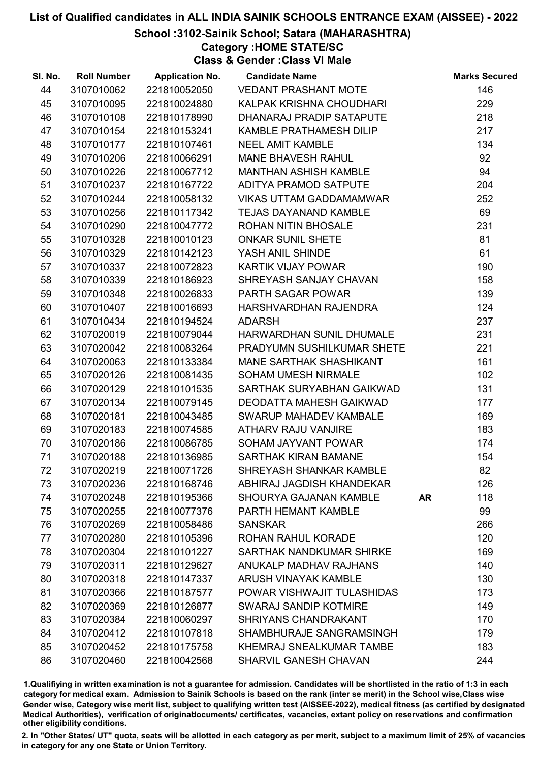# List of Qualified candidates in ALL INDIA SAINIK SCHOOLS ENTRANCE EXAM (AISSEE) - 2022

## School :3102-Sainik School; Satara (MAHARASHTRA)

### Category :HOME STATE/SC

### Class & Gender :Class VI Male

| Sl. No. | Roll Number | Application No. | Candidate Name | | Marks Secured |
|---|---|---|---|---|---|
| 44 | 3107010062 | 221810052050 | VEDANT PRASHANT MOTE | | 146 |
| 45 | 3107010095 | 221810024880 | KALPAK KRISHNA CHOUDHARI | | 229 |
| 46 | 3107010108 | 221810178990 | DHANARAJ PRADIP SATAPUTE | | 218 |
| 47 | 3107010154 | 221810153241 | KAMBLE PRATHAMESH DILIP | | 217 |
| 48 | 3107010177 | 221810107461 | NEEL AMIT KAMBLE | | 134 |
| 49 | 3107010206 | 221810066291 | MANE BHAVESH RAHUL | | 92 |
| 50 | 3107010226 | 221810067712 | MANTHAN ASHISH KAMBLE | | 94 |
| 51 | 3107010237 | 221810167722 | ADITYA PRAMOD SATPUTE | | 204 |
| 52 | 3107010244 | 221810058132 | VIKAS UTTAM GADDAMAMWAR | | 252 |
| 53 | 3107010256 | 221810117342 | TEJAS DAYANAND KAMBLE | | 69 |
| 54 | 3107010290 | 221810047772 | ROHAN NITIN BHOSALE | | 231 |
| 55 | 3107010328 | 221810010123 | ONKAR SUNIL SHETE | | 81 |
| 56 | 3107010329 | 221810142123 | YASH ANIL SHINDE | | 61 |
| 57 | 3107010337 | 221810072823 | KARTIK VIJAY POWAR | | 190 |
| 58 | 3107010339 | 221810186923 | SHREYASH SANJAY CHAVAN | | 158 |
| 59 | 3107010348 | 221810026833 | PARTH SAGAR POWAR | | 139 |
| 60 | 3107010407 | 221810016693 | HARSHVARDHAN RAJENDRA | | 124 |
| 61 | 3107010434 | 221810194524 | ADARSH | | 237 |
| 62 | 3107020019 | 221810079044 | HARWARDHAN SUNIL DHUMALE | | 231 |
| 63 | 3107020042 | 221810083264 | PRADYUMN SUSHILKUMAR SHETE | | 221 |
| 64 | 3107020063 | 221810133384 | MANE SARTHAK SHASHIKANT | | 161 |
| 65 | 3107020126 | 221810081435 | SOHAM UMESH NIRMALE | | 102 |
| 66 | 3107020129 | 221810101535 | SARTHAK SURYABHAN GAIKWAD | | 131 |
| 67 | 3107020134 | 221810079145 | DEODATTA MAHESH GAIKWAD | | 177 |
| 68 | 3107020181 | 221810043485 | SWARUP MAHADEV KAMBALE | | 169 |
| 69 | 3107020183 | 221810074585 | ATHARV RAJU VANJIRE | | 183 |
| 70 | 3107020186 | 221810086785 | SOHAM JAYVANT POWAR | | 174 |
| 71 | 3107020188 | 221810136985 | SARTHAK KIRAN BAMANE | | 154 |
| 72 | 3107020219 | 221810071726 | SHREYASH SHANKAR KAMBLE | | 82 |
| 73 | 3107020236 | 221810168746 | ABHIRAJ JAGDISH KHANDEKAR | | 126 |
| 74 | 3107020248 | 221810195366 | SHOURYA GAJANAN KAMBLE | AR | 118 |
| 75 | 3107020255 | 221810077376 | PARTH HEMANT KAMBLE | | 99 |
| 76 | 3107020269 | 221810058486 | SANSKAR | | 266 |
| 77 | 3107020280 | 221810105396 | ROHAN RAHUL KORADE | | 120 |
| 78 | 3107020304 | 221810101227 | SARTHAK NANDKUMAR SHIRKE | | 169 |
| 79 | 3107020311 | 221810129627 | ANUKALP MADHAV RAJHANS | | 140 |
| 80 | 3107020318 | 221810147337 | ARUSH VINAYAK KAMBLE | | 130 |
| 81 | 3107020366 | 221810187577 | POWAR VISHWAJIT TULASHIDAS | | 173 |
| 82 | 3107020369 | 221810126877 | SWARAJ SANDIP KOTMIRE | | 149 |
| 83 | 3107020384 | 221810060297 | SHRIYANS CHANDRAKANT | | 170 |
| 84 | 3107020412 | 221810107818 | SHAMBHURAJE SANGRAMSINGH | | 179 |
| 85 | 3107020452 | 221810175758 | KHEMRAJ SNEALKUMAR TAMBE | | 183 |
| 86 | 3107020460 | 221810042568 | SHARVIL GANESH CHAVAN | | 244 |

1.Qualifiying in written examination is not a guarantee for admission. Candidates will be shortlisted in the ratio of 1:3 in each category for medical exam. Admission to Sainik Schools is based on the rank (inter se merit) in the School wise,Class wise Gender wise, Category wise merit list, subject to qualifying written test (AISSEE-2022), medical fitness (as certified by designated Medical Authorities), verification of originaldocuments/ certificates, vacancies, extant policy on reservations and confirmation other eligibility conditions.

2. In "Other States/ UT" quota, seats will be allotted in each category as per merit, subject to a maximum limit of 25% of vacancies in category for any one State or Union Territory.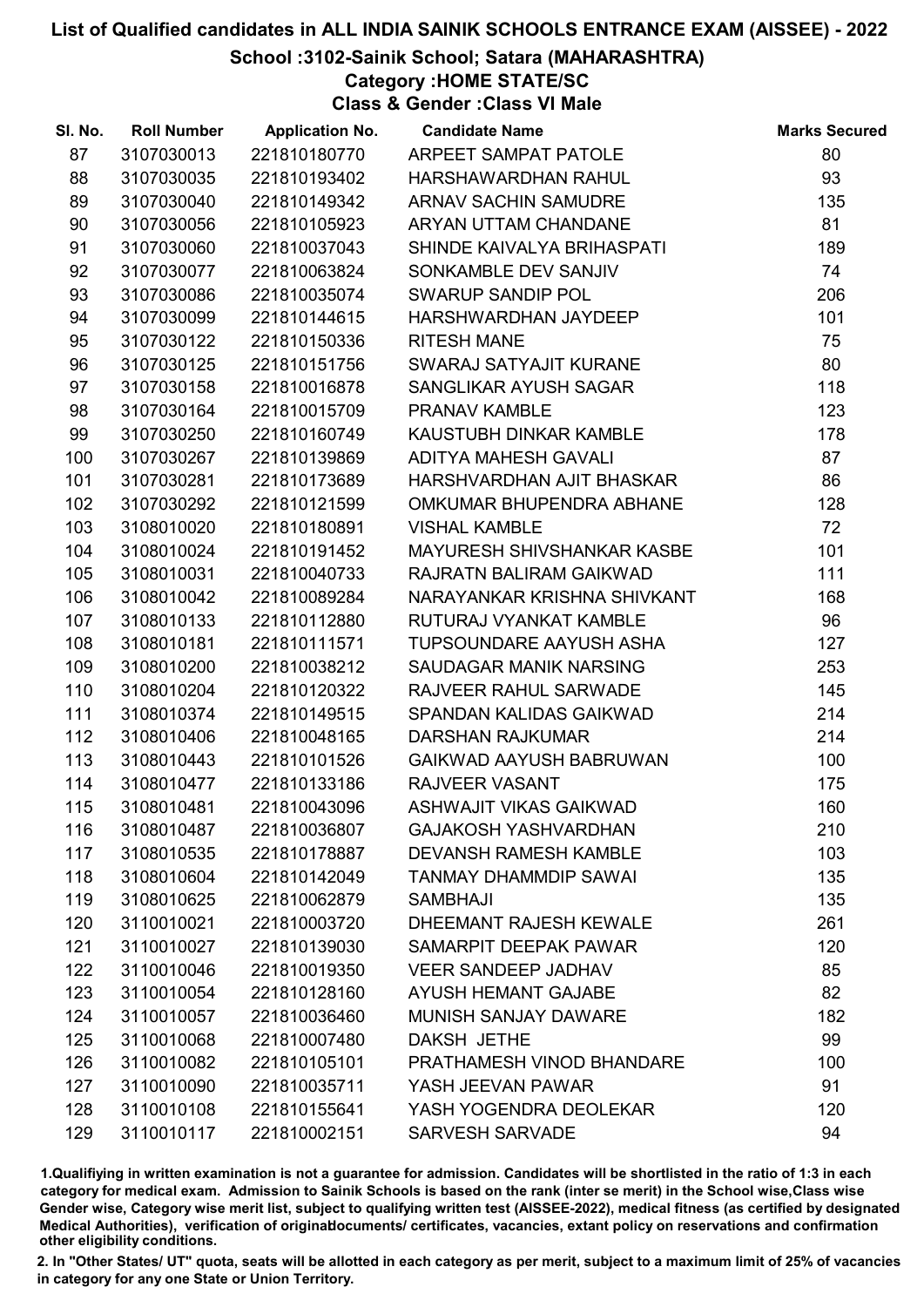# List of Qualified candidates in ALL INDIA SAINIK SCHOOLS ENTRANCE EXAM (AISSEE) - 2022

## School :3102-Sainik School; Satara (MAHARASHTRA)

### Category :HOME STATE/SC

### Class & Gender :Class VI Male

| Sl. No. | Roll Number | Application No. | Candidate Name | Marks Secured |
|---|---|---|---|---|
| 87 | 3107030013 | 221810180770 | ARPEET SAMPAT PATOLE | 80 |
| 88 | 3107030035 | 221810193402 | HARSHAWARDHAN RAHUL | 93 |
| 89 | 3107030040 | 221810149342 | ARNAV SACHIN SAMUDRE | 135 |
| 90 | 3107030056 | 221810105923 | ARYAN UTTAM CHANDANE | 81 |
| 91 | 3107030060 | 221810037043 | SHINDE KAIVALYA BRIHASPATI | 189 |
| 92 | 3107030077 | 221810063824 | SONKAMBLE DEV SANJIV | 74 |
| 93 | 3107030086 | 221810035074 | SWARUP SANDIP POL | 206 |
| 94 | 3107030099 | 221810144615 | HARSHWARDHAN JAYDEEP | 101 |
| 95 | 3107030122 | 221810150336 | RITESH MANE | 75 |
| 96 | 3107030125 | 221810151756 | SWARAJ SATYAJIT KURANE | 80 |
| 97 | 3107030158 | 221810016878 | SANGLIKAR AYUSH SAGAR | 118 |
| 98 | 3107030164 | 221810015709 | PRANAV KAMBLE | 123 |
| 99 | 3107030250 | 221810160749 | KAUSTUBH DINKAR KAMBLE | 178 |
| 100 | 3107030267 | 221810139869 | ADITYA MAHESH GAVALI | 87 |
| 101 | 3107030281 | 221810173689 | HARSHVARDHAN AJIT BHASKAR | 86 |
| 102 | 3107030292 | 221810121599 | OMKUMAR BHUPENDRA ABHANE | 128 |
| 103 | 3108010020 | 221810180891 | VISHAL KAMBLE | 72 |
| 104 | 3108010024 | 221810191452 | MAYURESH SHIVSHANKAR KASBE | 101 |
| 105 | 3108010031 | 221810040733 | RAJRATN BALIRAM GAIKWAD | 111 |
| 106 | 3108010042 | 221810089284 | NARAYANKAR KRISHNA SHIVKANT | 168 |
| 107 | 3108010133 | 221810112880 | RUTURAJ VYANKAT KAMBLE | 96 |
| 108 | 3108010181 | 221810111571 | TUPSOUNDARE AAYUSH ASHA | 127 |
| 109 | 3108010200 | 221810038212 | SAUDAGAR MANIK NARSING | 253 |
| 110 | 3108010204 | 221810120322 | RAJVEER RAHUL SARWADE | 145 |
| 111 | 3108010374 | 221810149515 | SPANDAN KALIDAS GAIKWAD | 214 |
| 112 | 3108010406 | 221810048165 | DARSHAN RAJKUMAR | 214 |
| 113 | 3108010443 | 221810101526 | GAIKWAD AAYUSH BABRUWAN | 100 |
| 114 | 3108010477 | 221810133186 | RAJVEER VASANT | 175 |
| 115 | 3108010481 | 221810043096 | ASHWAJIT VIKAS GAIKWAD | 160 |
| 116 | 3108010487 | 221810036807 | GAJAKOSH YASHVARDHAN | 210 |
| 117 | 3108010535 | 221810178887 | DEVANSH RAMESH KAMBLE | 103 |
| 118 | 3108010604 | 221810142049 | TANMAY DHAMMDIP SAWAI | 135 |
| 119 | 3108010625 | 221810062879 | SAMBHAJI | 135 |
| 120 | 3110010021 | 221810003720 | DHEEMANT RAJESH KEWALE | 261 |
| 121 | 3110010027 | 221810139030 | SAMARPIT DEEPAK PAWAR | 120 |
| 122 | 3110010046 | 221810019350 | VEER SANDEEP JADHAV | 85 |
| 123 | 3110010054 | 221810128160 | AYUSH HEMANT GAJABE | 82 |
| 124 | 3110010057 | 221810036460 | MUNISH SANJAY DAWARE | 182 |
| 125 | 3110010068 | 221810007480 | DAKSH JETHE | 99 |
| 126 | 3110010082 | 221810105101 | PRATHAMESH VINOD BHANDARE | 100 |
| 127 | 3110010090 | 221810035711 | YASH JEEVAN PAWAR | 91 |
| 128 | 3110010108 | 221810155641 | YASH YOGENDRA DEOLEKAR | 120 |
| 129 | 3110010117 | 221810002151 | SARVESH SARVADE | 94 |

1.Qualifying in written examination is not a guarantee for admission. Candidates will be shortlisted in the ratio of 1:3 in each category for medical exam. Admission to Sainik Schools is based on the rank (inter se merit) in the School wise,Class wise Gender wise, Category wise merit list, subject to qualifying written test (AISSEE-2022), medical fitness (as certified by designated Medical Authorities), verification of originaldocuments/ certificates, vacancies, extant policy on reservations and confirmation other eligibility conditions.

2. In "Other States/ UT" quota, seats will be allotted in each category as per merit, subject to a maximum limit of 25% of vacancies in category for any one State or Union Territory.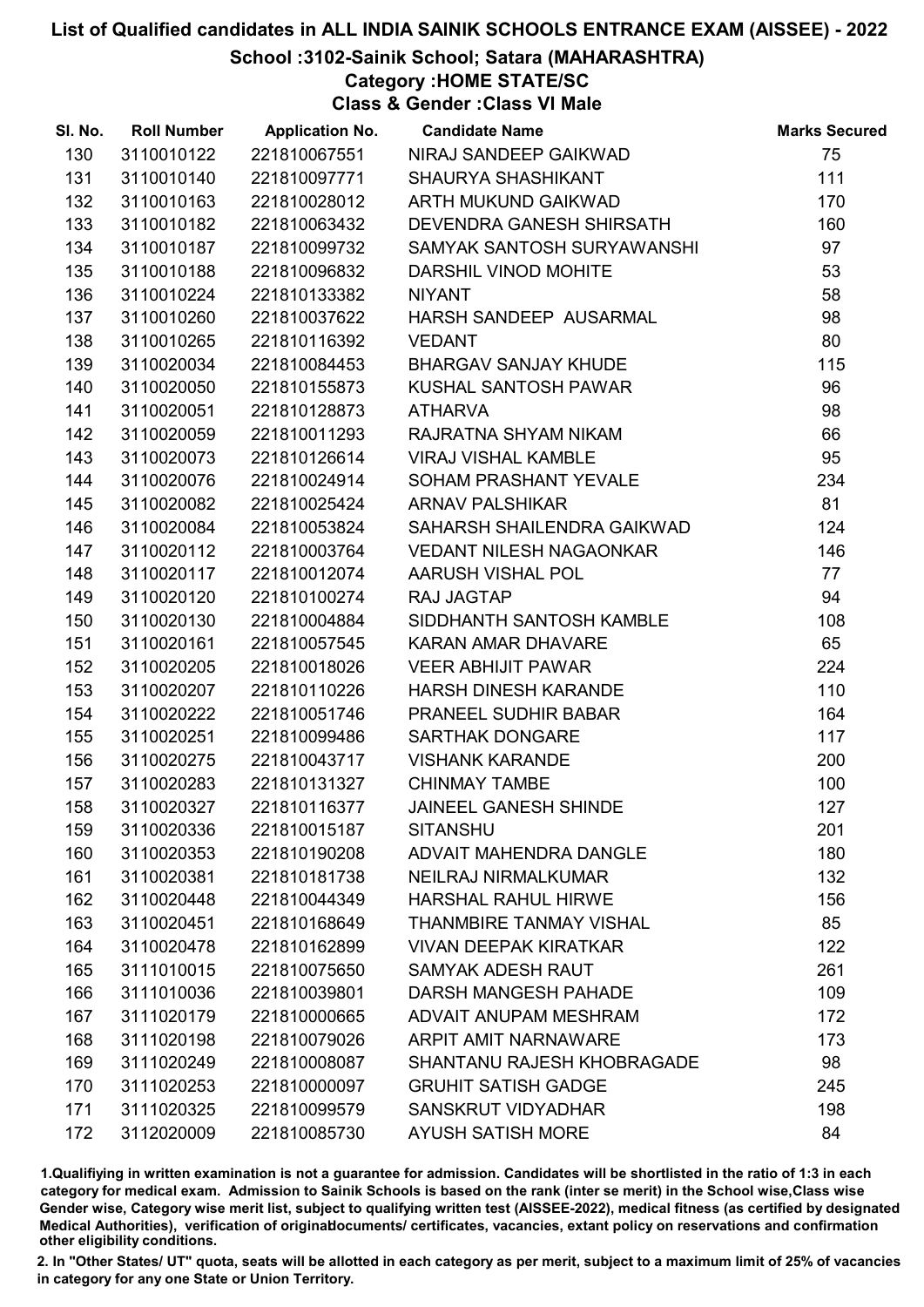# List of Qualified candidates in ALL INDIA SAINIK SCHOOLS ENTRANCE EXAM (AISSEE) - 2022

## School :3102-Sainik School; Satara (MAHARASHTRA)

### Category :HOME STATE/SC

### Class & Gender :Class VI Male

| Sl. No. | Roll Number | Application No. | Candidate Name | Marks Secured |
|---|---|---|---|---|
| 130 | 3110010122 | 221810067551 | NIRAJ SANDEEP GAIKWAD | 75 |
| 131 | 3110010140 | 221810097771 | SHAURYA SHASHIKANT | 111 |
| 132 | 3110010163 | 221810028012 | ARTH MUKUND GAIKWAD | 170 |
| 133 | 3110010182 | 221810063432 | DEVENDRA GANESH SHIRSATH | 160 |
| 134 | 3110010187 | 221810099732 | SAMYAK SANTOSH SURYAWANSHI | 97 |
| 135 | 3110010188 | 221810096832 | DARSHIL VINOD MOHITE | 53 |
| 136 | 3110010224 | 221810133382 | NIYANT | 58 |
| 137 | 3110010260 | 221810037622 | HARSH SANDEEP AUSARMAL | 98 |
| 138 | 3110010265 | 221810116392 | VEDANT | 80 |
| 139 | 3110020034 | 221810084453 | BHARGAV SANJAY KHUDE | 115 |
| 140 | 3110020050 | 221810155873 | KUSHAL SANTOSH PAWAR | 96 |
| 141 | 3110020051 | 221810128873 | ATHARVA | 98 |
| 142 | 3110020059 | 221810011293 | RAJRATNA SHYAM NIKAM | 66 |
| 143 | 3110020073 | 221810126614 | VIRAJ VISHAL KAMBLE | 95 |
| 144 | 3110020076 | 221810024914 | SOHAM PRASHANT YEVALE | 234 |
| 145 | 3110020082 | 221810025424 | ARNAV PALSHIKAR | 81 |
| 146 | 3110020084 | 221810053824 | SAHARSH SHAILENDRA GAIKWAD | 124 |
| 147 | 3110020112 | 221810003764 | VEDANT NILESH NAGAONKAR | 146 |
| 148 | 3110020117 | 221810012074 | AARUSH VISHAL POL | 77 |
| 149 | 3110020120 | 221810100274 | RAJ JAGTAP | 94 |
| 150 | 3110020130 | 221810004884 | SIDDHANTH SANTOSH KAMBLE | 108 |
| 151 | 3110020161 | 221810057545 | KARAN AMAR DHAVARE | 65 |
| 152 | 3110020205 | 221810018026 | VEER ABHIJIT PAWAR | 224 |
| 153 | 3110020207 | 221810110226 | HARSH DINESH KARANDE | 110 |
| 154 | 3110020222 | 221810051746 | PRANEEL SUDHIR BABAR | 164 |
| 155 | 3110020251 | 221810099486 | SARTHAK DONGARE | 117 |
| 156 | 3110020275 | 221810043717 | VISHANK KARANDE | 200 |
| 157 | 3110020283 | 221810131327 | CHINMAY TAMBE | 100 |
| 158 | 3110020327 | 221810116377 | JAINEEL GANESH SHINDE | 127 |
| 159 | 3110020336 | 221810015187 | SITANSHU | 201 |
| 160 | 3110020353 | 221810190208 | ADVAIT MAHENDRA DANGLE | 180 |
| 161 | 3110020381 | 221810181738 | NEILRAJ NIRMALKUMAR | 132 |
| 162 | 3110020448 | 221810044349 | HARSHAL RAHUL HIRWE | 156 |
| 163 | 3110020451 | 221810168649 | THANMBIRE TANMAY VISHAL | 85 |
| 164 | 3110020478 | 221810162899 | VIVAN DEEPAK KIRATKAR | 122 |
| 165 | 3111010015 | 221810075650 | SAMYAK ADESH RAUT | 261 |
| 166 | 3111010036 | 221810039801 | DARSH MANGESH PAHADE | 109 |
| 167 | 3111020179 | 221810000665 | ADVAIT ANUPAM MESHRAM | 172 |
| 168 | 3111020198 | 221810079026 | ARPIT AMIT NARNAWARE | 173 |
| 169 | 3111020249 | 221810008087 | SHANTANU RAJESH KHOBRAGADE | 98 |
| 170 | 3111020253 | 221810000097 | GRUHIT SATISH GADGE | 245 |
| 171 | 3111020325 | 221810099579 | SANSKRUT VIDYADHAR | 198 |
| 172 | 3112020009 | 221810085730 | AYUSH SATISH MORE | 84 |

1.Qualifiying in written examination is not a guarantee for admission. Candidates will be shortlisted in the ratio of 1:3 in each category for medical exam. Admission to Sainik Schools is based on the rank (inter se merit) in the School wise,Class wise Gender wise, Category wise merit list, subject to qualifying written test (AISSEE-2022), medical fitness (as certified by designated Medical Authorities), verification of originaldocuments/ certificates, vacancies, extant policy on reservations and confirmation other eligibility conditions.

2. In "Other States/ UT" quota, seats will be allotted in each category as per merit, subject to a maximum limit of 25% of vacancies in category for any one State or Union Territory.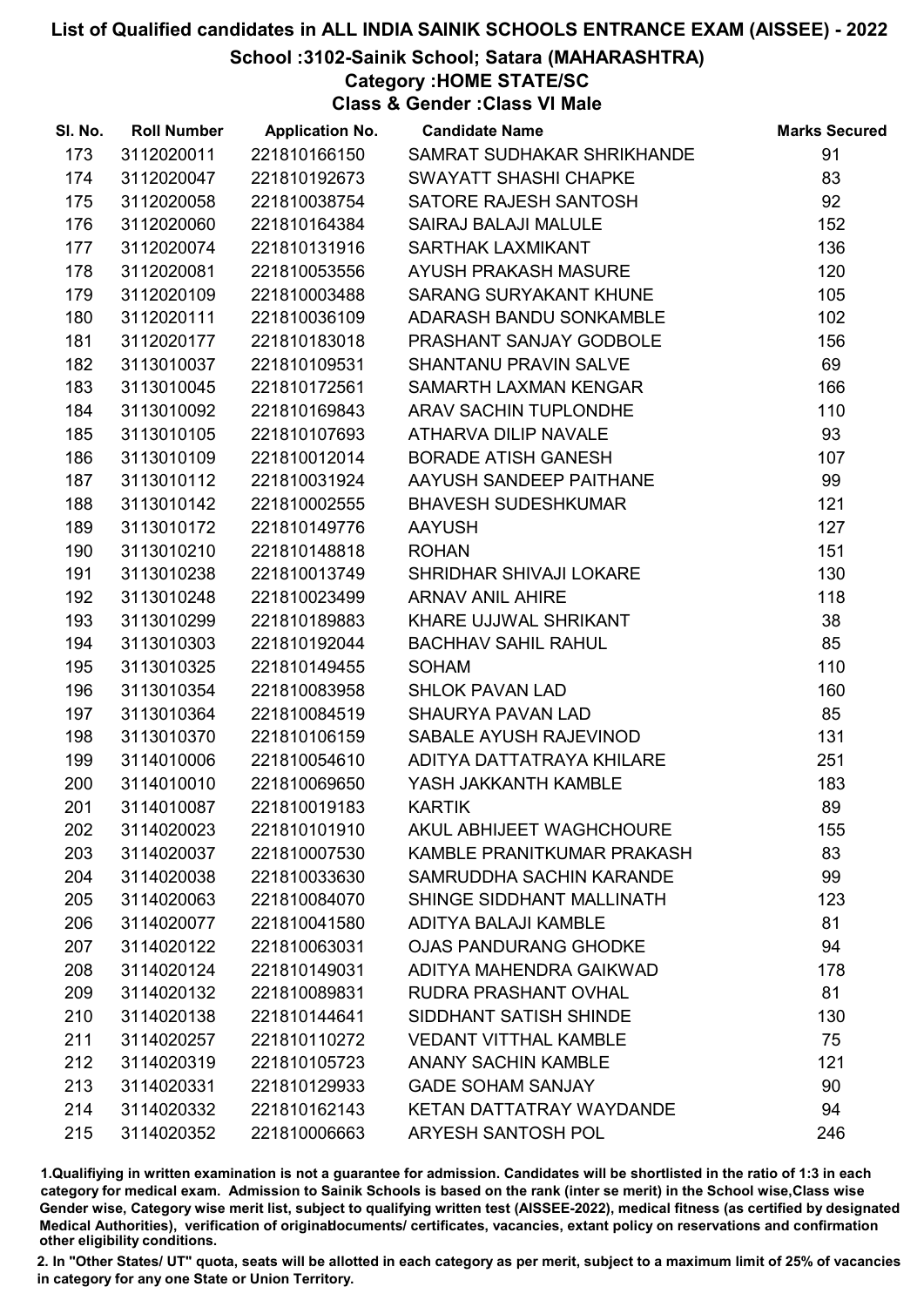# List of Qualified candidates in ALL INDIA SAINIK SCHOOLS ENTRANCE EXAM (AISSEE) - 2022

## School :3102-Sainik School; Satara (MAHARASHTRA)

### Category :HOME STATE/SC

### Class & Gender :Class VI Male

| Sl. No. | Roll Number | Application No. | Candidate Name | Marks Secured |
|---|---|---|---|---|
| 173 | 3112020011 | 221810166150 | SAMRAT SUDHAKAR SHRIKHANDE | 91 |
| 174 | 3112020047 | 221810192673 | SWAYATT SHASHI CHAPKE | 83 |
| 175 | 3112020058 | 221810038754 | SATORE RAJESH SANTOSH | 92 |
| 176 | 3112020060 | 221810164384 | SAIRAJ BALAJI MALULE | 152 |
| 177 | 3112020074 | 221810131916 | SARTHAK LAXMIKANT | 136 |
| 178 | 3112020081 | 221810053556 | AYUSH PRAKASH MASURE | 120 |
| 179 | 3112020109 | 221810003488 | SARANG SURYAKANT KHUNE | 105 |
| 180 | 3112020111 | 221810036109 | ADARASH BANDU SONKAMBLE | 102 |
| 181 | 3112020177 | 221810183018 | PRASHANT SANJAY GODBOLE | 156 |
| 182 | 3113010037 | 221810109531 | SHANTANU PRAVIN SALVE | 69 |
| 183 | 3113010045 | 221810172561 | SAMARTH LAXMAN KENGAR | 166 |
| 184 | 3113010092 | 221810169843 | ARAV SACHIN TUPLONDHE | 110 |
| 185 | 3113010105 | 221810107693 | ATHARVA DILIP NAVALE | 93 |
| 186 | 3113010109 | 221810012014 | BORADE ATISH GANESH | 107 |
| 187 | 3113010112 | 221810031924 | AAYUSH SANDEEP PAITHANE | 99 |
| 188 | 3113010142 | 221810002555 | BHAVESH SUDESHKUMAR | 121 |
| 189 | 3113010172 | 221810149776 | AAYUSH | 127 |
| 190 | 3113010210 | 221810148818 | ROHAN | 151 |
| 191 | 3113010238 | 221810013749 | SHRIDHAR SHIVAJI LOKARE | 130 |
| 192 | 3113010248 | 221810023499 | ARNAV ANIL AHIRE | 118 |
| 193 | 3113010299 | 221810189883 | KHARE UJJWAL SHRIKANT | 38 |
| 194 | 3113010303 | 221810192044 | BACHHAV SAHIL RAHUL | 85 |
| 195 | 3113010325 | 221810149455 | SOHAM | 110 |
| 196 | 3113010354 | 221810083958 | SHLOK PAVAN LAD | 160 |
| 197 | 3113010364 | 221810084519 | SHAURYA PAVAN LAD | 85 |
| 198 | 3113010370 | 221810106159 | SABALE AYUSH RAJEVINOD | 131 |
| 199 | 3114010006 | 221810054610 | ADITYA DATTATRAYA KHILARE | 251 |
| 200 | 3114010010 | 221810069650 | YASH JAKKANTH KAMBLE | 183 |
| 201 | 3114010087 | 221810019183 | KARTIK | 89 |
| 202 | 3114020023 | 221810101910 | AKUL ABHIJEET WAGHCHOURE | 155 |
| 203 | 3114020037 | 221810007530 | KAMBLE PRANITKUMAR PRAKASH | 83 |
| 204 | 3114020038 | 221810033630 | SAMRUDDHA SACHIN KARANDE | 99 |
| 205 | 3114020063 | 221810084070 | SHINGE SIDDHANT MALLINATH | 123 |
| 206 | 3114020077 | 221810041580 | ADITYA BALAJI KAMBLE | 81 |
| 207 | 3114020122 | 221810063031 | OJAS PANDURANG GHODKE | 94 |
| 208 | 3114020124 | 221810149031 | ADITYA MAHENDRA GAIKWAD | 178 |
| 209 | 3114020132 | 221810089831 | RUDRA PRASHANT OVHAL | 81 |
| 210 | 3114020138 | 221810144641 | SIDDHANT SATISH SHINDE | 130 |
| 211 | 3114020257 | 221810110272 | VEDANT VITTHAL KAMBLE | 75 |
| 212 | 3114020319 | 221810105723 | ANANY SACHIN KAMBLE | 121 |
| 213 | 3114020331 | 221810129933 | GADE SOHAM SANJAY | 90 |
| 214 | 3114020332 | 221810162143 | KETAN DATTATRAY WAYDANDE | 94 |
| 215 | 3114020352 | 221810006663 | ARYESH SANTOSH POL | 246 |

1.Qualifiying in written examination is not a guarantee for admission. Candidates will be shortlisted in the ratio of 1:3 in each category for medical exam. Admission to Sainik Schools is based on the rank (inter se merit) in the School wise,Class wise Gender wise, Category wise merit list, subject to qualifying written test (AISSEE-2022), medical fitness (as certified by designated Medical Authorities), verification of originaldocuments/ certificates, vacancies, extant policy on reservations and confirmation other eligibility conditions.

2. In "Other States/ UT" quota, seats will be allotted in each category as per merit, subject to a maximum limit of 25% of vacancies in category for any one State or Union Territory.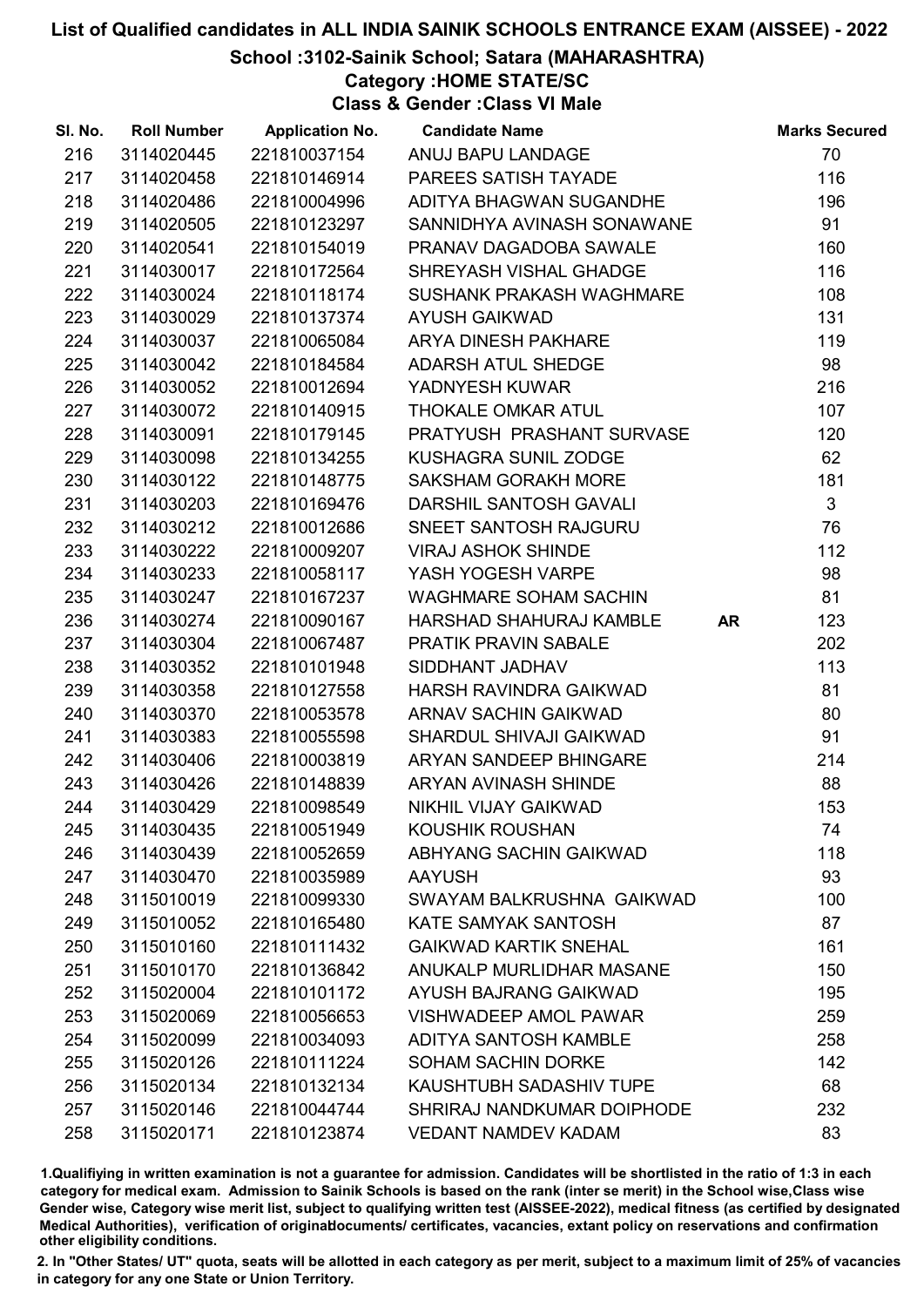# List of Qualified candidates in ALL INDIA SAINIK SCHOOLS ENTRANCE EXAM (AISSEE) - 2022

## School :3102-Sainik School; Satara (MAHARASHTRA)

### Category :HOME STATE/SC

### Class & Gender :Class VI Male

| Sl. No. | Roll Number | Application No. | Candidate Name | | Marks Secured |
|---|---|---|---|---|---|
| 216 | 3114020445 | 221810037154 | ANUJ BAPU LANDAGE | | 70 |
| 217 | 3114020458 | 221810146914 | PAREES SATISH TAYADE | | 116 |
| 218 | 3114020486 | 221810004996 | ADITYA BHAGWAN SUGANDHE | | 196 |
| 219 | 3114020505 | 221810123297 | SANNIDHYA AVINASH SONAWANE | | 91 |
| 220 | 3114020541 | 221810154019 | PRANAV DAGADOBA SAWALE | | 160 |
| 221 | 3114030017 | 221810172564 | SHREYASH VISHAL GHADGE | | 116 |
| 222 | 3114030024 | 221810118174 | SUSHANK PRAKASH WAGHMARE | | 108 |
| 223 | 3114030029 | 221810137374 | AYUSH GAIKWAD | | 131 |
| 224 | 3114030037 | 221810065084 | ARYA DINESH PAKHARE | | 119 |
| 225 | 3114030042 | 221810184584 | ADARSH ATUL SHEDGE | | 98 |
| 226 | 3114030052 | 221810012694 | YADNYESH KUWAR | | 216 |
| 227 | 3114030072 | 221810140915 | THOKALE OMKAR ATUL | | 107 |
| 228 | 3114030091 | 221810179145 | PRATYUSH PRASHANT SURVASE | | 120 |
| 229 | 3114030098 | 221810134255 | KUSHAGRA SUNIL ZODGE | | 62 |
| 230 | 3114030122 | 221810148775 | SAKSHAM GORAKH MORE | | 181 |
| 231 | 3114030203 | 221810169476 | DARSHIL SANTOSH GAVALI | | 3 |
| 232 | 3114030212 | 221810012686 | SNEET SANTOSH RAJGURU | | 76 |
| 233 | 3114030222 | 221810009207 | VIRAJ ASHOK SHINDE | | 112 |
| 234 | 3114030233 | 221810058117 | YASH YOGESH VARPE | | 98 |
| 235 | 3114030247 | 221810167237 | WAGHMARE SOHAM SACHIN | | 81 |
| 236 | 3114030274 | 221810090167 | HARSHAD SHAHURAJ KAMBLE | **AR** | 123 |
| 237 | 3114030304 | 221810067487 | PRATIK PRAVIN SABALE | | 202 |
| 238 | 3114030352 | 221810101948 | SIDDHANT JADHAV | | 113 |
| 239 | 3114030358 | 221810127558 | HARSH RAVINDRA GAIKWAD | | 81 |
| 240 | 3114030370 | 221810053578 | ARNAV SACHIN GAIKWAD | | 80 |
| 241 | 3114030383 | 221810055598 | SHARDUL SHIVAJI GAIKWAD | | 91 |
| 242 | 3114030406 | 221810003819 | ARYAN SANDEEP BHINGARE | | 214 |
| 243 | 3114030426 | 221810148839 | ARYAN AVINASH SHINDE | | 88 |
| 244 | 3114030429 | 221810098549 | NIKHIL VIJAY GAIKWAD | | 153 |
| 245 | 3114030435 | 221810051949 | KOUSHIK ROUSHAN | | 74 |
| 246 | 3114030439 | 221810052659 | ABHYANG SACHIN GAIKWAD | | 118 |
| 247 | 3114030470 | 221810035989 | AAYUSH | | 93 |
| 248 | 3115010019 | 221810099330 | SWAYAM BALKRUSHNA GAIKWAD | | 100 |
| 249 | 3115010052 | 221810165480 | KATE SAMYAK SANTOSH | | 87 |
| 250 | 3115010160 | 221810111432 | GAIKWAD KARTIK SNEHAL | | 161 |
| 251 | 3115010170 | 221810136842 | ANUKALP MURLIDHAR MASANE | | 150 |
| 252 | 3115020004 | 221810101172 | AYUSH BAJRANG GAIKWAD | | 195 |
| 253 | 3115020069 | 221810056653 | VISHWADEEP AMOL PAWAR | | 259 |
| 254 | 3115020099 | 221810034093 | ADITYA SANTOSH KAMBLE | | 258 |
| 255 | 3115020126 | 221810111224 | SOHAM SACHIN DORKE | | 142 |
| 256 | 3115020134 | 221810132134 | KAUSHTUBH SADASHIV TUPE | | 68 |
| 257 | 3115020146 | 221810044744 | SHRIRAJ NANDKUMAR DOIPHODE | | 232 |
| 258 | 3115020171 | 221810123874 | VEDANT NAMDEV KADAM | | 83 |

1.Qualifiying in written examination is not a guarantee for admission. Candidates will be shortlisted in the ratio of 1:3 in each category for medical exam. Admission to Sainik Schools is based on the rank (inter se merit) in the School wise,Class wise Gender wise, Category wise merit list, subject to qualifying written test (AISSEE-2022), medical fitness (as certified by designated Medical Authorities), verification of originaldocuments/ certificates, vacancies, extant policy on reservations and confirmation other eligibility conditions.

2. In "Other States/ UT" quota, seats will be allotted in each category as per merit, subject to a maximum limit of 25% of vacancies in category for any one State or Union Territory.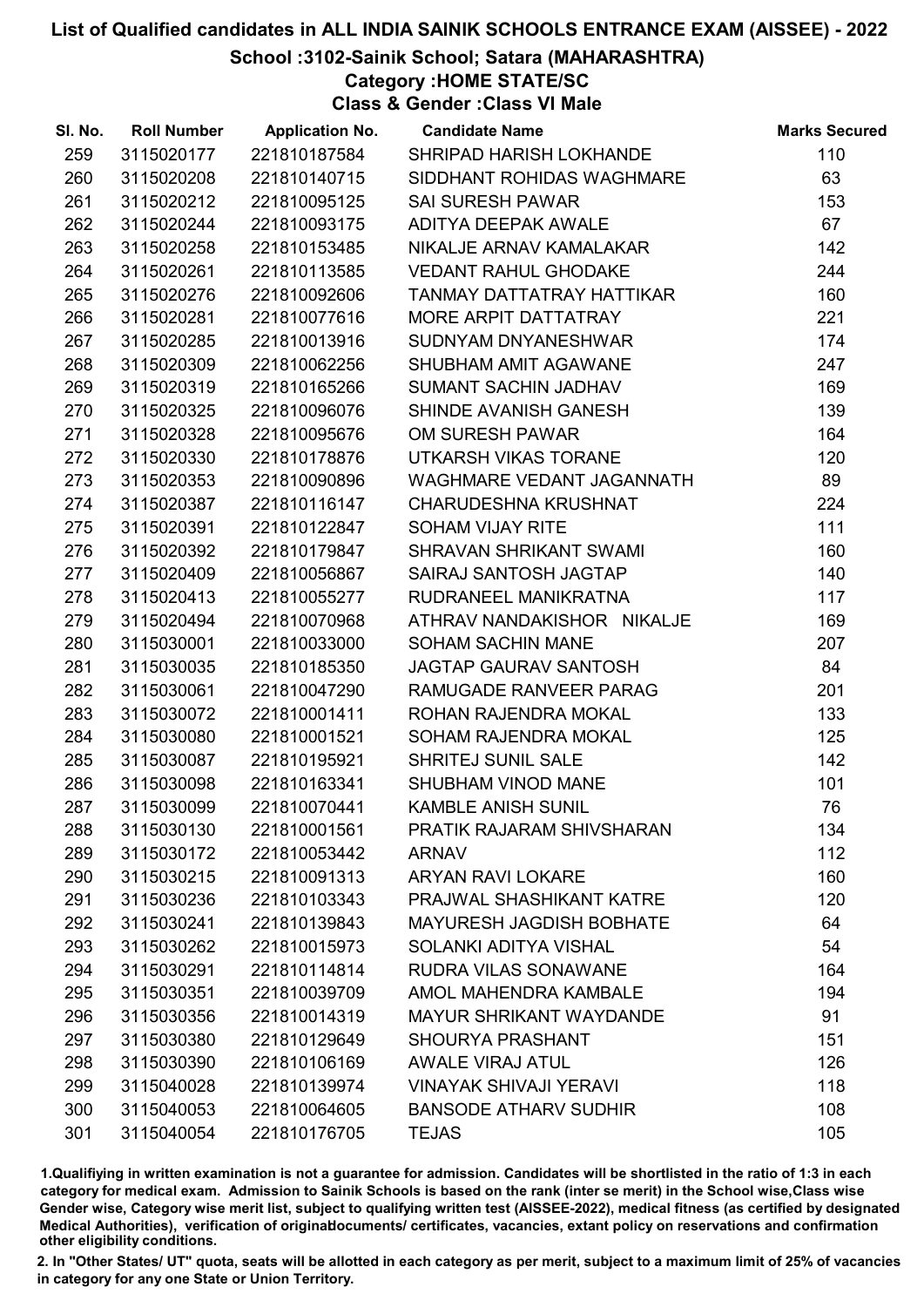# List of Qualified candidates in ALL INDIA SAINIK SCHOOLS ENTRANCE EXAM (AISSEE) - 2022

## School :3102-Sainik School; Satara (MAHARASHTRA)

### Category :HOME STATE/SC

### Class & Gender :Class VI Male

| Sl. No. | Roll Number | Application No. | Candidate Name | Marks Secured |
|---|---|---|---|---|
| 259 | 3115020177 | 221810187584 | SHRIPAD HARISH LOKHANDE | 110 |
| 260 | 3115020208 | 221810140715 | SIDDHANT ROHIDAS WAGHMARE | 63 |
| 261 | 3115020212 | 221810095125 | SAI SURESH PAWAR | 153 |
| 262 | 3115020244 | 221810093175 | ADITYA DEEPAK AWALE | 67 |
| 263 | 3115020258 | 221810153485 | NIKALJE ARNAV KAMALAKAR | 142 |
| 264 | 3115020261 | 221810113585 | VEDANT RAHUL GHODAKE | 244 |
| 265 | 3115020276 | 221810092606 | TANMAY DATTATRAY HATTIKAR | 160 |
| 266 | 3115020281 | 221810077616 | MORE ARPIT DATTATRAY | 221 |
| 267 | 3115020285 | 221810013916 | SUDNYAM DNYANESHWAR | 174 |
| 268 | 3115020309 | 221810062256 | SHUBHAM AMIT AGAWANE | 247 |
| 269 | 3115020319 | 221810165266 | SUMANT SACHIN JADHAV | 169 |
| 270 | 3115020325 | 221810096076 | SHINDE AVANISH GANESH | 139 |
| 271 | 3115020328 | 221810095676 | OM SURESH PAWAR | 164 |
| 272 | 3115020330 | 221810178876 | UTKARSH VIKAS TORANE | 120 |
| 273 | 3115020353 | 221810090896 | WAGHMARE VEDANT JAGANNATH | 89 |
| 274 | 3115020387 | 221810116147 | CHARUDESHNA KRUSHNAT | 224 |
| 275 | 3115020391 | 221810122847 | SOHAM VIJAY RITE | 111 |
| 276 | 3115020392 | 221810179847 | SHRAVAN SHRIKANT SWAMI | 160 |
| 277 | 3115020409 | 221810056867 | SAIRAJ SANTOSH JAGTAP | 140 |
| 278 | 3115020413 | 221810055277 | RUDRANEEL MANIKRATNA | 117 |
| 279 | 3115020494 | 221810070968 | ATHRAV NANDAKISHOR NIKALJE | 169 |
| 280 | 3115030001 | 221810033000 | SOHAM SACHIN MANE | 207 |
| 281 | 3115030035 | 221810185350 | JAGTAP GAURAV SANTOSH | 84 |
| 282 | 3115030061 | 221810047290 | RAMUGADE RANVEER PARAG | 201 |
| 283 | 3115030072 | 221810001411 | ROHAN RAJENDRA MOKAL | 133 |
| 284 | 3115030080 | 221810001521 | SOHAM RAJENDRA MOKAL | 125 |
| 285 | 3115030087 | 221810195921 | SHRITEJ SUNIL SALE | 142 |
| 286 | 3115030098 | 221810163341 | SHUBHAM VINOD MANE | 101 |
| 287 | 3115030099 | 221810070441 | KAMBLE ANISH SUNIL | 76 |
| 288 | 3115030130 | 221810001561 | PRATIK RAJARAM SHIVSHARAN | 134 |
| 289 | 3115030172 | 221810053442 | ARNAV | 112 |
| 290 | 3115030215 | 221810091313 | ARYAN RAVI LOKARE | 160 |
| 291 | 3115030236 | 221810103343 | PRAJWAL SHASHIKANT KATRE | 120 |
| 292 | 3115030241 | 221810139843 | MAYURESH JAGDISH BOBHATE | 64 |
| 293 | 3115030262 | 221810015973 | SOLANKI ADITYA VISHAL | 54 |
| 294 | 3115030291 | 221810114814 | RUDRA VILAS SONAWANE | 164 |
| 295 | 3115030351 | 221810039709 | AMOL MAHENDRA KAMBALE | 194 |
| 296 | 3115030356 | 221810014319 | MAYUR SHRIKANT WAYDANDE | 91 |
| 297 | 3115030380 | 221810129649 | SHOURYA PRASHANT | 151 |
| 298 | 3115030390 | 221810106169 | AWALE VIRAJ ATUL | 126 |
| 299 | 3115040028 | 221810139974 | VINAYAK SHIVAJI YERAVI | 118 |
| 300 | 3115040053 | 221810064605 | BANSODE ATHARV SUDHIR | 108 |
| 301 | 3115040054 | 221810176705 | TEJAS | 105 |

1.Qualifiying in written examination is not a guarantee for admission. Candidates will be shortlisted in the ratio of 1:3 in each category for medical exam. Admission to Sainik Schools is based on the rank (inter se merit) in the School wise,Class wise Gender wise, Category wise merit list, subject to qualifying written test (AISSEE-2022), medical fitness (as certified by designated Medical Authorities), verification of originaldocuments/ certificates, vacancies, extant policy on reservations and confirmation other eligibility conditions.

2. In "Other States/ UT" quota, seats will be allotted in each category as per merit, subject to a maximum limit of 25% of vacancies in category for any one State or Union Territory.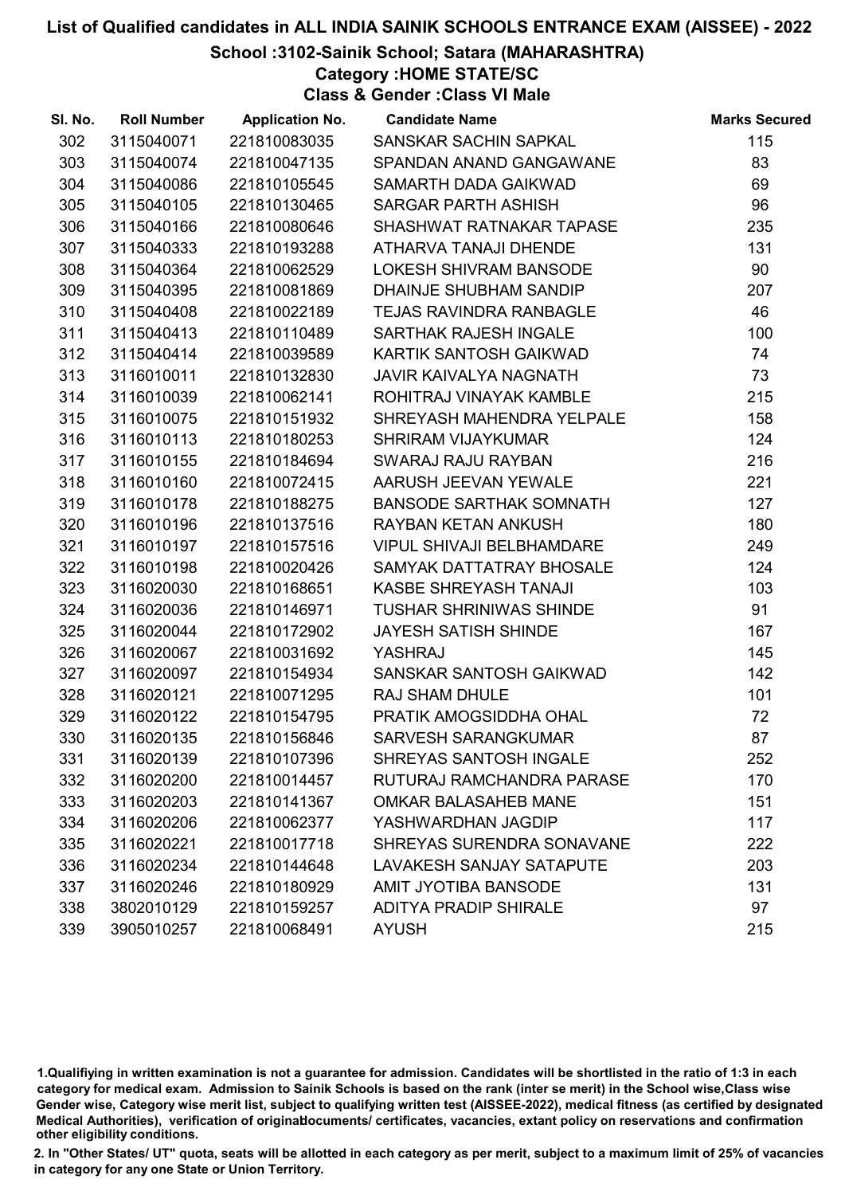# List of Qualified candidates in ALL INDIA SAINIK SCHOOLS ENTRANCE EXAM (AISSEE) - 2022

## School :3102-Sainik School; Satara (MAHARASHTRA)

### Category :HOME STATE/SC

### Class & Gender :Class VI Male

| Sl. No. | Roll Number | Application No. | Candidate Name | Marks Secured |
|---|---|---|---|---|
| 302 | 3115040071 | 221810083035 | SANSKAR SACHIN SAPKAL | 115 |
| 303 | 3115040074 | 221810047135 | SPANDAN ANAND GANGAWANE | 83 |
| 304 | 3115040086 | 221810105545 | SAMARTH DADA GAIKWAD | 69 |
| 305 | 3115040105 | 221810130465 | SARGAR PARTH ASHISH | 96 |
| 306 | 3115040166 | 221810080646 | SHASHWAT RATNAKAR TAPASE | 235 |
| 307 | 3115040333 | 221810193288 | ATHARVA TANAJI DHENDE | 131 |
| 308 | 3115040364 | 221810062529 | LOKESH SHIVRAM BANSODE | 90 |
| 309 | 3115040395 | 221810081869 | DHAINJE SHUBHAM SANDIP | 207 |
| 310 | 3115040408 | 221810022189 | TEJAS RAVINDRA RANBAGLE | 46 |
| 311 | 3115040413 | 221810110489 | SARTHAK RAJESH INGALE | 100 |
| 312 | 3115040414 | 221810039589 | KARTIK SANTOSH GAIKWAD | 74 |
| 313 | 3116010011 | 221810132830 | JAVIR KAIVALYA NAGNATH | 73 |
| 314 | 3116010039 | 221810062141 | ROHITRAJ VINAYAK KAMBLE | 215 |
| 315 | 3116010075 | 221810151932 | SHREYASH MAHENDRA YELPALE | 158 |
| 316 | 3116010113 | 221810180253 | SHRIRAM VIJAYKUMAR | 124 |
| 317 | 3116010155 | 221810184694 | SWARAJ RAJU RAYBAN | 216 |
| 318 | 3116010160 | 221810072415 | AARUSH JEEVAN YEWALE | 221 |
| 319 | 3116010178 | 221810188275 | BANSODE SARTHAK SOMNATH | 127 |
| 320 | 3116010196 | 221810137516 | RAYBAN KETAN ANKUSH | 180 |
| 321 | 3116010197 | 221810157516 | VIPUL SHIVAJI BELBHAMDARE | 249 |
| 322 | 3116010198 | 221810020426 | SAMYAK DATTATRAY BHOSALE | 124 |
| 323 | 3116020030 | 221810168651 | KASBE SHREYASH TANAJI | 103 |
| 324 | 3116020036 | 221810146971 | TUSHAR SHRINIWAS SHINDE | 91 |
| 325 | 3116020044 | 221810172902 | JAYESH SATISH SHINDE | 167 |
| 326 | 3116020067 | 221810031692 | YASHRAJ | 145 |
| 327 | 3116020097 | 221810154934 | SANSKAR SANTOSH GAIKWAD | 142 |
| 328 | 3116020121 | 221810071295 | RAJ SHAM DHULE | 101 |
| 329 | 3116020122 | 221810154795 | PRATIK AMOGSIDDHA OHAL | 72 |
| 330 | 3116020135 | 221810156846 | SARVESH SARANGKUMAR | 87 |
| 331 | 3116020139 | 221810107396 | SHREYAS SANTOSH INGALE | 252 |
| 332 | 3116020200 | 221810014457 | RUTURAJ RAMCHANDRA PARASE | 170 |
| 333 | 3116020203 | 221810141367 | OMKAR BALASAHEB MANE | 151 |
| 334 | 3116020206 | 221810062377 | YASHWARDHAN JAGDIP | 117 |
| 335 | 3116020221 | 221810017718 | SHREYAS SURENDRA SONAVANE | 222 |
| 336 | 3116020234 | 221810144648 | LAVAKESH SANJAY SATAPUTE | 203 |
| 337 | 3116020246 | 221810180929 | AMIT JYOTIBA BANSODE | 131 |
| 338 | 3802010129 | 221810159257 | ADITYA PRADIP SHIRALE | 97 |
| 339 | 3905010257 | 221810068491 | AYUSH | 215 |

1.Qualifiying in written examination is not a guarantee for admission. Candidates will be shortlisted in the ratio of 1:3 in each category for medical exam. Admission to Sainik Schools is based on the rank (inter se merit) in the School wise,Class wise Gender wise, Category wise merit list, subject to qualifying written test (AISSEE-2022), medical fitness (as certified by designated Medical Authorities), verification of originaldocuments/ certificates, vacancies, extant policy on reservations and confirmation other eligibility conditions.

2. In "Other States/ UT" quota, seats will be allotted in each category as per merit, subject to a maximum limit of 25% of vacancies in category for any one State or Union Territory.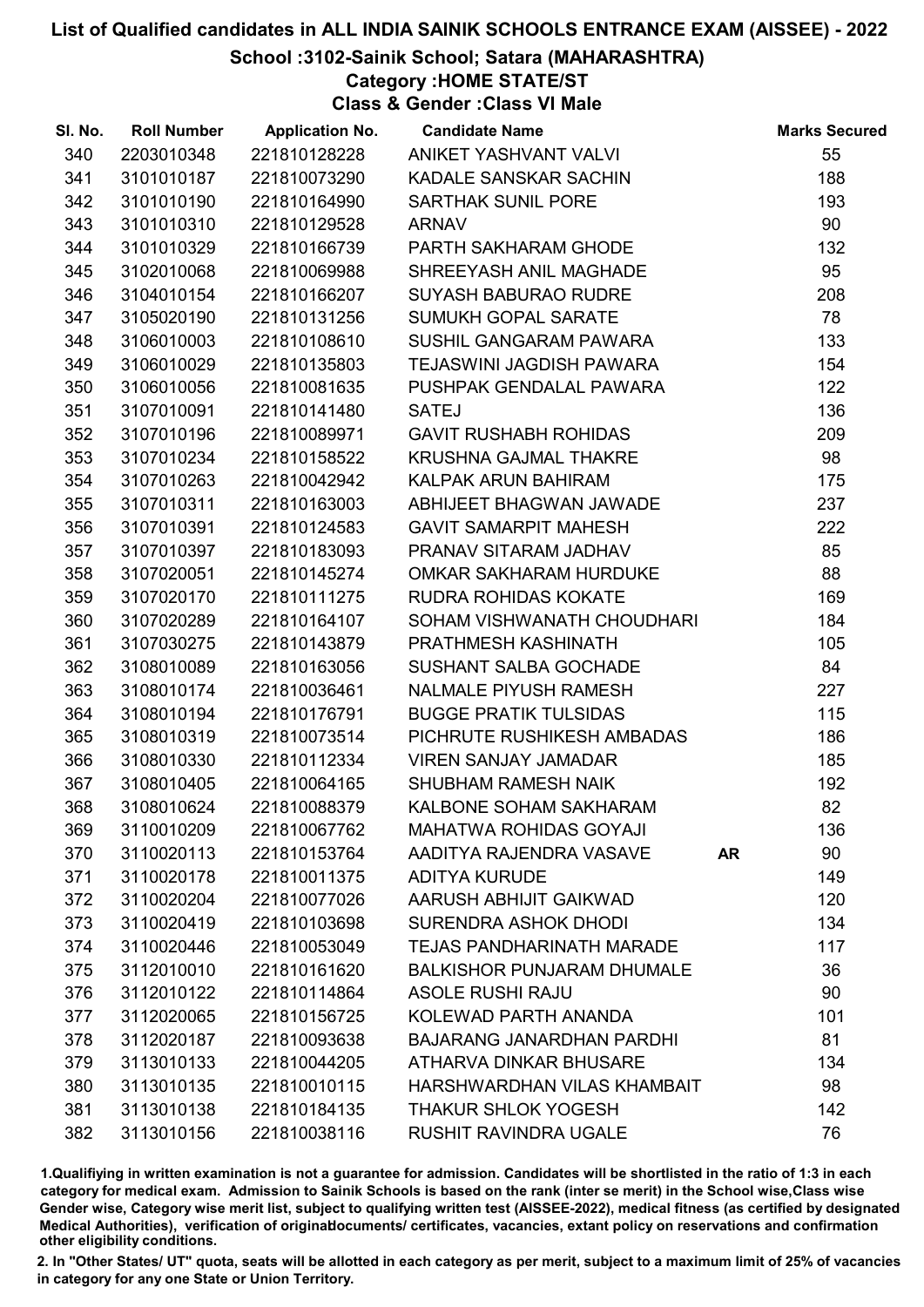# List of Qualified candidates in ALL INDIA SAINIK SCHOOLS ENTRANCE EXAM (AISSEE) - 2022

## School :3102-Sainik School; Satara (MAHARASHTRA)

### Category :HOME STATE/ST

### Class & Gender :Class VI Male

| Sl. No. | Roll Number | Application No. | Candidate Name | | Marks Secured |
|---|---|---|---|---|---|
| 340 | 2203010348 | 221810128228 | ANIKET YASHVANT VALVI | | 55 |
| 341 | 3101010187 | 221810073290 | KADALE SANSKAR SACHIN | | 188 |
| 342 | 3101010190 | 221810164990 | SARTHAK SUNIL PORE | | 193 |
| 343 | 3101010310 | 221810129528 | ARNAV | | 90 |
| 344 | 3101010329 | 221810166739 | PARTH SAKHARAM GHODE | | 132 |
| 345 | 3102010068 | 221810069988 | SHREEYASH ANIL MAGHADE | | 95 |
| 346 | 3104010154 | 221810166207 | SUYASH BABURAO RUDRE | | 208 |
| 347 | 3105020190 | 221810131256 | SUMUKH GOPAL SARATE | | 78 |
| 348 | 3106010003 | 221810108610 | SUSHIL GANGARAM PAWARA | | 133 |
| 349 | 3106010029 | 221810135803 | TEJASWINI JAGDISH PAWARA | | 154 |
| 350 | 3106010056 | 221810081635 | PUSHPAK GENDALAL PAWARA | | 122 |
| 351 | 3107010091 | 221810141480 | SATEJ | | 136 |
| 352 | 3107010196 | 221810089971 | GAVIT RUSHABH ROHIDAS | | 209 |
| 353 | 3107010234 | 221810158522 | KRUSHNA GAJMAL THAKRE | | 98 |
| 354 | 3107010263 | 221810042942 | KALPAK ARUN BAHIRAM | | 175 |
| 355 | 3107010311 | 221810163003 | ABHIJEET BHAGWAN JAWADE | | 237 |
| 356 | 3107010391 | 221810124583 | GAVIT SAMARPIT MAHESH | | 222 |
| 357 | 3107010397 | 221810183093 | PRANAV SITARAM JADHAV | | 85 |
| 358 | 3107020051 | 221810145274 | OMKAR SAKHARAM HURDUKE | | 88 |
| 359 | 3107020170 | 221810111275 | RUDRA ROHIDAS KOKATE | | 169 |
| 360 | 3107020289 | 221810164107 | SOHAM VISHWANATH CHOUDHARI | | 184 |
| 361 | 3107030275 | 221810143879 | PRATHMESH KASHINATH | | 105 |
| 362 | 3108010089 | 221810163056 | SUSHANT SALBA GOCHADE | | 84 |
| 363 | 3108010174 | 221810036461 | NALMALE PIYUSH RAMESH | | 227 |
| 364 | 3108010194 | 221810176791 | BUGGE PRATIK TULSIDAS | | 115 |
| 365 | 3108010319 | 221810073514 | PICHRUTE RUSHIKESH AMBADAS | | 186 |
| 366 | 3108010330 | 221810112334 | VIREN SANJAY JAMADAR | | 185 |
| 367 | 3108010405 | 221810064165 | SHUBHAM RAMESH NAIK | | 192 |
| 368 | 3108010624 | 221810088379 | KALBONE SOHAM SAKHARAM | | 82 |
| 369 | 3110010209 | 221810067762 | MAHATWA ROHIDAS GOYAJI | | 136 |
| 370 | 3110020113 | 221810153764 | AADITYA RAJENDRA VASAVE | AR | 90 |
| 371 | 3110020178 | 221810011375 | ADITYA KURUDE | | 149 |
| 372 | 3110020204 | 221810077026 | AARUSH ABHIJIT GAIKWAD | | 120 |
| 373 | 3110020419 | 221810103698 | SURENDRA ASHOK DHODI | | 134 |
| 374 | 3110020446 | 221810053049 | TEJAS PANDHARINATH MARADE | | 117 |
| 375 | 3112010010 | 221810161620 | BALKISHOR PUNJARAM DHUMALE | | 36 |
| 376 | 3112010122 | 221810114864 | ASOLE RUSHI RAJU | | 90 |
| 377 | 3112020065 | 221810156725 | KOLEWAD PARTH ANANDA | | 101 |
| 378 | 3112020187 | 221810093638 | BAJARANG JANARDHAN PARDHI | | 81 |
| 379 | 3113010133 | 221810044205 | ATHARVA DINKAR BHUSARE | | 134 |
| 380 | 3113010135 | 221810010115 | HARSHWARDHAN VILAS KHAMBAIT | | 98 |
| 381 | 3113010138 | 221810184135 | THAKUR SHLOK YOGESH | | 142 |
| 382 | 3113010156 | 221810038116 | RUSHIT RAVINDRA UGALE | | 76 |

1.Qualifying in written examination is not a guarantee for admission. Candidates will be shortlisted in the ratio of 1:3 in each category for medical exam. Admission to Sainik Schools is based on the rank (inter se merit) in the School wise,Class wise Gender wise, Category wise merit list, subject to qualifying written test (AISSEE-2022), medical fitness (as certified by designated Medical Authorities), verification of originaldocuments/ certificates, vacancies, extant policy on reservations and confirmation other eligibility conditions.

2. In "Other States/ UT" quota, seats will be allotted in each category as per merit, subject to a maximum limit of 25% of vacancies in category for any one State or Union Territory.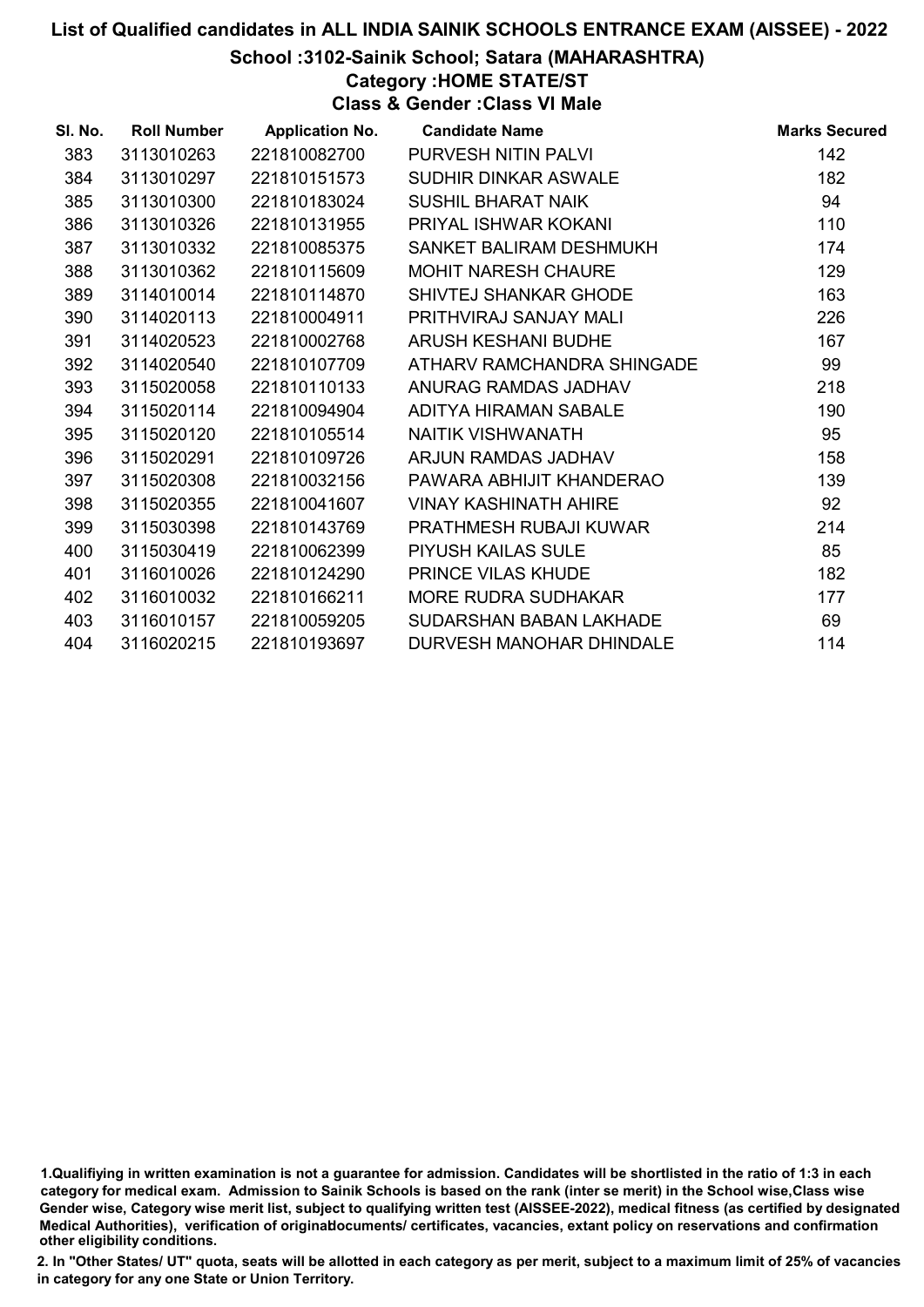# List of Qualified candidates in ALL INDIA SAINIK SCHOOLS ENTRANCE EXAM (AISSEE) - 2022

## School :3102-Sainik School; Satara (MAHARASHTRA)

### Category :HOME STATE/ST

### Class & Gender :Class VI Male

| Sl. No. | Roll Number | Application No. | Candidate Name | Marks Secured |
|---|---|---|---|---|
| 383 | 3113010263 | 221810082700 | PURVESH NITIN PALVI | 142 |
| 384 | 3113010297 | 221810151573 | SUDHIR DINKAR ASWALE | 182 |
| 385 | 3113010300 | 221810183024 | SUSHIL BHARAT NAIK | 94 |
| 386 | 3113010326 | 221810131955 | PRIYAL ISHWAR KOKANI | 110 |
| 387 | 3113010332 | 221810085375 | SANKET BALIRAM DESHMUKH | 174 |
| 388 | 3113010362 | 221810115609 | MOHIT NARESH CHAURE | 129 |
| 389 | 3114010014 | 221810114870 | SHIVTEJ SHANKAR GHODE | 163 |
| 390 | 3114020113 | 221810004911 | PRITHVIRAJ SANJAY MALI | 226 |
| 391 | 3114020523 | 221810002768 | ARUSH KESHANI BUDHE | 167 |
| 392 | 3114020540 | 221810107709 | ATHARV RAMCHANDRA SHINGADE | 99 |
| 393 | 3115020058 | 221810110133 | ANURAG RAMDAS JADHAV | 218 |
| 394 | 3115020114 | 221810094904 | ADITYA HIRAMAN SABALE | 190 |
| 395 | 3115020120 | 221810105514 | NAITIK VISHWANATH | 95 |
| 396 | 3115020291 | 221810109726 | ARJUN RAMDAS JADHAV | 158 |
| 397 | 3115020308 | 221810032156 | PAWARA ABHIJIT KHANDERAO | 139 |
| 398 | 3115020355 | 221810041607 | VINAY KASHINATH AHIRE | 92 |
| 399 | 3115030398 | 221810143769 | PRATHMESH RUBAJI KUWAR | 214 |
| 400 | 3115030419 | 221810062399 | PIYUSH KAILAS SULE | 85 |
| 401 | 3116010026 | 221810124290 | PRINCE VILAS KHUDE | 182 |
| 402 | 3116010032 | 221810166211 | MORE RUDRA SUDHAKAR | 177 |
| 403 | 3116010157 | 221810059205 | SUDARSHAN BABAN LAKHADE | 69 |
| 404 | 3116020215 | 221810193697 | DURVESH MANOHAR DHINDALE | 114 |

1.Qualifiying in written examination is not a guarantee for admission. Candidates will be shortlisted in the ratio of 1:3 in each category for medical exam. Admission to Sainik Schools is based on the rank (inter se merit) in the School wise,Class wise Gender wise, Category wise merit list, subject to qualifying written test (AISSEE-2022), medical fitness (as certified by designated Medical Authorities), verification of originaldocuments/ certificates, vacancies, extant policy on reservations and confirmation other eligibility conditions.

2. In "Other States/ UT" quota, seats will be allotted in each category as per merit, subject to a maximum limit of 25% of vacancies in category for any one State or Union Territory.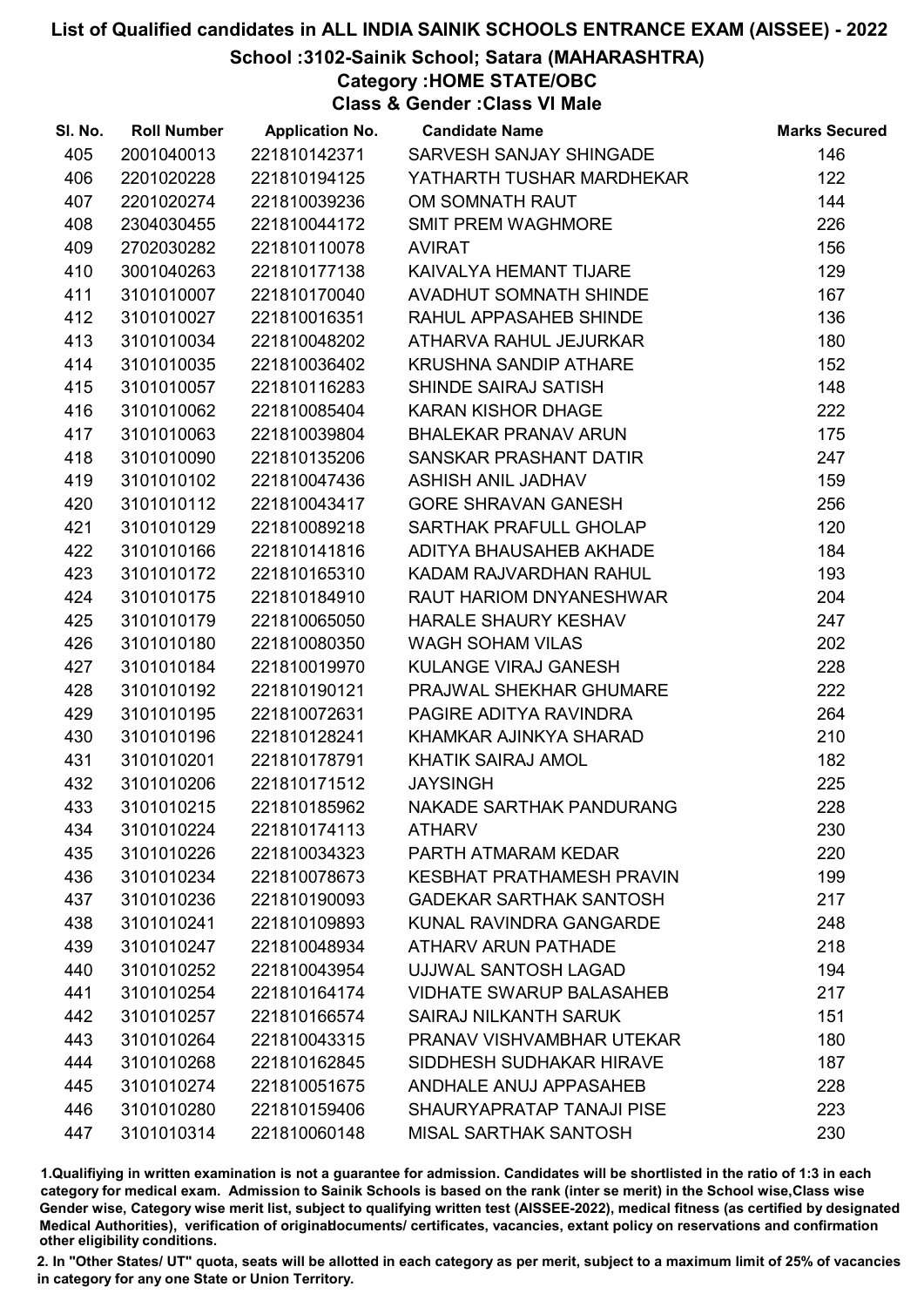# List of Qualified candidates in ALL INDIA SAINIK SCHOOLS ENTRANCE EXAM (AISSEE) - 2022

## School :3102-Sainik School; Satara (MAHARASHTRA)

### Category :HOME STATE/OBC

### Class & Gender :Class VI Male

| Sl. No. | Roll Number | Application No. | Candidate Name | Marks Secured |
|---|---|---|---|---|
| 405 | 2001040013 | 221810142371 | SARVESH SANJAY SHINGADE | 146 |
| 406 | 2201020228 | 221810194125 | YATHARTH TUSHAR MARDHEKAR | 122 |
| 407 | 2201020274 | 221810039236 | OM SOMNATH RAUT | 144 |
| 408 | 2304030455 | 221810044172 | SMIT PREM WAGHMORE | 226 |
| 409 | 2702030282 | 221810110078 | AVIRAT | 156 |
| 410 | 3001040263 | 221810177138 | KAIVALYA HEMANT TIJARE | 129 |
| 411 | 3101010007 | 221810170040 | AVADHUT SOMNATH SHINDE | 167 |
| 412 | 3101010027 | 221810016351 | RAHUL APPASAHEB SHINDE | 136 |
| 413 | 3101010034 | 221810048202 | ATHARVA RAHUL JEJURKAR | 180 |
| 414 | 3101010035 | 221810036402 | KRUSHNA SANDIP ATHARE | 152 |
| 415 | 3101010057 | 221810116283 | SHINDE SAIRAJ SATISH | 148 |
| 416 | 3101010062 | 221810085404 | KARAN KISHOR DHAGE | 222 |
| 417 | 3101010063 | 221810039804 | BHALEKAR PRANAV ARUN | 175 |
| 418 | 3101010090 | 221810135206 | SANSKAR PRASHANT DATIR | 247 |
| 419 | 3101010102 | 221810047436 | ASHISH ANIL JADHAV | 159 |
| 420 | 3101010112 | 221810043417 | GORE SHRAVAN GANESH | 256 |
| 421 | 3101010129 | 221810089218 | SARTHAK PRAFULL GHOLAP | 120 |
| 422 | 3101010166 | 221810141816 | ADITYA BHAUSAHEB AKHADE | 184 |
| 423 | 3101010172 | 221810165310 | KADAM RAJVARDHAN RAHUL | 193 |
| 424 | 3101010175 | 221810184910 | RAUT HARIOM DNYANESHWAR | 204 |
| 425 | 3101010179 | 221810065050 | HARALE SHAURY KESHAV | 247 |
| 426 | 3101010180 | 221810080350 | WAGH SOHAM VILAS | 202 |
| 427 | 3101010184 | 221810019970 | KULANGE VIRAJ GANESH | 228 |
| 428 | 3101010192 | 221810190121 | PRAJWAL SHEKHAR GHUMARE | 222 |
| 429 | 3101010195 | 221810072631 | PAGIRE ADITYA RAVINDRA | 264 |
| 430 | 3101010196 | 221810128241 | KHAMKAR AJINKYA SHARAD | 210 |
| 431 | 3101010201 | 221810178791 | KHATIK SAIRAJ AMOL | 182 |
| 432 | 3101010206 | 221810171512 | JAYSINGH | 225 |
| 433 | 3101010215 | 221810185962 | NAKADE SARTHAK PANDURANG | 228 |
| 434 | 3101010224 | 221810174113 | ATHARV | 230 |
| 435 | 3101010226 | 221810034323 | PARTH ATMARAM KEDAR | 220 |
| 436 | 3101010234 | 221810078673 | KESBHAT PRATHAMESH PRAVIN | 199 |
| 437 | 3101010236 | 221810190093 | GADEKAR SARTHAK SANTOSH | 217 |
| 438 | 3101010241 | 221810109893 | KUNAL RAVINDRA GANGARDE | 248 |
| 439 | 3101010247 | 221810048934 | ATHARV ARUN PATHADE | 218 |
| 440 | 3101010252 | 221810043954 | UJJWAL SANTOSH LAGAD | 194 |
| 441 | 3101010254 | 221810164174 | VIDHATE SWARUP BALASAHEB | 217 |
| 442 | 3101010257 | 221810166574 | SAIRAJ NILKANTH SARUK | 151 |
| 443 | 3101010264 | 221810043315 | PRANAV VISHVAMBHAR UTEKAR | 180 |
| 444 | 3101010268 | 221810162845 | SIDDHESH SUDHAKAR HIRAVE | 187 |
| 445 | 3101010274 | 221810051675 | ANDHALE ANUJ APPASAHEB | 228 |
| 446 | 3101010280 | 221810159406 | SHAURYAPRATAP TANAJI PISE | 223 |
| 447 | 3101010314 | 221810060148 | MISAL SARTHAK SANTOSH | 230 |

1.Qualifiying in written examination is not a guarantee for admission. Candidates will be shortlisted in the ratio of 1:3 in each category for medical exam. Admission to Sainik Schools is based on the rank (inter se merit) in the School wise,Class wise Gender wise, Category wise merit list, subject to qualifying written test (AISSEE-2022), medical fitness (as certified by designated Medical Authorities), verification of originaldocuments/ certificates, vacancies, extant policy on reservations and confirmation other eligibility conditions.

2. In "Other States/ UT" quota, seats will be allotted in each category as per merit, subject to a maximum limit of 25% of vacancies in category for any one State or Union Territory.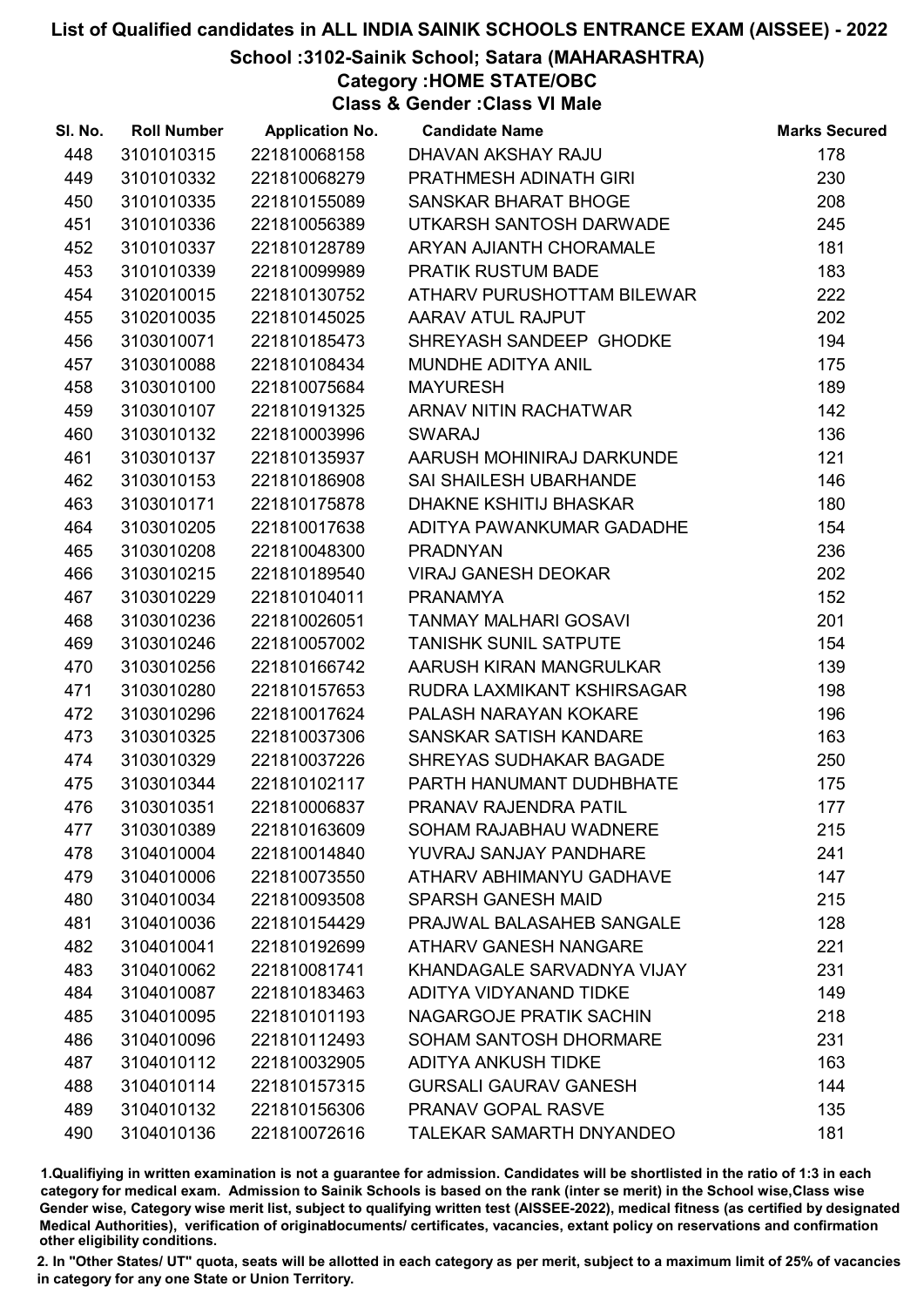# List of Qualified candidates in ALL INDIA SAINIK SCHOOLS ENTRANCE EXAM (AISSEE) - 2022

## School :3102-Sainik School; Satara (MAHARASHTRA)

### Category :HOME STATE/OBC

### Class & Gender :Class VI Male

| Sl. No. | Roll Number | Application No. | Candidate Name | Marks Secured |
|---|---|---|---|---|
| 448 | 3101010315 | 221810068158 | DHAVAN AKSHAY RAJU | 178 |
| 449 | 3101010332 | 221810068279 | PRATHMESH ADINATH GIRI | 230 |
| 450 | 3101010335 | 221810155089 | SANSKAR BHARAT BHOGE | 208 |
| 451 | 3101010336 | 221810056389 | UTKARSH SANTOSH DARWADE | 245 |
| 452 | 3101010337 | 221810128789 | ARYAN AJIANTH CHORAMALE | 181 |
| 453 | 3101010339 | 221810099989 | PRATIK RUSTUM BADE | 183 |
| 454 | 3102010015 | 221810130752 | ATHARV PURUSHOTTAM BILEWAR | 222 |
| 455 | 3102010035 | 221810145025 | AARAV ATUL RAJPUT | 202 |
| 456 | 3103010071 | 221810185473 | SHREYASH SANDEEP GHODKE | 194 |
| 457 | 3103010088 | 221810108434 | MUNDHE ADITYA ANIL | 175 |
| 458 | 3103010100 | 221810075684 | MAYURESH | 189 |
| 459 | 3103010107 | 221810191325 | ARNAV NITIN RACHATWAR | 142 |
| 460 | 3103010132 | 221810003996 | SWARAJ | 136 |
| 461 | 3103010137 | 221810135937 | AARUSH MOHINIRAJ DARKUNDE | 121 |
| 462 | 3103010153 | 221810186908 | SAI SHAILESH UBARHANDE | 146 |
| 463 | 3103010171 | 221810175878 | DHAKNE KSHITIJ BHASKAR | 180 |
| 464 | 3103010205 | 221810017638 | ADITYA PAWANKUMAR GADADHE | 154 |
| 465 | 3103010208 | 221810048300 | PRADNYAN | 236 |
| 466 | 3103010215 | 221810189540 | VIRAJ GANESH DEOKAR | 202 |
| 467 | 3103010229 | 221810104011 | PRANAMYA | 152 |
| 468 | 3103010236 | 221810026051 | TANMAY MALHARI GOSAVI | 201 |
| 469 | 3103010246 | 221810057002 | TANISHK SUNIL SATPUTE | 154 |
| 470 | 3103010256 | 221810166742 | AARUSH KIRAN MANGRULKAR | 139 |
| 471 | 3103010280 | 221810157653 | RUDRA LAXMIKANT KSHIRSAGAR | 198 |
| 472 | 3103010296 | 221810017624 | PALASH NARAYAN KOKARE | 196 |
| 473 | 3103010325 | 221810037306 | SANSKAR SATISH KANDARE | 163 |
| 474 | 3103010329 | 221810037226 | SHREYAS SUDHAKAR BAGADE | 250 |
| 475 | 3103010344 | 221810102117 | PARTH HANUMANT DUDHBHATE | 175 |
| 476 | 3103010351 | 221810006837 | PRANAV RAJENDRA PATIL | 177 |
| 477 | 3103010389 | 221810163609 | SOHAM RAJABHAU WADNERE | 215 |
| 478 | 3104010004 | 221810014840 | YUVRAJ SANJAY PANDHARE | 241 |
| 479 | 3104010006 | 221810073550 | ATHARV ABHIMANYU GADHAVE | 147 |
| 480 | 3104010034 | 221810093508 | SPARSH GANESH MAID | 215 |
| 481 | 3104010036 | 221810154429 | PRAJWAL BALASAHEB SANGALE | 128 |
| 482 | 3104010041 | 221810192699 | ATHARV GANESH NANGARE | 221 |
| 483 | 3104010062 | 221810081741 | KHANDAGALE SARVADNYA VIJAY | 231 |
| 484 | 3104010087 | 221810183463 | ADITYA VIDYANAND TIDKE | 149 |
| 485 | 3104010095 | 221810101193 | NAGARGOJE PRATIK SACHIN | 218 |
| 486 | 3104010096 | 221810112493 | SOHAM SANTOSH DHORMARE | 231 |
| 487 | 3104010112 | 221810032905 | ADITYA ANKUSH TIDKE | 163 |
| 488 | 3104010114 | 221810157315 | GURSALI GAURAV GANESH | 144 |
| 489 | 3104010132 | 221810156306 | PRANAV GOPAL RASVE | 135 |
| 490 | 3104010136 | 221810072616 | TALEKAR SAMARTH DNYANDEO | 181 |

1.Qualifiying in written examination is not a guarantee for admission. Candidates will be shortlisted in the ratio of 1:3 in each category for medical exam. Admission to Sainik Schools is based on the rank (inter se merit) in the School wise,Class wise Gender wise, Category wise merit list, subject to qualifying written test (AISSEE-2022), medical fitness (as certified by designated Medical Authorities), verification of originaldocuments/ certificates, vacancies, extant policy on reservations and confirmation other eligibility conditions.

2. In "Other States/ UT" quota, seats will be allotted in each category as per merit, subject to a maximum limit of 25% of vacancies in category for any one State or Union Territory.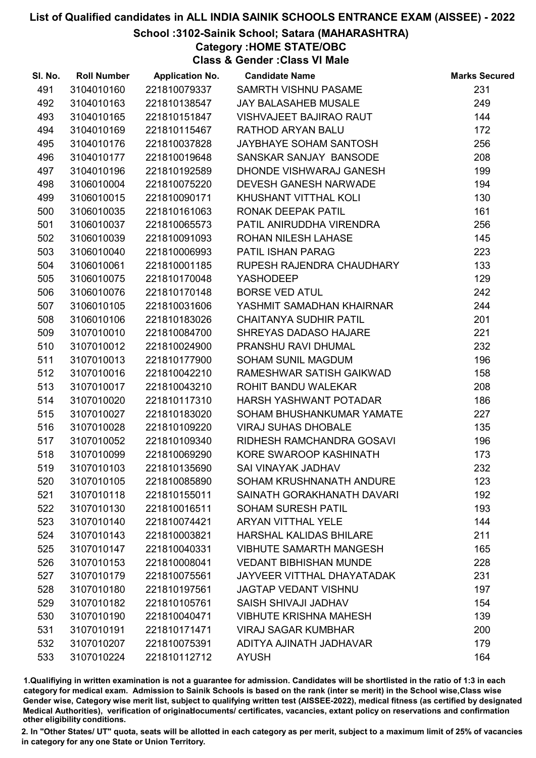# List of Qualified candidates in ALL INDIA SAINIK SCHOOLS ENTRANCE EXAM (AISSEE) - 2022

## School :3102-Sainik School; Satara (MAHARASHTRA)

### Category :HOME STATE/OBC

### Class & Gender :Class VI Male

| Sl. No. | Roll Number | Application No. | Candidate Name | Marks Secured |
|---|---|---|---|---|
| 491 | 3104010160 | 221810079337 | SAMRTH VISHNU PASAME | 231 |
| 492 | 3104010163 | 221810138547 | JAY BALASAHEB MUSALE | 249 |
| 493 | 3104010165 | 221810151847 | VISHVAJEET BAJIRAO RAUT | 144 |
| 494 | 3104010169 | 221810115467 | RATHOD ARYAN BALU | 172 |
| 495 | 3104010176 | 221810037828 | JAYBHAYE SOHAM SANTOSH | 256 |
| 496 | 3104010177 | 221810019648 | SANSKAR SANJAY BANSODE | 208 |
| 497 | 3104010196 | 221810192589 | DHONDE VISHWARAJ GANESH | 199 |
| 498 | 3106010004 | 221810075220 | DEVESH GANESH NARWADE | 194 |
| 499 | 3106010015 | 221810090171 | KHUSHANT VITTHAL KOLI | 130 |
| 500 | 3106010035 | 221810161063 | RONAK DEEPAK PATIL | 161 |
| 501 | 3106010037 | 221810065573 | PATIL ANIRUDDHA VIRENDRA | 256 |
| 502 | 3106010039 | 221810091093 | ROHAN NILESH LAHASE | 145 |
| 503 | 3106010040 | 221810006993 | PATIL ISHAN PARAG | 223 |
| 504 | 3106010061 | 221810001185 | RUPESH RAJENDRA CHAUDHARY | 133 |
| 505 | 3106010075 | 221810170048 | YASHODEEP | 129 |
| 506 | 3106010076 | 221810170148 | BORSE VED ATUL | 242 |
| 507 | 3106010105 | 221810031606 | YASHMIT SAMADHAN KHAIRNAR | 244 |
| 508 | 3106010106 | 221810183026 | CHAITANYA SUDHIR PATIL | 201 |
| 509 | 3107010010 | 221810084700 | SHREYAS DADASO HAJARE | 221 |
| 510 | 3107010012 | 221810024900 | PRANSHU RAVI DHUMAL | 232 |
| 511 | 3107010013 | 221810177900 | SOHAM SUNIL MAGDUM | 196 |
| 512 | 3107010016 | 221810042210 | RAMESHWAR SATISH GAIKWAD | 158 |
| 513 | 3107010017 | 221810043210 | ROHIT BANDU WALEKAR | 208 |
| 514 | 3107010020 | 221810117310 | HARSH YASHWANT POTADAR | 186 |
| 515 | 3107010027 | 221810183020 | SOHAM BHUSHANKUMAR YAMATE | 227 |
| 516 | 3107010028 | 221810109220 | VIRAJ SUHAS DHOBALE | 135 |
| 517 | 3107010052 | 221810109340 | RIDHESH RAMCHANDRA GOSAVI | 196 |
| 518 | 3107010099 | 221810069290 | KORE SWAROOP KASHINATH | 173 |
| 519 | 3107010103 | 221810135690 | SAI VINAYAK JADHAV | 232 |
| 520 | 3107010105 | 221810085890 | SOHAM KRUSHNANATH ANDURE | 123 |
| 521 | 3107010118 | 221810155011 | SAINATH GORAKHANATH DAVARI | 192 |
| 522 | 3107010130 | 221810016511 | SOHAM SURESH PATIL | 193 |
| 523 | 3107010140 | 221810074421 | ARYAN VITTHAL YELE | 144 |
| 524 | 3107010143 | 221810003821 | HARSHAL KALIDAS BHILARE | 211 |
| 525 | 3107010147 | 221810040331 | VIBHUTE SAMARTH MANGESH | 165 |
| 526 | 3107010153 | 221810008041 | VEDANT BIBHISHAN MUNDE | 228 |
| 527 | 3107010179 | 221810075561 | JAYVEER VITTHAL DHAYATADAK | 231 |
| 528 | 3107010180 | 221810197561 | JAGTAP VEDANT VISHNU | 197 |
| 529 | 3107010182 | 221810105761 | SAISH SHIVAJI JADHAV | 154 |
| 530 | 3107010190 | 221810040471 | VIBHUTE KRISHNA MAHESH | 139 |
| 531 | 3107010191 | 221810171471 | VIRAJ SAGAR KUMBHAR | 200 |
| 532 | 3107010207 | 221810075391 | ADITYA AJINATH JADHAVAR | 179 |
| 533 | 3107010224 | 221810112712 | AYUSH | 164 |

1.Qualifiying in written examination is not a guarantee for admission. Candidates will be shortlisted in the ratio of 1:3 in each category for medical exam. Admission to Sainik Schools is based on the rank (inter se merit) in the School wise,Class wise Gender wise, Category wise merit list, subject to qualifying written test (AISSEE-2022), medical fitness (as certified by designated Medical Authorities), verification of originaldocuments/ certificates, vacancies, extant policy on reservations and confirmation other eligibility conditions.

2. In "Other States/ UT" quota, seats will be allotted in each category as per merit, subject to a maximum limit of 25% of vacancies in category for any one State or Union Territory.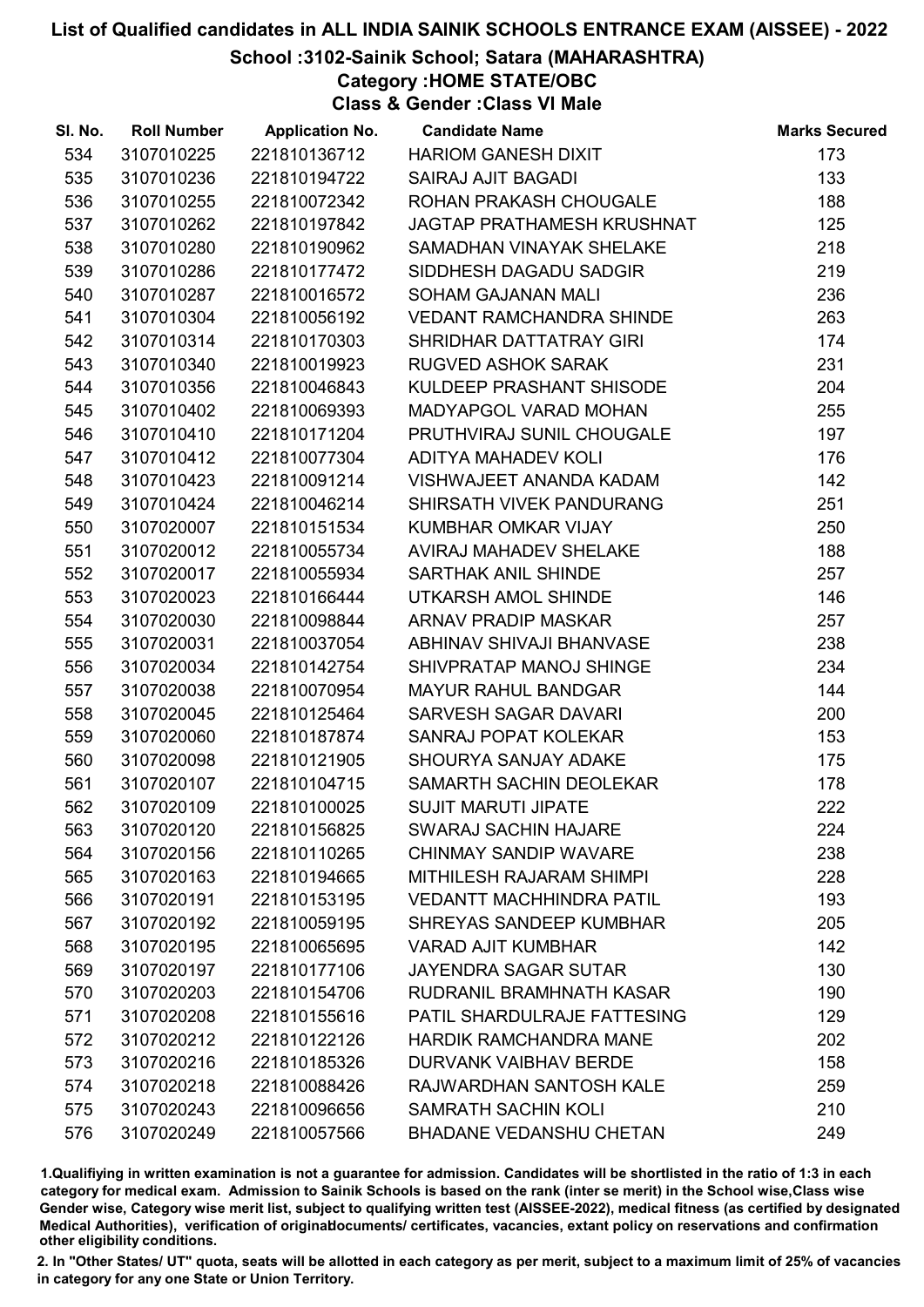# List of Qualified candidates in ALL INDIA SAINIK SCHOOLS ENTRANCE EXAM (AISSEE) - 2022

## School :3102-Sainik School; Satara (MAHARASHTRA)

### Category :HOME STATE/OBC

### Class & Gender :Class VI Male

| Sl. No. | Roll Number | Application No. | Candidate Name | Marks Secured |
|---|---|---|---|---|
| 534 | 3107010225 | 221810136712 | HARIOM GANESH DIXIT | 173 |
| 535 | 3107010236 | 221810194722 | SAIRAJ AJIT BAGADI | 133 |
| 536 | 3107010255 | 221810072342 | ROHAN PRAKASH CHOUGALE | 188 |
| 537 | 3107010262 | 221810197842 | JAGTAP PRATHAMESH KRUSHNAT | 125 |
| 538 | 3107010280 | 221810190962 | SAMADHAN VINAYAK SHELAKE | 218 |
| 539 | 3107010286 | 221810177472 | SIDDHESH DAGADU SADGIR | 219 |
| 540 | 3107010287 | 221810016572 | SOHAM GAJANAN MALI | 236 |
| 541 | 3107010304 | 221810056192 | VEDANT RAMCHANDRA SHINDE | 263 |
| 542 | 3107010314 | 221810170303 | SHRIDHAR DATTATRAY GIRI | 174 |
| 543 | 3107010340 | 221810019923 | RUGVED ASHOK SARAK | 231 |
| 544 | 3107010356 | 221810046843 | KULDEEP PRASHANT SHISODE | 204 |
| 545 | 3107010402 | 221810069393 | MADYAPGOL VARAD MOHAN | 255 |
| 546 | 3107010410 | 221810171204 | PRUTHVIRAJ SUNIL CHOUGALE | 197 |
| 547 | 3107010412 | 221810077304 | ADITYA MAHADEV KOLI | 176 |
| 548 | 3107010423 | 221810091214 | VISHWAJEET ANANDA KADAM | 142 |
| 549 | 3107010424 | 221810046214 | SHIRSATH VIVEK PANDURANG | 251 |
| 550 | 3107020007 | 221810151534 | KUMBHAR OMKAR VIJAY | 250 |
| 551 | 3107020012 | 221810055734 | AVIRAJ MAHADEV SHELAKE | 188 |
| 552 | 3107020017 | 221810055934 | SARTHAK ANIL SHINDE | 257 |
| 553 | 3107020023 | 221810166444 | UTKARSH AMOL SHINDE | 146 |
| 554 | 3107020030 | 221810098844 | ARNAV PRADIP MASKAR | 257 |
| 555 | 3107020031 | 221810037054 | ABHINAV SHIVAJI BHANVASE | 238 |
| 556 | 3107020034 | 221810142754 | SHIVPRATAP MANOJ SHINGE | 234 |
| 557 | 3107020038 | 221810070954 | MAYUR RAHUL BANDGAR | 144 |
| 558 | 3107020045 | 221810125464 | SARVESH SAGAR DAVARI | 200 |
| 559 | 3107020060 | 221810187874 | SANRAJ POPAT KOLEKAR | 153 |
| 560 | 3107020098 | 221810121905 | SHOURYA SANJAY ADAKE | 175 |
| 561 | 3107020107 | 221810104715 | SAMARTH SACHIN DEOLEKAR | 178 |
| 562 | 3107020109 | 221810100025 | SUJIT MARUTI JIPATE | 222 |
| 563 | 3107020120 | 221810156825 | SWARAJ SACHIN HAJARE | 224 |
| 564 | 3107020156 | 221810110265 | CHINMAY SANDIP WAVARE | 238 |
| 565 | 3107020163 | 221810194665 | MITHILESH RAJARAM SHIMPI | 228 |
| 566 | 3107020191 | 221810153195 | VEDANTT MACHHINDRA PATIL | 193 |
| 567 | 3107020192 | 221810059195 | SHREYAS SANDEEP KUMBHAR | 205 |
| 568 | 3107020195 | 221810065695 | VARAD AJIT KUMBHAR | 142 |
| 569 | 3107020197 | 221810177106 | JAYENDRA SAGAR SUTAR | 130 |
| 570 | 3107020203 | 221810154706 | RUDRANIL BRAMHNATH KASAR | 190 |
| 571 | 3107020208 | 221810155616 | PATIL SHARDULRAJE FATTESING | 129 |
| 572 | 3107020212 | 221810122126 | HARDIK RAMCHANDRA MANE | 202 |
| 573 | 3107020216 | 221810185326 | DURVANK VAIBHAV BERDE | 158 |
| 574 | 3107020218 | 221810088426 | RAJWARDHAN SANTOSH KALE | 259 |
| 575 | 3107020243 | 221810096656 | SAMRATH SACHIN KOLI | 210 |
| 576 | 3107020249 | 221810057566 | BHADANE VEDANSHU CHETAN | 249 |

1.Qualifiying in written examination is not a guarantee for admission. Candidates will be shortlisted in the ratio of 1:3 in each category for medical exam. Admission to Sainik Schools is based on the rank (inter se merit) in the School wise,Class wise Gender wise, Category wise merit list, subject to qualifying written test (AISSEE-2022), medical fitness (as certified by designated Medical Authorities), verification of originaldocuments/ certificates, vacancies, extant policy on reservations and confirmation other eligibility conditions.

2. In "Other States/ UT" quota, seats will be allotted in each category as per merit, subject to a maximum limit of 25% of vacancies in category for any one State or Union Territory.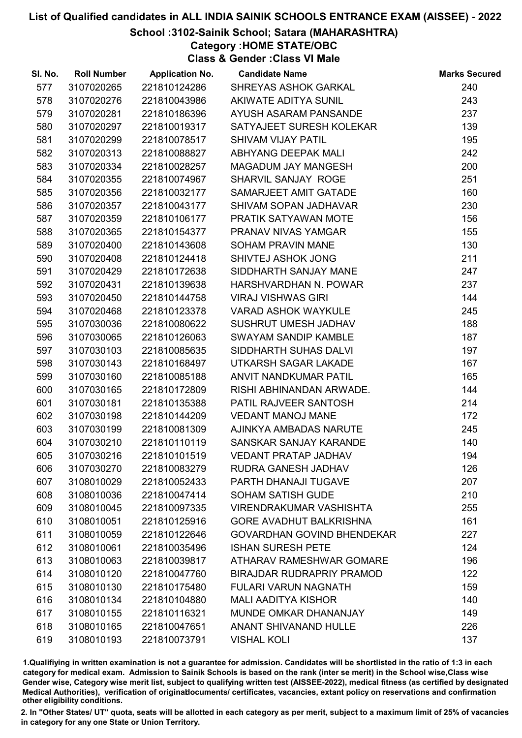# List of Qualified candidates in ALL INDIA SAINIK SCHOOLS ENTRANCE EXAM (AISSEE) - 2022

## School :3102-Sainik School; Satara (MAHARASHTRA)

### Category :HOME STATE/OBC

### Class & Gender :Class VI Male

| Sl. No. | Roll Number | Application No. | Candidate Name | Marks Secured |
|---|---|---|---|---|
| 577 | 3107020265 | 221810124286 | SHREYAS ASHOK GARKAL | 240 |
| 578 | 3107020276 | 221810043986 | AKIWATE ADITYA SUNIL | 243 |
| 579 | 3107020281 | 221810186396 | AYUSH ASARAM PANSANDE | 237 |
| 580 | 3107020297 | 221810019317 | SATYAJEET SURESH KOLEKAR | 139 |
| 581 | 3107020299 | 221810078517 | SHIVAM VIJAY PATIL | 195 |
| 582 | 3107020313 | 221810088827 | ABHYANG DEEPAK MALI | 242 |
| 583 | 3107020334 | 221810028257 | MAGADUM JAY MANGESH | 200 |
| 584 | 3107020355 | 221810074967 | SHARVIL SANJAY ROGE | 251 |
| 585 | 3107020356 | 221810032177 | SAMARJEET AMIT GATADE | 160 |
| 586 | 3107020357 | 221810043177 | SHIVAM SOPAN JADHAVAR | 230 |
| 587 | 3107020359 | 221810106177 | PRATIK SATYAWAN MOTE | 156 |
| 588 | 3107020365 | 221810154377 | PRANAV NIVAS YAMGAR | 155 |
| 589 | 3107020400 | 221810143608 | SOHAM PRAVIN MANE | 130 |
| 590 | 3107020408 | 221810124418 | SHIVTEJ ASHOK JONG | 211 |
| 591 | 3107020429 | 221810172638 | SIDDHARTH SANJAY MANE | 247 |
| 592 | 3107020431 | 221810139638 | HARSHVARDHAN N. POWAR | 237 |
| 593 | 3107020450 | 221810144758 | VIRAJ VISHWAS GIRI | 144 |
| 594 | 3107020468 | 221810123378 | VARAD ASHOK WAYKULE | 245 |
| 595 | 3107030036 | 221810080622 | SUSHRUT UMESH JADHAV | 188 |
| 596 | 3107030065 | 221810126063 | SWAYAM SANDIP KAMBLE | 187 |
| 597 | 3107030103 | 221810085635 | SIDDHARTH SUHAS DALVI | 197 |
| 598 | 3107030143 | 221810168497 | UTKARSH SAGAR LAKADE | 167 |
| 599 | 3107030160 | 221810085188 | ANVIT NANDKUMAR PATIL | 165 |
| 600 | 3107030165 | 221810172809 | RISHI ABHINANDAN ARWADE. | 144 |
| 601 | 3107030181 | 221810135388 | PATIL RAJVEER SANTOSH | 214 |
| 602 | 3107030198 | 221810144209 | VEDANT MANOJ MANE | 172 |
| 603 | 3107030199 | 221810081309 | AJINKYA AMBADAS NARUTE | 245 |
| 604 | 3107030210 | 221810110119 | SANSKAR SANJAY KARANDE | 140 |
| 605 | 3107030216 | 221810101519 | VEDANT PRATAP JADHAV | 194 |
| 606 | 3107030270 | 221810083279 | RUDRA GANESH JADHAV | 126 |
| 607 | 3108010029 | 221810052433 | PARTH DHANAJI TUGAVE | 207 |
| 608 | 3108010036 | 221810047414 | SOHAM SATISH GUDE | 210 |
| 609 | 3108010045 | 221810097335 | VIRENDRAKUMAR VASHISHTA | 255 |
| 610 | 3108010051 | 221810125916 | GORE AVADHUT BALKRISHNA | 161 |
| 611 | 3108010059 | 221810122646 | GOVARDHAN GOVIND BHENDEKAR | 227 |
| 612 | 3108010061 | 221810035496 | ISHAN SURESH PETE | 124 |
| 613 | 3108010063 | 221810039817 | ATHARAV RAMESHWAR GOMARE | 196 |
| 614 | 3108010120 | 221810047760 | BIRAJDAR RUDRAPRIY PRAMOD | 122 |
| 615 | 3108010130 | 221810175480 | FULARI VARUN NAGNATH | 159 |
| 616 | 3108010134 | 221810104880 | MALI AADITYA KISHOR | 140 |
| 617 | 3108010155 | 221810116321 | MUNDE OMKAR DHANANJAY | 149 |
| 618 | 3108010165 | 221810047651 | ANANT SHIVANAND HULLE | 226 |
| 619 | 3108010193 | 221810073791 | VISHAL KOLI | 137 |

1.Qualifiying in written examination is not a guarantee for admission. Candidates will be shortlisted in the ratio of 1:3 in each category for medical exam. Admission to Sainik Schools is based on the rank (inter se merit) in the School wise,Class wise Gender wise, Category wise merit list, subject to qualifying written test (AISSEE-2022), medical fitness (as certified by designated Medical Authorities), verification of originaldocuments/ certificates, vacancies, extant policy on reservations and confirmation other eligibility conditions.

2. In "Other States/ UT" quota, seats will be allotted in each category as per merit, subject to a maximum limit of 25% of vacancies in category for any one State or Union Territory.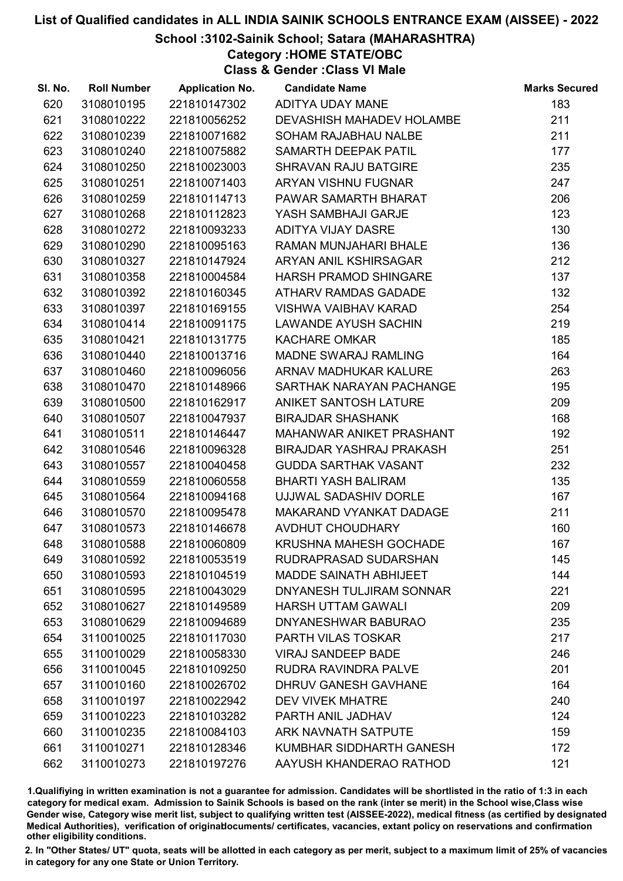# List of Qualified candidates in ALL INDIA SAINIK SCHOOLS ENTRANCE EXAM (AISSEE) - 2022

## School :3102-Sainik School; Satara (MAHARASHTRA)

### Category :HOME STATE/OBC

### Class & Gender :Class VI Male

| Sl. No. | Roll Number | Application No. | Candidate Name | Marks Secured |
|---|---|---|---|---|
| 620 | 3108010195 | 221810147302 | ADITYA UDAY MANE | 183 |
| 621 | 3108010222 | 221810056252 | DEVASHISH MAHADEV HOLAMBE | 211 |
| 622 | 3108010239 | 221810071682 | SOHAM RAJABHAU NALBE | 211 |
| 623 | 3108010240 | 221810075882 | SAMARTH DEEPAK PATIL | 177 |
| 624 | 3108010250 | 221810023003 | SHRAVAN RAJU BATGIRE | 235 |
| 625 | 3108010251 | 221810071403 | ARYAN VISHNU FUGNAR | 247 |
| 626 | 3108010259 | 221810114713 | PAWAR SAMARTH BHARAT | 206 |
| 627 | 3108010268 | 221810112823 | YASH SAMBHAJI GARJE | 123 |
| 628 | 3108010272 | 221810093233 | ADITYA VIJAY DASRE | 130 |
| 629 | 3108010290 | 221810095163 | RAMAN MUNJAHARI BHALE | 136 |
| 630 | 3108010327 | 221810147924 | ARYAN ANIL KSHIRSAGAR | 212 |
| 631 | 3108010358 | 221810004584 | HARSH PRAMOD SHINGARE | 137 |
| 632 | 3108010392 | 221810160345 | ATHARV RAMDAS GADADE | 132 |
| 633 | 3108010397 | 221810169155 | VISHWA VAIBHAV KARAD | 254 |
| 634 | 3108010414 | 221810091175 | LAWANDE AYUSH SACHIN | 219 |
| 635 | 3108010421 | 221810131775 | KACHARE OMKAR | 185 |
| 636 | 3108010440 | 221810013716 | MADNE SWARAJ RAMLING | 164 |
| 637 | 3108010460 | 221810096056 | ARNAV MADHUKAR KALURE | 263 |
| 638 | 3108010470 | 221810148966 | SARTHAK NARAYAN PACHANGE | 195 |
| 639 | 3108010500 | 221810162917 | ANIKET SANTOSH LATURE | 209 |
| 640 | 3108010507 | 221810047937 | BIRAJDAR SHASHANK | 168 |
| 641 | 3108010511 | 221810146447 | MAHANWAR ANIKET PRASHANT | 192 |
| 642 | 3108010546 | 221810096328 | BIRAJDAR YASHRAJ PRAKASH | 251 |
| 643 | 3108010557 | 221810040458 | GUDDA SARTHAK VASANT | 232 |
| 644 | 3108010559 | 221810060558 | BHARTI YASH BALIRAM | 135 |
| 645 | 3108010564 | 221810094168 | UJJWAL SADASHIV DORLE | 167 |
| 646 | 3108010570 | 221810095478 | MAKARAND VYANKAT DADAGE | 211 |
| 647 | 3108010573 | 221810146678 | AVDHUT CHOUDHARY | 160 |
| 648 | 3108010588 | 221810060809 | KRUSHNA MAHESH GOCHADE | 167 |
| 649 | 3108010592 | 221810053519 | RUDRAPRASAD SUDARSHAN | 145 |
| 650 | 3108010593 | 221810104519 | MADDE SAINATH ABHIJEET | 144 |
| 651 | 3108010595 | 221810043029 | DNYANESH TULJIRAM SONNAR | 221 |
| 652 | 3108010627 | 221810149589 | HARSH UTTAM GAWALI | 209 |
| 653 | 3108010629 | 221810094689 | DNYANESHWAR BABURAO | 235 |
| 654 | 3110010025 | 221810117030 | PARTH VILAS TOSKAR | 217 |
| 655 | 3110010029 | 221810058330 | VIRAJ SANDEEP BADE | 246 |
| 656 | 3110010045 | 221810109250 | RUDRA RAVINDRA PALVE | 201 |
| 657 | 3110010160 | 221810026702 | DHRUV GANESH GAVHANE | 164 |
| 658 | 3110010197 | 221810022942 | DEV VIVEK MHATRE | 240 |
| 659 | 3110010223 | 221810103282 | PARTH ANIL JADHAV | 124 |
| 660 | 3110010235 | 221810084103 | ARK NAVNATH SATPUTE | 159 |
| 661 | 3110010271 | 221810128346 | KUMBHAR SIDDHARTH GANESH | 172 |
| 662 | 3110010273 | 221810197276 | AAYUSH KHANDERAO RATHOD | 121 |

1.Qualifiying in written examination is not a guarantee for admission. Candidates will be shortlisted in the ratio of 1:3 in each category for medical exam. Admission to Sainik Schools is based on the rank (inter se merit) in the School wise,Class wise Gender wise, Category wise merit list, subject to qualifying written test (AISSEE-2022), medical fitness (as certified by designated Medical Authorities), verification of originaldocuments/ certificates, vacancies, extant policy on reservations and confirmation other eligibility conditions.

2. In "Other States/ UT" quota, seats will be allotted in each category as per merit, subject to a maximum limit of 25% of vacancies in category for any one State or Union Territory.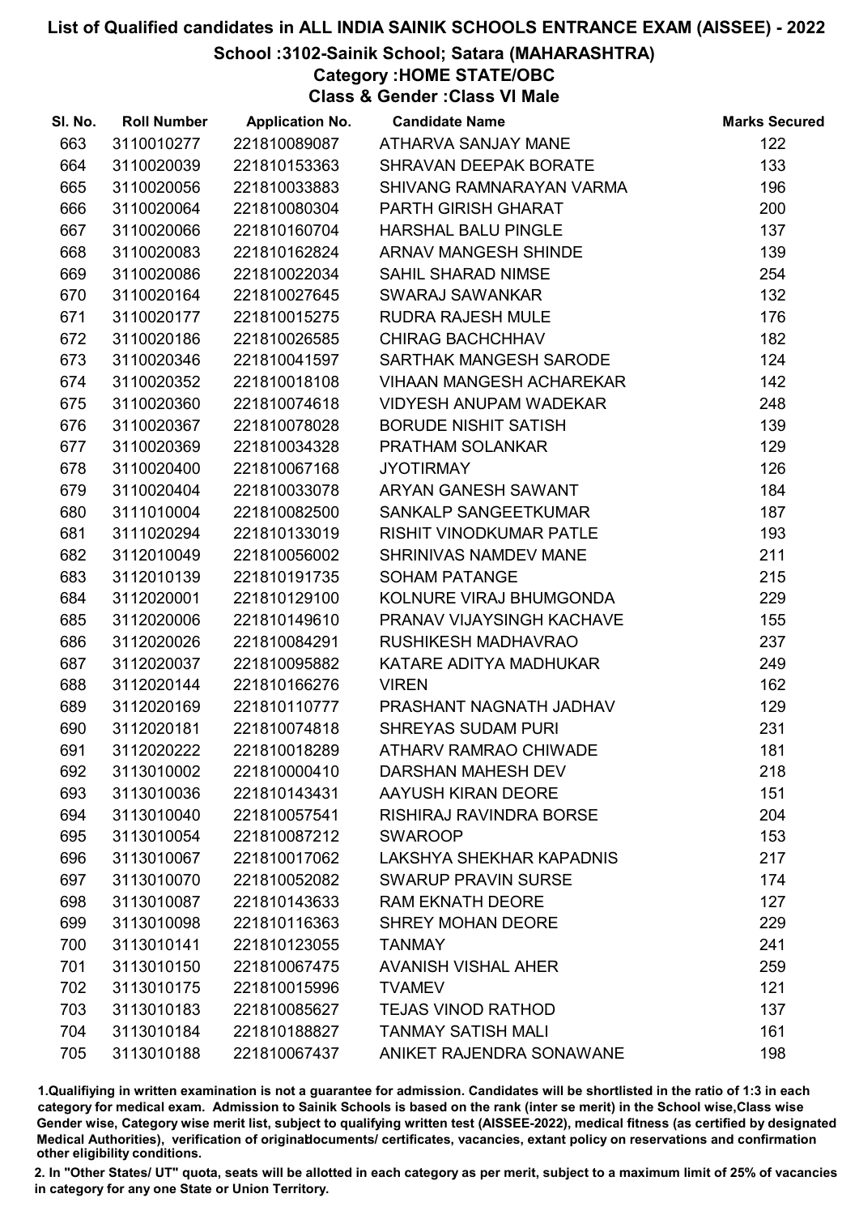# List of Qualified candidates in ALL INDIA SAINIK SCHOOLS ENTRANCE EXAM (AISSEE) - 2022

## School :3102-Sainik School; Satara (MAHARASHTRA)

### Category :HOME STATE/OBC

### Class & Gender :Class VI Male

| Sl. No. | Roll Number | Application No. | Candidate Name | Marks Secured |
|---|---|---|---|---|
| 663 | 3110010277 | 221810089087 | ATHARVA SANJAY MANE | 122 |
| 664 | 3110020039 | 221810153363 | SHRAVAN DEEPAK BORATE | 133 |
| 665 | 3110020056 | 221810033883 | SHIVANG RAMNARAYAN VARMA | 196 |
| 666 | 3110020064 | 221810080304 | PARTH GIRISH GHARAT | 200 |
| 667 | 3110020066 | 221810160704 | HARSHAL BALU PINGLE | 137 |
| 668 | 3110020083 | 221810162824 | ARNAV MANGESH SHINDE | 139 |
| 669 | 3110020086 | 221810022034 | SAHIL SHARAD NIMSE | 254 |
| 670 | 3110020164 | 221810027645 | SWARAJ SAWANKAR | 132 |
| 671 | 3110020177 | 221810015275 | RUDRA RAJESH MULE | 176 |
| 672 | 3110020186 | 221810026585 | CHIRAG BACHCHHAV | 182 |
| 673 | 3110020346 | 221810041597 | SARTHAK MANGESH SARODE | 124 |
| 674 | 3110020352 | 221810018108 | VIHAAN MANGESH ACHAREKAR | 142 |
| 675 | 3110020360 | 221810074618 | VIDYESH ANUPAM WADEKAR | 248 |
| 676 | 3110020367 | 221810078028 | BORUDE NISHIT SATISH | 139 |
| 677 | 3110020369 | 221810034328 | PRATHAM SOLANKAR | 129 |
| 678 | 3110020400 | 221810067168 | JYOTIRMAY | 126 |
| 679 | 3110020404 | 221810033078 | ARYAN GANESH SAWANT | 184 |
| 680 | 3111010004 | 221810082500 | SANKALP SANGEETKUMAR | 187 |
| 681 | 3111020294 | 221810133019 | RISHIT VINODKUMAR PATLE | 193 |
| 682 | 3112010049 | 221810056002 | SHRINIVAS NAMDEV MANE | 211 |
| 683 | 3112010139 | 221810191735 | SOHAM PATANGE | 215 |
| 684 | 3112020001 | 221810129100 | KOLNURE VIRAJ BHUMGONDA | 229 |
| 685 | 3112020006 | 221810149610 | PRANAV VIJAYSINGH KACHAVE | 155 |
| 686 | 3112020026 | 221810084291 | RUSHIKESH MADHAVRAO | 237 |
| 687 | 3112020037 | 221810095882 | KATARE ADITYA MADHUKAR | 249 |
| 688 | 3112020144 | 221810166276 | VIREN | 162 |
| 689 | 3112020169 | 221810110777 | PRASHANT NAGNATH JADHAV | 129 |
| 690 | 3112020181 | 221810074818 | SHREYAS SUDAM PURI | 231 |
| 691 | 3112020222 | 221810018289 | ATHARV RAMRAO CHIWADE | 181 |
| 692 | 3113010002 | 221810000410 | DARSHAN MAHESH DEV | 218 |
| 693 | 3113010036 | 221810143431 | AAYUSH KIRAN DEORE | 151 |
| 694 | 3113010040 | 221810057541 | RISHIRAJ RAVINDRA BORSE | 204 |
| 695 | 3113010054 | 221810087212 | SWAROOP | 153 |
| 696 | 3113010067 | 221810017062 | LAKSHYA SHEKHAR KAPADNIS | 217 |
| 697 | 3113010070 | 221810052082 | SWARUP PRAVIN SURSE | 174 |
| 698 | 3113010087 | 221810143633 | RAM EKNATH DEORE | 127 |
| 699 | 3113010098 | 221810116363 | SHREY MOHAN DEORE | 229 |
| 700 | 3113010141 | 221810123055 | TANMAY | 241 |
| 701 | 3113010150 | 221810067475 | AVANISH VISHAL AHER | 259 |
| 702 | 3113010175 | 221810015996 | TVAMEV | 121 |
| 703 | 3113010183 | 221810085627 | TEJAS VINOD RATHOD | 137 |
| 704 | 3113010184 | 221810188827 | TANMAY SATISH MALI | 161 |
| 705 | 3113010188 | 221810067437 | ANIKET RAJENDRA SONAWANE | 198 |

1.Qualifiying in written examination is not a guarantee for admission. Candidates will be shortlisted in the ratio of 1:3 in each category for medical exam. Admission to Sainik Schools is based on the rank (inter se merit) in the School wise,Class wise Gender wise, Category wise merit list, subject to qualifying written test (AISSEE-2022), medical fitness (as certified by designated Medical Authorities), verification of originaldocuments/ certificates, vacancies, extant policy on reservations and confirmation other eligibility conditions.

2. In "Other States/ UT" quota, seats will be allotted in each category as per merit, subject to a maximum limit of 25% of vacancies in category for any one State or Union Territory.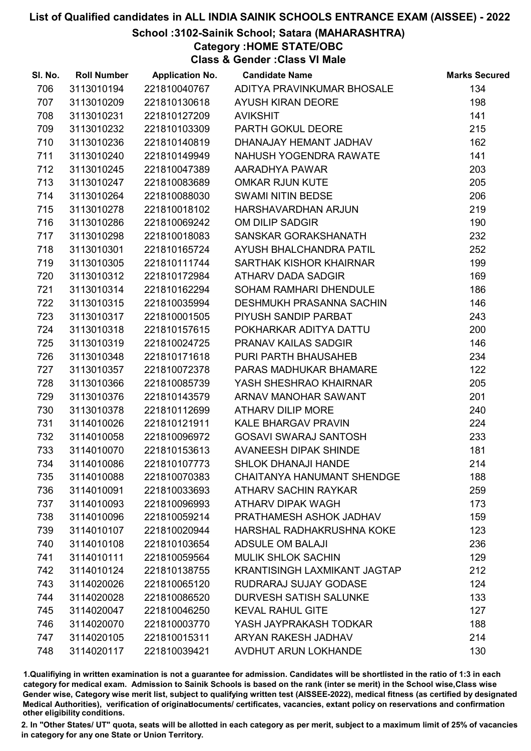# List of Qualified candidates in ALL INDIA SAINIK SCHOOLS ENTRANCE EXAM (AISSEE) - 2022

## School :3102-Sainik School; Satara (MAHARASHTRA)

### Category :HOME STATE/OBC

### Class & Gender :Class VI Male

| Sl. No. | Roll Number | Application No. | Candidate Name | Marks Secured |
|---|---|---|---|---|
| 706 | 3113010194 | 221810040767 | ADITYA PRAVINKUMAR BHOSALE | 134 |
| 707 | 3113010209 | 221810130618 | AYUSH KIRAN DEORE | 198 |
| 708 | 3113010231 | 221810127209 | AVIKSHIT | 141 |
| 709 | 3113010232 | 221810103309 | PARTH GOKUL DEORE | 215 |
| 710 | 3113010236 | 221810140819 | DHANAJAY HEMANT JADHAV | 162 |
| 711 | 3113010240 | 221810149949 | NAHUSH YOGENDRA RAWATE | 141 |
| 712 | 3113010245 | 221810047389 | AARADHYA PAWAR | 203 |
| 713 | 3113010247 | 221810083689 | OMKAR RJUN KUTE | 205 |
| 714 | 3113010264 | 221810088030 | SWAMI NITIN BEDSE | 206 |
| 715 | 3113010278 | 221810018102 | HARSHAVARDHAN ARJUN | 219 |
| 716 | 3113010286 | 221810069242 | OM DILIP SADGIR | 190 |
| 717 | 3113010298 | 221810018083 | SANSKAR GORAKSHANATH | 232 |
| 718 | 3113010301 | 221810165724 | AYUSH BHALCHANDRA PATIL | 252 |
| 719 | 3113010305 | 221810111744 | SARTHAK KISHOR KHAIRNAR | 199 |
| 720 | 3113010312 | 221810172984 | ATHARV DADA SADGIR | 169 |
| 721 | 3113010314 | 221810162294 | SOHAM RAMHARI DHENDULE | 186 |
| 722 | 3113010315 | 221810035994 | DESHMUKH PRASANNA SACHIN | 146 |
| 723 | 3113010317 | 221810001505 | PIYUSH SANDIP PARBAT | 243 |
| 724 | 3113010318 | 221810157615 | POKHARKAR ADITYA DATTU | 200 |
| 725 | 3113010319 | 221810024725 | PRANAV KAILAS SADGIR | 146 |
| 726 | 3113010348 | 221810171618 | PURI PARTH BHAUSAHEB | 234 |
| 727 | 3113010357 | 221810072378 | PARAS MADHUKAR BHAMARE | 122 |
| 728 | 3113010366 | 221810085739 | YASH SHESHRAO KHAIRNAR | 205 |
| 729 | 3113010376 | 221810143579 | ARNAV MANOHAR SAWANT | 201 |
| 730 | 3113010378 | 221810112699 | ATHARV DILIP MORE | 240 |
| 731 | 3114010026 | 221810121911 | KALE BHARGAV PRAVIN | 224 |
| 732 | 3114010058 | 221810096972 | GOSAVI SWARAJ SANTOSH | 233 |
| 733 | 3114010070 | 221810153613 | AVANEESH DIPAK SHINDE | 181 |
| 734 | 3114010086 | 221810107773 | SHLOK DHANAJI HANDE | 214 |
| 735 | 3114010088 | 221810070383 | CHAITANYA HANUMANT SHENDGE | 188 |
| 736 | 3114010091 | 221810033693 | ATHARV SACHIN RAYKAR | 259 |
| 737 | 3114010093 | 221810096993 | ATHARV DIPAK WAGH | 173 |
| 738 | 3114010096 | 221810059214 | PRATHAMESH ASHOK JADHAV | 159 |
| 739 | 3114010107 | 221810020944 | HARSHAL RADHAKRUSHNA KOKE | 123 |
| 740 | 3114010108 | 221810103654 | ADSULE OM BALAJI | 236 |
| 741 | 3114010111 | 221810059564 | MULIK SHLOK SACHIN | 129 |
| 742 | 3114010124 | 221810138755 | KRANTISINGH LAXMIKANT JAGTAP | 212 |
| 743 | 3114020026 | 221810065120 | RUDRARAJ SUJAY GODASE | 124 |
| 744 | 3114020028 | 221810086520 | DURVESH SATISH SALUNKE | 133 |
| 745 | 3114020047 | 221810046250 | KEVAL RAHUL GITE | 127 |
| 746 | 3114020070 | 221810003770 | YASH JAYPRAKASH TODKAR | 188 |
| 747 | 3114020105 | 221810015311 | ARYAN RAKESH JADHAV | 214 |
| 748 | 3114020117 | 221810039421 | AVDHUT ARUN LOKHANDE | 130 |

1.Qualifiying in written examination is not a guarantee for admission. Candidates will be shortlisted in the ratio of 1:3 in each category for medical exam. Admission to Sainik Schools is based on the rank (inter se merit) in the School wise,Class wise Gender wise, Category wise merit list, subject to qualifying written test (AISSEE-2022), medical fitness (as certified by designated Medical Authorities), verification of originaldocuments/ certificates, vacancies, extant policy on reservations and confirmation other eligibility conditions.

2. In "Other States/ UT" quota, seats will be allotted in each category as per merit, subject to a maximum limit of 25% of vacancies in category for any one State or Union Territory.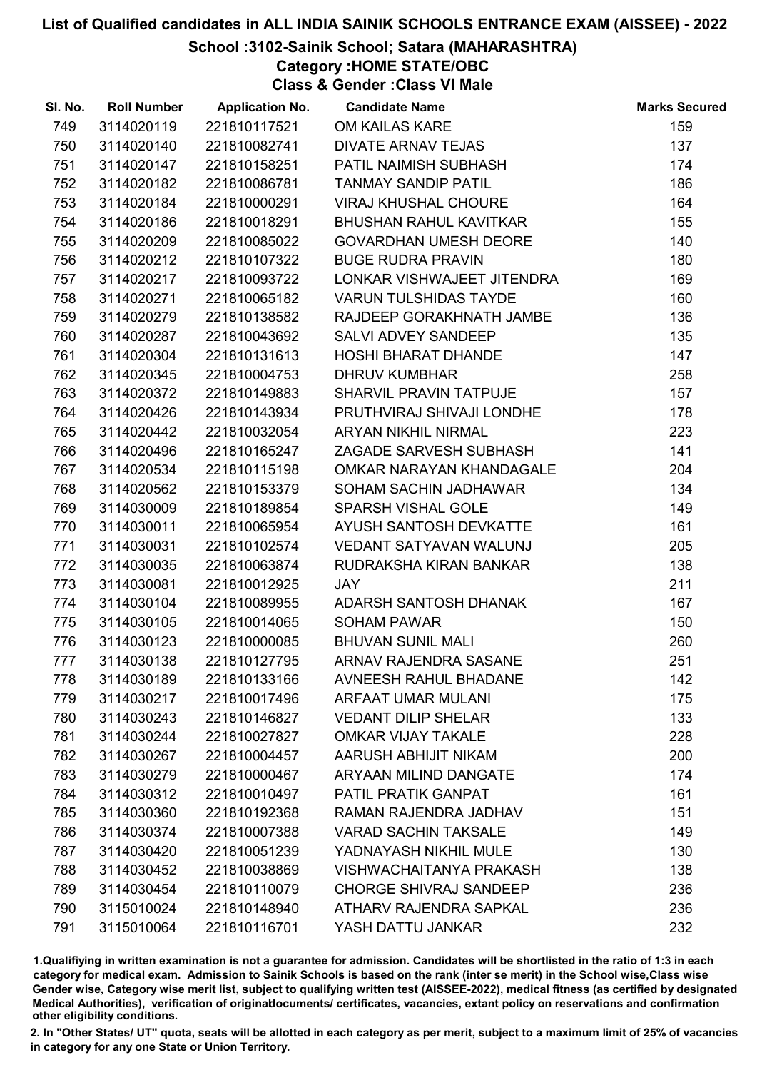# List of Qualified candidates in ALL INDIA SAINIK SCHOOLS ENTRANCE EXAM (AISSEE) - 2022

## School :3102-Sainik School; Satara (MAHARASHTRA)

### Category :HOME STATE/OBC

### Class & Gender :Class VI Male

| Sl. No. | Roll Number | Application No. | Candidate Name | Marks Secured |
|---|---|---|---|---|
| 749 | 3114020119 | 221810117521 | OM KAILAS KARE | 159 |
| 750 | 3114020140 | 221810082741 | DIVATE ARNAV TEJAS | 137 |
| 751 | 3114020147 | 221810158251 | PATIL NAIMISH SUBHASH | 174 |
| 752 | 3114020182 | 221810086781 | TANMAY SANDIP PATIL | 186 |
| 753 | 3114020184 | 221810000291 | VIRAJ KHUSHAL CHOURE | 164 |
| 754 | 3114020186 | 221810018291 | BHUSHAN RAHUL KAVITKAR | 155 |
| 755 | 3114020209 | 221810085022 | GOVARDHAN UMESH DEORE | 140 |
| 756 | 3114020212 | 221810107322 | BUGE RUDRA PRAVIN | 180 |
| 757 | 3114020217 | 221810093722 | LONKAR VISHWAJEET JITENDRA | 169 |
| 758 | 3114020271 | 221810065182 | VARUN TULSHIDAS TAYDE | 160 |
| 759 | 3114020279 | 221810138582 | RAJDEEP GORAKHNATH JAMBE | 136 |
| 760 | 3114020287 | 221810043692 | SALVI ADVEY SANDEEP | 135 |
| 761 | 3114020304 | 221810131613 | HOSHI BHARAT DHANDE | 147 |
| 762 | 3114020345 | 221810004753 | DHRUV KUMBHAR | 258 |
| 763 | 3114020372 | 221810149883 | SHARVIL PRAVIN TATPUJE | 157 |
| 764 | 3114020426 | 221810143934 | PRUTHVIRAJ SHIVAJI LONDHE | 178 |
| 765 | 3114020442 | 221810032054 | ARYAN NIKHIL NIRMAL | 223 |
| 766 | 3114020496 | 221810165247 | ZAGADE SARVESH SUBHASH | 141 |
| 767 | 3114020534 | 221810115198 | OMKAR NARAYAN KHANDAGALE | 204 |
| 768 | 3114020562 | 221810153379 | SOHAM SACHIN JADHAWAR | 134 |
| 769 | 3114030009 | 221810189854 | SPARSH VISHAL GOLE | 149 |
| 770 | 3114030011 | 221810065954 | AYUSH SANTOSH DEVKATTE | 161 |
| 771 | 3114030031 | 221810102574 | VEDANT SATYAVAN WALUNJ | 205 |
| 772 | 3114030035 | 221810063874 | RUDRAKSHA KIRAN BANKAR | 138 |
| 773 | 3114030081 | 221810012925 | JAY | 211 |
| 774 | 3114030104 | 221810089955 | ADARSH SANTOSH DHANAK | 167 |
| 775 | 3114030105 | 221810014065 | SOHAM PAWAR | 150 |
| 776 | 3114030123 | 221810000085 | BHUVAN SUNIL MALI | 260 |
| 777 | 3114030138 | 221810127795 | ARNAV RAJENDRA SASANE | 251 |
| 778 | 3114030189 | 221810133166 | AVNEESH RAHUL BHADANE | 142 |
| 779 | 3114030217 | 221810017496 | ARFAAT UMAR MULANI | 175 |
| 780 | 3114030243 | 221810146827 | VEDANT DILIP SHELAR | 133 |
| 781 | 3114030244 | 221810027827 | OMKAR VIJAY TAKALE | 228 |
| 782 | 3114030267 | 221810004457 | AARUSH ABHIJIT NIKAM | 200 |
| 783 | 3114030279 | 221810000467 | ARYAAN MILIND DANGATE | 174 |
| 784 | 3114030312 | 221810010497 | PATIL PRATIK GANPAT | 161 |
| 785 | 3114030360 | 221810192368 | RAMAN RAJENDRA JADHAV | 151 |
| 786 | 3114030374 | 221810007388 | VARAD SACHIN TAKSALE | 149 |
| 787 | 3114030420 | 221810051239 | YADNAYASH NIKHIL MULE | 130 |
| 788 | 3114030452 | 221810038869 | VISHWACHAITANYA PRAKASH | 138 |
| 789 | 3114030454 | 221810110079 | CHORGE SHIVRAJ SANDEEP | 236 |
| 790 | 3115010024 | 221810148940 | ATHARV RAJENDRA SAPKAL | 236 |
| 791 | 3115010064 | 221810116701 | YASH DATTU JANKAR | 232 |

1.Qualifiying in written examination is not a guarantee for admission. Candidates will be shortlisted in the ratio of 1:3 in each category for medical exam. Admission to Sainik Schools is based on the rank (inter se merit) in the School wise,Class wise Gender wise, Category wise merit list, subject to qualifying written test (AISSEE-2022), medical fitness (as certified by designated Medical Authorities), verification of originaldocuments/ certificates, vacancies, extant policy on reservations and confirmation other eligibility conditions.

2. In "Other States/ UT" quota, seats will be allotted in each category as per merit, subject to a maximum limit of 25% of vacancies in category for any one State or Union Territory.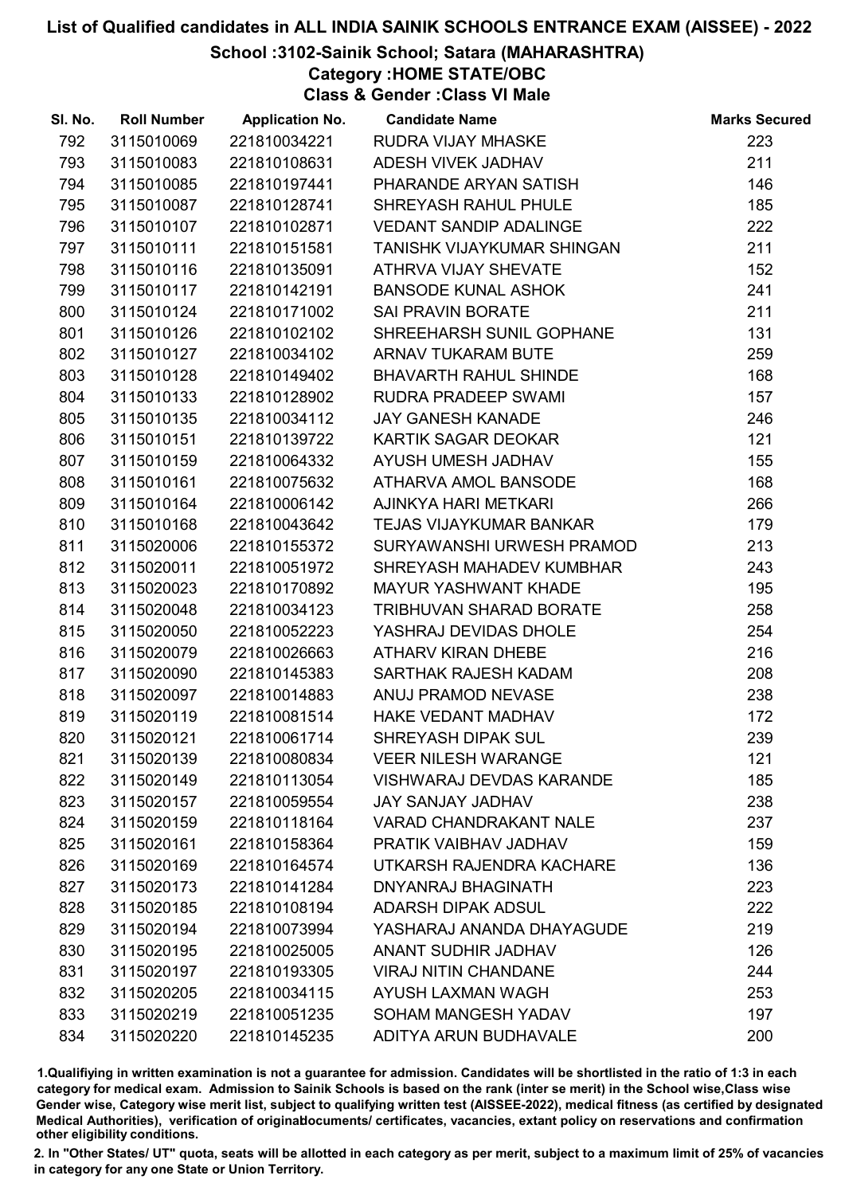# List of Qualified candidates in ALL INDIA SAINIK SCHOOLS ENTRANCE EXAM (AISSEE) - 2022

## School :3102-Sainik School; Satara (MAHARASHTRA)

### Category :HOME STATE/OBC

### Class & Gender :Class VI Male

| Sl. No. | Roll Number | Application No. | Candidate Name | Marks Secured |
|---|---|---|---|---|
| 792 | 3115010069 | 221810034221 | RUDRA VIJAY MHASKE | 223 |
| 793 | 3115010083 | 221810108631 | ADESH VIVEK JADHAV | 211 |
| 794 | 3115010085 | 221810197441 | PHARANDE ARYAN SATISH | 146 |
| 795 | 3115010087 | 221810128741 | SHREYASH RAHUL PHULE | 185 |
| 796 | 3115010107 | 221810102871 | VEDANT SANDIP ADALINGE | 222 |
| 797 | 3115010111 | 221810151581 | TANISHK VIJAYKUMAR SHINGAN | 211 |
| 798 | 3115010116 | 221810135091 | ATHRVA VIJAY SHEVATE | 152 |
| 799 | 3115010117 | 221810142191 | BANSODE KUNAL ASHOK | 241 |
| 800 | 3115010124 | 221810171002 | SAI PRAVIN BORATE | 211 |
| 801 | 3115010126 | 221810102102 | SHREEHARSH SUNIL GOPHANE | 131 |
| 802 | 3115010127 | 221810034102 | ARNAV TUKARAM BUTE | 259 |
| 803 | 3115010128 | 221810149402 | BHAVARTH RAHUL SHINDE | 168 |
| 804 | 3115010133 | 221810128902 | RUDRA PRADEEP SWAMI | 157 |
| 805 | 3115010135 | 221810034112 | JAY GANESH KANADE | 246 |
| 806 | 3115010151 | 221810139722 | KARTIK SAGAR DEOKAR | 121 |
| 807 | 3115010159 | 221810064332 | AYUSH UMESH JADHAV | 155 |
| 808 | 3115010161 | 221810075632 | ATHARVA AMOL BANSODE | 168 |
| 809 | 3115010164 | 221810006142 | AJINKYA HARI METKARI | 266 |
| 810 | 3115010168 | 221810043642 | TEJAS VIJAYKUMAR BANKAR | 179 |
| 811 | 3115020006 | 221810155372 | SURYAWANSHI URWESH PRAMOD | 213 |
| 812 | 3115020011 | 221810051972 | SHREYASH MAHADEV KUMBHAR | 243 |
| 813 | 3115020023 | 221810170892 | MAYUR YASHWANT KHADE | 195 |
| 814 | 3115020048 | 221810034123 | TRIBHUVAN SHARAD BORATE | 258 |
| 815 | 3115020050 | 221810052223 | YASHRAJ DEVIDAS DHOLE | 254 |
| 816 | 3115020079 | 221810026663 | ATHARV KIRAN DHEBE | 216 |
| 817 | 3115020090 | 221810145383 | SARTHAK RAJESH KADAM | 208 |
| 818 | 3115020097 | 221810014883 | ANUJ PRAMOD NEVASE | 238 |
| 819 | 3115020119 | 221810081514 | HAKE VEDANT MADHAV | 172 |
| 820 | 3115020121 | 221810061714 | SHREYASH DIPAK SUL | 239 |
| 821 | 3115020139 | 221810080834 | VEER NILESH WARANGE | 121 |
| 822 | 3115020149 | 221810113054 | VISHWARAJ DEVDAS KARANDE | 185 |
| 823 | 3115020157 | 221810059554 | JAY SANJAY JADHAV | 238 |
| 824 | 3115020159 | 221810118164 | VARAD CHANDRAKANT NALE | 237 |
| 825 | 3115020161 | 221810158364 | PRATIK VAIBHAV JADHAV | 159 |
| 826 | 3115020169 | 221810164574 | UTKARSH RAJENDRA KACHARE | 136 |
| 827 | 3115020173 | 221810141284 | DNYANRAJ BHAGINATH | 223 |
| 828 | 3115020185 | 221810108194 | ADARSH DIPAK ADSUL | 222 |
| 829 | 3115020194 | 221810073994 | YASHARAJ ANANDA DHAYAGUDE | 219 |
| 830 | 3115020195 | 221810025005 | ANANT SUDHIR JADHAV | 126 |
| 831 | 3115020197 | 221810193305 | VIRAJ NITIN CHANDANE | 244 |
| 832 | 3115020205 | 221810034115 | AYUSH LAXMAN WAGH | 253 |
| 833 | 3115020219 | 221810051235 | SOHAM MANGESH YADAV | 197 |
| 834 | 3115020220 | 221810145235 | ADITYA ARUN BUDHAVALE | 200 |

1.Qualifiying in written examination is not a guarantee for admission. Candidates will be shortlisted in the ratio of 1:3 in each category for medical exam. Admission to Sainik Schools is based on the rank (inter se merit) in the School wise,Class wise Gender wise, Category wise merit list, subject to qualifying written test (AISSEE-2022), medical fitness (as certified by designated Medical Authorities), verification of originaldocuments/ certificates, vacancies, extant policy on reservations and confirmation other eligibility conditions.

2. In "Other States/ UT" quota, seats will be allotted in each category as per merit, subject to a maximum limit of 25% of vacancies in category for any one State or Union Territory.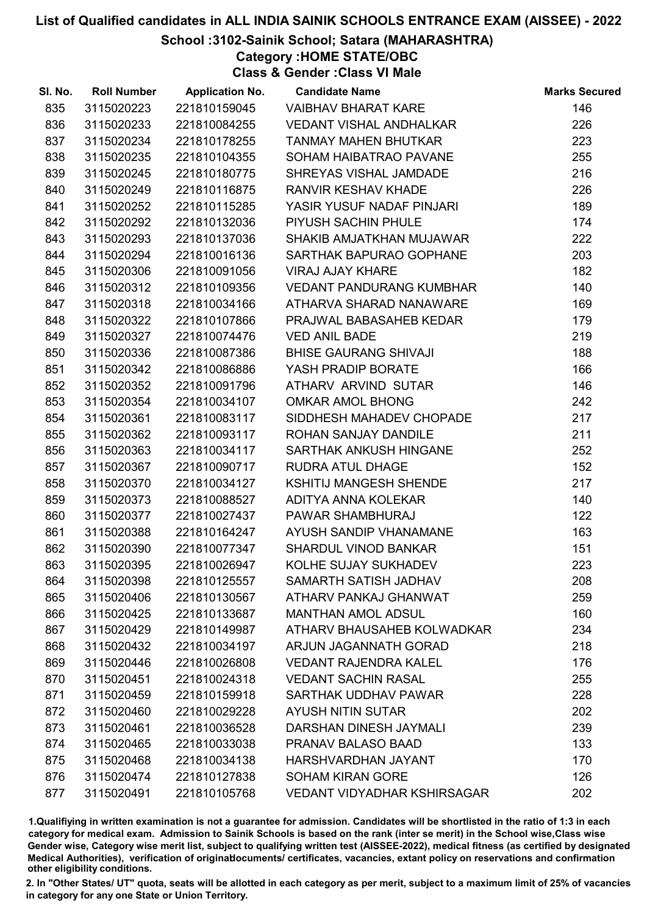# List of Qualified candidates in ALL INDIA SAINIK SCHOOLS ENTRANCE EXAM (AISSEE) - 2022

## School :3102-Sainik School; Satara (MAHARASHTRA)

### Category :HOME STATE/OBC

### Class & Gender :Class VI Male

| Sl. No. | Roll Number | Application No. | Candidate Name | Marks Secured |
|---|---|---|---|---|
| 835 | 3115020223 | 221810159045 | VAIBHAV BHARAT KARE | 146 |
| 836 | 3115020233 | 221810084255 | VEDANT VISHAL ANDHALKAR | 226 |
| 837 | 3115020234 | 221810178255 | TANMAY MAHEN BHUTKAR | 223 |
| 838 | 3115020235 | 221810104355 | SOHAM HAIBATRAO PAVANE | 255 |
| 839 | 3115020245 | 221810180775 | SHREYAS VISHAL JAMDADE | 216 |
| 840 | 3115020249 | 221810116875 | RANVIR KESHAV KHADE | 226 |
| 841 | 3115020252 | 221810115285 | YASIR YUSUF NADAF PINJARI | 189 |
| 842 | 3115020292 | 221810132036 | PIYUSH SACHIN PHULE | 174 |
| 843 | 3115020293 | 221810137036 | SHAKIB AMJATKHAN MUJAWAR | 222 |
| 844 | 3115020294 | 221810016136 | SARTHAK BAPURAO GOPHANE | 203 |
| 845 | 3115020306 | 221810091056 | VIRAJ AJAY KHARE | 182 |
| 846 | 3115020312 | 221810109356 | VEDANT PANDURANG KUMBHAR | 140 |
| 847 | 3115020318 | 221810034166 | ATHARVA SHARAD NANAWARE | 169 |
| 848 | 3115020322 | 221810107866 | PRAJWAL BABASAHEB KEDAR | 179 |
| 849 | 3115020327 | 221810074476 | VED ANIL BADE | 219 |
| 850 | 3115020336 | 221810087386 | BHISE GAURANG SHIVAJI | 188 |
| 851 | 3115020342 | 221810086886 | YASH PRADIP BORATE | 166 |
| 852 | 3115020352 | 221810091796 | ATHARV ARVIND SUTAR | 146 |
| 853 | 3115020354 | 221810034107 | OMKAR AMOL BHONG | 242 |
| 854 | 3115020361 | 221810083117 | SIDDHESH MAHADEV CHOPADE | 217 |
| 855 | 3115020362 | 221810093117 | ROHAN SANJAY DANDILE | 211 |
| 856 | 3115020363 | 221810034117 | SARTHAK ANKUSH HINGANE | 252 |
| 857 | 3115020367 | 221810090717 | RUDRA ATUL DHAGE | 152 |
| 858 | 3115020370 | 221810034127 | KSHITIJ MANGESH SHENDE | 217 |
| 859 | 3115020373 | 221810088527 | ADITYA ANNA KOLEKAR | 140 |
| 860 | 3115020377 | 221810027437 | PAWAR SHAMBHURAJ | 122 |
| 861 | 3115020388 | 221810164247 | AYUSH SANDIP VHANAMANE | 163 |
| 862 | 3115020390 | 221810077347 | SHARDUL VINOD BANKAR | 151 |
| 863 | 3115020395 | 221810026947 | KOLHE SUJAY SUKHADEV | 223 |
| 864 | 3115020398 | 221810125557 | SAMARTH SATISH JADHAV | 208 |
| 865 | 3115020406 | 221810130567 | ATHARV PANKAJ GHANWAT | 259 |
| 866 | 3115020425 | 221810133687 | MANTHAN AMOL ADSUL | 160 |
| 867 | 3115020429 | 221810149987 | ATHARV BHAUSAHEB KOLWADKAR | 234 |
| 868 | 3115020432 | 221810034197 | ARJUN JAGANNATH GORAD | 218 |
| 869 | 3115020446 | 221810026808 | VEDANT RAJENDRA KALEL | 176 |
| 870 | 3115020451 | 221810024318 | VEDANT SACHIN RASAL | 255 |
| 871 | 3115020459 | 221810159918 | SARTHAK UDDHAV PAWAR | 228 |
| 872 | 3115020460 | 221810029228 | AYUSH NITIN SUTAR | 202 |
| 873 | 3115020461 | 221810036528 | DARSHAN DINESH JAYMALI | 239 |
| 874 | 3115020465 | 221810033038 | PRANAV BALASO BAAD | 133 |
| 875 | 3115020468 | 221810034138 | HARSHVARDHAN JAYANT | 170 |
| 876 | 3115020474 | 221810127838 | SOHAM KIRAN GORE | 126 |
| 877 | 3115020491 | 221810105768 | VEDANT VIDYADHAR KSHIRSAGAR | 202 |

1.Qualifiying in written examination is not a guarantee for admission. Candidates will be shortlisted in the ratio of 1:3 in each category for medical exam. Admission to Sainik Schools is based on the rank (inter se merit) in the School wise,Class wise Gender wise, Category wise merit list, subject to qualifying written test (AISSEE-2022), medical fitness (as certified by designated Medical Authorities), verification of originablocuments/ certificates, vacancies, extant policy on reservations and confirmation other eligibility conditions.

2. In "Other States/ UT" quota, seats will be allotted in each category as per merit, subject to a maximum limit of 25% of vacancies in category for any one State or Union Territory.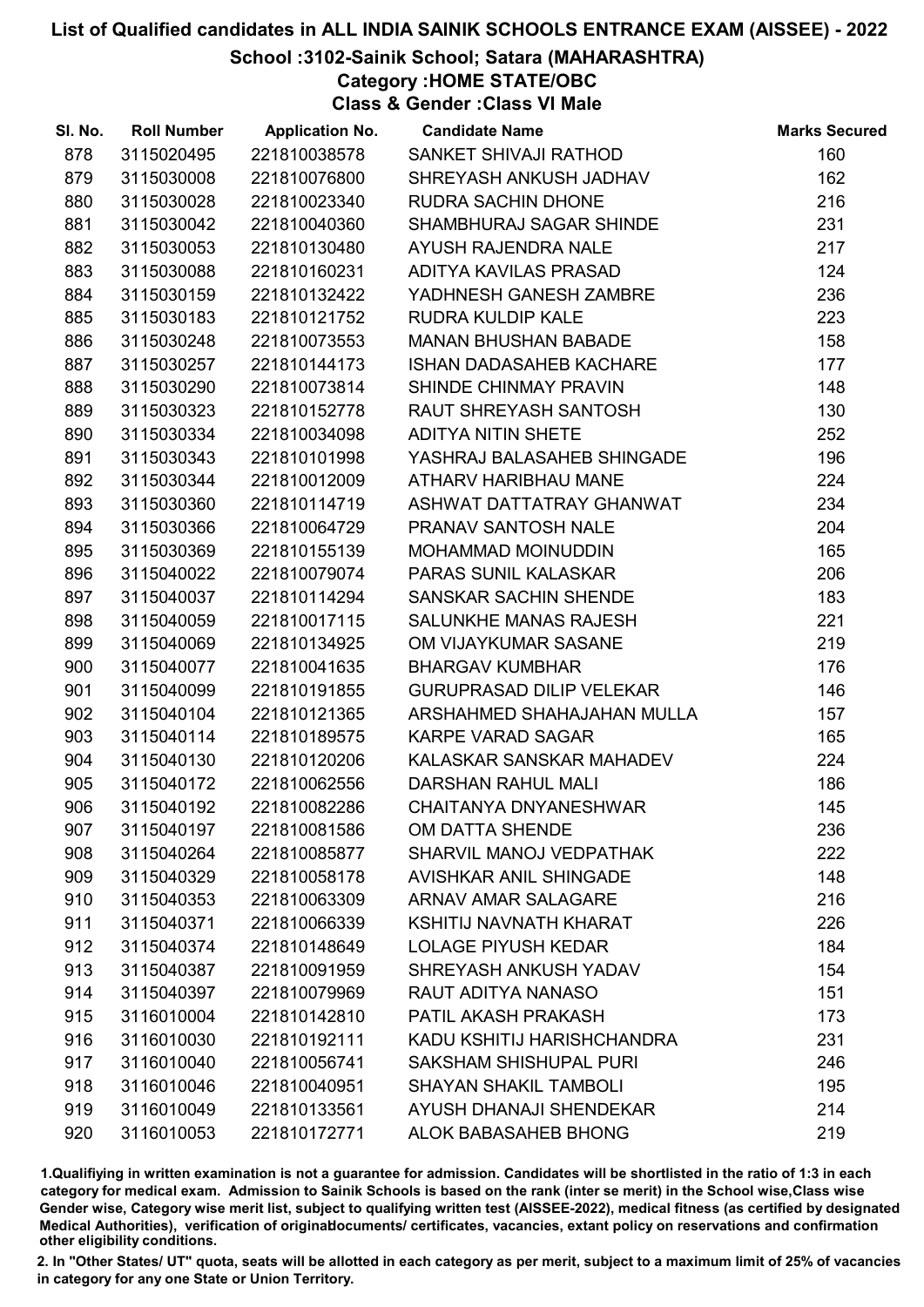# List of Qualified candidates in ALL INDIA SAINIK SCHOOLS ENTRANCE EXAM (AISSEE) - 2022

## School :3102-Sainik School; Satara (MAHARASHTRA)

### Category :HOME STATE/OBC

### Class & Gender :Class VI Male

| Sl. No. | Roll Number | Application No. | Candidate Name | Marks Secured |
|---|---|---|---|---|
| 878 | 3115020495 | 221810038578 | SANKET SHIVAJI RATHOD | 160 |
| 879 | 3115030008 | 221810076800 | SHREYASH ANKUSH JADHAV | 162 |
| 880 | 3115030028 | 221810023340 | RUDRA SACHIN DHONE | 216 |
| 881 | 3115030042 | 221810040360 | SHAMBHURAJ SAGAR SHINDE | 231 |
| 882 | 3115030053 | 221810130480 | AYUSH RAJENDRA NALE | 217 |
| 883 | 3115030088 | 221810160231 | ADITYA KAVILAS PRASAD | 124 |
| 884 | 3115030159 | 221810132422 | YADHNESH GANESH ZAMBRE | 236 |
| 885 | 3115030183 | 221810121752 | RUDRA KULDIP KALE | 223 |
| 886 | 3115030248 | 221810073553 | MANAN BHUSHAN BABADE | 158 |
| 887 | 3115030257 | 221810144173 | ISHAN DADASAHEB KACHARE | 177 |
| 888 | 3115030290 | 221810073814 | SHINDE CHINMAY PRAVIN | 148 |
| 889 | 3115030323 | 221810152778 | RAUT SHREYASH SANTOSH | 130 |
| 890 | 3115030334 | 221810034098 | ADITYA NITIN SHETE | 252 |
| 891 | 3115030343 | 221810101998 | YASHRAJ BALASAHEB SHINGADE | 196 |
| 892 | 3115030344 | 221810012009 | ATHARV HARIBHAU MANE | 224 |
| 893 | 3115030360 | 221810114719 | ASHWAT DATTATRAY GHANWAT | 234 |
| 894 | 3115030366 | 221810064729 | PRANAV SANTOSH NALE | 204 |
| 895 | 3115030369 | 221810155139 | MOHAMMAD MOINUDDIN | 165 |
| 896 | 3115040022 | 221810079074 | PARAS SUNIL KALASKAR | 206 |
| 897 | 3115040037 | 221810114294 | SANSKAR SACHIN SHENDE | 183 |
| 898 | 3115040059 | 221810017115 | SALUNKHE MANAS RAJESH | 221 |
| 899 | 3115040069 | 221810134925 | OM VIJAYKUMAR SASANE | 219 |
| 900 | 3115040077 | 221810041635 | BHARGAV KUMBHAR | 176 |
| 901 | 3115040099 | 221810191855 | GURUPRASAD DILIP VELEKAR | 146 |
| 902 | 3115040104 | 221810121365 | ARSHAHMED SHAHAJAHAN MULLA | 157 |
| 903 | 3115040114 | 221810189575 | KARPE VARAD SAGAR | 165 |
| 904 | 3115040130 | 221810120206 | KALASKAR SANSKAR MAHADEV | 224 |
| 905 | 3115040172 | 221810062556 | DARSHAN RAHUL MALI | 186 |
| 906 | 3115040192 | 221810082286 | CHAITANYA DNYANESHWAR | 145 |
| 907 | 3115040197 | 221810081586 | OM DATTA SHENDE | 236 |
| 908 | 3115040264 | 221810085877 | SHARVIL MANOJ VEDPATHAK | 222 |
| 909 | 3115040329 | 221810058178 | AVISHKAR ANIL SHINGADE | 148 |
| 910 | 3115040353 | 221810063309 | ARNAV AMAR SALAGARE | 216 |
| 911 | 3115040371 | 221810066339 | KSHITIJ NAVNATH KHARAT | 226 |
| 912 | 3115040374 | 221810148649 | LOLAGE PIYUSH KEDAR | 184 |
| 913 | 3115040387 | 221810091959 | SHREYASH ANKUSH YADAV | 154 |
| 914 | 3115040397 | 221810079969 | RAUT ADITYA NANASO | 151 |
| 915 | 3116010004 | 221810142810 | PATIL AKASH PRAKASH | 173 |
| 916 | 3116010030 | 221810192111 | KADU KSHITIJ HARISHCHANDRA | 231 |
| 917 | 3116010040 | 221810056741 | SAKSHAM SHISHUPAL PURI | 246 |
| 918 | 3116010046 | 221810040951 | SHAYAN SHAKIL TAMBOLI | 195 |
| 919 | 3116010049 | 221810133561 | AYUSH DHANAJI SHENDEKAR | 214 |
| 920 | 3116010053 | 221810172771 | ALOK BABASAHEB BHONG | 219 |

1.Qualifiying in written examination is not a guarantee for admission. Candidates will be shortlisted in the ratio of 1:3 in each category for medical exam. Admission to Sainik Schools is based on the rank (inter se merit) in the School wise,Class wise Gender wise, Category wise merit list, subject to qualifying written test (AISSEE-2022), medical fitness (as certified by designated Medical Authorities), verification of originaldocuments/ certificates, vacancies, extant policy on reservations and confirmation other eligibility conditions.

2. In "Other States/ UT" quota, seats will be allotted in each category as per merit, subject to a maximum limit of 25% of vacancies in category for any one State or Union Territory.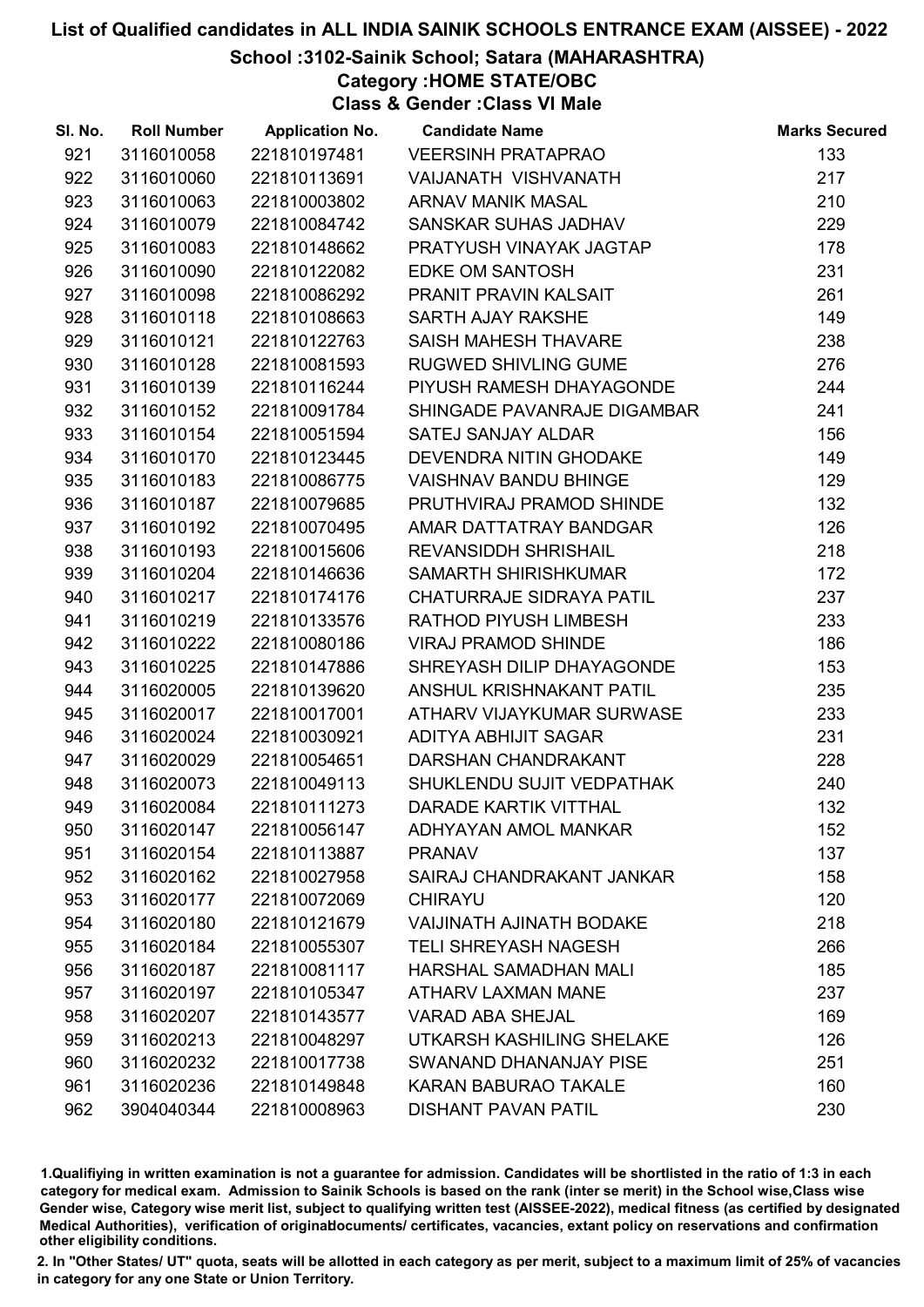# List of Qualified candidates in ALL INDIA SAINIK SCHOOLS ENTRANCE EXAM (AISSEE) - 2022

## School :3102-Sainik School; Satara (MAHARASHTRA)

### Category :HOME STATE/OBC

### Class & Gender :Class VI Male

| Sl. No. | Roll Number | Application No. | Candidate Name | Marks Secured |
|---|---|---|---|---|
| 921 | 3116010058 | 221810197481 | VEERSINH PRATAPRAO | 133 |
| 922 | 3116010060 | 221810113691 | VAIJANATH VISHVANATH | 217 |
| 923 | 3116010063 | 221810003802 | ARNAV MANIK MASAL | 210 |
| 924 | 3116010079 | 221810084742 | SANSKAR SUHAS JADHAV | 229 |
| 925 | 3116010083 | 221810148662 | PRATYUSH VINAYAK JAGTAP | 178 |
| 926 | 3116010090 | 221810122082 | EDKE OM SANTOSH | 231 |
| 927 | 3116010098 | 221810086292 | PRANIT PRAVIN KALSAIT | 261 |
| 928 | 3116010118 | 221810108663 | SARTH AJAY RAKSHE | 149 |
| 929 | 3116010121 | 221810122763 | SAISH MAHESH THAVARE | 238 |
| 930 | 3116010128 | 221810081593 | RUGWED SHIVLING GUME | 276 |
| 931 | 3116010139 | 221810116244 | PIYUSH RAMESH DHAYAGONDE | 244 |
| 932 | 3116010152 | 221810091784 | SHINGADE PAVANRAJE DIGAMBAR | 241 |
| 933 | 3116010154 | 221810051594 | SATEJ SANJAY ALDAR | 156 |
| 934 | 3116010170 | 221810123445 | DEVENDRA NITIN GHODAKE | 149 |
| 935 | 3116010183 | 221810086775 | VAISHNAV BANDU BHINGE | 129 |
| 936 | 3116010187 | 221810079685 | PRUTHVIRAJ PRAMOD SHINDE | 132 |
| 937 | 3116010192 | 221810070495 | AMAR DATTATRAY BANDGAR | 126 |
| 938 | 3116010193 | 221810015606 | REVANSIDDH SHRISHAIL | 218 |
| 939 | 3116010204 | 221810146636 | SAMARTH SHIRISHKUMAR | 172 |
| 940 | 3116010217 | 221810174176 | CHATURRAJE SIDRAYA PATIL | 237 |
| 941 | 3116010219 | 221810133576 | RATHOD PIYUSH LIMBESH | 233 |
| 942 | 3116010222 | 221810080186 | VIRAJ PRAMOD SHINDE | 186 |
| 943 | 3116010225 | 221810147886 | SHREYASH DILIP DHAYAGONDE | 153 |
| 944 | 3116020005 | 221810139620 | ANSHUL KRISHNAKANT PATIL | 235 |
| 945 | 3116020017 | 221810017001 | ATHARV VIJAYKUMAR SURWASE | 233 |
| 946 | 3116020024 | 221810030921 | ADITYA ABHIJIT SAGAR | 231 |
| 947 | 3116020029 | 221810054651 | DARSHAN CHANDRAKANT | 228 |
| 948 | 3116020073 | 221810049113 | SHUKLENDU SUJIT VEDPATHAK | 240 |
| 949 | 3116020084 | 221810111273 | DARADE KARTIK VITTHAL | 132 |
| 950 | 3116020147 | 221810056147 | ADHYAYAN AMOL MANKAR | 152 |
| 951 | 3116020154 | 221810113887 | PRANAV | 137 |
| 952 | 3116020162 | 221810027958 | SAIRAJ CHANDRAKANT JANKAR | 158 |
| 953 | 3116020177 | 221810072069 | CHIRAYU | 120 |
| 954 | 3116020180 | 221810121679 | VAIJINATH AJINATH BODAKE | 218 |
| 955 | 3116020184 | 221810055307 | TELI SHREYASH NAGESH | 266 |
| 956 | 3116020187 | 221810081117 | HARSHAL SAMADHAN MALI | 185 |
| 957 | 3116020197 | 221810105347 | ATHARV LAXMAN MANE | 237 |
| 958 | 3116020207 | 221810143577 | VARAD ABA SHEJAL | 169 |
| 959 | 3116020213 | 221810048297 | UTKARSH KASHILING SHELAKE | 126 |
| 960 | 3116020232 | 221810017738 | SWANAND DHANANJAY PISE | 251 |
| 961 | 3116020236 | 221810149848 | KARAN BABURAO TAKALE | 160 |
| 962 | 3904040344 | 221810008963 | DISHANT PAVAN PATIL | 230 |

1.Qualifiying in written examination is not a guarantee for admission. Candidates will be shortlisted in the ratio of 1:3 in each category for medical exam. Admission to Sainik Schools is based on the rank (inter se merit) in the School wise,Class wise Gender wise, Category wise merit list, subject to qualifying written test (AISSEE-2022), medical fitness (as certified by designated Medical Authorities), verification of originaldocuments/ certificates, vacancies, extant policy on reservations and confirmation other eligibility conditions.

2. In "Other States/ UT" quota, seats will be allotted in each category as per merit, subject to a maximum limit of 25% of vacancies in category for any one State or Union Territory.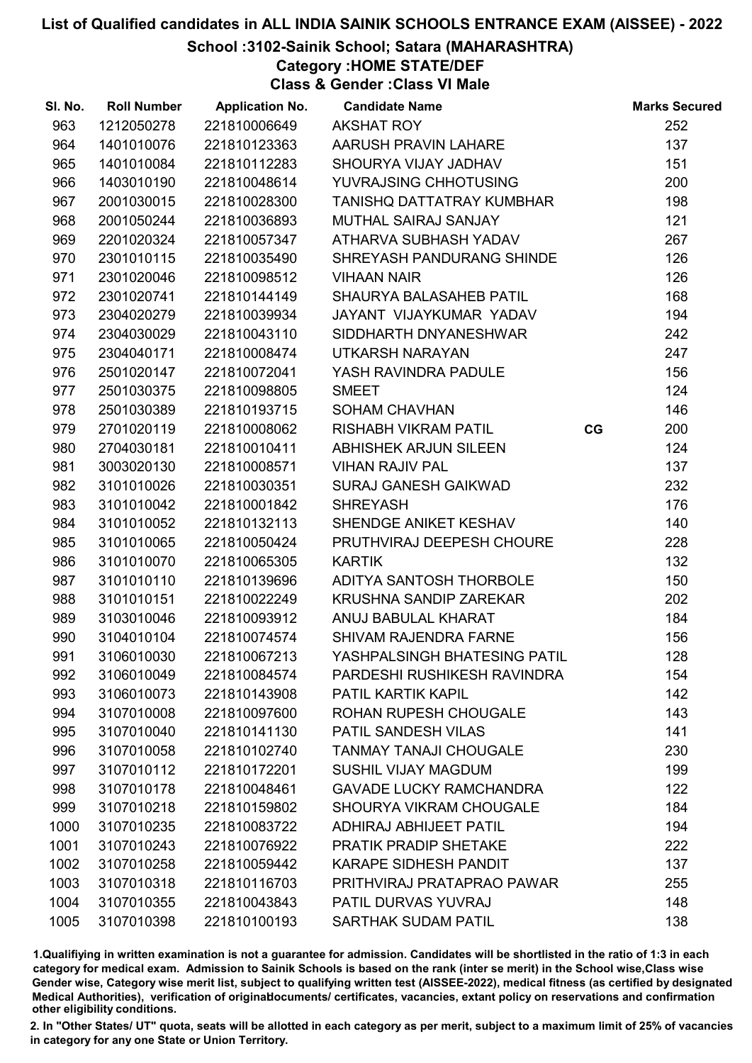# List of Qualified candidates in ALL INDIA SAINIK SCHOOLS ENTRANCE EXAM (AISSEE) - 2022

## School :3102-Sainik School; Satara (MAHARASHTRA)

### Category :HOME STATE/DEF

### Class & Gender :Class VI Male

| Sl. No. | Roll Number | Application No. | Candidate Name | | Marks Secured |
|---|---|---|---|---|---|
| 963 | 1212050278 | 221810006649 | AKSHAT ROY | | 252 |
| 964 | 1401010076 | 221810123363 | AARUSH PRAVIN LAHARE | | 137 |
| 965 | 1401010084 | 221810112283 | SHOURYA VIJAY JADHAV | | 151 |
| 966 | 1403010190 | 221810048614 | YUVRAJSING CHHOTUSING | | 200 |
| 967 | 2001030015 | 221810028300 | TANISHQ DATTATRAY KUMBHAR | | 198 |
| 968 | 2001050244 | 221810036893 | MUTHAL SAIRAJ SANJAY | | 121 |
| 969 | 2201020324 | 221810057347 | ATHARVA SUBHASH YADAV | | 267 |
| 970 | 2301010115 | 221810035490 | SHREYASH PANDURANG SHINDE | | 126 |
| 971 | 2301020046 | 221810098512 | VIHAAN NAIR | | 126 |
| 972 | 2301020741 | 221810144149 | SHAURYA BALASAHEB PATIL | | 168 |
| 973 | 2304020279 | 221810039934 | JAYANT VIJAYKUMAR YADAV | | 194 |
| 974 | 2304030029 | 221810043110 | SIDDHARTH DNYANESHWAR | | 242 |
| 975 | 2304040171 | 221810008474 | UTKARSH NARAYAN | | 247 |
| 976 | 2501020147 | 221810072041 | YASH RAVINDRA PADULE | | 156 |
| 977 | 2501030375 | 221810098805 | SMEET | | 124 |
| 978 | 2501030389 | 221810193715 | SOHAM CHAVHAN | | 146 |
| 979 | 2701020119 | 221810008062 | RISHABH VIKRAM PATIL | CG | 200 |
| 980 | 2704030181 | 221810010411 | ABHISHEK ARJUN SILEEN | | 124 |
| 981 | 3003020130 | 221810008571 | VIHAN RAJIV PAL | | 137 |
| 982 | 3101010026 | 221810030351 | SURAJ GANESH GAIKWAD | | 232 |
| 983 | 3101010042 | 221810001842 | SHREYASH | | 176 |
| 984 | 3101010052 | 221810132113 | SHENDGE ANIKET KESHAV | | 140 |
| 985 | 3101010065 | 221810050424 | PRUTHVIRAJ DEEPESH CHOURE | | 228 |
| 986 | 3101010070 | 221810065305 | KARTIK | | 132 |
| 987 | 3101010110 | 221810139696 | ADITYA SANTOSH THORBOLE | | 150 |
| 988 | 3101010151 | 221810022249 | KRUSHNA SANDIP ZAREKAR | | 202 |
| 989 | 3103010046 | 221810093912 | ANUJ BABULAL KHARAT | | 184 |
| 990 | 3104010104 | 221810074574 | SHIVAM RAJENDRA FARNE | | 156 |
| 991 | 3106010030 | 221810067213 | YASHPALSINGH BHATESING PATIL | | 128 |
| 992 | 3106010049 | 221810084574 | PARDESHI RUSHIKESH RAVINDRA | | 154 |
| 993 | 3106010073 | 221810143908 | PATIL KARTIK KAPIL | | 142 |
| 994 | 3107010008 | 221810097600 | ROHAN RUPESH CHOUGALE | | 143 |
| 995 | 3107010040 | 221810141130 | PATIL SANDESH VILAS | | 141 |
| 996 | 3107010058 | 221810102740 | TANMAY TANAJI CHOUGALE | | 230 |
| 997 | 3107010112 | 221810172201 | SUSHIL VIJAY MAGDUM | | 199 |
| 998 | 3107010178 | 221810048461 | GAVADE LUCKY RAMCHANDRA | | 122 |
| 999 | 3107010218 | 221810159802 | SHOURYA VIKRAM CHOUGALE | | 184 |
| 1000 | 3107010235 | 221810083722 | ADHIRAJ ABHIJEET PATIL | | 194 |
| 1001 | 3107010243 | 221810076922 | PRATIK PRADIP SHETAKE | | 222 |
| 1002 | 3107010258 | 221810059442 | KARAPE SIDHESH PANDIT | | 137 |
| 1003 | 3107010318 | 221810116703 | PRITHVIRAJ PRATAPRAO PAWAR | | 255 |
| 1004 | 3107010355 | 221810043843 | PATIL DURVAS YUVRAJ | | 148 |
| 1005 | 3107010398 | 221810100193 | SARTHAK SUDAM PATIL | | 138 |

1.Qualifying in written examination is not a guarantee for admission. Candidates will be shortlisted in the ratio of 1:3 in each category for medical exam. Admission to Sainik Schools is based on the rank (inter se merit) in the School wise,Class wise Gender wise, Category wise merit list, subject to qualifying written test (AISSEE-2022), medical fitness (as certified by designated Medical Authorities), verification of originaldocuments/ certificates, vacancies, extant policy on reservations and confirmation other eligibility conditions.

2. In "Other States/ UT" quota, seats will be allotted in each category as per merit, subject to a maximum limit of 25% of vacancies in category for any one State or Union Territory.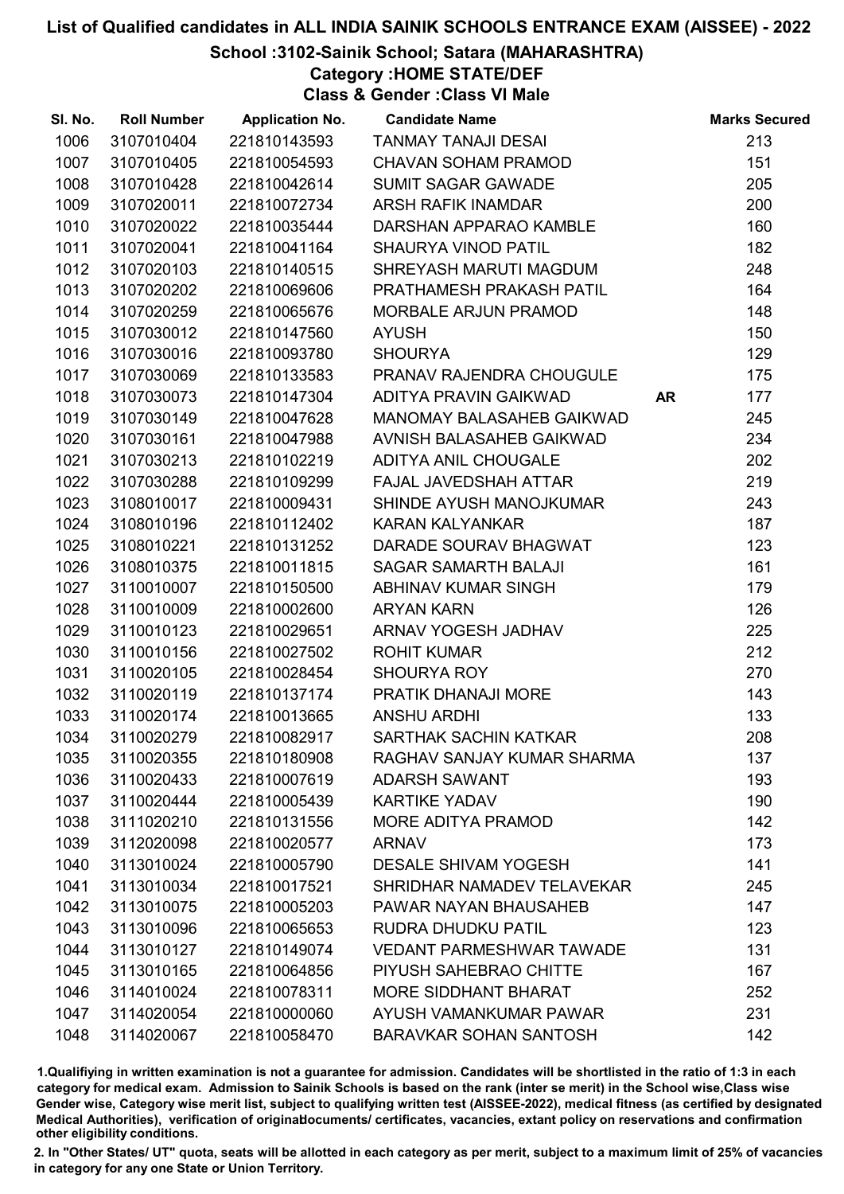# List of Qualified candidates in ALL INDIA SAINIK SCHOOLS ENTRANCE EXAM (AISSEE) - 2022

## School :3102-Sainik School; Satara (MAHARASHTRA)

### Category :HOME STATE/DEF

### Class & Gender :Class VI Male

| Sl. No. | Roll Number | Application No. | Candidate Name | | Marks Secured |
|---|---|---|---|---|---|
| 1006 | 3107010404 | 221810143593 | TANMAY TANAJI DESAI | | 213 |
| 1007 | 3107010405 | 221810054593 | CHAVAN SOHAM PRAMOD | | 151 |
| 1008 | 3107010428 | 221810042614 | SUMIT SAGAR GAWADE | | 205 |
| 1009 | 3107020011 | 221810072734 | ARSH RAFIK INAMDAR | | 200 |
| 1010 | 3107020022 | 221810035444 | DARSHAN APPARAO KAMBLE | | 160 |
| 1011 | 3107020041 | 221810041164 | SHAURYA VINOD PATIL | | 182 |
| 1012 | 3107020103 | 221810140515 | SHREYASH MARUTI MAGDUM | | 248 |
| 1013 | 3107020202 | 221810069606 | PRATHAMESH PRAKASH PATIL | | 164 |
| 1014 | 3107020259 | 221810065676 | MORBALE ARJUN PRAMOD | | 148 |
| 1015 | 3107030012 | 221810147560 | AYUSH | | 150 |
| 1016 | 3107030016 | 221810093780 | SHOURYA | | 129 |
| 1017 | 3107030069 | 221810133583 | PRANAV RAJENDRA CHOUGULE | | 175 |
| 1018 | 3107030073 | 221810147304 | ADITYA PRAVIN GAIKWAD | **AR** | 177 |
| 1019 | 3107030149 | 221810047628 | MANOMAY BALASAHEB GAIKWAD | | 245 |
| 1020 | 3107030161 | 221810047988 | AVNISH BALASAHEB GAIKWAD | | 234 |
| 1021 | 3107030213 | 221810102219 | ADITYA ANIL CHOUGALE | | 202 |
| 1022 | 3107030288 | 221810109299 | FAJAL JAVEDSHAH ATTAR | | 219 |
| 1023 | 3108010017 | 221810009431 | SHINDE AYUSH MANOJKUMAR | | 243 |
| 1024 | 3108010196 | 221810112402 | KARAN KALYANKAR | | 187 |
| 1025 | 3108010221 | 221810131252 | DARADE SOURAV BHAGWAT | | 123 |
| 1026 | 3108010375 | 221810011815 | SAGAR SAMARTH BALAJI | | 161 |
| 1027 | 3110010007 | 221810150500 | ABHINAV KUMAR SINGH | | 179 |
| 1028 | 3110010009 | 221810002600 | ARYAN KARN | | 126 |
| 1029 | 3110010123 | 221810029651 | ARNAV YOGESH JADHAV | | 225 |
| 1030 | 3110010156 | 221810027502 | ROHIT KUMAR | | 212 |
| 1031 | 3110020105 | 221810028454 | SHOURYA ROY | | 270 |
| 1032 | 3110020119 | 221810137174 | PRATIK DHANAJI MORE | | 143 |
| 1033 | 3110020174 | 221810013665 | ANSHU ARDHI | | 133 |
| 1034 | 3110020279 | 221810082917 | SARTHAK SACHIN KATKAR | | 208 |
| 1035 | 3110020355 | 221810180908 | RAGHAV SANJAY KUMAR SHARMA | | 137 |
| 1036 | 3110020433 | 221810007619 | ADARSH SAWANT | | 193 |
| 1037 | 3110020444 | 221810005439 | KARTIKE YADAV | | 190 |
| 1038 | 3111020210 | 221810131556 | MORE ADITYA PRAMOD | | 142 |
| 1039 | 3112020098 | 221810020577 | ARNAV | | 173 |
| 1040 | 3113010024 | 221810005790 | DESALE SHIVAM YOGESH | | 141 |
| 1041 | 3113010034 | 221810017521 | SHRIDHAR NAMADEV TELAVEKAR | | 245 |
| 1042 | 3113010075 | 221810005203 | PAWAR NAYAN BHAUSAHEB | | 147 |
| 1043 | 3113010096 | 221810065653 | RUDRA DHUDKU PATIL | | 123 |
| 1044 | 3113010127 | 221810149074 | VEDANT PARMESHWAR TAWADE | | 131 |
| 1045 | 3113010165 | 221810064856 | PIYUSH SAHEBRAO CHITTE | | 167 |
| 1046 | 3114010024 | 221810078311 | MORE SIDDHANT BHARAT | | 252 |
| 1047 | 3114020054 | 221810000060 | AYUSH VAMANKUMAR PAWAR | | 231 |
| 1048 | 3114020067 | 221810058470 | BARAVKAR SOHAN SANTOSH | | 142 |

1.Qualifying in written examination is not a guarantee for admission. Candidates will be shortlisted in the ratio of 1:3 in each category for medical exam. Admission to Sainik Schools is based on the rank (inter se merit) in the School wise,Class wise Gender wise, Category wise merit list, subject to qualifying written test (AISSEE-2022), medical fitness (as certified by designated Medical Authorities), verification of originaldocuments/ certificates, vacancies, extant policy on reservations and confirmation other eligibility conditions.

2. In "Other States/ UT" quota, seats will be allotted in each category as per merit, subject to a maximum limit of 25% of vacancies in category for any one State or Union Territory.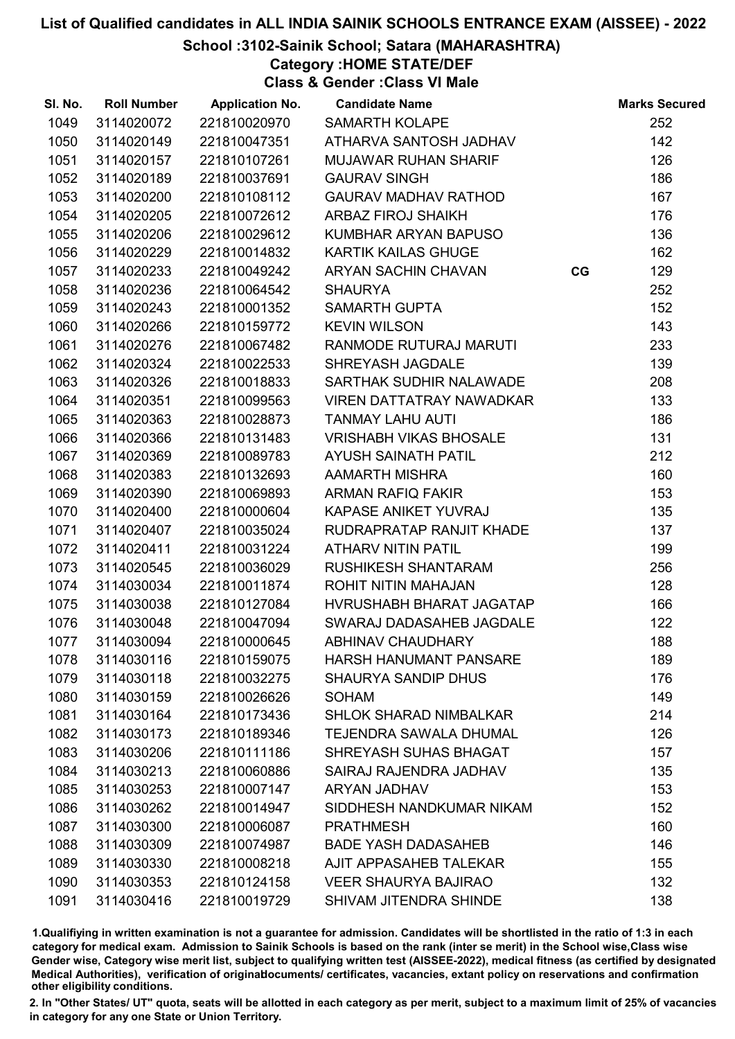# List of Qualified candidates in ALL INDIA SAINIK SCHOOLS ENTRANCE EXAM (AISSEE) - 2022

## School :3102-Sainik School; Satara (MAHARASHTRA)

### Category :HOME STATE/DEF

### Class & Gender :Class VI Male

| Sl. No. | Roll Number | Application No. | Candidate Name | | Marks Secured |
|---|---|---|---|---|---|
| 1049 | 3114020072 | 221810020970 | SAMARTH KOLAPE | | 252 |
| 1050 | 3114020149 | 221810047351 | ATHARVA SANTOSH JADHAV | | 142 |
| 1051 | 3114020157 | 221810107261 | MUJAWAR RUHAN SHARIF | | 126 |
| 1052 | 3114020189 | 221810037691 | GAURAV SINGH | | 186 |
| 1053 | 3114020200 | 221810108112 | GAURAV MADHAV RATHOD | | 167 |
| 1054 | 3114020205 | 221810072612 | ARBAZ FIROJ SHAIKH | | 176 |
| 1055 | 3114020206 | 221810029612 | KUMBHAR ARYAN BAPUSO | | 136 |
| 1056 | 3114020229 | 221810014832 | KARTIK KAILAS GHUGE | | 162 |
| 1057 | 3114020233 | 221810049242 | ARYAN SACHIN CHAVAN | CG | 129 |
| 1058 | 3114020236 | 221810064542 | SHAURYA | | 252 |
| 1059 | 3114020243 | 221810001352 | SAMARTH GUPTA | | 152 |
| 1060 | 3114020266 | 221810159772 | KEVIN WILSON | | 143 |
| 1061 | 3114020276 | 221810067482 | RANMODE RUTURAJ MARUTI | | 233 |
| 1062 | 3114020324 | 221810022533 | SHREYASH JAGDALE | | 139 |
| 1063 | 3114020326 | 221810018833 | SARTHAK SUDHIR NALAWADE | | 208 |
| 1064 | 3114020351 | 221810099563 | VIREN DATTATRAY NAWADKAR | | 133 |
| 1065 | 3114020363 | 221810028873 | TANMAY LAHU AUTI | | 186 |
| 1066 | 3114020366 | 221810131483 | VRISHABH VIKAS BHOSALE | | 131 |
| 1067 | 3114020369 | 221810089783 | AYUSH SAINATH PATIL | | 212 |
| 1068 | 3114020383 | 221810132693 | AAMARTH MISHRA | | 160 |
| 1069 | 3114020390 | 221810069893 | ARMAN RAFIQ FAKIR | | 153 |
| 1070 | 3114020400 | 221810000604 | KAPASE ANIKET YUVRAJ | | 135 |
| 1071 | 3114020407 | 221810035024 | RUDRAPRATAP RANJIT KHADE | | 137 |
| 1072 | 3114020411 | 221810031224 | ATHARV NITIN PATIL | | 199 |
| 1073 | 3114020545 | 221810036029 | RUSHIKESH SHANTARAM | | 256 |
| 1074 | 3114030034 | 221810011874 | ROHIT NITIN MAHAJAN | | 128 |
| 1075 | 3114030038 | 221810127084 | HVRUSHABH BHARAT JAGATAP | | 166 |
| 1076 | 3114030048 | 221810047094 | SWARAJ DADASAHEB JAGDALE | | 122 |
| 1077 | 3114030094 | 221810000645 | ABHINAV CHAUDHARY | | 188 |
| 1078 | 3114030116 | 221810159075 | HARSH HANUMANT PANSARE | | 189 |
| 1079 | 3114030118 | 221810032275 | SHAURYA SANDIP DHUS | | 176 |
| 1080 | 3114030159 | 221810026626 | SOHAM | | 149 |
| 1081 | 3114030164 | 221810173436 | SHLOK SHARAD NIMBALKAR | | 214 |
| 1082 | 3114030173 | 221810189346 | TEJENDRA SAWALA DHUMAL | | 126 |
| 1083 | 3114030206 | 221810111186 | SHREYASH SUHAS BHAGAT | | 157 |
| 1084 | 3114030213 | 221810060886 | SAIRAJ RAJENDRA JADHAV | | 135 |
| 1085 | 3114030253 | 221810007147 | ARYAN JADHAV | | 153 |
| 1086 | 3114030262 | 221810014947 | SIDDHESH NANDKUMAR NIKAM | | 152 |
| 1087 | 3114030300 | 221810006087 | PRATHMESH | | 160 |
| 1088 | 3114030309 | 221810074987 | BADE YASH DADASAHEB | | 146 |
| 1089 | 3114030330 | 221810008218 | AJIT APPASAHEB TALEKAR | | 155 |
| 1090 | 3114030353 | 221810124158 | VEER SHAURYA BAJIRAO | | 132 |
| 1091 | 3114030416 | 221810019729 | SHIVAM JITENDRA SHINDE | | 138 |

1.Qualifiying in written examination is not a guarantee for admission. Candidates will be shortlisted in the ratio of 1:3 in each category for medical exam. Admission to Sainik Schools is based on the rank (inter se merit) in the School wise,Class wise Gender wise, Category wise merit list, subject to qualifying written test (AISSEE-2022), medical fitness (as certified by designated Medical Authorities), verification of originaldocuments/ certificates, vacancies, extant policy on reservations and confirmation other eligibility conditions.

2. In "Other States/ UT" quota, seats will be allotted in each category as per merit, subject to a maximum limit of 25% of vacancies in category for any one State or Union Territory.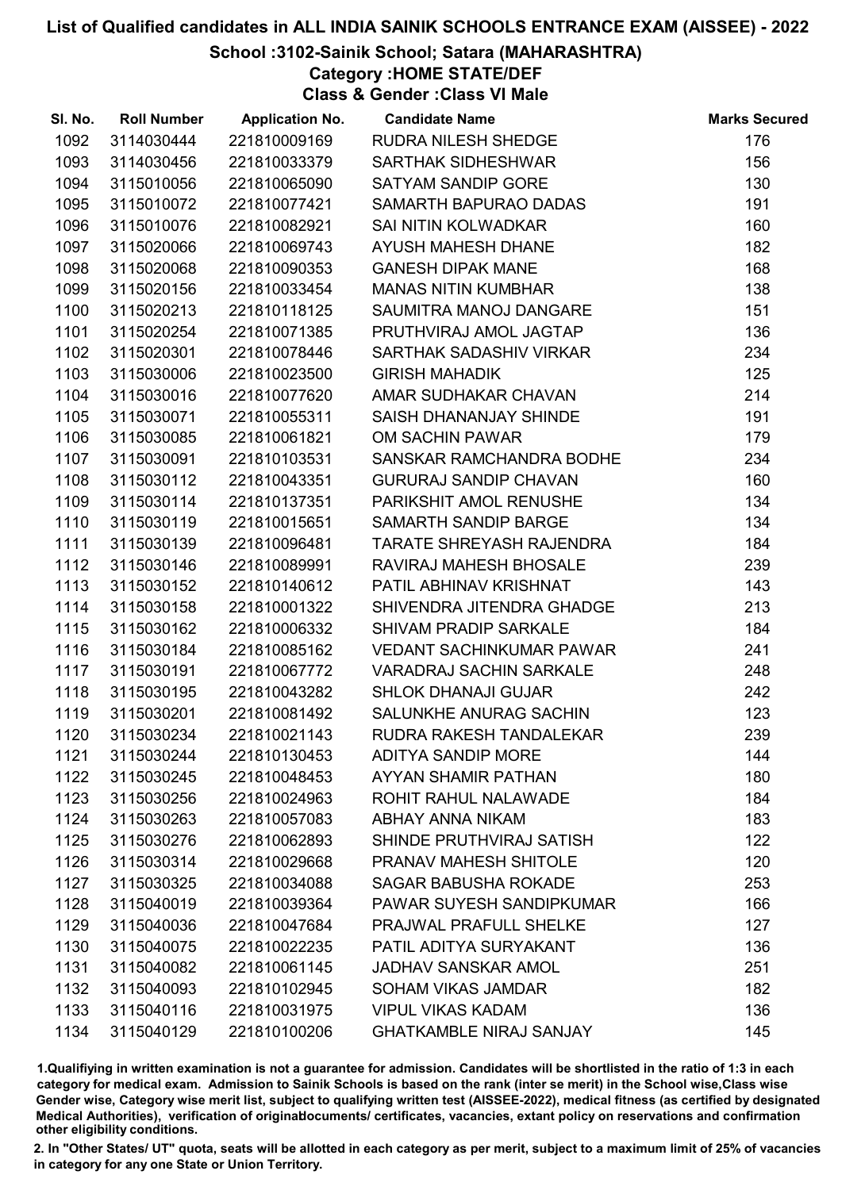# List of Qualified candidates in ALL INDIA SAINIK SCHOOLS ENTRANCE EXAM (AISSEE) - 2022

## School :3102-Sainik School; Satara (MAHARASHTRA)

### Category :HOME STATE/DEF

### Class & Gender :Class VI Male

| Sl. No. | Roll Number | Application No. | Candidate Name | Marks Secured |
|---|---|---|---|---|
| 1092 | 3114030444 | 221810009169 | RUDRA NILESH SHEDGE | 176 |
| 1093 | 3114030456 | 221810033379 | SARTHAK SIDHESHWAR | 156 |
| 1094 | 3115010056 | 221810065090 | SATYAM SANDIP GORE | 130 |
| 1095 | 3115010072 | 221810077421 | SAMARTH BAPURAO DADAS | 191 |
| 1096 | 3115010076 | 221810082921 | SAI NITIN KOLWADKAR | 160 |
| 1097 | 3115020066 | 221810069743 | AYUSH MAHESH DHANE | 182 |
| 1098 | 3115020068 | 221810090353 | GANESH DIPAK MANE | 168 |
| 1099 | 3115020156 | 221810033454 | MANAS NITIN KUMBHAR | 138 |
| 1100 | 3115020213 | 221810118125 | SAUMITRA MANOJ DANGARE | 151 |
| 1101 | 3115020254 | 221810071385 | PRUTHVIRAJ AMOL JAGTAP | 136 |
| 1102 | 3115020301 | 221810078446 | SARTHAK SADASHIV VIRKAR | 234 |
| 1103 | 3115030006 | 221810023500 | GIRISH MAHADIK | 125 |
| 1104 | 3115030016 | 221810077620 | AMAR SUDHAKAR CHAVAN | 214 |
| 1105 | 3115030071 | 221810055311 | SAISH DHANANJAY SHINDE | 191 |
| 1106 | 3115030085 | 221810061821 | OM SACHIN PAWAR | 179 |
| 1107 | 3115030091 | 221810103531 | SANSKAR RAMCHANDRA BODHE | 234 |
| 1108 | 3115030112 | 221810043351 | GURURAJ SANDIP CHAVAN | 160 |
| 1109 | 3115030114 | 221810137351 | PARIKSHIT AMOL RENUSHE | 134 |
| 1110 | 3115030119 | 221810015651 | SAMARTH SANDIP BARGE | 134 |
| 1111 | 3115030139 | 221810096481 | TARATE SHREYASH RAJENDRA | 184 |
| 1112 | 3115030146 | 221810089991 | RAVIRAJ MAHESH BHOSALE | 239 |
| 1113 | 3115030152 | 221810140612 | PATIL ABHINAV KRISHNAT | 143 |
| 1114 | 3115030158 | 221810001322 | SHIVENDRA JITENDRA GHADGE | 213 |
| 1115 | 3115030162 | 221810006332 | SHIVAM PRADIP SARKALE | 184 |
| 1116 | 3115030184 | 221810085162 | VEDANT SACHINKUMAR PAWAR | 241 |
| 1117 | 3115030191 | 221810067772 | VARADRAJ SACHIN SARKALE | 248 |
| 1118 | 3115030195 | 221810043282 | SHLOK DHANAJI GUJAR | 242 |
| 1119 | 3115030201 | 221810081492 | SALUNKHE ANURAG SACHIN | 123 |
| 1120 | 3115030234 | 221810021143 | RUDRA RAKESH TANDALEKAR | 239 |
| 1121 | 3115030244 | 221810130453 | ADITYA SANDIP MORE | 144 |
| 1122 | 3115030245 | 221810048453 | AYYAN SHAMIR PATHAN | 180 |
| 1123 | 3115030256 | 221810024963 | ROHIT RAHUL NALAWADE | 184 |
| 1124 | 3115030263 | 221810057083 | ABHAY ANNA NIKAM | 183 |
| 1125 | 3115030276 | 221810062893 | SHINDE PRUTHVIRAJ SATISH | 122 |
| 1126 | 3115030314 | 221810029668 | PRANAV MAHESH SHITOLE | 120 |
| 1127 | 3115030325 | 221810034088 | SAGAR BABUSHA ROKADE | 253 |
| 1128 | 3115040019 | 221810039364 | PAWAR SUYESH SANDIPKUMAR | 166 |
| 1129 | 3115040036 | 221810047684 | PRAJWAL PRAFULL SHELKE | 127 |
| 1130 | 3115040075 | 221810022235 | PATIL ADITYA SURYAKANT | 136 |
| 1131 | 3115040082 | 221810061145 | JADHAV SANSKAR AMOL | 251 |
| 1132 | 3115040093 | 221810102945 | SOHAM VIKAS JAMDAR | 182 |
| 1133 | 3115040116 | 221810031975 | VIPUL VIKAS KADAM | 136 |
| 1134 | 3115040129 | 221810100206 | GHATKAMBLE NIRAJ SANJAY | 145 |

1.Qualifiying in written examination is not a guarantee for admission. Candidates will be shortlisted in the ratio of 1:3 in each category for medical exam. Admission to Sainik Schools is based on the rank (inter se merit) in the School wise,Class wise Gender wise, Category wise merit list, subject to qualifying written test (AISSEE-2022), medical fitness (as certified by designated Medical Authorities), verification of originaldocuments/ certificates, vacancies, extant policy on reservations and confirmation other eligibility conditions.

2. In "Other States/ UT" quota, seats will be allotted in each category as per merit, subject to a maximum limit of 25% of vacancies in category for any one State or Union Territory.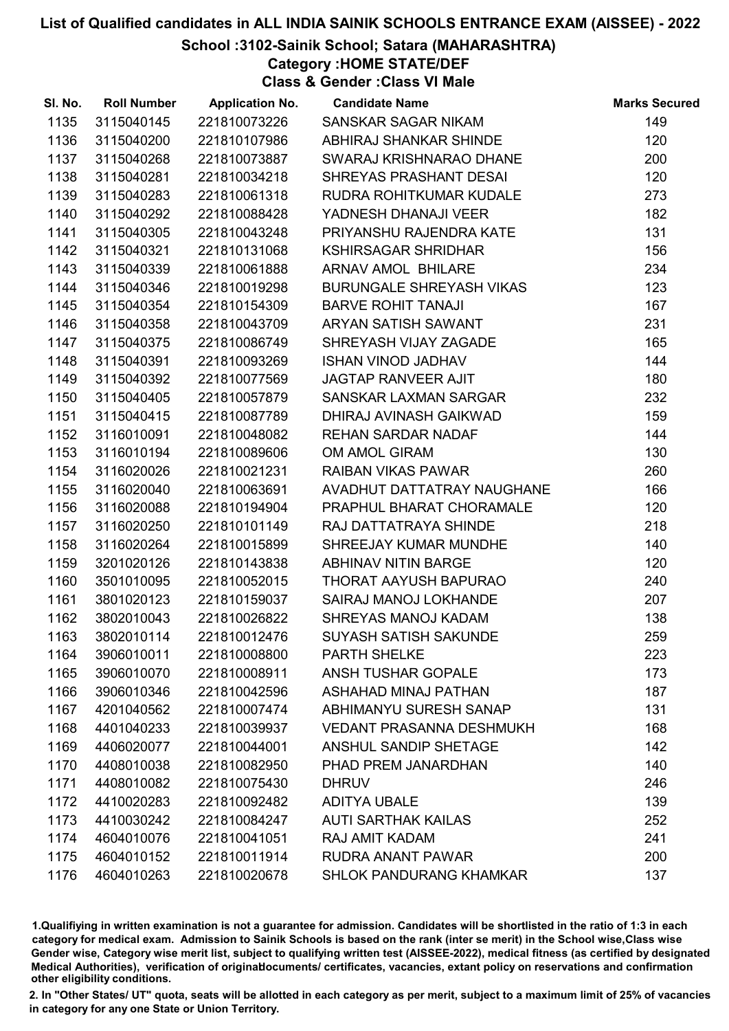# List of Qualified candidates in ALL INDIA SAINIK SCHOOLS ENTRANCE EXAM (AISSEE) - 2022

## School :3102-Sainik School; Satara (MAHARASHTRA)

### Category :HOME STATE/DEF

### Class & Gender :Class VI Male

| Sl. No. | Roll Number | Application No. | Candidate Name | Marks Secured |
|---|---|---|---|---|
| 1135 | 3115040145 | 221810073226 | SANSKAR SAGAR NIKAM | 149 |
| 1136 | 3115040200 | 221810107986 | ABHIRAJ SHANKAR SHINDE | 120 |
| 1137 | 3115040268 | 221810073887 | SWARAJ KRISHNARAO DHANE | 200 |
| 1138 | 3115040281 | 221810034218 | SHREYAS PRASHANT DESAI | 120 |
| 1139 | 3115040283 | 221810061318 | RUDRA ROHITKUMAR KUDALE | 273 |
| 1140 | 3115040292 | 221810088428 | YADNESH DHANAJI VEER | 182 |
| 1141 | 3115040305 | 221810043248 | PRIYANSHU RAJENDRA KATE | 131 |
| 1142 | 3115040321 | 221810131068 | KSHIRSAGAR SHRIDHAR | 156 |
| 1143 | 3115040339 | 221810061888 | ARNAV AMOL BHILARE | 234 |
| 1144 | 3115040346 | 221810019298 | BURUNGALE SHREYASH VIKAS | 123 |
| 1145 | 3115040354 | 221810154309 | BARVE ROHIT TANAJI | 167 |
| 1146 | 3115040358 | 221810043709 | ARYAN SATISH SAWANT | 231 |
| 1147 | 3115040375 | 221810086749 | SHREYASH VIJAY ZAGADE | 165 |
| 1148 | 3115040391 | 221810093269 | ISHAN VINOD JADHAV | 144 |
| 1149 | 3115040392 | 221810077569 | JAGTAP RANVEER AJIT | 180 |
| 1150 | 3115040405 | 221810057879 | SANSKAR LAXMAN SARGAR | 232 |
| 1151 | 3115040415 | 221810087789 | DHIRAJ AVINASH GAIKWAD | 159 |
| 1152 | 3116010091 | 221810048082 | REHAN SARDAR NADAF | 144 |
| 1153 | 3116010194 | 221810089606 | OM AMOL GIRAM | 130 |
| 1154 | 3116020026 | 221810021231 | RAIBAN VIKAS PAWAR | 260 |
| 1155 | 3116020040 | 221810063691 | AVADHUT DATTATRAY NAUGHANE | 166 |
| 1156 | 3116020088 | 221810194904 | PRAPHUL BHARAT CHORAMALE | 120 |
| 1157 | 3116020250 | 221810101149 | RAJ DATTATRAYA SHINDE | 218 |
| 1158 | 3116020264 | 221810015899 | SHREEJAY KUMAR MUNDHE | 140 |
| 1159 | 3201020126 | 221810143838 | ABHINAV NITIN BARGE | 120 |
| 1160 | 3501010095 | 221810052015 | THORAT AAYUSH BAPURAO | 240 |
| 1161 | 3801020123 | 221810159037 | SAIRAJ MANOJ LOKHANDE | 207 |
| 1162 | 3802010043 | 221810026822 | SHREYAS MANOJ KADAM | 138 |
| 1163 | 3802010114 | 221810012476 | SUYASH SATISH SAKUNDE | 259 |
| 1164 | 3906010011 | 221810008800 | PARTH SHELKE | 223 |
| 1165 | 3906010070 | 221810008911 | ANSH TUSHAR GOPALE | 173 |
| 1166 | 3906010346 | 221810042596 | ASHAHAD MINAJ PATHAN | 187 |
| 1167 | 4201040562 | 221810007474 | ABHIMANYU SURESH SANAP | 131 |
| 1168 | 4401040233 | 221810039937 | VEDANT PRASANNA DESHMUKH | 168 |
| 1169 | 4406020077 | 221810044001 | ANSHUL SANDIP SHETAGE | 142 |
| 1170 | 4408010038 | 221810082950 | PHAD PREM JANARDHAN | 140 |
| 1171 | 4408010082 | 221810075430 | DHRUV | 246 |
| 1172 | 4410020283 | 221810092482 | ADITYA UBALE | 139 |
| 1173 | 4410030242 | 221810084247 | AUTI SARTHAK KAILAS | 252 |
| 1174 | 4604010076 | 221810041051 | RAJ AMIT KADAM | 241 |
| 1175 | 4604010152 | 221810011914 | RUDRA ANANT PAWAR | 200 |
| 1176 | 4604010263 | 221810020678 | SHLOK PANDURANG KHAMKAR | 137 |

1.Qualifiying in written examination is not a guarantee for admission. Candidates will be shortlisted in the ratio of 1:3 in each category for medical exam. Admission to Sainik Schools is based on the rank (inter se merit) in the School wise,Class wise Gender wise, Category wise merit list, subject to qualifying written test (AISSEE-2022), medical fitness (as certified by designated Medical Authorities), verification of originaldocuments/ certificates, vacancies, extant policy on reservations and confirmation other eligibility conditions.

2. In "Other States/ UT" quota, seats will be allotted in each category as per merit, subject to a maximum limit of 25% of vacancies in category for any one State or Union Territory.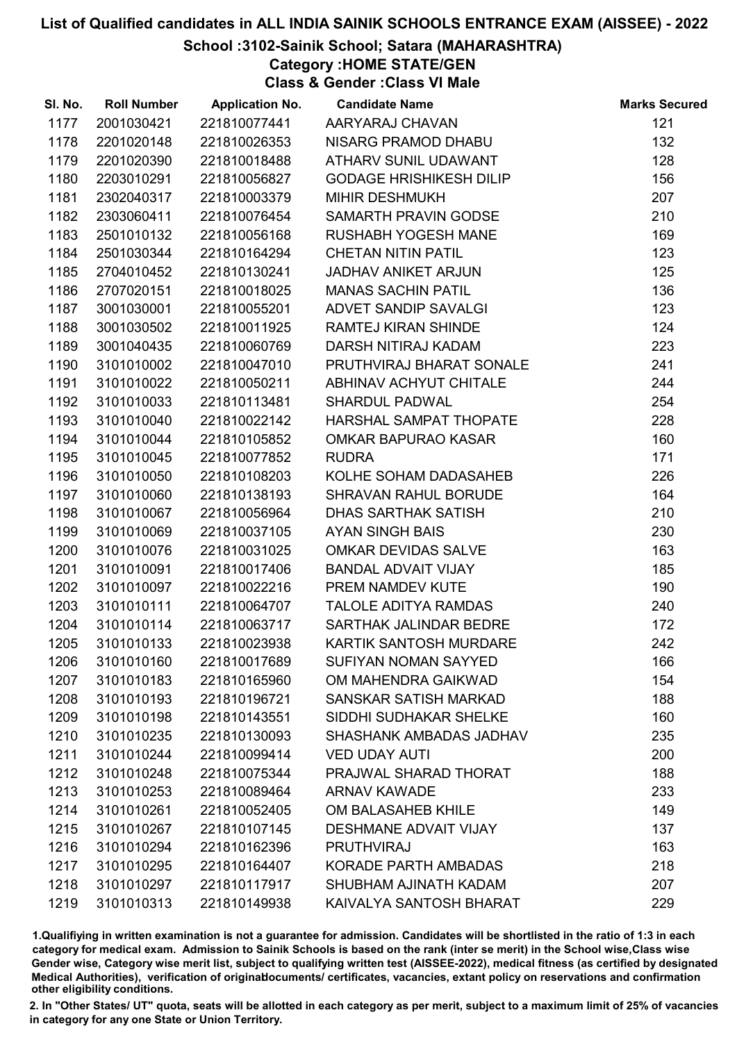# List of Qualified candidates in ALL INDIA SAINIK SCHOOLS ENTRANCE EXAM (AISSEE) - 2022

## School :3102-Sainik School; Satara (MAHARASHTRA)

### Category :HOME STATE/GEN

### Class & Gender :Class VI Male

| Sl. No. | Roll Number | Application No. | Candidate Name | Marks Secured |
|---|---|---|---|---|
| 1177 | 2001030421 | 221810077441 | AARYARAJ CHAVAN | 121 |
| 1178 | 2201020148 | 221810026353 | NISARG PRAMOD DHABU | 132 |
| 1179 | 2201020390 | 221810018488 | ATHARV SUNIL UDAWANT | 128 |
| 1180 | 2203010291 | 221810056827 | GODAGE HRISHIKESH DILIP | 156 |
| 1181 | 2302040317 | 221810003379 | MIHIR DESHMUKH | 207 |
| 1182 | 2303060411 | 221810076454 | SAMARTH PRAVIN GODSE | 210 |
| 1183 | 2501010132 | 221810056168 | RUSHABH YOGESH MANE | 169 |
| 1184 | 2501030344 | 221810164294 | CHETAN NITIN PATIL | 123 |
| 1185 | 2704010452 | 221810130241 | JADHAV ANIKET ARJUN | 125 |
| 1186 | 2707020151 | 221810018025 | MANAS SACHIN PATIL | 136 |
| 1187 | 3001030001 | 221810055201 | ADVET SANDIP SAVALGI | 123 |
| 1188 | 3001030502 | 221810011925 | RAMTEJ KIRAN SHINDE | 124 |
| 1189 | 3001040435 | 221810060769 | DARSH NITIRAJ KADAM | 223 |
| 1190 | 3101010002 | 221810047010 | PRUTHVIRAJ BHARAT SONALE | 241 |
| 1191 | 3101010022 | 221810050211 | ABHINAV ACHYUT CHITALE | 244 |
| 1192 | 3101010033 | 221810113481 | SHARDUL PADWAL | 254 |
| 1193 | 3101010040 | 221810022142 | HARSHAL SAMPAT THOPATE | 228 |
| 1194 | 3101010044 | 221810105852 | OMKAR BAPURAO KASAR | 160 |
| 1195 | 3101010045 | 221810077852 | RUDRA | 171 |
| 1196 | 3101010050 | 221810108203 | KOLHE SOHAM DADASAHEB | 226 |
| 1197 | 3101010060 | 221810138193 | SHRAVAN RAHUL BORUDE | 164 |
| 1198 | 3101010067 | 221810056964 | DHAS SARTHAK SATISH | 210 |
| 1199 | 3101010069 | 221810037105 | AYAN SINGH BAIS | 230 |
| 1200 | 3101010076 | 221810031025 | OMKAR DEVIDAS SALVE | 163 |
| 1201 | 3101010091 | 221810017406 | BANDAL ADVAIT VIJAY | 185 |
| 1202 | 3101010097 | 221810022216 | PREM NAMDEV KUTE | 190 |
| 1203 | 3101010111 | 221810064707 | TALOLE ADITYA RAMDAS | 240 |
| 1204 | 3101010114 | 221810063717 | SARTHAK JALINDAR BEDRE | 172 |
| 1205 | 3101010133 | 221810023938 | KARTIK SANTOSH MURDARE | 242 |
| 1206 | 3101010160 | 221810017689 | SUFIYAN NOMAN SAYYED | 166 |
| 1207 | 3101010183 | 221810165960 | OM MAHENDRA GAIKWAD | 154 |
| 1208 | 3101010193 | 221810196721 | SANSKAR SATISH MARKAD | 188 |
| 1209 | 3101010198 | 221810143551 | SIDDHI SUDHAKAR SHELKE | 160 |
| 1210 | 3101010235 | 221810130093 | SHASHANK AMBADAS JADHAV | 235 |
| 1211 | 3101010244 | 221810099414 | VED UDAY AUTI | 200 |
| 1212 | 3101010248 | 221810075344 | PRAJWAL SHARAD THORAT | 188 |
| 1213 | 3101010253 | 221810089464 | ARNAV KAWADE | 233 |
| 1214 | 3101010261 | 221810052405 | OM BALASAHEB KHILE | 149 |
| 1215 | 3101010267 | 221810107145 | DESHMANE ADVAIT VIJAY | 137 |
| 1216 | 3101010294 | 221810162396 | PRUTHVIRAJ | 163 |
| 1217 | 3101010295 | 221810164407 | KORADE PARTH AMBADAS | 218 |
| 1218 | 3101010297 | 221810117917 | SHUBHAM AJINATH KADAM | 207 |
| 1219 | 3101010313 | 221810149938 | KAIVALYA SANTOSH BHARAT | 229 |

1.Qualifiying in written examination is not a guarantee for admission. Candidates will be shortlisted in the ratio of 1:3 in each category for medical exam. Admission to Sainik Schools is based on the rank (inter se merit) in the School wise,Class wise Gender wise, Category wise merit list, subject to qualifying written test (AISSEE-2022), medical fitness (as certified by designated Medical Authorities), verification of originaldocuments/ certificates, vacancies, extant policy on reservations and confirmation other eligibility conditions.

2. In "Other States/ UT" quota, seats will be allotted in each category as per merit, subject to a maximum limit of 25% of vacancies in category for any one State or Union Territory.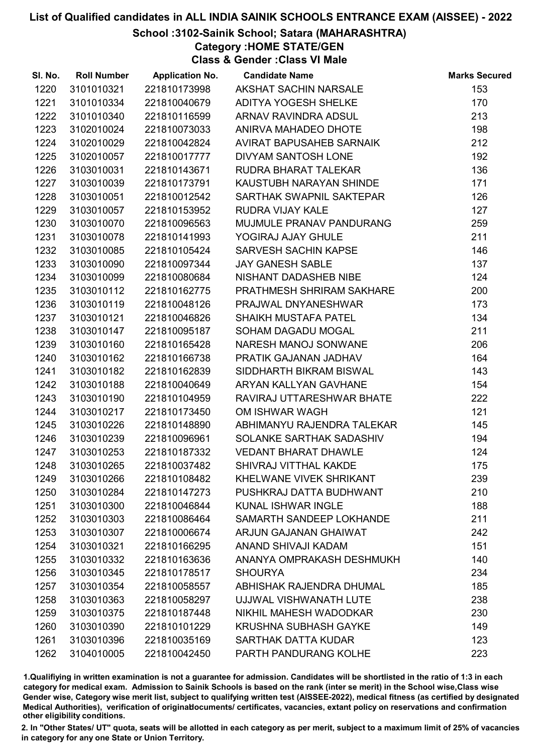# List of Qualified candidates in ALL INDIA SAINIK SCHOOLS ENTRANCE EXAM (AISSEE) - 2022

## School :3102-Sainik School; Satara (MAHARASHTRA)

### Category :HOME STATE/GEN

### Class & Gender :Class VI Male

| Sl. No. | Roll Number | Application No. | Candidate Name | Marks Secured |
|---|---|---|---|---|
| 1220 | 3101010321 | 221810173998 | AKSHAT SACHIN NARSALE | 153 |
| 1221 | 3101010334 | 221810040679 | ADITYA YOGESH SHELKE | 170 |
| 1222 | 3101010340 | 221810116599 | ARNAV RAVINDRA ADSUL | 213 |
| 1223 | 3102010024 | 221810073033 | ANIRVA MAHADEO DHOTE | 198 |
| 1224 | 3102010029 | 221810042824 | AVIRAT BAPUSAHEB SARNAIK | 212 |
| 1225 | 3102010057 | 221810017777 | DIVYAM SANTOSH LONE | 192 |
| 1226 | 3103010031 | 221810143671 | RUDRA BHARAT TALEKAR | 136 |
| 1227 | 3103010039 | 221810173791 | KAUSTUBH NARAYAN SHINDE | 171 |
| 1228 | 3103010051 | 221810012542 | SARTHAK SWAPNIL SAKTEPAR | 126 |
| 1229 | 3103010057 | 221810153952 | RUDRA VIJAY KALE | 127 |
| 1230 | 3103010070 | 221810096563 | MUJMULE PRANAV PANDURANG | 259 |
| 1231 | 3103010078 | 221810141993 | YOGIRAJ AJAY GHULE | 211 |
| 1232 | 3103010085 | 221810105424 | SARVESH SACHIN KAPSE | 146 |
| 1233 | 3103010090 | 221810097344 | JAY GANESH SABLE | 137 |
| 1234 | 3103010099 | 221810080684 | NISHANT DADASHEB NIBE | 124 |
| 1235 | 3103010112 | 221810162775 | PRATHMESH SHRIRAM SAKHARE | 200 |
| 1236 | 3103010119 | 221810048126 | PRAJWAL DNYANESHWAR | 173 |
| 1237 | 3103010121 | 221810046826 | SHAIKH MUSTAFA PATEL | 134 |
| 1238 | 3103010147 | 221810095187 | SOHAM DAGADU MOGAL | 211 |
| 1239 | 3103010160 | 221810165428 | NARESH MANOJ SONWANE | 206 |
| 1240 | 3103010162 | 221810166738 | PRATIK GAJANAN JADHAV | 164 |
| 1241 | 3103010182 | 221810162839 | SIDDHARTH BIKRAM BISWAL | 143 |
| 1242 | 3103010188 | 221810040649 | ARYAN KALLYAN GAVHANE | 154 |
| 1243 | 3103010190 | 221810104959 | RAVIRAJ UTTARESHWAR BHATE | 222 |
| 1244 | 3103010217 | 221810173450 | OM ISHWAR WAGH | 121 |
| 1245 | 3103010226 | 221810148890 | ABHIMANYU RAJENDRA TALEKAR | 145 |
| 1246 | 3103010239 | 221810096961 | SOLANKE SARTHAK SADASHIV | 194 |
| 1247 | 3103010253 | 221810187332 | VEDANT BHARAT DHAWLE | 124 |
| 1248 | 3103010265 | 221810037482 | SHIVRAJ VITTHAL KAKDE | 175 |
| 1249 | 3103010266 | 221810108482 | KHELWANE VIVEK SHRIKANT | 239 |
| 1250 | 3103010284 | 221810147273 | PUSHKRAJ DATTA BUDHWANT | 210 |
| 1251 | 3103010300 | 221810046844 | KUNAL ISHWAR INGLE | 188 |
| 1252 | 3103010303 | 221810086464 | SAMARTH SANDEEP LOKHANDE | 211 |
| 1253 | 3103010307 | 221810006674 | ARJUN GAJANAN GHAIWAT | 242 |
| 1254 | 3103010321 | 221810166295 | ANAND SHIVAJI KADAM | 151 |
| 1255 | 3103010332 | 221810163636 | ANANYA OMPRAKASH DESHMUKH | 140 |
| 1256 | 3103010345 | 221810178517 | SHOURYA | 234 |
| 1257 | 3103010354 | 221810058557 | ABHISHAK RAJENDRA DHUMAL | 185 |
| 1258 | 3103010363 | 221810058297 | UJJWAL VISHWANATH LUTE | 238 |
| 1259 | 3103010375 | 221810187448 | NIKHIL MAHESH WADODKAR | 230 |
| 1260 | 3103010390 | 221810101229 | KRUSHNA SUBHASH GAYKE | 149 |
| 1261 | 3103010396 | 221810035169 | SARTHAK DATTA KUDAR | 123 |
| 1262 | 3104010005 | 221810042450 | PARTH PANDURANG KOLHE | 223 |

1.Qualifiying in written examination is not a guarantee for admission. Candidates will be shortlisted in the ratio of 1:3 in each category for medical exam. Admission to Sainik Schools is based on the rank (inter se merit) in the School wise,Class wise Gender wise, Category wise merit list, subject to qualifying written test (AISSEE-2022), medical fitness (as certified by designated Medical Authorities), verification of originaldocuments/ certificates, vacancies, extant policy on reservations and confirmation other eligibility conditions.

2. In "Other States/ UT" quota, seats will be allotted in each category as per merit, subject to a maximum limit of 25% of vacancies in category for any one State or Union Territory.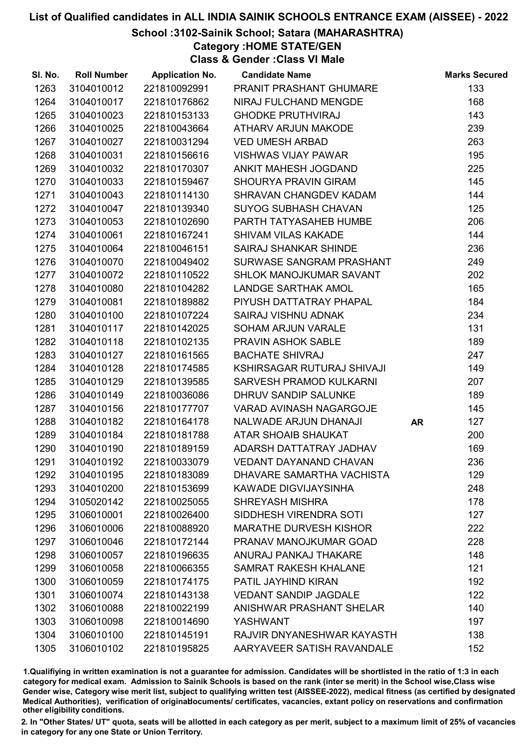# List of Qualified candidates in ALL INDIA SAINIK SCHOOLS ENTRANCE EXAM (AISSEE) - 2022

## School :3102-Sainik School; Satara (MAHARASHTRA)

### Category :HOME STATE/GEN

### Class & Gender :Class VI Male

| Sl. No. | Roll Number | Application No. | Candidate Name | | Marks Secured |
|---|---|---|---|---|---|
| 1263 | 3104010012 | 221810092991 | PRANIT PRASHANT GHUMARE | | 133 |
| 1264 | 3104010017 | 221810176862 | NIRAJ FULCHAND MENGDE | | 168 |
| 1265 | 3104010023 | 221810153133 | GHODKE PRUTHVIRAJ | | 143 |
| 1266 | 3104010025 | 221810043664 | ATHARV ARJUN MAKODE | | 239 |
| 1267 | 3104010027 | 221810031294 | VED UMESH ARBAD | | 263 |
| 1268 | 3104010031 | 221810156616 | VISHWAS VIJAY PAWAR | | 195 |
| 1269 | 3104010032 | 221810170307 | ANKIT MAHESH JOGDAND | | 225 |
| 1270 | 3104010033 | 221810159467 | SHOURYA PRAVIN GIRAM | | 145 |
| 1271 | 3104010043 | 221810114130 | SHRAVAN CHANGDEV KADAM | | 144 |
| 1272 | 3104010047 | 221810139340 | SUYOG SUBHASH CHAVAN | | 125 |
| 1273 | 3104010053 | 221810102690 | PARTH TATYASAHEB HUMBE | | 206 |
| 1274 | 3104010061 | 221810167241 | SHIVAM VILAS KAKADE | | 144 |
| 1275 | 3104010064 | 221810046151 | SAIRAJ SHANKAR SHINDE | | 236 |
| 1276 | 3104010070 | 221810049402 | SURWASE SANGRAM PRASHANT | | 249 |
| 1277 | 3104010072 | 221810110522 | SHLOK MANOJKUMAR SAVANT | | 202 |
| 1278 | 3104010080 | 221810104282 | LANDGE SARTHAK AMOL | | 165 |
| 1279 | 3104010081 | 221810189882 | PIYUSH DATTATRAY PHAPAL | | 184 |
| 1280 | 3104010100 | 221810107224 | SAIRAJ VISHNU ADNAK | | 234 |
| 1281 | 3104010117 | 221810142025 | SOHAM ARJUN VARALE | | 131 |
| 1282 | 3104010118 | 221810102135 | PRAVIN ASHOK SABLE | | 189 |
| 1283 | 3104010127 | 221810161565 | BACHATE SHIVRAJ | | 247 |
| 1284 | 3104010128 | 221810174585 | KSHIRSAGAR RUTURAJ SHIVAJI | | 149 |
| 1285 | 3104010129 | 221810139585 | SARVESH PRAMOD KULKARNI | | 207 |
| 1286 | 3104010149 | 221810036086 | DHRUV SANDIP SALUNKE | | 189 |
| 1287 | 3104010156 | 221810177707 | VARAD AVINASH NAGARGOJE | | 145 |
| 1288 | 3104010182 | 221810164178 | NALWADE ARJUN DHANAJI | AR | 127 |
| 1289 | 3104010184 | 221810181788 | ATAR SHOAIB SHAUKAT | | 200 |
| 1290 | 3104010190 | 221810189159 | ADARSH DATTATRAY JADHAV | | 169 |
| 1291 | 3104010192 | 221810033079 | VEDANT DAYANAND CHAVAN | | 236 |
| 1292 | 3104010195 | 221810183089 | DHAVARE SAMARTHA VACHISTA | | 129 |
| 1293 | 3104010200 | 221810153699 | KAWADE DIGVIJAYSINHA | | 248 |
| 1294 | 3105020142 | 221810025055 | SHREYASH MISHRA | | 178 |
| 1295 | 3106010001 | 221810026400 | SIDDHESH VIRENDRA SOTI | | 127 |
| 1296 | 3106010006 | 221810088920 | MARATHE DURVESH KISHOR | | 222 |
| 1297 | 3106010046 | 221810172144 | PRANAV MANOJKUMAR GOAD | | 228 |
| 1298 | 3106010057 | 221810196635 | ANURAJ PANKAJ THAKARE | | 148 |
| 1299 | 3106010058 | 221810066355 | SAMRAT RAKESH KHALANE | | 121 |
| 1300 | 3106010059 | 221810174175 | PATIL JAYHIND KIRAN | | 192 |
| 1301 | 3106010074 | 221810143138 | VEDANT SANDIP JAGDALE | | 122 |
| 1302 | 3106010088 | 221810022199 | ANISHWAR PRASHANT SHELAR | | 140 |
| 1303 | 3106010098 | 221810014690 | YASHWANT | | 197 |
| 1304 | 3106010100 | 221810145191 | RAJVIR DNYANESHWAR KAYASTH | | 138 |
| 1305 | 3106010102 | 221810195825 | AARYAVEER SATISH RAVANDALE | | 152 |

1.Qualifiying in written examination is not a guarantee for admission. Candidates will be shortlisted in the ratio of 1:3 in each category for medical exam. Admission to Sainik Schools is based on the rank (inter se merit) in the School wise,Class wise Gender wise, Category wise merit list, subject to qualifying written test (AISSEE-2022), medical fitness (as certified by designated Medical Authorities), verification of originaldocuments/ certificates, vacancies, extant policy on reservations and confirmation other eligibility conditions.

2. In "Other States/ UT" quota, seats will be allotted in each category as per merit, subject to a maximum limit of 25% of vacancies in category for any one State or Union Territory.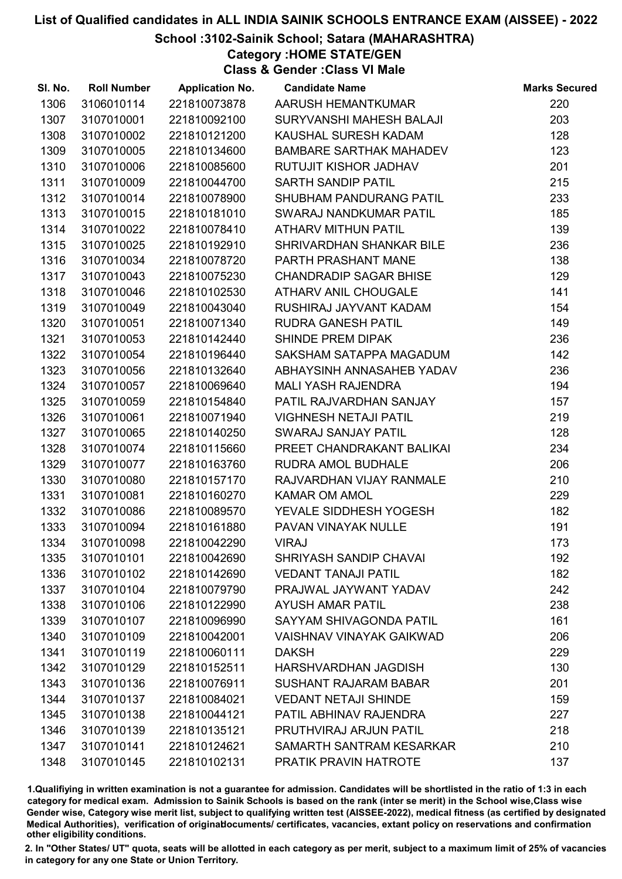# List of Qualified candidates in ALL INDIA SAINIK SCHOOLS ENTRANCE EXAM (AISSEE) - 2022

## School :3102-Sainik School; Satara (MAHARASHTRA)

### Category :HOME STATE/GEN

### Class & Gender :Class VI Male

| Sl. No. | Roll Number | Application No. | Candidate Name | Marks Secured |
|---|---|---|---|---|
| 1306 | 3106010114 | 221810073878 | AARUSH HEMANTKUMAR | 220 |
| 1307 | 3107010001 | 221810092100 | SURYVANSHI MAHESH BALAJI | 203 |
| 1308 | 3107010002 | 221810121200 | KAUSHAL SURESH KADAM | 128 |
| 1309 | 3107010005 | 221810134600 | BAMBARE SARTHAK MAHADEV | 123 |
| 1310 | 3107010006 | 221810085600 | RUTUJIT KISHOR JADHAV | 201 |
| 1311 | 3107010009 | 221810044700 | SARTH SANDIP PATIL | 215 |
| 1312 | 3107010014 | 221810078900 | SHUBHAM PANDURANG PATIL | 233 |
| 1313 | 3107010015 | 221810181010 | SWARAJ NANDKUMAR PATIL | 185 |
| 1314 | 3107010022 | 221810078410 | ATHARV MITHUN PATIL | 139 |
| 1315 | 3107010025 | 221810192910 | SHRIVARDHAN SHANKAR BILE | 236 |
| 1316 | 3107010034 | 221810078720 | PARTH PRASHANT MANE | 138 |
| 1317 | 3107010043 | 221810075230 | CHANDRADIP SAGAR BHISE | 129 |
| 1318 | 3107010046 | 221810102530 | ATHARV ANIL CHOUGALE | 141 |
| 1319 | 3107010049 | 221810043040 | RUSHIRAJ JAYVANT KADAM | 154 |
| 1320 | 3107010051 | 221810071340 | RUDRA GANESH PATIL | 149 |
| 1321 | 3107010053 | 221810142440 | SHINDE PREM DIPAK | 236 |
| 1322 | 3107010054 | 221810196440 | SAKSHAM SATAPPA MAGADUM | 142 |
| 1323 | 3107010056 | 221810132640 | ABHAYSINH ANNASAHEB YADAV | 236 |
| 1324 | 3107010057 | 221810069640 | MALI YASH RAJENDRA | 194 |
| 1325 | 3107010059 | 221810154840 | PATIL RAJVARDHAN SANJAY | 157 |
| 1326 | 3107010061 | 221810071940 | VIGHNESH NETAJI PATIL | 219 |
| 1327 | 3107010065 | 221810140250 | SWARAJ SANJAY PATIL | 128 |
| 1328 | 3107010074 | 221810115660 | PREET CHANDRAKANT BALIKAI | 234 |
| 1329 | 3107010077 | 221810163760 | RUDRA AMOL BUDHALE | 206 |
| 1330 | 3107010080 | 221810157170 | RAJVARDHAN VIJAY RANMALE | 210 |
| 1331 | 3107010081 | 221810160270 | KAMAR OM AMOL | 229 |
| 1332 | 3107010086 | 221810089570 | YEVALE SIDDHESH YOGESH | 182 |
| 1333 | 3107010094 | 221810161880 | PAVAN VINAYAK NULLE | 191 |
| 1334 | 3107010098 | 221810042290 | VIRAJ | 173 |
| 1335 | 3107010101 | 221810042690 | SHRIYASH SANDIP CHAVAI | 192 |
| 1336 | 3107010102 | 221810142690 | VEDANT TANAJI PATIL | 182 |
| 1337 | 3107010104 | 221810079790 | PRAJWAL JAYWANT YADAV | 242 |
| 1338 | 3107010106 | 221810122990 | AYUSH AMAR PATIL | 238 |
| 1339 | 3107010107 | 221810096990 | SAYYAM SHIVAGONDA PATIL | 161 |
| 1340 | 3107010109 | 221810042001 | VAISHNAV VINAYAK GAIKWAD | 206 |
| 1341 | 3107010119 | 221810060111 | DAKSH | 229 |
| 1342 | 3107010129 | 221810152511 | HARSHVARDHAN JAGDISH | 130 |
| 1343 | 3107010136 | 221810076911 | SUSHANT RAJARAM BABAR | 201 |
| 1344 | 3107010137 | 221810084021 | VEDANT NETAJI SHINDE | 159 |
| 1345 | 3107010138 | 221810044121 | PATIL ABHINAV RAJENDRA | 227 |
| 1346 | 3107010139 | 221810135121 | PRUTHVIRAJ ARJUN PATIL | 218 |
| 1347 | 3107010141 | 221810124621 | SAMARTH SANTRAM KESARKAR | 210 |
| 1348 | 3107010145 | 221810102131 | PRATIK PRAVIN HATROTE | 137 |

1.Qualifiying in written examination is not a guarantee for admission. Candidates will be shortlisted in the ratio of 1:3 in each category for medical exam. Admission to Sainik Schools is based on the rank (inter se merit) in the School wise,Class wise Gender wise, Category wise merit list, subject to qualifying written test (AISSEE-2022), medical fitness (as certified by designated Medical Authorities), verification of originaldocuments/ certificates, vacancies, extant policy on reservations and confirmation other eligibility conditions.

2. In "Other States/ UT" quota, seats will be allotted in each category as per merit, subject to a maximum limit of 25% of vacancies in category for any one State or Union Territory.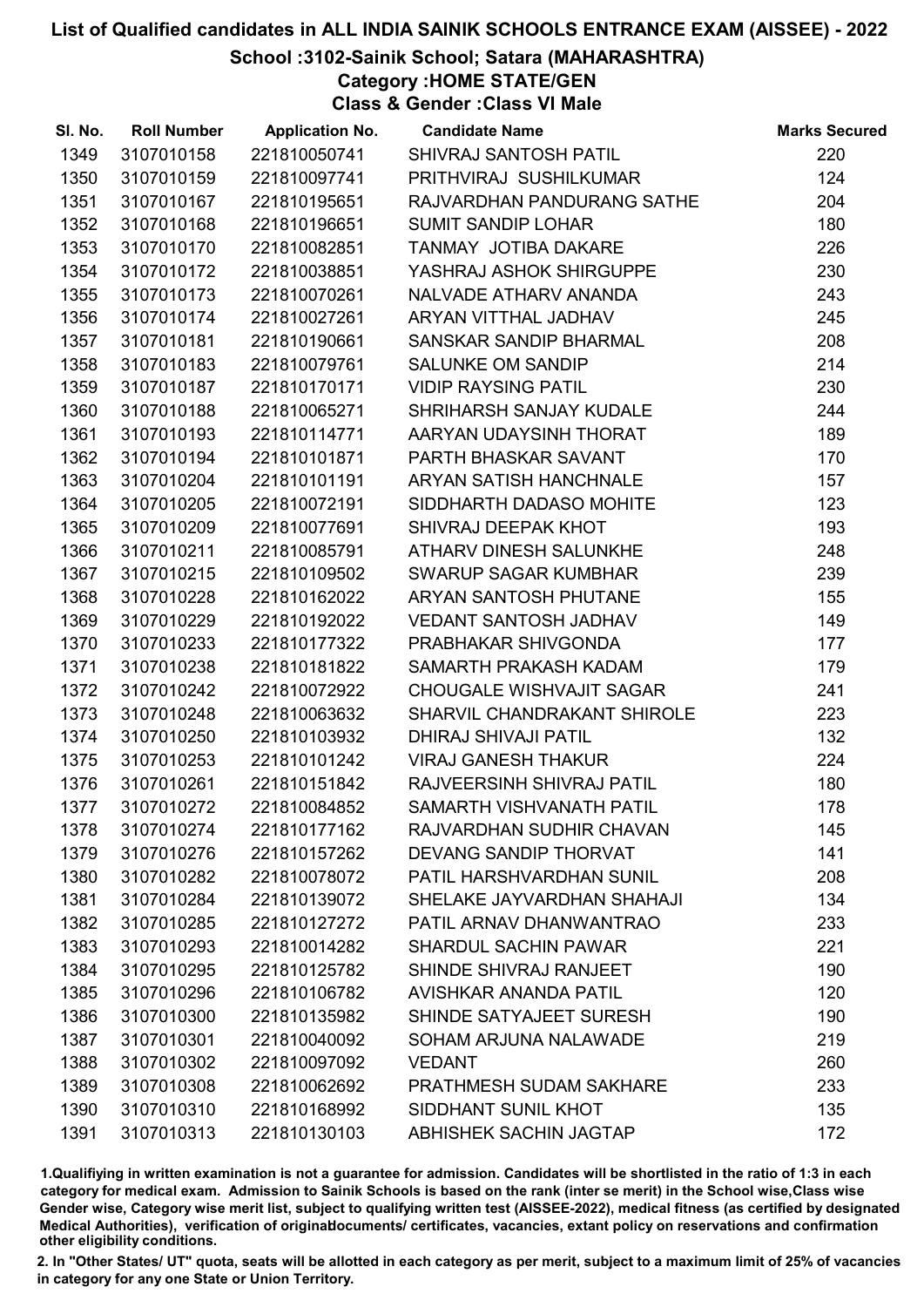# List of Qualified candidates in ALL INDIA SAINIK SCHOOLS ENTRANCE EXAM (AISSEE) - 2022

## School :3102-Sainik School; Satara (MAHARASHTRA)

### Category :HOME STATE/GEN

### Class & Gender :Class VI Male

| Sl. No. | Roll Number | Application No. | Candidate Name | Marks Secured |
|---|---|---|---|---|
| 1349 | 3107010158 | 221810050741 | SHIVRAJ SANTOSH PATIL | 220 |
| 1350 | 3107010159 | 221810097741 | PRITHVIRAJ SUSHILKUMAR | 124 |
| 1351 | 3107010167 | 221810195651 | RAJVARDHAN PANDURANG SATHE | 204 |
| 1352 | 3107010168 | 221810196651 | SUMIT SANDIP LOHAR | 180 |
| 1353 | 3107010170 | 221810082851 | TANMAY JOTIBA DAKARE | 226 |
| 1354 | 3107010172 | 221810038851 | YASHRAJ ASHOK SHIRGUPPE | 230 |
| 1355 | 3107010173 | 221810070261 | NALVADE ATHARV ANANDA | 243 |
| 1356 | 3107010174 | 221810027261 | ARYAN VITTHAL JADHAV | 245 |
| 1357 | 3107010181 | 221810190661 | SANSKAR SANDIP BHARMAL | 208 |
| 1358 | 3107010183 | 221810079761 | SALUNKE OM SANDIP | 214 |
| 1359 | 3107010187 | 221810170171 | VIDIP RAYSING PATIL | 230 |
| 1360 | 3107010188 | 221810065271 | SHRIHARSH SANJAY KUDALE | 244 |
| 1361 | 3107010193 | 221810114771 | AARYAN UDAYSINH THORAT | 189 |
| 1362 | 3107010194 | 221810101871 | PARTH BHASKAR SAVANT | 170 |
| 1363 | 3107010204 | 221810101191 | ARYAN SATISH HANCHNALE | 157 |
| 1364 | 3107010205 | 221810072191 | SIDDHARTH DADASO MOHITE | 123 |
| 1365 | 3107010209 | 221810077691 | SHIVRAJ DEEPAK KHOT | 193 |
| 1366 | 3107010211 | 221810085791 | ATHARV DINESH SALUNKHE | 248 |
| 1367 | 3107010215 | 221810109502 | SWARUP SAGAR KUMBHAR | 239 |
| 1368 | 3107010228 | 221810162022 | ARYAN SANTOSH PHUTANE | 155 |
| 1369 | 3107010229 | 221810192022 | VEDANT SANTOSH JADHAV | 149 |
| 1370 | 3107010233 | 221810177322 | PRABHAKAR SHIVGONDA | 177 |
| 1371 | 3107010238 | 221810181822 | SAMARTH PRAKASH KADAM | 179 |
| 1372 | 3107010242 | 221810072922 | CHOUGALE WISHVAJIT SAGAR | 241 |
| 1373 | 3107010248 | 221810063632 | SHARVIL CHANDRAKANT SHIROLE | 223 |
| 1374 | 3107010250 | 221810103932 | DHIRAJ SHIVAJI PATIL | 132 |
| 1375 | 3107010253 | 221810101242 | VIRAJ GANESH THAKUR | 224 |
| 1376 | 3107010261 | 221810151842 | RAJVEERSINH SHIVRAJ PATIL | 180 |
| 1377 | 3107010272 | 221810084852 | SAMARTH VISHVANATH PATIL | 178 |
| 1378 | 3107010274 | 221810177162 | RAJVARDHAN SUDHIR CHAVAN | 145 |
| 1379 | 3107010276 | 221810157262 | DEVANG SANDIP THORVAT | 141 |
| 1380 | 3107010282 | 221810078072 | PATIL HARSHVARDHAN SUNIL | 208 |
| 1381 | 3107010284 | 221810139072 | SHELAKE JAYVARDHAN SHAHAJI | 134 |
| 1382 | 3107010285 | 221810127272 | PATIL ARNAV DHANWANTRAO | 233 |
| 1383 | 3107010293 | 221810014282 | SHARDUL SACHIN PAWAR | 221 |
| 1384 | 3107010295 | 221810125782 | SHINDE SHIVRAJ RANJEET | 190 |
| 1385 | 3107010296 | 221810106782 | AVISHKAR ANANDA PATIL | 120 |
| 1386 | 3107010300 | 221810135982 | SHINDE SATYAJEET SURESH | 190 |
| 1387 | 3107010301 | 221810040092 | SOHAM ARJUNA NALAWADE | 219 |
| 1388 | 3107010302 | 221810097092 | VEDANT | 260 |
| 1389 | 3107010308 | 221810062692 | PRATHMESH SUDAM SAKHARE | 233 |
| 1390 | 3107010310 | 221810168992 | SIDDHANT SUNIL KHOT | 135 |
| 1391 | 3107010313 | 221810130103 | ABHISHEK SACHIN JAGTAP | 172 |

1.Qualifiying in written examination is not a guarantee for admission. Candidates will be shortlisted in the ratio of 1:3 in each category for medical exam. Admission to Sainik Schools is based on the rank (inter se merit) in the School wise,Class wise Gender wise, Category wise merit list, subject to qualifying written test (AISSEE-2022), medical fitness (as certified by designated Medical Authorities), verification of originaldocuments/ certificates, vacancies, extant policy on reservations and confirmation other eligibility conditions.

2. In "Other States/ UT" quota, seats will be allotted in each category as per merit, subject to a maximum limit of 25% of vacancies in category for any one State or Union Territory.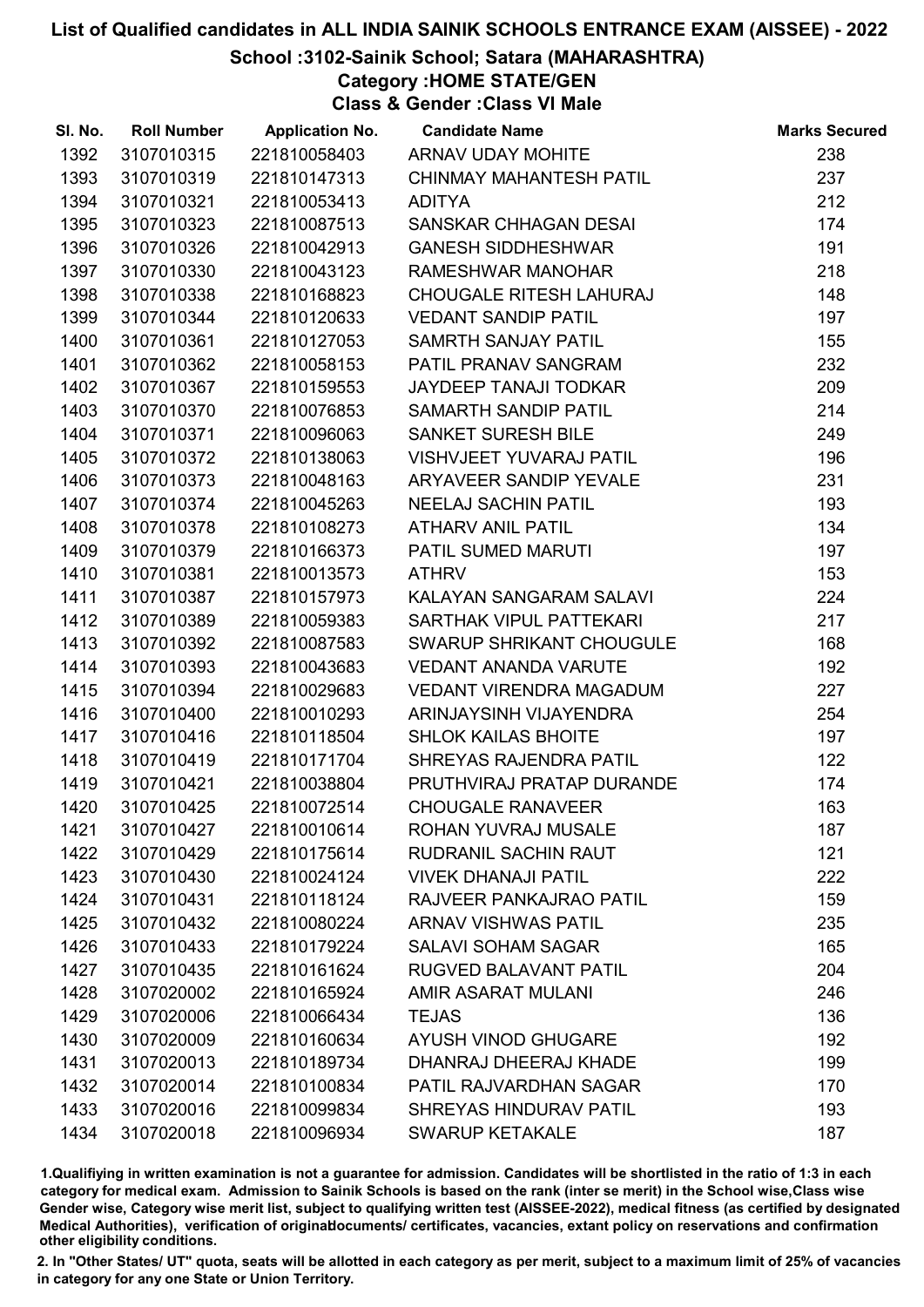# List of Qualified candidates in ALL INDIA SAINIK SCHOOLS ENTRANCE EXAM (AISSEE) - 2022

## School :3102-Sainik School; Satara (MAHARASHTRA)

### Category :HOME STATE/GEN

### Class & Gender :Class VI Male

| Sl. No. | Roll Number | Application No. | Candidate Name | Marks Secured |
|---|---|---|---|---|
| 1392 | 3107010315 | 221810058403 | ARNAV UDAY MOHITE | 238 |
| 1393 | 3107010319 | 221810147313 | CHINMAY MAHANTESH PATIL | 237 |
| 1394 | 3107010321 | 221810053413 | ADITYA | 212 |
| 1395 | 3107010323 | 221810087513 | SANSKAR CHHAGAN DESAI | 174 |
| 1396 | 3107010326 | 221810042913 | GANESH SIDDHESHWAR | 191 |
| 1397 | 3107010330 | 221810043123 | RAMESHWAR MANOHAR | 218 |
| 1398 | 3107010338 | 221810168823 | CHOUGALE RITESH LAHURAJ | 148 |
| 1399 | 3107010344 | 221810120633 | VEDANT SANDIP PATIL | 197 |
| 1400 | 3107010361 | 221810127053 | SAMRTH SANJAY PATIL | 155 |
| 1401 | 3107010362 | 221810058153 | PATIL PRANAV SANGRAM | 232 |
| 1402 | 3107010367 | 221810159553 | JAYDEEP TANAJI TODKAR | 209 |
| 1403 | 3107010370 | 221810076853 | SAMARTH SANDIP PATIL | 214 |
| 1404 | 3107010371 | 221810096063 | SANKET SURESH BILE | 249 |
| 1405 | 3107010372 | 221810138063 | VISHVJEET YUVARAJ PATIL | 196 |
| 1406 | 3107010373 | 221810048163 | ARYAVEER SANDIP YEVALE | 231 |
| 1407 | 3107010374 | 221810045263 | NEELAJ SACHIN PATIL | 193 |
| 1408 | 3107010378 | 221810108273 | ATHARV ANIL PATIL | 134 |
| 1409 | 3107010379 | 221810166373 | PATIL SUMED MARUTI | 197 |
| 1410 | 3107010381 | 221810013573 | ATHRV | 153 |
| 1411 | 3107010387 | 221810157973 | KALAYAN SANGARAM SALAVI | 224 |
| 1412 | 3107010389 | 221810059383 | SARTHAK VIPUL PATTEKARI | 217 |
| 1413 | 3107010392 | 221810087583 | SWARUP SHRIKANT CHOUGULE | 168 |
| 1414 | 3107010393 | 221810043683 | VEDANT ANANDA VARUTE | 192 |
| 1415 | 3107010394 | 221810029683 | VEDANT VIRENDRA MAGADUM | 227 |
| 1416 | 3107010400 | 221810010293 | ARINJAYSINH VIJAYENDRA | 254 |
| 1417 | 3107010416 | 221810118504 | SHLOK KAILAS BHOITE | 197 |
| 1418 | 3107010419 | 221810171704 | SHREYAS RAJENDRA PATIL | 122 |
| 1419 | 3107010421 | 221810038804 | PRUTHVIRAJ PRATAP DURANDE | 174 |
| 1420 | 3107010425 | 221810072514 | CHOUGALE RANAVEER | 163 |
| 1421 | 3107010427 | 221810010614 | ROHAN YUVRAJ MUSALE | 187 |
| 1422 | 3107010429 | 221810175614 | RUDRANIL SACHIN RAUT | 121 |
| 1423 | 3107010430 | 221810024124 | VIVEK DHANAJI PATIL | 222 |
| 1424 | 3107010431 | 221810118124 | RAJVEER PANKAJRAO PATIL | 159 |
| 1425 | 3107010432 | 221810080224 | ARNAV VISHWAS PATIL | 235 |
| 1426 | 3107010433 | 221810179224 | SALAVI SOHAM SAGAR | 165 |
| 1427 | 3107010435 | 221810161624 | RUGVED BALAVANT PATIL | 204 |
| 1428 | 3107020002 | 221810165924 | AMIR ASARAT MULANI | 246 |
| 1429 | 3107020006 | 221810066434 | TEJAS | 136 |
| 1430 | 3107020009 | 221810160634 | AYUSH VINOD GHUGARE | 192 |
| 1431 | 3107020013 | 221810189734 | DHANRAJ DHEERAJ KHADE | 199 |
| 1432 | 3107020014 | 221810100834 | PATIL RAJVARDHAN SAGAR | 170 |
| 1433 | 3107020016 | 221810099834 | SHREYAS HINDURAV PATIL | 193 |
| 1434 | 3107020018 | 221810096934 | SWARUP KETAKALE | 187 |

1.Qualifiying in written examination is not a guarantee for admission. Candidates will be shortlisted in the ratio of 1:3 in each category for medical exam. Admission to Sainik Schools is based on the rank (inter se merit) in the School wise,Class wise Gender wise, Category wise merit list, subject to qualifying written test (AISSEE-2022), medical fitness (as certified by designated Medical Authorities), verification of originaldocuments/ certificates, vacancies, extant policy on reservations and confirmation other eligibility conditions.

2. In "Other States/ UT" quota, seats will be allotted in each category as per merit, subject to a maximum limit of 25% of vacancies in category for any one State or Union Territory.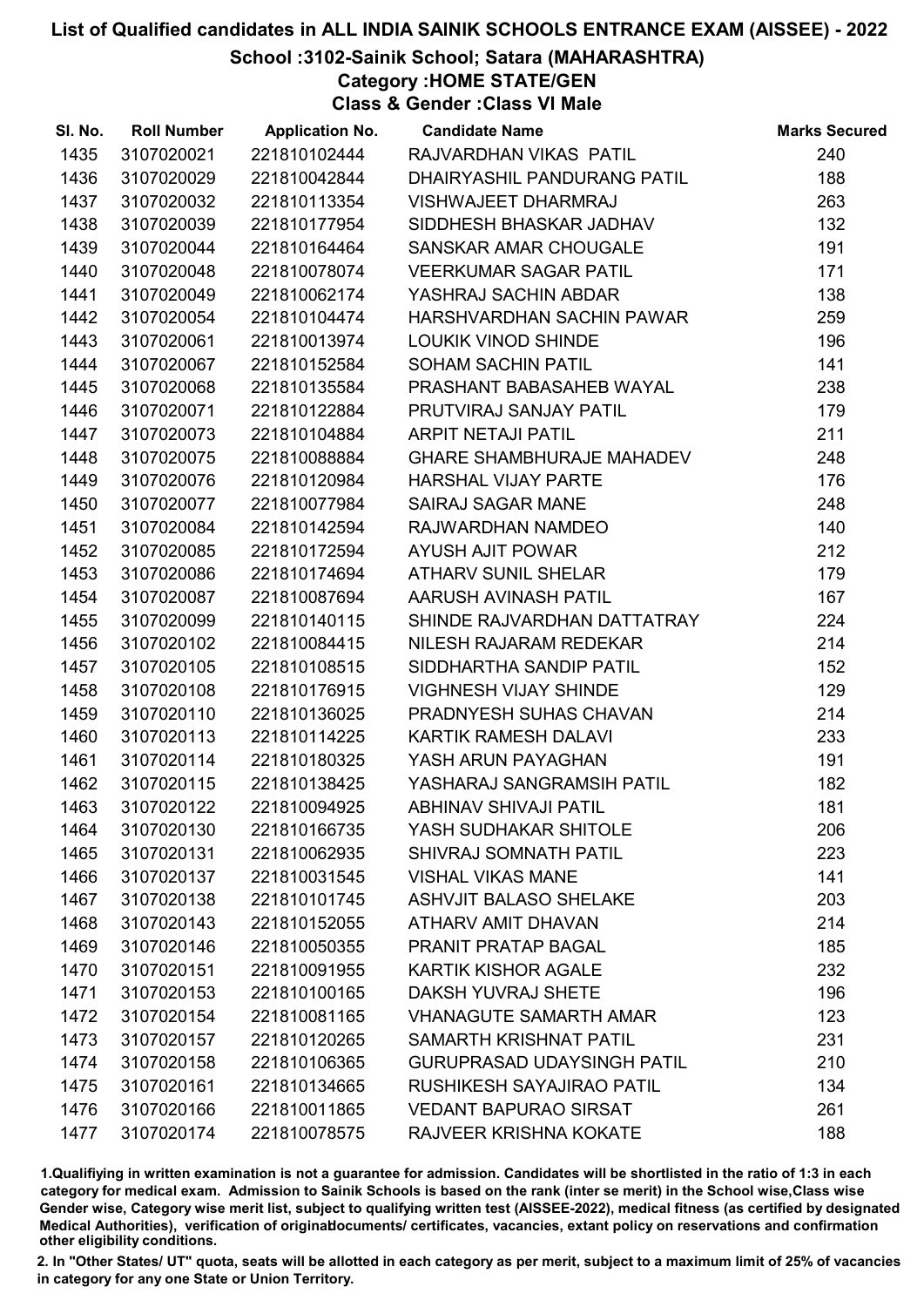# List of Qualified candidates in ALL INDIA SAINIK SCHOOLS ENTRANCE EXAM (AISSEE) - 2022

## School :3102-Sainik School; Satara (MAHARASHTRA)

### Category :HOME STATE/GEN

### Class & Gender :Class VI Male

| Sl. No. | Roll Number | Application No. | Candidate Name | Marks Secured |
|---|---|---|---|---|
| 1435 | 3107020021 | 221810102444 | RAJVARDHAN VIKAS PATIL | 240 |
| 1436 | 3107020029 | 221810042844 | DHAIRYASHIL PANDURANG PATIL | 188 |
| 1437 | 3107020032 | 221810113354 | VISHWAJEET DHARMRAJ | 263 |
| 1438 | 3107020039 | 221810177954 | SIDDHESH BHASKAR JADHAV | 132 |
| 1439 | 3107020044 | 221810164464 | SANSKAR AMAR CHOUGALE | 191 |
| 1440 | 3107020048 | 221810078074 | VEERKUMAR SAGAR PATIL | 171 |
| 1441 | 3107020049 | 221810062174 | YASHRAJ SACHIN ABDAR | 138 |
| 1442 | 3107020054 | 221810104474 | HARSHVARDHAN SACHIN PAWAR | 259 |
| 1443 | 3107020061 | 221810013974 | LOUKIK VINOD SHINDE | 196 |
| 1444 | 3107020067 | 221810152584 | SOHAM SACHIN PATIL | 141 |
| 1445 | 3107020068 | 221810135584 | PRASHANT BABASAHEB WAYAL | 238 |
| 1446 | 3107020071 | 221810122884 | PRUTVIRAJ SANJAY PATIL | 179 |
| 1447 | 3107020073 | 221810104884 | ARPIT NETAJI PATIL | 211 |
| 1448 | 3107020075 | 221810088884 | GHARE SHAMBHURAJE MAHADEV | 248 |
| 1449 | 3107020076 | 221810120984 | HARSHAL VIJAY PARTE | 176 |
| 1450 | 3107020077 | 221810077984 | SAIRAJ SAGAR MANE | 248 |
| 1451 | 3107020084 | 221810142594 | RAJWARDHAN NAMDEO | 140 |
| 1452 | 3107020085 | 221810172594 | AYUSH AJIT POWAR | 212 |
| 1453 | 3107020086 | 221810174694 | ATHARV SUNIL SHELAR | 179 |
| 1454 | 3107020087 | 221810087694 | AARUSH AVINASH PATIL | 167 |
| 1455 | 3107020099 | 221810140115 | SHINDE RAJVARDHAN DATTATRAY | 224 |
| 1456 | 3107020102 | 221810084415 | NILESH RAJARAM REDEKAR | 214 |
| 1457 | 3107020105 | 221810108515 | SIDDHARTHA SANDIP PATIL | 152 |
| 1458 | 3107020108 | 221810176915 | VIGHNESH VIJAY SHINDE | 129 |
| 1459 | 3107020110 | 221810136025 | PRADNYESH SUHAS CHAVAN | 214 |
| 1460 | 3107020113 | 221810114225 | KARTIK RAMESH DALAVI | 233 |
| 1461 | 3107020114 | 221810180325 | YASH ARUN PAYAGHAN | 191 |
| 1462 | 3107020115 | 221810138425 | YASHARAJ SANGRAMSIH PATIL | 182 |
| 1463 | 3107020122 | 221810094925 | ABHINAV SHIVAJI PATIL | 181 |
| 1464 | 3107020130 | 221810166735 | YASH SUDHAKAR SHITOLE | 206 |
| 1465 | 3107020131 | 221810062935 | SHIVRAJ SOMNATH PATIL | 223 |
| 1466 | 3107020137 | 221810031545 | VISHAL VIKAS MANE | 141 |
| 1467 | 3107020138 | 221810101745 | ASHVJIT BALASO SHELAKE | 203 |
| 1468 | 3107020143 | 221810152055 | ATHARV AMIT DHAVAN | 214 |
| 1469 | 3107020146 | 221810050355 | PRANIT PRATAP BAGAL | 185 |
| 1470 | 3107020151 | 221810091955 | KARTIK KISHOR AGALE | 232 |
| 1471 | 3107020153 | 221810100165 | DAKSH YUVRAJ SHETE | 196 |
| 1472 | 3107020154 | 221810081165 | VHANAGUTE SAMARTH AMAR | 123 |
| 1473 | 3107020157 | 221810120265 | SAMARTH KRISHNAT PATIL | 231 |
| 1474 | 3107020158 | 221810106365 | GURUPRASAD UDAYSINGH PATIL | 210 |
| 1475 | 3107020161 | 221810134665 | RUSHIKESH SAYAJIRAO PATIL | 134 |
| 1476 | 3107020166 | 221810011865 | VEDANT BAPURAO SIRSAT | 261 |
| 1477 | 3107020174 | 221810078575 | RAJVEER KRISHNA KOKATE | 188 |

1.Qualifiying in written examination is not a guarantee for admission. Candidates will be shortlisted in the ratio of 1:3 in each category for medical exam. Admission to Sainik Schools is based on the rank (inter se merit) in the School wise,Class wise Gender wise, Category wise merit list, subject to qualifying written test (AISSEE-2022), medical fitness (as certified by designated Medical Authorities), verification of originaldocuments/ certificates, vacancies, extant policy on reservations and confirmation other eligibility conditions.

2. In "Other States/ UT" quota, seats will be allotted in each category as per merit, subject to a maximum limit of 25% of vacancies in category for any one State or Union Territory.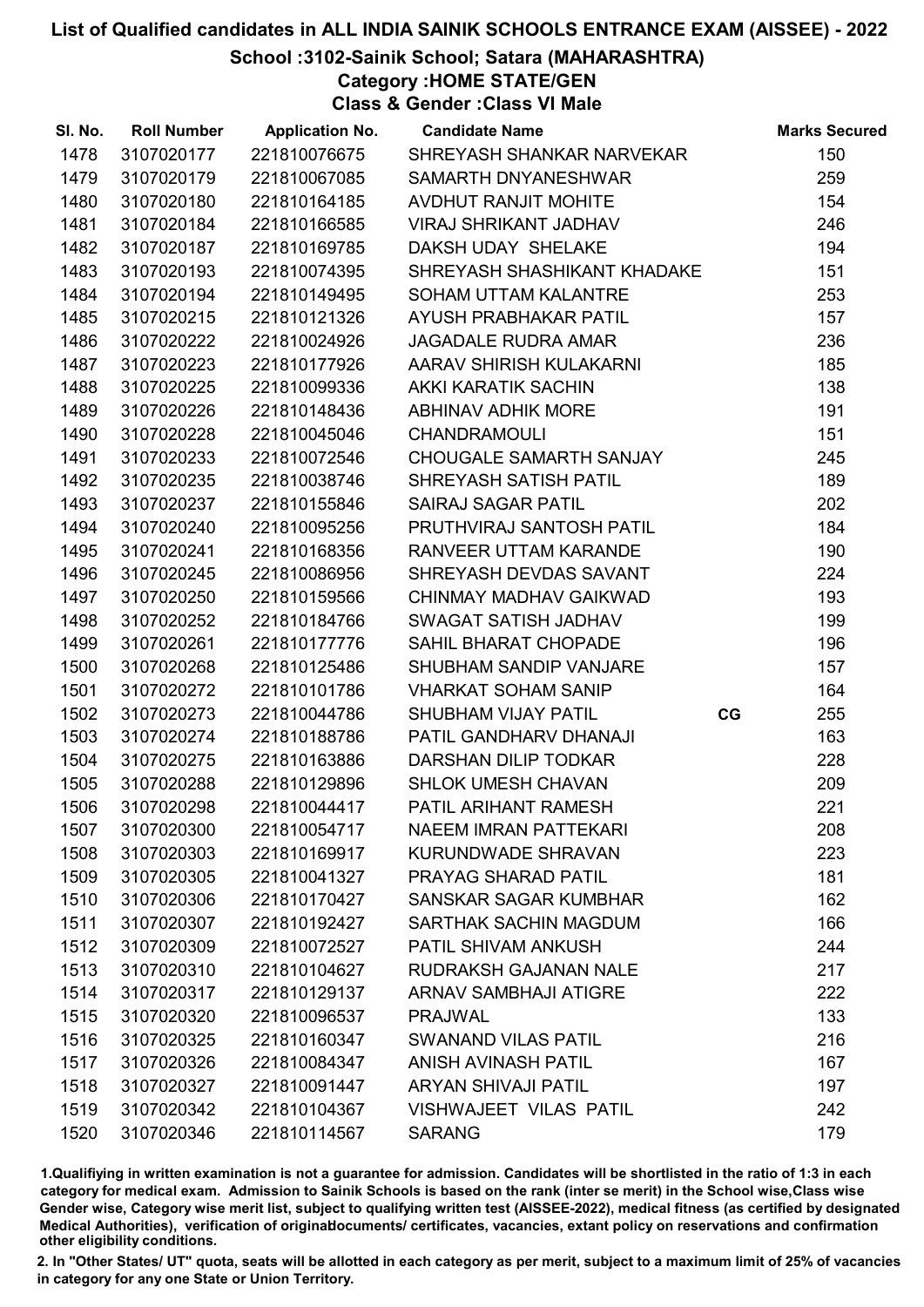# List of Qualified candidates in ALL INDIA SAINIK SCHOOLS ENTRANCE EXAM (AISSEE) - 2022

## School :3102-Sainik School; Satara (MAHARASHTRA)

### Category :HOME STATE/GEN

### Class & Gender :Class VI Male

| Sl. No. | Roll Number | Application No. | Candidate Name | | Marks Secured |
|---|---|---|---|---|---|
| 1478 | 3107020177 | 221810076675 | SHREYASH SHANKAR NARVEKAR | | 150 |
| 1479 | 3107020179 | 221810067085 | SAMARTH DNYANESHWAR | | 259 |
| 1480 | 3107020180 | 221810164185 | AVDHUT RANJIT MOHITE | | 154 |
| 1481 | 3107020184 | 221810166585 | VIRAJ SHRIKANT JADHAV | | 246 |
| 1482 | 3107020187 | 221810169785 | DAKSH UDAY SHELAKE | | 194 |
| 1483 | 3107020193 | 221810074395 | SHREYASH SHASHIKANT KHADAKE | | 151 |
| 1484 | 3107020194 | 221810149495 | SOHAM UTTAM KALANTRE | | 253 |
| 1485 | 3107020215 | 221810121326 | AYUSH PRABHAKAR PATIL | | 157 |
| 1486 | 3107020222 | 221810024926 | JAGADALE RUDRA AMAR | | 236 |
| 1487 | 3107020223 | 221810177926 | AARAV SHIRISH KULAKARNI | | 185 |
| 1488 | 3107020225 | 221810099336 | AKKI KARATIK SACHIN | | 138 |
| 1489 | 3107020226 | 221810148436 | ABHINAV ADHIK MORE | | 191 |
| 1490 | 3107020228 | 221810045046 | CHANDRAMOULI | | 151 |
| 1491 | 3107020233 | 221810072546 | CHOUGALE SAMARTH SANJAY | | 245 |
| 1492 | 3107020235 | 221810038746 | SHREYASH SATISH PATIL | | 189 |
| 1493 | 3107020237 | 221810155846 | SAIRAJ SAGAR PATIL | | 202 |
| 1494 | 3107020240 | 221810095256 | PRUTHVIRAJ SANTOSH PATIL | | 184 |
| 1495 | 3107020241 | 221810168356 | RANVEER UTTAM KARANDE | | 190 |
| 1496 | 3107020245 | 221810086956 | SHREYASH DEVDAS SAVANT | | 224 |
| 1497 | 3107020250 | 221810159566 | CHINMAY MADHAV GAIKWAD | | 193 |
| 1498 | 3107020252 | 221810184766 | SWAGAT SATISH JADHAV | | 199 |
| 1499 | 3107020261 | 221810177776 | SAHIL BHARAT CHOPADE | | 196 |
| 1500 | 3107020268 | 221810125486 | SHUBHAM SANDIP VANJARE | | 157 |
| 1501 | 3107020272 | 221810101786 | VHARKAT SOHAM SANIP | | 164 |
| 1502 | 3107020273 | 221810044786 | SHUBHAM VIJAY PATIL | CG | 255 |
| 1503 | 3107020274 | 221810188786 | PATIL GANDHARV DHANAJI | | 163 |
| 1504 | 3107020275 | 221810163886 | DARSHAN DILIP TODKAR | | 228 |
| 1505 | 3107020288 | 221810129896 | SHLOK UMESH CHAVAN | | 209 |
| 1506 | 3107020298 | 221810044417 | PATIL ARIHANT RAMESH | | 221 |
| 1507 | 3107020300 | 221810054717 | NAEEM IMRAN PATTEKARI | | 208 |
| 1508 | 3107020303 | 221810169917 | KURUNDWADE SHRAVAN | | 223 |
| 1509 | 3107020305 | 221810041327 | PRAYAG SHARAD PATIL | | 181 |
| 1510 | 3107020306 | 221810170427 | SANSKAR SAGAR KUMBHAR | | 162 |
| 1511 | 3107020307 | 221810192427 | SARTHAK SACHIN MAGDUM | | 166 |
| 1512 | 3107020309 | 221810072527 | PATIL SHIVAM ANKUSH | | 244 |
| 1513 | 3107020310 | 221810104627 | RUDRAKSH GAJANAN NALE | | 217 |
| 1514 | 3107020317 | 221810129137 | ARNAV SAMBHAJI ATIGRE | | 222 |
| 1515 | 3107020320 | 221810096537 | PRAJWAL | | 133 |
| 1516 | 3107020325 | 221810160347 | SWANAND VILAS PATIL | | 216 |
| 1517 | 3107020326 | 221810084347 | ANISH AVINASH PATIL | | 167 |
| 1518 | 3107020327 | 221810091447 | ARYAN SHIVAJI PATIL | | 197 |
| 1519 | 3107020342 | 221810104367 | VISHWAJEET VILAS PATIL | | 242 |
| 1520 | 3107020346 | 221810114567 | SARANG | | 179 |

1.Qualifiying in written examination is not a guarantee for admission. Candidates will be shortlisted in the ratio of 1:3 in each category for medical exam. Admission to Sainik Schools is based on the rank (inter se merit) in the School wise,Class wise Gender wise, Category wise merit list, subject to qualifying written test (AISSEE-2022), medical fitness (as certified by designated Medical Authorities), verification of originaldocuments/ certificates, vacancies, extant policy on reservations and confirmation other eligibility conditions.

2. In "Other States/ UT" quota, seats will be allotted in each category as per merit, subject to a maximum limit of 25% of vacancies in category for any one State or Union Territory.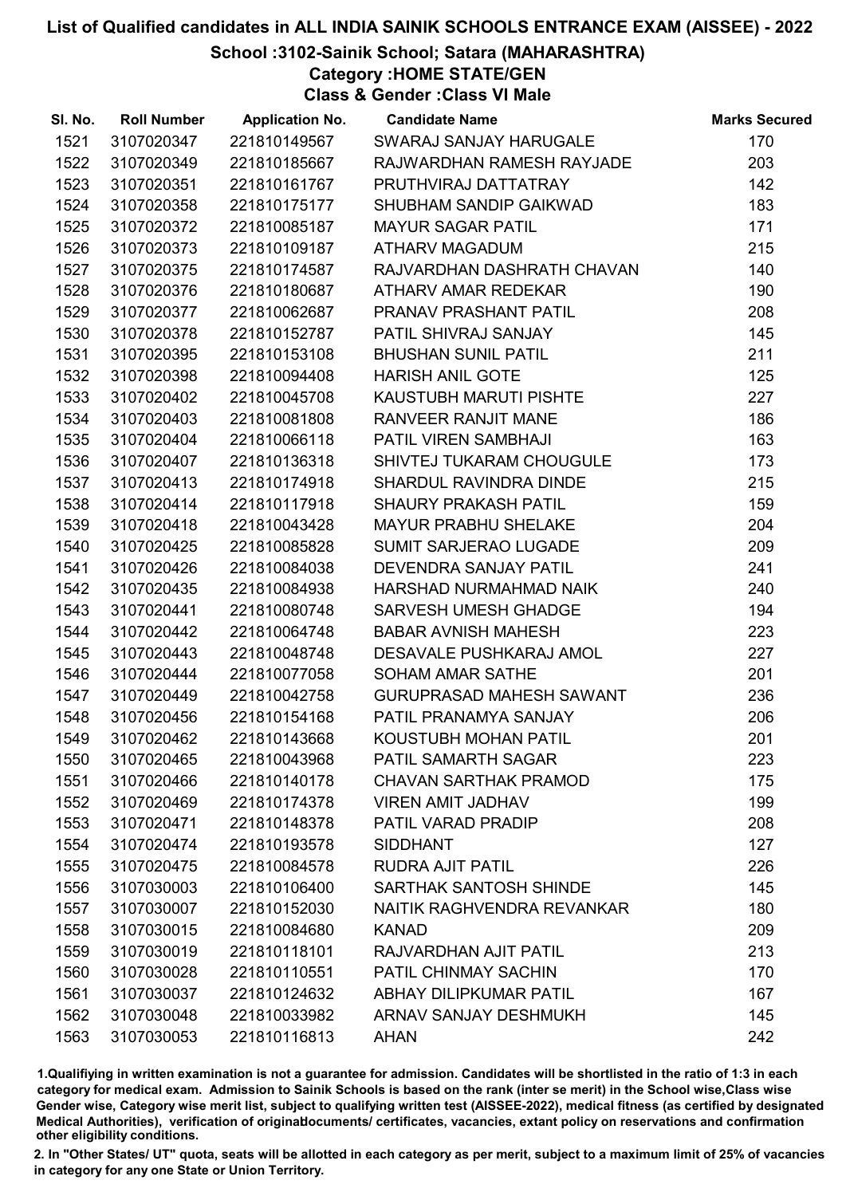# List of Qualified candidates in ALL INDIA SAINIK SCHOOLS ENTRANCE EXAM (AISSEE) - 2022

## School :3102-Sainik School; Satara (MAHARASHTRA)

### Category :HOME STATE/GEN

### Class & Gender :Class VI Male

| Sl. No. | Roll Number | Application No. | Candidate Name | Marks Secured |
|---|---|---|---|---|
| 1521 | 3107020347 | 221810149567 | SWARAJ SANJAY HARUGALE | 170 |
| 1522 | 3107020349 | 221810185667 | RAJWARDHAN RAMESH RAYJADE | 203 |
| 1523 | 3107020351 | 221810161767 | PRUTHVIRAJ DATTATRAY | 142 |
| 1524 | 3107020358 | 221810175177 | SHUBHAM SANDIP GAIKWAD | 183 |
| 1525 | 3107020372 | 221810085187 | MAYUR SAGAR PATIL | 171 |
| 1526 | 3107020373 | 221810109187 | ATHARV MAGADUM | 215 |
| 1527 | 3107020375 | 221810174587 | RAJVARDHAN DASHRATH CHAVAN | 140 |
| 1528 | 3107020376 | 221810180687 | ATHARV AMAR REDEKAR | 190 |
| 1529 | 3107020377 | 221810062687 | PRANAV PRASHANT PATIL | 208 |
| 1530 | 3107020378 | 221810152787 | PATIL SHIVRAJ SANJAY | 145 |
| 1531 | 3107020395 | 221810153108 | BHUSHAN SUNIL PATIL | 211 |
| 1532 | 3107020398 | 221810094408 | HARISH ANIL GOTE | 125 |
| 1533 | 3107020402 | 221810045708 | KAUSTUBH MARUTI PISHTE | 227 |
| 1534 | 3107020403 | 221810081808 | RANVEER RANJIT MANE | 186 |
| 1535 | 3107020404 | 221810066118 | PATIL VIREN SAMBHAJI | 163 |
| 1536 | 3107020407 | 221810136318 | SHIVTEJ TUKARAM CHOUGULE | 173 |
| 1537 | 3107020413 | 221810174918 | SHARDUL RAVINDRA DINDE | 215 |
| 1538 | 3107020414 | 221810117918 | SHAURY PRAKASH PATIL | 159 |
| 1539 | 3107020418 | 221810043428 | MAYUR PRABHU SHELAKE | 204 |
| 1540 | 3107020425 | 221810085828 | SUMIT SARJERAO LUGADE | 209 |
| 1541 | 3107020426 | 221810084038 | DEVENDRA SANJAY PATIL | 241 |
| 1542 | 3107020435 | 221810084938 | HARSHAD NURMAHMAD NAIK | 240 |
| 1543 | 3107020441 | 221810080748 | SARVESH UMESH GHADGE | 194 |
| 1544 | 3107020442 | 221810064748 | BABAR AVNISH MAHESH | 223 |
| 1545 | 3107020443 | 221810048748 | DESAVALE PUSHKARAJ AMOL | 227 |
| 1546 | 3107020444 | 221810077058 | SOHAM AMAR SATHE | 201 |
| 1547 | 3107020449 | 221810042758 | GURUPRASAD MAHESH SAWANT | 236 |
| 1548 | 3107020456 | 221810154168 | PATIL PRANAMYA SANJAY | 206 |
| 1549 | 3107020462 | 221810143668 | KOUSTUBH MOHAN PATIL | 201 |
| 1550 | 3107020465 | 221810043968 | PATIL SAMARTH SAGAR | 223 |
| 1551 | 3107020466 | 221810140178 | CHAVAN SARTHAK PRAMOD | 175 |
| 1552 | 3107020469 | 221810174378 | VIREN AMIT JADHAV | 199 |
| 1553 | 3107020471 | 221810148378 | PATIL VARAD PRADIP | 208 |
| 1554 | 3107020474 | 221810193578 | SIDDHANT | 127 |
| 1555 | 3107020475 | 221810084578 | RUDRA AJIT PATIL | 226 |
| 1556 | 3107030003 | 221810106400 | SARTHAK SANTOSH SHINDE | 145 |
| 1557 | 3107030007 | 221810152030 | NAITIK RAGHVENDRA REVANKAR | 180 |
| 1558 | 3107030015 | 221810084680 | KANAD | 209 |
| 1559 | 3107030019 | 221810118101 | RAJVARDHAN AJIT PATIL | 213 |
| 1560 | 3107030028 | 221810110551 | PATIL CHINMAY SACHIN | 170 |
| 1561 | 3107030037 | 221810124632 | ABHAY DILIPKUMAR PATIL | 167 |
| 1562 | 3107030048 | 221810033982 | ARNAV SANJAY DESHMUKH | 145 |
| 1563 | 3107030053 | 221810116813 | AHAN | 242 |

1.Qualifiying in written examination is not a guarantee for admission. Candidates will be shortlisted in the ratio of 1:3 in each category for medical exam. Admission to Sainik Schools is based on the rank (inter se merit) in the School wise,Class wise Gender wise, Category wise merit list, subject to qualifying written test (AISSEE-2022), medical fitness (as certified by designated Medical Authorities), verification of originaldocuments/ certificates, vacancies, extant policy on reservations and confirmation other eligibility conditions.

2. In "Other States/ UT" quota, seats will be allotted in each category as per merit, subject to a maximum limit of 25% of vacancies in category for any one State or Union Territory.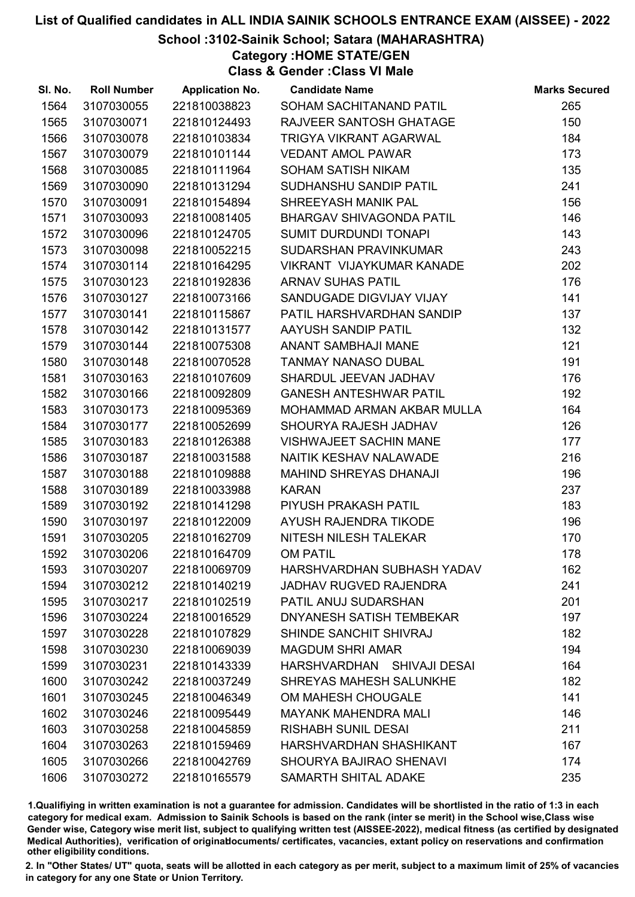# List of Qualified candidates in ALL INDIA SAINIK SCHOOLS ENTRANCE EXAM (AISSEE) - 2022

## School :3102-Sainik School; Satara (MAHARASHTRA)

### Category :HOME STATE/GEN

### Class & Gender :Class VI Male

| Sl. No. | Roll Number | Application No. | Candidate Name | Marks Secured |
|---|---|---|---|---|
| 1564 | 3107030055 | 221810038823 | SOHAM SACHITANAND PATIL | 265 |
| 1565 | 3107030071 | 221810124493 | RAJVEER SANTOSH GHATAGE | 150 |
| 1566 | 3107030078 | 221810103834 | TRIGYA VIKRANT AGARWAL | 184 |
| 1567 | 3107030079 | 221810101144 | VEDANT AMOL PAWAR | 173 |
| 1568 | 3107030085 | 221810111964 | SOHAM SATISH NIKAM | 135 |
| 1569 | 3107030090 | 221810131294 | SUDHANSHU SANDIP PATIL | 241 |
| 1570 | 3107030091 | 221810154894 | SHREEYASH MANIK PAL | 156 |
| 1571 | 3107030093 | 221810081405 | BHARGAV SHIVAGONDA PATIL | 146 |
| 1572 | 3107030096 | 221810124705 | SUMIT DURDUNDI TONAPI | 143 |
| 1573 | 3107030098 | 221810052215 | SUDARSHAN PRAVINKUMAR | 243 |
| 1574 | 3107030114 | 221810164295 | VIKRANT VIJAYKUMAR KANADE | 202 |
| 1575 | 3107030123 | 221810192836 | ARNAV SUHAS PATIL | 176 |
| 1576 | 3107030127 | 221810073166 | SANDUGADE DIGVIJAY VIJAY | 141 |
| 1577 | 3107030141 | 221810115867 | PATIL HARSHVARDHAN SANDIP | 137 |
| 1578 | 3107030142 | 221810131577 | AAYUSH SANDIP PATIL | 132 |
| 1579 | 3107030144 | 221810075308 | ANANT SAMBHAJI MANE | 121 |
| 1580 | 3107030148 | 221810070528 | TANMAY NANASO DUBAL | 191 |
| 1581 | 3107030163 | 221810107609 | SHARDUL JEEVAN JADHAV | 176 |
| 1582 | 3107030166 | 221810092809 | GANESH ANTESHWAR PATIL | 192 |
| 1583 | 3107030173 | 221810095369 | MOHAMMAD ARMAN AKBAR MULLA | 164 |
| 1584 | 3107030177 | 221810052699 | SHOURYA RAJESH JADHAV | 126 |
| 1585 | 3107030183 | 221810126388 | VISHWAJEET SACHIN MANE | 177 |
| 1586 | 3107030187 | 221810031588 | NAITIK KESHAV NALAWADE | 216 |
| 1587 | 3107030188 | 221810109888 | MAHIND SHREYAS DHANAJI | 196 |
| 1588 | 3107030189 | 221810033988 | KARAN | 237 |
| 1589 | 3107030192 | 221810141298 | PIYUSH PRAKASH PATIL | 183 |
| 1590 | 3107030197 | 221810122009 | AYUSH RAJENDRA TIKODE | 196 |
| 1591 | 3107030205 | 221810162709 | NITESH NILESH TALEKAR | 170 |
| 1592 | 3107030206 | 221810164709 | OM PATIL | 178 |
| 1593 | 3107030207 | 221810069709 | HARSHVARDHAN SUBHASH YADAV | 162 |
| 1594 | 3107030212 | 221810140219 | JADHAV RUGVED RAJENDRA | 241 |
| 1595 | 3107030217 | 221810102519 | PATIL ANUJ SUDARSHAN | 201 |
| 1596 | 3107030224 | 221810016529 | DNYANESH SATISH TEMBEKAR | 197 |
| 1597 | 3107030228 | 221810107829 | SHINDE SANCHIT SHIVRAJ | 182 |
| 1598 | 3107030230 | 221810069039 | MAGDUM SHRI AMAR | 194 |
| 1599 | 3107030231 | 221810143339 | HARSHVARDHAN SHIVAJI DESAI | 164 |
| 1600 | 3107030242 | 221810037249 | SHREYAS MAHESH SALUNKHE | 182 |
| 1601 | 3107030245 | 221810046349 | OM MAHESH CHOUGALE | 141 |
| 1602 | 3107030246 | 221810095449 | MAYANK MAHENDRA MALI | 146 |
| 1603 | 3107030258 | 221810045859 | RISHABH SUNIL DESAI | 211 |
| 1604 | 3107030263 | 221810159469 | HARSHVARDHAN SHASHIKANT | 167 |
| 1605 | 3107030266 | 221810042769 | SHOURYA BAJIRAO SHENAVI | 174 |
| 1606 | 3107030272 | 221810165579 | SAMARTH SHITAL ADAKE | 235 |

1.Qualifiying in written examination is not a guarantee for admission. Candidates will be shortlisted in the ratio of 1:3 in each category for medical exam. Admission to Sainik Schools is based on the rank (inter se merit) in the School wise,Class wise Gender wise, Category wise merit list, subject to qualifying written test (AISSEE-2022), medical fitness (as certified by designated Medical Authorities), verification of originaldocuments/ certificates, vacancies, extant policy on reservations and confirmation other eligibility conditions.

2. In "Other States/ UT" quota, seats will be allotted in each category as per merit, subject to a maximum limit of 25% of vacancies in category for any one State or Union Territory.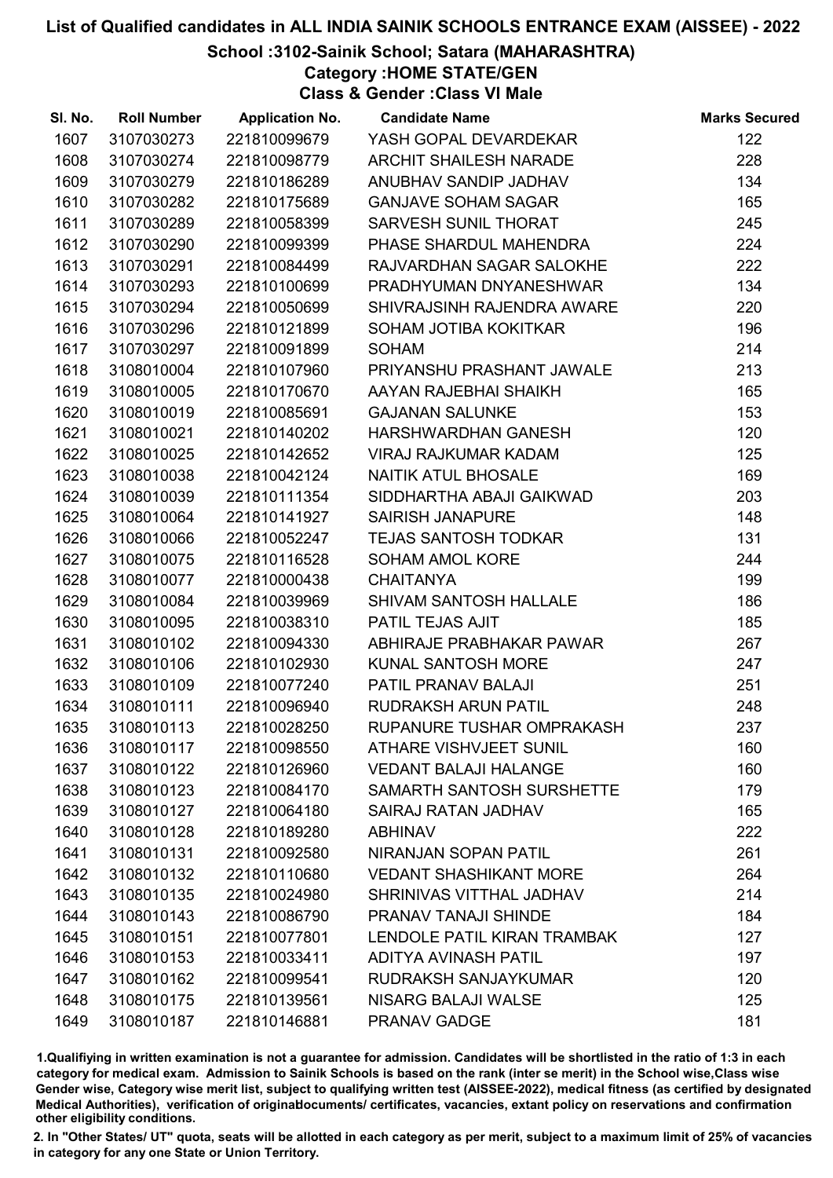# List of Qualified candidates in ALL INDIA SAINIK SCHOOLS ENTRANCE EXAM (AISSEE) - 2022

## School :3102-Sainik School; Satara (MAHARASHTRA)

### Category :HOME STATE/GEN

### Class & Gender :Class VI Male

| Sl. No. | Roll Number | Application No. | Candidate Name | Marks Secured |
|---|---|---|---|---|
| 1607 | 3107030273 | 221810099679 | YASH GOPAL DEVARDEKAR | 122 |
| 1608 | 3107030274 | 221810098779 | ARCHIT SHAILESH NARADE | 228 |
| 1609 | 3107030279 | 221810186289 | ANUBHAV SANDIP JADHAV | 134 |
| 1610 | 3107030282 | 221810175689 | GANJAVE SOHAM SAGAR | 165 |
| 1611 | 3107030289 | 221810058399 | SARVESH SUNIL THORAT | 245 |
| 1612 | 3107030290 | 221810099399 | PHASE SHARDUL MAHENDRA | 224 |
| 1613 | 3107030291 | 221810084499 | RAJVARDHAN SAGAR SALOKHE | 222 |
| 1614 | 3107030293 | 221810100699 | PRADHYUMAN DNYANESHWAR | 134 |
| 1615 | 3107030294 | 221810050699 | SHIVRAJSINH RAJENDRA AWARE | 220 |
| 1616 | 3107030296 | 221810121899 | SOHAM JOTIBA KOKITKAR | 196 |
| 1617 | 3107030297 | 221810091899 | SOHAM | 214 |
| 1618 | 3108010004 | 221810107960 | PRIYANSHU PRASHANT JAWALE | 213 |
| 1619 | 3108010005 | 221810170670 | AAYAN RAJEBHAI SHAIKH | 165 |
| 1620 | 3108010019 | 221810085691 | GAJANAN SALUNKE | 153 |
| 1621 | 3108010021 | 221810140202 | HARSHWARDHAN GANESH | 120 |
| 1622 | 3108010025 | 221810142652 | VIRAJ RAJKUMAR KADAM | 125 |
| 1623 | 3108010038 | 221810042124 | NAITIK ATUL BHOSALE | 169 |
| 1624 | 3108010039 | 221810111354 | SIDDHARTHA ABAJI GAIKWAD | 203 |
| 1625 | 3108010064 | 221810141927 | SAIRISH JANAPURE | 148 |
| 1626 | 3108010066 | 221810052247 | TEJAS SANTOSH TODKAR | 131 |
| 1627 | 3108010075 | 221810116528 | SOHAM AMOL KORE | 244 |
| 1628 | 3108010077 | 221810000438 | CHAITANYA | 199 |
| 1629 | 3108010084 | 221810039969 | SHIVAM SANTOSH HALLALE | 186 |
| 1630 | 3108010095 | 221810038310 | PATIL TEJAS AJIT | 185 |
| 1631 | 3108010102 | 221810094330 | ABHIRAJE PRABHAKAR PAWAR | 267 |
| 1632 | 3108010106 | 221810102930 | KUNAL SANTOSH MORE | 247 |
| 1633 | 3108010109 | 221810077240 | PATIL PRANAV BALAJI | 251 |
| 1634 | 3108010111 | 221810096940 | RUDRAKSH ARUN PATIL | 248 |
| 1635 | 3108010113 | 221810028250 | RUPANURE TUSHAR OMPRAKASH | 237 |
| 1636 | 3108010117 | 221810098550 | ATHARE VISHVJEET SUNIL | 160 |
| 1637 | 3108010122 | 221810126960 | VEDANT BALAJI HALANGE | 160 |
| 1638 | 3108010123 | 221810084170 | SAMARTH SANTOSH SURSHETTE | 179 |
| 1639 | 3108010127 | 221810064180 | SAIRAJ RATAN JADHAV | 165 |
| 1640 | 3108010128 | 221810189280 | ABHINAV | 222 |
| 1641 | 3108010131 | 221810092580 | NIRANJAN SOPAN PATIL | 261 |
| 1642 | 3108010132 | 221810110680 | VEDANT SHASHIKANT MORE | 264 |
| 1643 | 3108010135 | 221810024980 | SHRINIVAS VITTHAL JADHAV | 214 |
| 1644 | 3108010143 | 221810086790 | PRANAV TANAJI SHINDE | 184 |
| 1645 | 3108010151 | 221810077801 | LENDOLE PATIL KIRAN TRAMBAK | 127 |
| 1646 | 3108010153 | 221810033411 | ADITYA AVINASH PATIL | 197 |
| 1647 | 3108010162 | 221810099541 | RUDRAKSH SANJAYKUMAR | 120 |
| 1648 | 3108010175 | 221810139561 | NISARG BALAJI WALSE | 125 |
| 1649 | 3108010187 | 221810146881 | PRANAV GADGE | 181 |

1.Qualifiying in written examination is not a guarantee for admission. Candidates will be shortlisted in the ratio of 1:3 in each category for medical exam. Admission to Sainik Schools is based on the rank (inter se merit) in the School wise,Class wise Gender wise, Category wise merit list, subject to qualifying written test (AISSEE-2022), medical fitness (as certified by designated Medical Authorities), verification of originaldocuments/ certificates, vacancies, extant policy on reservations and confirmation other eligibility conditions.

2. In "Other States/ UT" quota, seats will be allotted in each category as per merit, subject to a maximum limit of 25% of vacancies in category for any one State or Union Territory.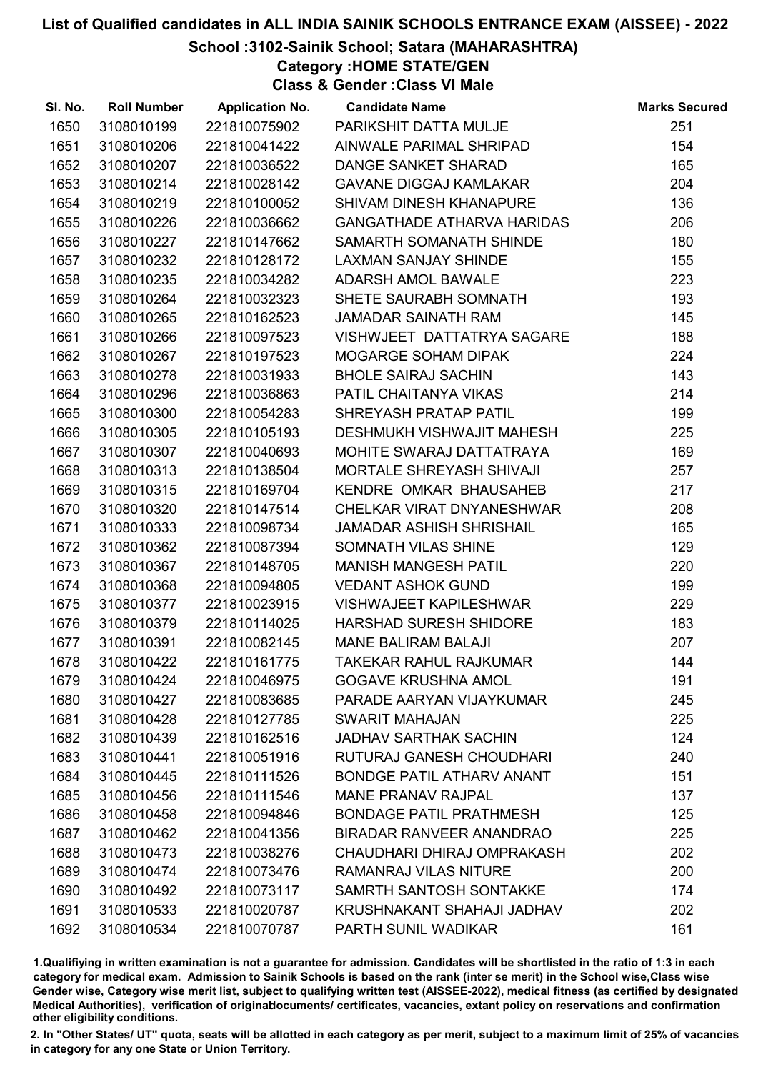# List of Qualified candidates in ALL INDIA SAINIK SCHOOLS ENTRANCE EXAM (AISSEE) - 2022

## School :3102-Sainik School; Satara (MAHARASHTRA)

### Category :HOME STATE/GEN

### Class & Gender :Class VI Male

| Sl. No. | Roll Number | Application No. | Candidate Name | Marks Secured |
|---|---|---|---|---|
| 1650 | 3108010199 | 221810075902 | PARIKSHIT DATTA MULJE | 251 |
| 1651 | 3108010206 | 221810041422 | AINWALE PARIMAL SHRIPAD | 154 |
| 1652 | 3108010207 | 221810036522 | DANGE SANKET SHARAD | 165 |
| 1653 | 3108010214 | 221810028142 | GAVANE DIGGAJ KAMLAKAR | 204 |
| 1654 | 3108010219 | 221810100052 | SHIVAM DINESH KHANAPURE | 136 |
| 1655 | 3108010226 | 221810036662 | GANGATHADE ATHARVA HARIDAS | 206 |
| 1656 | 3108010227 | 221810147662 | SAMARTH SOMANATH SHINDE | 180 |
| 1657 | 3108010232 | 221810128172 | LAXMAN SANJAY SHINDE | 155 |
| 1658 | 3108010235 | 221810034282 | ADARSH AMOL BAWALE | 223 |
| 1659 | 3108010264 | 221810032323 | SHETE SAURABH SOMNATH | 193 |
| 1660 | 3108010265 | 221810162523 | JAMADAR SAINATH RAM | 145 |
| 1661 | 3108010266 | 221810097523 | VISHWJEET DATTATRYA SAGARE | 188 |
| 1662 | 3108010267 | 221810197523 | MOGARGE SOHAM DIPAK | 224 |
| 1663 | 3108010278 | 221810031933 | BHOLE SAIRAJ SACHIN | 143 |
| 1664 | 3108010296 | 221810036863 | PATIL CHAITANYA VIKAS | 214 |
| 1665 | 3108010300 | 221810054283 | SHREYASH PRATAP PATIL | 199 |
| 1666 | 3108010305 | 221810105193 | DESHMUKH VISHWAJIT MAHESH | 225 |
| 1667 | 3108010307 | 221810040693 | MOHITE SWARAJ DATTATRAYA | 169 |
| 1668 | 3108010313 | 221810138504 | MORTALE SHREYASH SHIVAJI | 257 |
| 1669 | 3108010315 | 221810169704 | KENDRE OMKAR BHAUSAHEB | 217 |
| 1670 | 3108010320 | 221810147514 | CHELKAR VIRAT DNYANESHWAR | 208 |
| 1671 | 3108010333 | 221810098734 | JAMADAR ASHISH SHRISHAIL | 165 |
| 1672 | 3108010362 | 221810087394 | SOMNATH VILAS SHINE | 129 |
| 1673 | 3108010367 | 221810148705 | MANISH MANGESH PATIL | 220 |
| 1674 | 3108010368 | 221810094805 | VEDANT ASHOK GUND | 199 |
| 1675 | 3108010377 | 221810023915 | VISHWAJEET KAPILESHWAR | 229 |
| 1676 | 3108010379 | 221810114025 | HARSHAD SURESH SHIDORE | 183 |
| 1677 | 3108010391 | 221810082145 | MANE BALIRAM BALAJI | 207 |
| 1678 | 3108010422 | 221810161775 | TAKEKAR RAHUL RAJKUMAR | 144 |
| 1679 | 3108010424 | 221810046975 | GOGAVE KRUSHNA AMOL | 191 |
| 1680 | 3108010427 | 221810083685 | PARADE AARYAN VIJAYKUMAR | 245 |
| 1681 | 3108010428 | 221810127785 | SWARIT MAHAJAN | 225 |
| 1682 | 3108010439 | 221810162516 | JADHAV SARTHAK SACHIN | 124 |
| 1683 | 3108010441 | 221810051916 | RUTURAJ GANESH CHOUDHARI | 240 |
| 1684 | 3108010445 | 221810111526 | BONDGE PATIL ATHARV ANANT | 151 |
| 1685 | 3108010456 | 221810111546 | MANE PRANAV RAJPAL | 137 |
| 1686 | 3108010458 | 221810094846 | BONDAGE PATIL PRATHMESH | 125 |
| 1687 | 3108010462 | 221810041356 | BIRADAR RANVEER ANANDRAO | 225 |
| 1688 | 3108010473 | 221810038276 | CHAUDHARI DHIRAJ OMPRAKASH | 202 |
| 1689 | 3108010474 | 221810073476 | RAMANRAJ VILAS NITURE | 200 |
| 1690 | 3108010492 | 221810073117 | SAMRTH SANTOSH SONTAKKE | 174 |
| 1691 | 3108010533 | 221810020787 | KRUSHNAKANT SHAHAJI JADHAV | 202 |
| 1692 | 3108010534 | 221810070787 | PARTH SUNIL WADIKAR | 161 |

1.Qualifiying in written examination is not a guarantee for admission. Candidates will be shortlisted in the ratio of 1:3 in each category for medical exam. Admission to Sainik Schools is based on the rank (inter se merit) in the School wise,Class wise Gender wise, Category wise merit list, subject to qualifying written test (AISSEE-2022), medical fitness (as certified by designated Medical Authorities), verification of originaldocuments/ certificates, vacancies, extant policy on reservations and confirmation other eligibility conditions.

2. In "Other States/ UT" quota, seats will be allotted in each category as per merit, subject to a maximum limit of 25% of vacancies in category for any one State or Union Territory.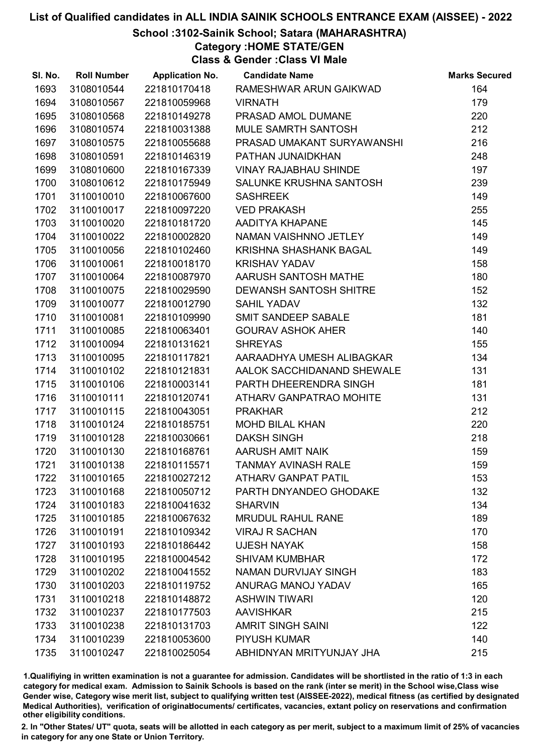# List of Qualified candidates in ALL INDIA SAINIK SCHOOLS ENTRANCE EXAM (AISSEE) - 2022

## School :3102-Sainik School; Satara (MAHARASHTRA)

### Category :HOME STATE/GEN

### Class & Gender :Class VI Male

| Sl. No. | Roll Number | Application No. | Candidate Name | Marks Secured |
|---|---|---|---|---|
| 1693 | 3108010544 | 221810170418 | RAMESHWAR ARUN GAIKWAD | 164 |
| 1694 | 3108010567 | 221810059968 | VIRNATH | 179 |
| 1695 | 3108010568 | 221810149278 | PRASAD AMOL DUMANE | 220 |
| 1696 | 3108010574 | 221810031388 | MULE SAMRTH SANTOSH | 212 |
| 1697 | 3108010575 | 221810055688 | PRASAD UMAKANT SURYAWANSHI | 216 |
| 1698 | 3108010591 | 221810146319 | PATHAN JUNAIDKHAN | 248 |
| 1699 | 3108010600 | 221810167339 | VINAY RAJABHAU SHINDE | 197 |
| 1700 | 3108010612 | 221810175949 | SALUNKE KRUSHNA SANTOSH | 239 |
| 1701 | 3110010010 | 221810067600 | SASHREEK | 149 |
| 1702 | 3110010017 | 221810097220 | VED PRAKASH | 255 |
| 1703 | 3110010020 | 221810181720 | AADITYA KHAPANE | 145 |
| 1704 | 3110010022 | 221810002820 | NAMAN VAISHNNO JETLEY | 149 |
| 1705 | 3110010056 | 221810102460 | KRISHNA SHASHANK BAGAL | 149 |
| 1706 | 3110010061 | 221810018170 | KRISHAV YADAV | 158 |
| 1707 | 3110010064 | 221810087970 | AARUSH SANTOSH MATHE | 180 |
| 1708 | 3110010075 | 221810029590 | DEWANSH SANTOSH SHITRE | 152 |
| 1709 | 3110010077 | 221810012790 | SAHIL YADAV | 132 |
| 1710 | 3110010081 | 221810109990 | SMIT SANDEEP SABALE | 181 |
| 1711 | 3110010085 | 221810063401 | GOURAV ASHOK AHER | 140 |
| 1712 | 3110010094 | 221810131621 | SHREYAS | 155 |
| 1713 | 3110010095 | 221810117821 | AARAADHYA UMESH ALIBAGKAR | 134 |
| 1714 | 3110010102 | 221810121831 | AALOK SACCHIDANAND SHEWALE | 131 |
| 1715 | 3110010106 | 221810003141 | PARTH DHEERENDRA SINGH | 181 |
| 1716 | 3110010111 | 221810120741 | ATHARV GANPATRAO MOHITE | 131 |
| 1717 | 3110010115 | 221810043051 | PRAKHAR | 212 |
| 1718 | 3110010124 | 221810185751 | MOHD BILAL KHAN | 220 |
| 1719 | 3110010128 | 221810030661 | DAKSH SINGH | 218 |
| 1720 | 3110010130 | 221810168761 | AARUSH AMIT NAIK | 159 |
| 1721 | 3110010138 | 221810115571 | TANMAY AVINASH RALE | 159 |
| 1722 | 3110010165 | 221810027212 | ATHARV GANPAT PATIL | 153 |
| 1723 | 3110010168 | 221810050712 | PARTH DNYANDEO GHODAKE | 132 |
| 1724 | 3110010183 | 221810041632 | SHARVIN | 134 |
| 1725 | 3110010185 | 221810067632 | MRUDUL RAHUL RANE | 189 |
| 1726 | 3110010191 | 221810109342 | VIRAJ R SACHAN | 170 |
| 1727 | 3110010193 | 221810186442 | UJESH NAYAK | 158 |
| 1728 | 3110010195 | 221810004542 | SHIVAM KUMBHAR | 172 |
| 1729 | 3110010202 | 221810041552 | NAMAN DURVIJAY SINGH | 183 |
| 1730 | 3110010203 | 221810119752 | ANURAG MANOJ YADAV | 165 |
| 1731 | 3110010218 | 221810148872 | ASHWIN TIWARI | 120 |
| 1732 | 3110010237 | 221810177503 | AAVISHKAR | 215 |
| 1733 | 3110010238 | 221810131703 | AMRIT SINGH SAINI | 122 |
| 1734 | 3110010239 | 221810053600 | PIYUSH KUMAR | 140 |
| 1735 | 3110010247 | 221810025054 | ABHIDNYAN MRITYUNJAY JHA | 215 |

1.Qualifiying in written examination is not a guarantee for admission. Candidates will be shortlisted in the ratio of 1:3 in each category for medical exam. Admission to Sainik Schools is based on the rank (inter se merit) in the School wise,Class wise Gender wise, Category wise merit list, subject to qualifying written test (AISSEE-2022), medical fitness (as certified by designated Medical Authorities), verification of originaldocuments/ certificates, vacancies, extant policy on reservations and confirmation other eligibility conditions.

2. In "Other States/ UT" quota, seats will be allotted in each category as per merit, subject to a maximum limit of 25% of vacancies in category for any one State or Union Territory.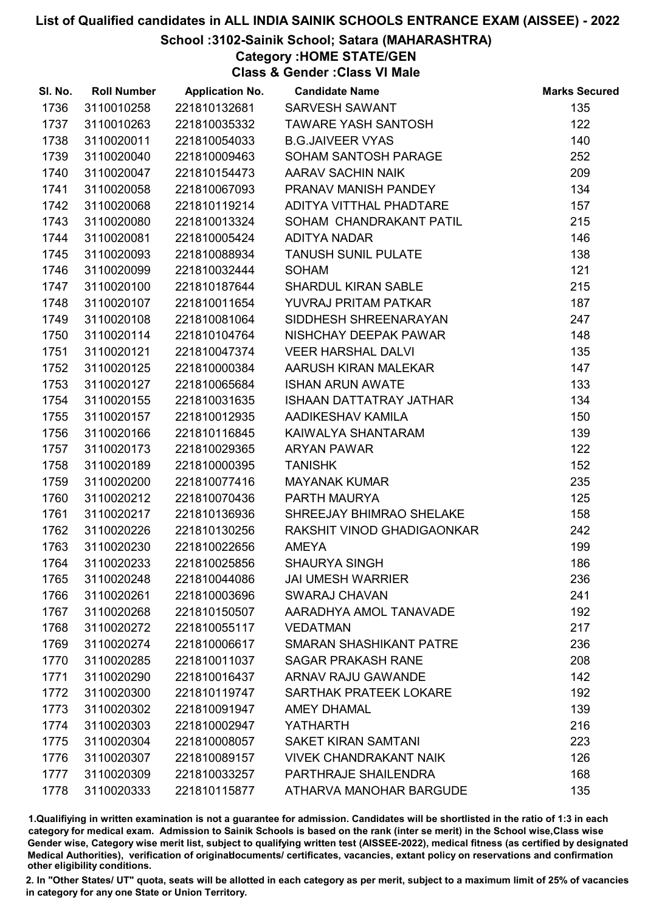# List of Qualified candidates in ALL INDIA SAINIK SCHOOLS ENTRANCE EXAM (AISSEE) - 2022

## School :3102-Sainik School; Satara (MAHARASHTRA)

### Category :HOME STATE/GEN

### Class & Gender :Class VI Male

| Sl. No. | Roll Number | Application No. | Candidate Name | Marks Secured |
|---|---|---|---|---|
| 1736 | 3110010258 | 221810132681 | SARVESH SAWANT | 135 |
| 1737 | 3110010263 | 221810035332 | TAWARE YASH SANTOSH | 122 |
| 1738 | 3110020011 | 221810054033 | B.G.JAIVEER VYAS | 140 |
| 1739 | 3110020040 | 221810009463 | SOHAM SANTOSH PARAGE | 252 |
| 1740 | 3110020047 | 221810154473 | AARAV SACHIN NAIK | 209 |
| 1741 | 3110020058 | 221810067093 | PRANAV MANISH PANDEY | 134 |
| 1742 | 3110020068 | 221810119214 | ADITYA VITTHAL PHADTARE | 157 |
| 1743 | 3110020080 | 221810013324 | SOHAM CHANDRAKANT PATIL | 215 |
| 1744 | 3110020081 | 221810005424 | ADITYA NADAR | 146 |
| 1745 | 3110020093 | 221810088934 | TANUSH SUNIL PULATE | 138 |
| 1746 | 3110020099 | 221810032444 | SOHAM | 121 |
| 1747 | 3110020100 | 221810187644 | SHARDUL KIRAN SABLE | 215 |
| 1748 | 3110020107 | 221810011654 | YUVRAJ PRITAM PATKAR | 187 |
| 1749 | 3110020108 | 221810081064 | SIDDHESH SHREENARAYAN | 247 |
| 1750 | 3110020114 | 221810104764 | NISHCHAY DEEPAK PAWAR | 148 |
| 1751 | 3110020121 | 221810047374 | VEER HARSHAL DALVI | 135 |
| 1752 | 3110020125 | 221810000384 | AARUSH KIRAN MALEKAR | 147 |
| 1753 | 3110020127 | 221810065684 | ISHAN ARUN AWATE | 133 |
| 1754 | 3110020155 | 221810031635 | ISHAAN DATTATRAY JATHAR | 134 |
| 1755 | 3110020157 | 221810012935 | AADIKESHAV KAMILA | 150 |
| 1756 | 3110020166 | 221810116845 | KAIWALYA SHANTARAM | 139 |
| 1757 | 3110020173 | 221810029365 | ARYAN PAWAR | 122 |
| 1758 | 3110020189 | 221810000395 | TANISHK | 152 |
| 1759 | 3110020200 | 221810077416 | MAYANAK KUMAR | 235 |
| 1760 | 3110020212 | 221810070436 | PARTH MAURYA | 125 |
| 1761 | 3110020217 | 221810136936 | SHREEJAY BHIMRAO SHELAKE | 158 |
| 1762 | 3110020226 | 221810130256 | RAKSHIT VINOD GHADIGAONKAR | 242 |
| 1763 | 3110020230 | 221810022656 | AMEYA | 199 |
| 1764 | 3110020233 | 221810025856 | SHAURYA SINGH | 186 |
| 1765 | 3110020248 | 221810044086 | JAI UMESH WARRIER | 236 |
| 1766 | 3110020261 | 221810003696 | SWARAJ CHAVAN | 241 |
| 1767 | 3110020268 | 221810150507 | AARADHYA AMOL TANAVADE | 192 |
| 1768 | 3110020272 | 221810055117 | VEDATMAN | 217 |
| 1769 | 3110020274 | 221810006617 | SMARAN SHASHIKANT PATRE | 236 |
| 1770 | 3110020285 | 221810011037 | SAGAR PRAKASH RANE | 208 |
| 1771 | 3110020290 | 221810016437 | ARNAV RAJU GAWANDE | 142 |
| 1772 | 3110020300 | 221810119747 | SARTHAK PRATEEK LOKARE | 192 |
| 1773 | 3110020302 | 221810091947 | AMEY DHAMAL | 139 |
| 1774 | 3110020303 | 221810002947 | YATHARTH | 216 |
| 1775 | 3110020304 | 221810008057 | SAKET KIRAN SAMTANI | 223 |
| 1776 | 3110020307 | 221810089157 | VIVEK CHANDRAKANT NAIK | 126 |
| 1777 | 3110020309 | 221810033257 | PARTHRAJE SHAILENDRA | 168 |
| 1778 | 3110020333 | 221810115877 | ATHARVA MANOHAR BARGUDE | 135 |

1.Qualifiying in written examination is not a guarantee for admission. Candidates will be shortlisted in the ratio of 1:3 in each category for medical exam. Admission to Sainik Schools is based on the rank (inter se merit) in the School wise,Class wise Gender wise, Category wise merit list, subject to qualifying written test (AISSEE-2022), medical fitness (as certified by designated Medical Authorities), verification of originaldocuments/ certificates, vacancies, extant policy on reservations and confirmation other eligibility conditions.

2. In "Other States/ UT" quota, seats will be allotted in each category as per merit, subject to a maximum limit of 25% of vacancies in category for any one State or Union Territory.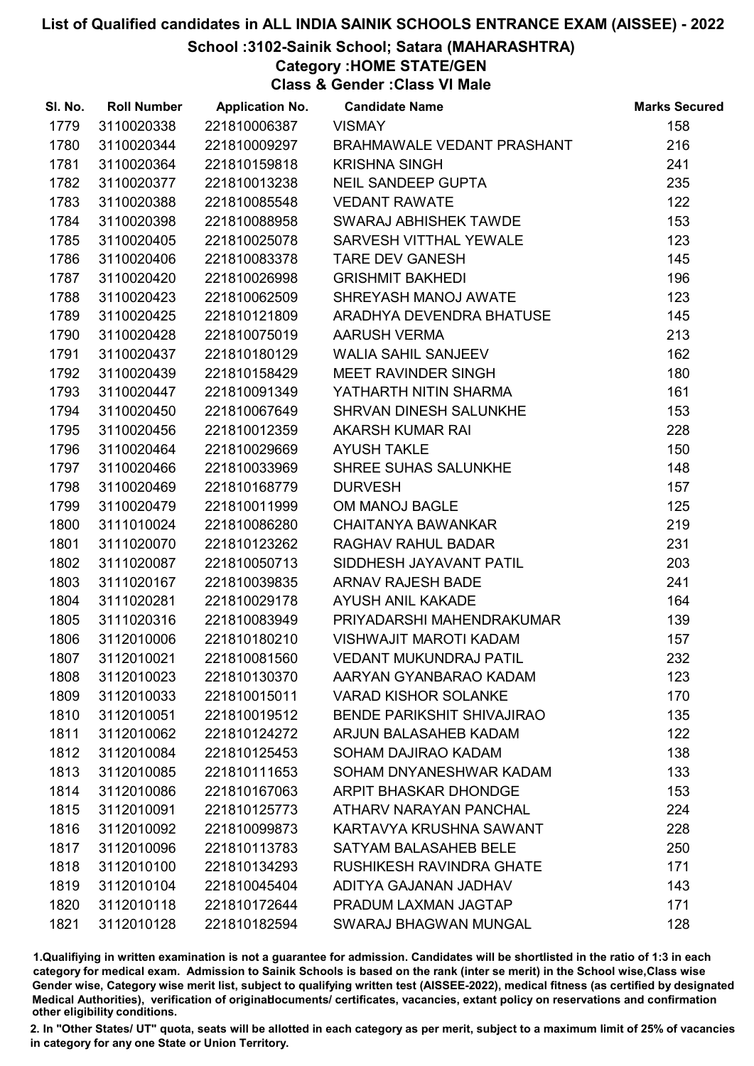# List of Qualified candidates in ALL INDIA SAINIK SCHOOLS ENTRANCE EXAM (AISSEE) - 2022

## School :3102-Sainik School; Satara (MAHARASHTRA)

### Category :HOME STATE/GEN

### Class & Gender :Class VI Male

| Sl. No. | Roll Number | Application No. | Candidate Name | Marks Secured |
|---|---|---|---|---|
| 1779 | 3110020338 | 221810006387 | VISMAY | 158 |
| 1780 | 3110020344 | 221810009297 | BRAHMAWALE VEDANT PRASHANT | 216 |
| 1781 | 3110020364 | 221810159818 | KRISHNA SINGH | 241 |
| 1782 | 3110020377 | 221810013238 | NEIL SANDEEP GUPTA | 235 |
| 1783 | 3110020388 | 221810085548 | VEDANT RAWATE | 122 |
| 1784 | 3110020398 | 221810088958 | SWARAJ ABHISHEK TAWDE | 153 |
| 1785 | 3110020405 | 221810025078 | SARVESH VITTHAL YEWALE | 123 |
| 1786 | 3110020406 | 221810083378 | TARE DEV GANESH | 145 |
| 1787 | 3110020420 | 221810026998 | GRISHMIT BAKHEDI | 196 |
| 1788 | 3110020423 | 221810062509 | SHREYASH MANOJ AWATE | 123 |
| 1789 | 3110020425 | 221810121809 | ARADHYA DEVENDRA BHATUSE | 145 |
| 1790 | 3110020428 | 221810075019 | AARUSH VERMA | 213 |
| 1791 | 3110020437 | 221810180129 | WALIA SAHIL SANJEEV | 162 |
| 1792 | 3110020439 | 221810158429 | MEET RAVINDER SINGH | 180 |
| 1793 | 3110020447 | 221810091349 | YATHARTH NITIN SHARMA | 161 |
| 1794 | 3110020450 | 221810067649 | SHRVAN DINESH SALUNKHE | 153 |
| 1795 | 3110020456 | 221810012359 | AKARSH KUMAR RAI | 228 |
| 1796 | 3110020464 | 221810029669 | AYUSH TAKLE | 150 |
| 1797 | 3110020466 | 221810033969 | SHREE SUHAS SALUNKHE | 148 |
| 1798 | 3110020469 | 221810168779 | DURVESH | 157 |
| 1799 | 3110020479 | 221810011999 | OM MANOJ BAGLE | 125 |
| 1800 | 3111010024 | 221810086280 | CHAITANYA BAWANKAR | 219 |
| 1801 | 3111020070 | 221810123262 | RAGHAV RAHUL BADAR | 231 |
| 1802 | 3111020087 | 221810050713 | SIDDHESH JAYAVANT PATIL | 203 |
| 1803 | 3111020167 | 221810039835 | ARNAV RAJESH BADE | 241 |
| 1804 | 3111020281 | 221810029178 | AYUSH ANIL KAKADE | 164 |
| 1805 | 3111020316 | 221810083949 | PRIYADARSHI MAHENDRAKUMAR | 139 |
| 1806 | 3112010006 | 221810180210 | VISHWAJIT MAROTI KADAM | 157 |
| 1807 | 3112010021 | 221810081560 | VEDANT MUKUNDRAJ PATIL | 232 |
| 1808 | 3112010023 | 221810130370 | AARYAN GYANBARAO KADAM | 123 |
| 1809 | 3112010033 | 221810015011 | VARAD KISHOR SOLANKE | 170 |
| 1810 | 3112010051 | 221810019512 | BENDE PARIKSHIT SHIVAJIRAO | 135 |
| 1811 | 3112010062 | 221810124272 | ARJUN BALASAHEB KADAM | 122 |
| 1812 | 3112010084 | 221810125453 | SOHAM DAJIRAO KADAM | 138 |
| 1813 | 3112010085 | 221810111653 | SOHAM DNYANESHWAR KADAM | 133 |
| 1814 | 3112010086 | 221810167063 | ARPIT BHASKAR DHONDGE | 153 |
| 1815 | 3112010091 | 221810125773 | ATHARV NARAYAN PANCHAL | 224 |
| 1816 | 3112010092 | 221810099873 | KARTAVYA KRUSHNA SAWANT | 228 |
| 1817 | 3112010096 | 221810113783 | SATYAM BALASAHEB BELE | 250 |
| 1818 | 3112010100 | 221810134293 | RUSHIKESH RAVINDRA GHATE | 171 |
| 1819 | 3112010104 | 221810045404 | ADITYA GAJANAN JADHAV | 143 |
| 1820 | 3112010118 | 221810172644 | PRADUM LAXMAN JAGTAP | 171 |
| 1821 | 3112010128 | 221810182594 | SWARAJ BHAGWAN MUNGAL | 128 |

1.Qualifiying in written examination is not a guarantee for admission. Candidates will be shortlisted in the ratio of 1:3 in each category for medical exam. Admission to Sainik Schools is based on the rank (inter se merit) in the School wise,Class wise Gender wise, Category wise merit list, subject to qualifying written test (AISSEE-2022), medical fitness (as certified by designated Medical Authorities), verification of originaldocuments/ certificates, vacancies, extant policy on reservations and confirmation other eligibility conditions.

2. In "Other States/ UT" quota, seats will be allotted in each category as per merit, subject to a maximum limit of 25% of vacancies in category for any one State or Union Territory.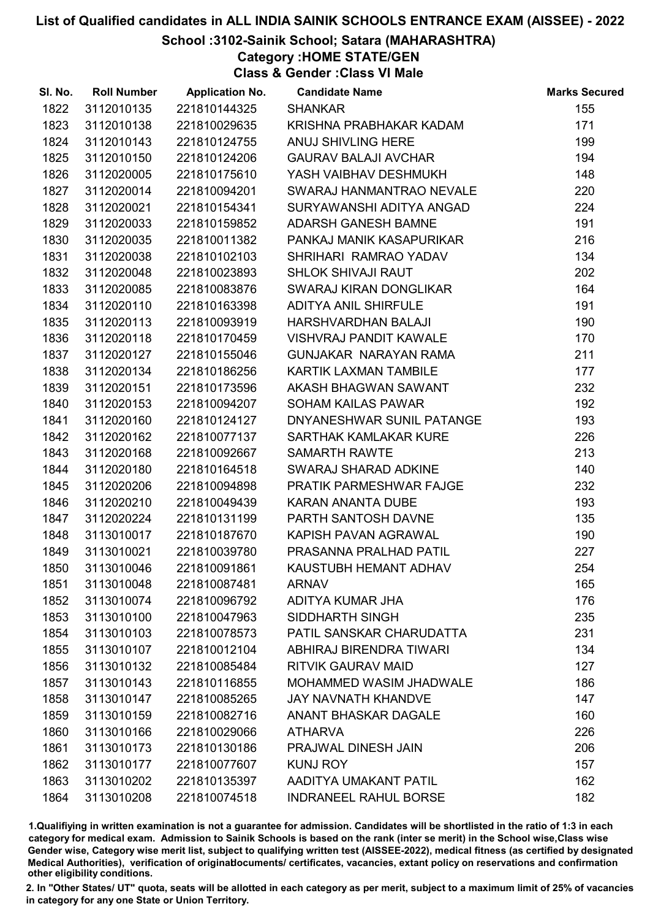# List of Qualified candidates in ALL INDIA SAINIK SCHOOLS ENTRANCE EXAM (AISSEE) - 2022

## School :3102-Sainik School; Satara (MAHARASHTRA)

### Category :HOME STATE/GEN

### Class & Gender :Class VI Male

| Sl. No. | Roll Number | Application No. | Candidate Name | Marks Secured |
|---|---|---|---|---|
| 1822 | 3112010135 | 221810144325 | SHANKAR | 155 |
| 1823 | 3112010138 | 221810029635 | KRISHNA PRABHAKAR KADAM | 171 |
| 1824 | 3112010143 | 221810124755 | ANUJ SHIVLING HERE | 199 |
| 1825 | 3112010150 | 221810124206 | GAURAV BALAJI AVCHAR | 194 |
| 1826 | 3112020005 | 221810175610 | YASH VAIBHAV DESHMUKH | 148 |
| 1827 | 3112020014 | 221810094201 | SWARAJ HANMANTRAO NEVALE | 220 |
| 1828 | 3112020021 | 221810154341 | SURYAWANSHI ADITYA ANGAD | 224 |
| 1829 | 3112020033 | 221810159852 | ADARSH GANESH BAMNE | 191 |
| 1830 | 3112020035 | 221810011382 | PANKAJ MANIK KASAPURIKAR | 216 |
| 1831 | 3112020038 | 221810102103 | SHRIHARI RAMRAO YADAV | 134 |
| 1832 | 3112020048 | 221810023893 | SHLOK SHIVAJI RAUT | 202 |
| 1833 | 3112020085 | 221810083876 | SWARAJ KIRAN DONGLIKAR | 164 |
| 1834 | 3112020110 | 221810163398 | ADITYA ANIL SHIRFULE | 191 |
| 1835 | 3112020113 | 221810093919 | HARSHVARDHAN BALAJI | 190 |
| 1836 | 3112020118 | 221810170459 | VISHVRAJ PANDIT KAWALE | 170 |
| 1837 | 3112020127 | 221810155046 | GUNJAKAR NARAYAN RAMA | 211 |
| 1838 | 3112020134 | 221810186256 | KARTIK LAXMAN TAMBILE | 177 |
| 1839 | 3112020151 | 221810173596 | AKASH BHAGWAN SAWANT | 232 |
| 1840 | 3112020153 | 221810094207 | SOHAM KAILAS PAWAR | 192 |
| 1841 | 3112020160 | 221810124127 | DNYANESHWAR SUNIL PATANGE | 193 |
| 1842 | 3112020162 | 221810077137 | SARTHAK KAMLAKAR KURE | 226 |
| 1843 | 3112020168 | 221810092667 | SAMARTH RAWTE | 213 |
| 1844 | 3112020180 | 221810164518 | SWARAJ SHARAD ADKINE | 140 |
| 1845 | 3112020206 | 221810094898 | PRATIK PARMESHWAR FAJGE | 232 |
| 1846 | 3112020210 | 221810049439 | KARAN ANANTA DUBE | 193 |
| 1847 | 3112020224 | 221810131199 | PARTH SANTOSH DAVNE | 135 |
| 1848 | 3113010017 | 221810187670 | KAPISH PAVAN AGRAWAL | 190 |
| 1849 | 3113010021 | 221810039780 | PRASANNA PRALHAD PATIL | 227 |
| 1850 | 3113010046 | 221810091861 | KAUSTUBH HEMANT ADHAV | 254 |
| 1851 | 3113010048 | 221810087481 | ARNAV | 165 |
| 1852 | 3113010074 | 221810096792 | ADITYA KUMAR JHA | 176 |
| 1853 | 3113010100 | 221810047963 | SIDDHARTH SINGH | 235 |
| 1854 | 3113010103 | 221810078573 | PATIL SANSKAR CHARUDATTA | 231 |
| 1855 | 3113010107 | 221810012104 | ABHIRAJ BIRENDRA TIWARI | 134 |
| 1856 | 3113010132 | 221810085484 | RITVIK GAURAV MAID | 127 |
| 1857 | 3113010143 | 221810116855 | MOHAMMED WASIM JHADWALE | 186 |
| 1858 | 3113010147 | 221810085265 | JAY NAVNATH KHANDVE | 147 |
| 1859 | 3113010159 | 221810082716 | ANANT BHASKAR DAGALE | 160 |
| 1860 | 3113010166 | 221810029066 | ATHARVA | 226 |
| 1861 | 3113010173 | 221810130186 | PRAJWAL DINESH JAIN | 206 |
| 1862 | 3113010177 | 221810077607 | KUNJ ROY | 157 |
| 1863 | 3113010202 | 221810135397 | AADITYA UMAKANT PATIL | 162 |
| 1864 | 3113010208 | 221810074518 | INDRANEEL RAHUL BORSE | 182 |

1.Qualifiying in written examination is not a guarantee for admission. Candidates will be shortlisted in the ratio of 1:3 in each category for medical exam. Admission to Sainik Schools is based on the rank (inter se merit) in the School wise,Class wise Gender wise, Category wise merit list, subject to qualifying written test (AISSEE-2022), medical fitness (as certified by designated Medical Authorities), verification of originaldocuments/ certificates, vacancies, extant policy on reservations and confirmation other eligibility conditions.

2. In "Other States/ UT" quota, seats will be allotted in each category as per merit, subject to a maximum limit of 25% of vacancies in category for any one State or Union Territory.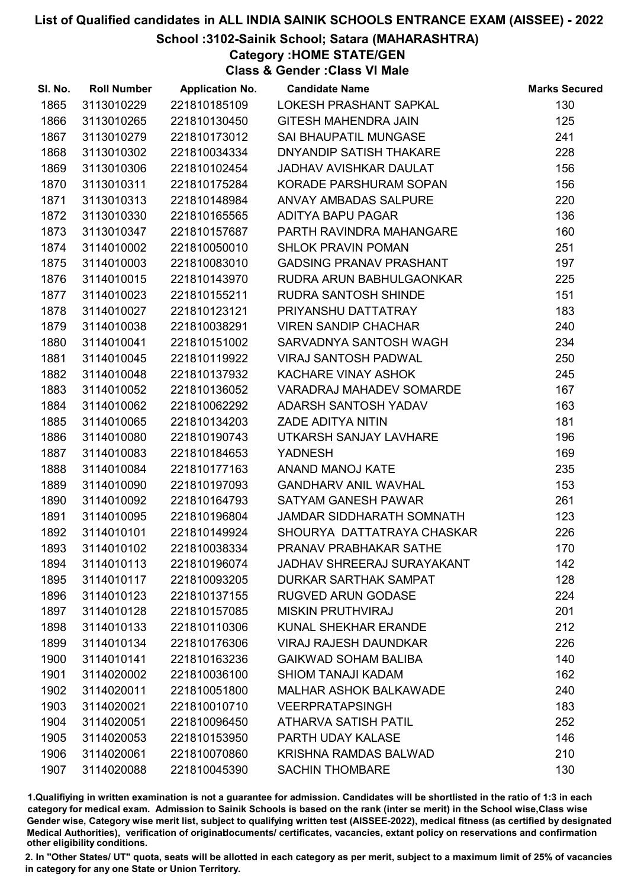# List of Qualified candidates in ALL INDIA SAINIK SCHOOLS ENTRANCE EXAM (AISSEE) - 2022

## School :3102-Sainik School; Satara (MAHARASHTRA)

### Category :HOME STATE/GEN

### Class & Gender :Class VI Male

| Sl. No. | Roll Number | Application No. | Candidate Name | Marks Secured |
|---|---|---|---|---|
| 1865 | 3113010229 | 221810185109 | LOKESH PRASHANT SAPKAL | 130 |
| 1866 | 3113010265 | 221810130450 | GITESH MAHENDRA JAIN | 125 |
| 1867 | 3113010279 | 221810173012 | SAI BHAUPATIL MUNGASE | 241 |
| 1868 | 3113010302 | 221810034334 | DNYANDIP SATISH THAKARE | 228 |
| 1869 | 3113010306 | 221810102454 | JADHAV AVISHKAR DAULAT | 156 |
| 1870 | 3113010311 | 221810175284 | KORADE PARSHURAM SOPAN | 156 |
| 1871 | 3113010313 | 221810148984 | ANVAY AMBADAS SALPURE | 220 |
| 1872 | 3113010330 | 221810165565 | ADITYA BAPU PAGAR | 136 |
| 1873 | 3113010347 | 221810157687 | PARTH RAVINDRA MAHANGARE | 160 |
| 1874 | 3114010002 | 221810050010 | SHLOK PRAVIN POMAN | 251 |
| 1875 | 3114010003 | 221810083010 | GADSING PRANAV PRASHANT | 197 |
| 1876 | 3114010015 | 221810143970 | RUDRA ARUN BABHULGAONKAR | 225 |
| 1877 | 3114010023 | 221810155211 | RUDRA SANTOSH SHINDE | 151 |
| 1878 | 3114010027 | 221810123121 | PRIYANSHU DATTATRAY | 183 |
| 1879 | 3114010038 | 221810038291 | VIREN SANDIP CHACHAR | 240 |
| 1880 | 3114010041 | 221810151002 | SARVADNYA SANTOSH WAGH | 234 |
| 1881 | 3114010045 | 221810119922 | VIRAJ SANTOSH PADWAL | 250 |
| 1882 | 3114010048 | 221810137932 | KACHARE VINAY ASHOK | 245 |
| 1883 | 3114010052 | 221810136052 | VARADRAJ MAHADEV SOMARDE | 167 |
| 1884 | 3114010062 | 221810062292 | ADARSH SANTOSH YADAV | 163 |
| 1885 | 3114010065 | 221810134203 | ZADE ADITYA NITIN | 181 |
| 1886 | 3114010080 | 221810190743 | UTKARSH SANJAY LAVHARE | 196 |
| 1887 | 3114010083 | 221810184653 | YADNESH | 169 |
| 1888 | 3114010084 | 221810177163 | ANAND MANOJ KATE | 235 |
| 1889 | 3114010090 | 221810197093 | GANDHARV ANIL WAVHAL | 153 |
| 1890 | 3114010092 | 221810164793 | SATYAM GANESH PAWAR | 261 |
| 1891 | 3114010095 | 221810196804 | JAMDAR SIDDHARATH SOMNATH | 123 |
| 1892 | 3114010101 | 221810149924 | SHOURYA DATTATRAYA CHASKAR | 226 |
| 1893 | 3114010102 | 221810038334 | PRANAV PRABHAKAR SATHE | 170 |
| 1894 | 3114010113 | 221810196074 | JADHAV SHREERAJ SURAYAKANT | 142 |
| 1895 | 3114010117 | 221810093205 | DURKAR SARTHAK SAMPAT | 128 |
| 1896 | 3114010123 | 221810137155 | RUGVED ARUN GODASE | 224 |
| 1897 | 3114010128 | 221810157085 | MISKIN PRUTHVIRAJ | 201 |
| 1898 | 3114010133 | 221810110306 | KUNAL SHEKHAR ERANDE | 212 |
| 1899 | 3114010134 | 221810176306 | VIRAJ RAJESH DAUNDKAR | 226 |
| 1900 | 3114010141 | 221810163236 | GAIKWAD SOHAM BALIBA | 140 |
| 1901 | 3114020002 | 221810036100 | SHIOM TANAJI KADAM | 162 |
| 1902 | 3114020011 | 221810051800 | MALHAR ASHOK BALKAWADE | 240 |
| 1903 | 3114020021 | 221810010710 | VEERPRATAPSINGH | 183 |
| 1904 | 3114020051 | 221810096450 | ATHARVA SATISH PATIL | 252 |
| 1905 | 3114020053 | 221810153950 | PARTH UDAY KALASE | 146 |
| 1906 | 3114020061 | 221810070860 | KRISHNA RAMDAS BALWAD | 210 |
| 1907 | 3114020088 | 221810045390 | SACHIN THOMBARE | 130 |

1.Qualifiying in written examination is not a guarantee for admission. Candidates will be shortlisted in the ratio of 1:3 in each category for medical exam. Admission to Sainik Schools is based on the rank (inter se merit) in the School wise,Class wise Gender wise, Category wise merit list, subject to qualifying written test (AISSEE-2022), medical fitness (as certified by designated Medical Authorities), verification of originaldocuments/ certificates, vacancies, extant policy on reservations and confirmation other eligibility conditions.

2. In "Other States/ UT" quota, seats will be allotted in each category as per merit, subject to a maximum limit of 25% of vacancies in category for any one State or Union Territory.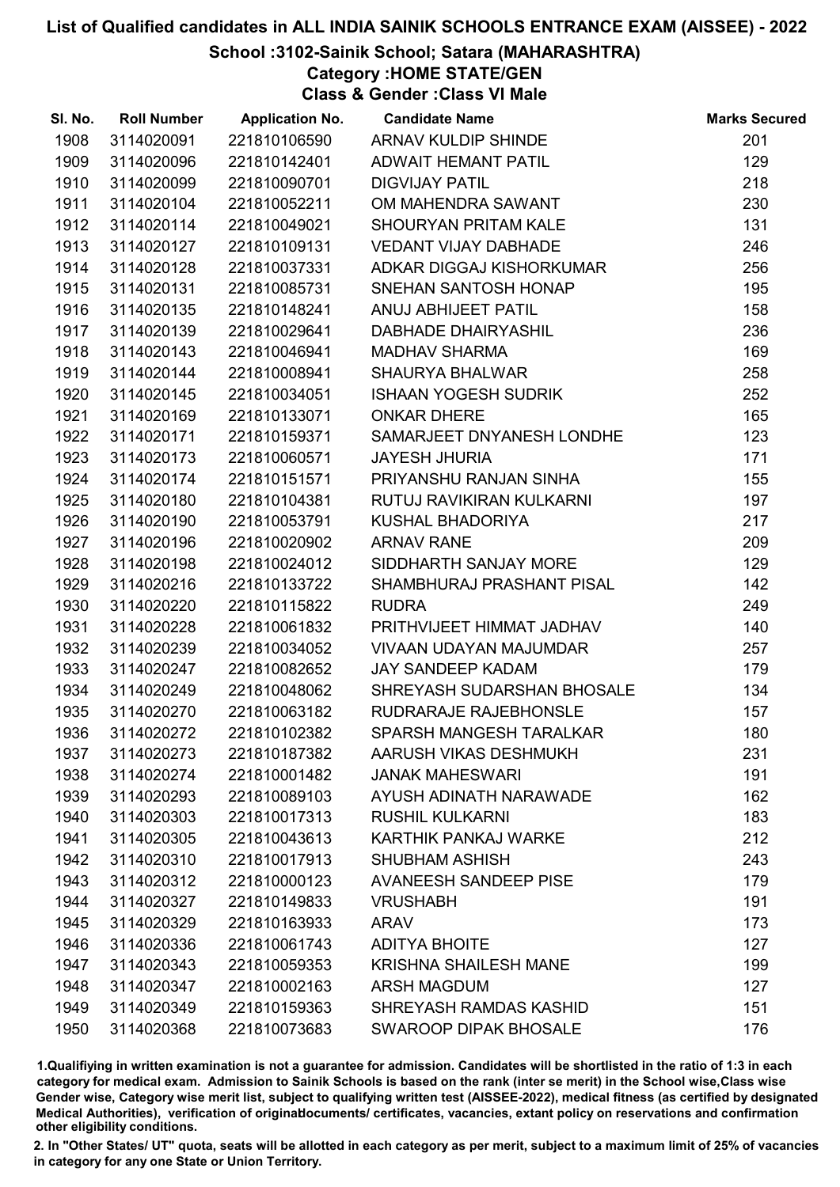# List of Qualified candidates in ALL INDIA SAINIK SCHOOLS ENTRANCE EXAM (AISSEE) - 2022

## School :3102-Sainik School; Satara (MAHARASHTRA)

### Category :HOME STATE/GEN

### Class & Gender :Class VI Male

| Sl. No. | Roll Number | Application No. | Candidate Name | Marks Secured |
|---|---|---|---|---|
| 1908 | 3114020091 | 221810106590 | ARNAV KULDIP SHINDE | 201 |
| 1909 | 3114020096 | 221810142401 | ADWAIT HEMANT PATIL | 129 |
| 1910 | 3114020099 | 221810090701 | DIGVIJAY PATIL | 218 |
| 1911 | 3114020104 | 221810052211 | OM MAHENDRA SAWANT | 230 |
| 1912 | 3114020114 | 221810049021 | SHOURYAN PRITAM KALE | 131 |
| 1913 | 3114020127 | 221810109131 | VEDANT VIJAY DABHADE | 246 |
| 1914 | 3114020128 | 221810037331 | ADKAR DIGGAJ KISHORKUMAR | 256 |
| 1915 | 3114020131 | 221810085731 | SNEHAN SANTOSH HONAP | 195 |
| 1916 | 3114020135 | 221810148241 | ANUJ ABHIJEET PATIL | 158 |
| 1917 | 3114020139 | 221810029641 | DABHADE DHAIRYASHIL | 236 |
| 1918 | 3114020143 | 221810046941 | MADHAV SHARMA | 169 |
| 1919 | 3114020144 | 221810008941 | SHAURYA BHALWAR | 258 |
| 1920 | 3114020145 | 221810034051 | ISHAAN YOGESH SUDRIK | 252 |
| 1921 | 3114020169 | 221810133071 | ONKAR DHERE | 165 |
| 1922 | 3114020171 | 221810159371 | SAMARJEET DNYANESH LONDHE | 123 |
| 1923 | 3114020173 | 221810060571 | JAYESH JHURIA | 171 |
| 1924 | 3114020174 | 221810151571 | PRIYANSHU RANJAN SINHA | 155 |
| 1925 | 3114020180 | 221810104381 | RUTUJ RAVIKIRAN KULKARNI | 197 |
| 1926 | 3114020190 | 221810053791 | KUSHAL BHADORIYA | 217 |
| 1927 | 3114020196 | 221810020902 | ARNAV RANE | 209 |
| 1928 | 3114020198 | 221810024012 | SIDDHARTH SANJAY MORE | 129 |
| 1929 | 3114020216 | 221810133722 | SHAMBHURAJ PRASHANT PISAL | 142 |
| 1930 | 3114020220 | 221810115822 | RUDRA | 249 |
| 1931 | 3114020228 | 221810061832 | PRITHVIJEET HIMMAT JADHAV | 140 |
| 1932 | 3114020239 | 221810034052 | VIVAAN UDAYAN MAJUMDAR | 257 |
| 1933 | 3114020247 | 221810082652 | JAY SANDEEP KADAM | 179 |
| 1934 | 3114020249 | 221810048062 | SHREYASH SUDARSHAN BHOSALE | 134 |
| 1935 | 3114020270 | 221810063182 | RUDRARAJE RAJEBHONSLE | 157 |
| 1936 | 3114020272 | 221810102382 | SPARSH MANGESH TARALKAR | 180 |
| 1937 | 3114020273 | 221810187382 | AARUSH VIKAS DESHMUKH | 231 |
| 1938 | 3114020274 | 221810001482 | JANAK MAHESWARI | 191 |
| 1939 | 3114020293 | 221810089103 | AYUSH ADINATH NARAWADE | 162 |
| 1940 | 3114020303 | 221810017313 | RUSHIL KULKARNI | 183 |
| 1941 | 3114020305 | 221810043613 | KARTHIK PANKAJ WARKE | 212 |
| 1942 | 3114020310 | 221810017913 | SHUBHAM ASHISH | 243 |
| 1943 | 3114020312 | 221810000123 | AVANEESH SANDEEP PISE | 179 |
| 1944 | 3114020327 | 221810149833 | VRUSHABH | 191 |
| 1945 | 3114020329 | 221810163933 | ARAV | 173 |
| 1946 | 3114020336 | 221810061743 | ADITYA BHOITE | 127 |
| 1947 | 3114020343 | 221810059353 | KRISHNA SHAILESH MANE | 199 |
| 1948 | 3114020347 | 221810002163 | ARSH MAGDUM | 127 |
| 1949 | 3114020349 | 221810159363 | SHREYASH RAMDAS KASHID | 151 |
| 1950 | 3114020368 | 221810073683 | SWAROOP DIPAK BHOSALE | 176 |

1.Qualifiying in written examination is not a guarantee for admission. Candidates will be shortlisted in the ratio of 1:3 in each category for medical exam. Admission to Sainik Schools is based on the rank (inter se merit) in the School wise,Class wise Gender wise, Category wise merit list, subject to qualifying written test (AISSEE-2022), medical fitness (as certified by designated Medical Authorities), verification of originaldocuments/ certificates, vacancies, extant policy on reservations and confirmation other eligibility conditions.

2. In "Other States/ UT" quota, seats will be allotted in each category as per merit, subject to a maximum limit of 25% of vacancies in category for any one State or Union Territory.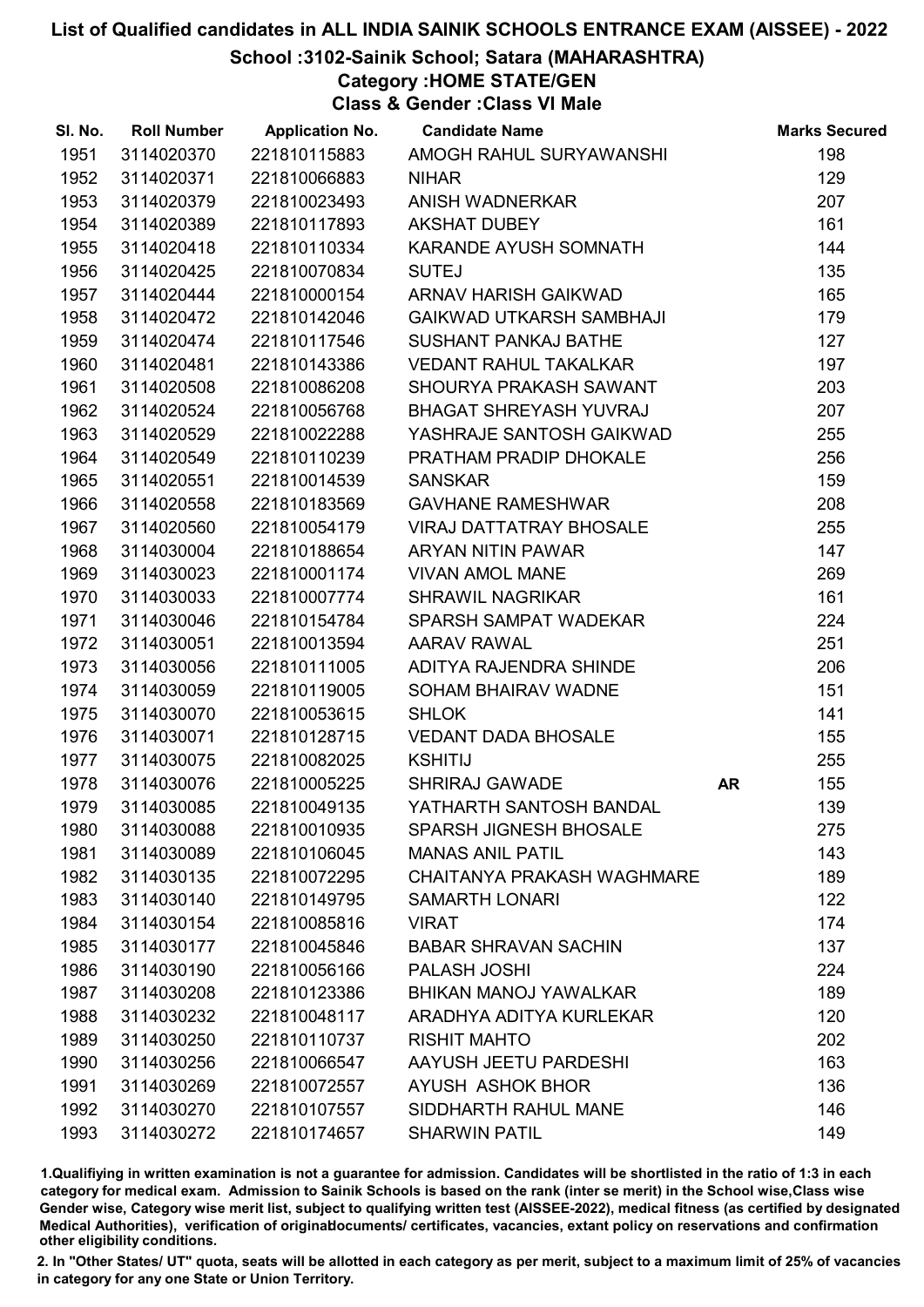# List of Qualified candidates in ALL INDIA SAINIK SCHOOLS ENTRANCE EXAM (AISSEE) - 2022

## School :3102-Sainik School; Satara (MAHARASHTRA)

### Category :HOME STATE/GEN

### Class & Gender :Class VI Male

| Sl. No. | Roll Number | Application No. | Candidate Name | | Marks Secured |
|---|---|---|---|---|---|
| 1951 | 3114020370 | 221810115883 | AMOGH RAHUL SURYAWANSHI | | 198 |
| 1952 | 3114020371 | 221810066883 | NIHAR | | 129 |
| 1953 | 3114020379 | 221810023493 | ANISH WADNERKAR | | 207 |
| 1954 | 3114020389 | 221810117893 | AKSHAT DUBEY | | 161 |
| 1955 | 3114020418 | 221810110334 | KARANDE AYUSH SOMNATH | | 144 |
| 1956 | 3114020425 | 221810070834 | SUTEJ | | 135 |
| 1957 | 3114020444 | 221810000154 | ARNAV HARISH GAIKWAD | | 165 |
| 1958 | 3114020472 | 221810142046 | GAIKWAD UTKARSH SAMBHAJI | | 179 |
| 1959 | 3114020474 | 221810117546 | SUSHANT PANKAJ BATHE | | 127 |
| 1960 | 3114020481 | 221810143386 | VEDANT RAHUL TAKALKAR | | 197 |
| 1961 | 3114020508 | 221810086208 | SHOURYA PRAKASH SAWANT | | 203 |
| 1962 | 3114020524 | 221810056768 | BHAGAT SHREYASH YUVRAJ | | 207 |
| 1963 | 3114020529 | 221810022288 | YASHRAJE SANTOSH GAIKWAD | | 255 |
| 1964 | 3114020549 | 221810110239 | PRATHAM PRADIP DHOKALE | | 256 |
| 1965 | 3114020551 | 221810014539 | SANSKAR | | 159 |
| 1966 | 3114020558 | 221810183569 | GAVHANE RAMESHWAR | | 208 |
| 1967 | 3114020560 | 221810054179 | VIRAJ DATTATRAY BHOSALE | | 255 |
| 1968 | 3114030004 | 221810188654 | ARYAN NITIN PAWAR | | 147 |
| 1969 | 3114030023 | 221810001174 | VIVAN AMOL MANE | | 269 |
| 1970 | 3114030033 | 221810007774 | SHRAWIL NAGRIKAR | | 161 |
| 1971 | 3114030046 | 221810154784 | SPARSH SAMPAT WADEKAR | | 224 |
| 1972 | 3114030051 | 221810013594 | AARAV RAWAL | | 251 |
| 1973 | 3114030056 | 221810111005 | ADITYA RAJENDRA SHINDE | | 206 |
| 1974 | 3114030059 | 221810119005 | SOHAM BHAIRAV WADNE | | 151 |
| 1975 | 3114030070 | 221810053615 | SHLOK | | 141 |
| 1976 | 3114030071 | 221810128715 | VEDANT DADA BHOSALE | | 155 |
| 1977 | 3114030075 | 221810082025 | KSHITIJ | | 255 |
| 1978 | 3114030076 | 221810005225 | SHRIRAJ GAWADE | AR | 155 |
| 1979 | 3114030085 | 221810049135 | YATHARTH SANTOSH BANDAL | | 139 |
| 1980 | 3114030088 | 221810010935 | SPARSH JIGNESH BHOSALE | | 275 |
| 1981 | 3114030089 | 221810106045 | MANAS ANIL PATIL | | 143 |
| 1982 | 3114030135 | 221810072295 | CHAITANYA PRAKASH WAGHMARE | | 189 |
| 1983 | 3114030140 | 221810149795 | SAMARTH LONARI | | 122 |
| 1984 | 3114030154 | 221810085816 | VIRAT | | 174 |
| 1985 | 3114030177 | 221810045846 | BABAR SHRAVAN SACHIN | | 137 |
| 1986 | 3114030190 | 221810056166 | PALASH JOSHI | | 224 |
| 1987 | 3114030208 | 221810123386 | BHIKAN MANOJ YAWALKAR | | 189 |
| 1988 | 3114030232 | 221810048117 | ARADHYA ADITYA KURLEKAR | | 120 |
| 1989 | 3114030250 | 221810110737 | RISHIT MAHTO | | 202 |
| 1990 | 3114030256 | 221810066547 | AAYUSH JEETU PARDESHI | | 163 |
| 1991 | 3114030269 | 221810072557 | AYUSH ASHOK BHOR | | 136 |
| 1992 | 3114030270 | 221810107557 | SIDDHARTH RAHUL MANE | | 146 |
| 1993 | 3114030272 | 221810174657 | SHARWIN PATIL | | 149 |

1.Qualifiying in written examination is not a guarantee for admission. Candidates will be shortlisted in the ratio of 1:3 in each category for medical exam. Admission to Sainik Schools is based on the rank (inter se merit) in the School wise,Class wise Gender wise, Category wise merit list, subject to qualifying written test (AISSEE-2022), medical fitness (as certified by designated Medical Authorities), verification of originaldocuments/ certificates, vacancies, extant policy on reservations and confirmation other eligibility conditions.

2. In "Other States/ UT" quota, seats will be allotted in each category as per merit, subject to a maximum limit of 25% of vacancies in category for any one State or Union Territory.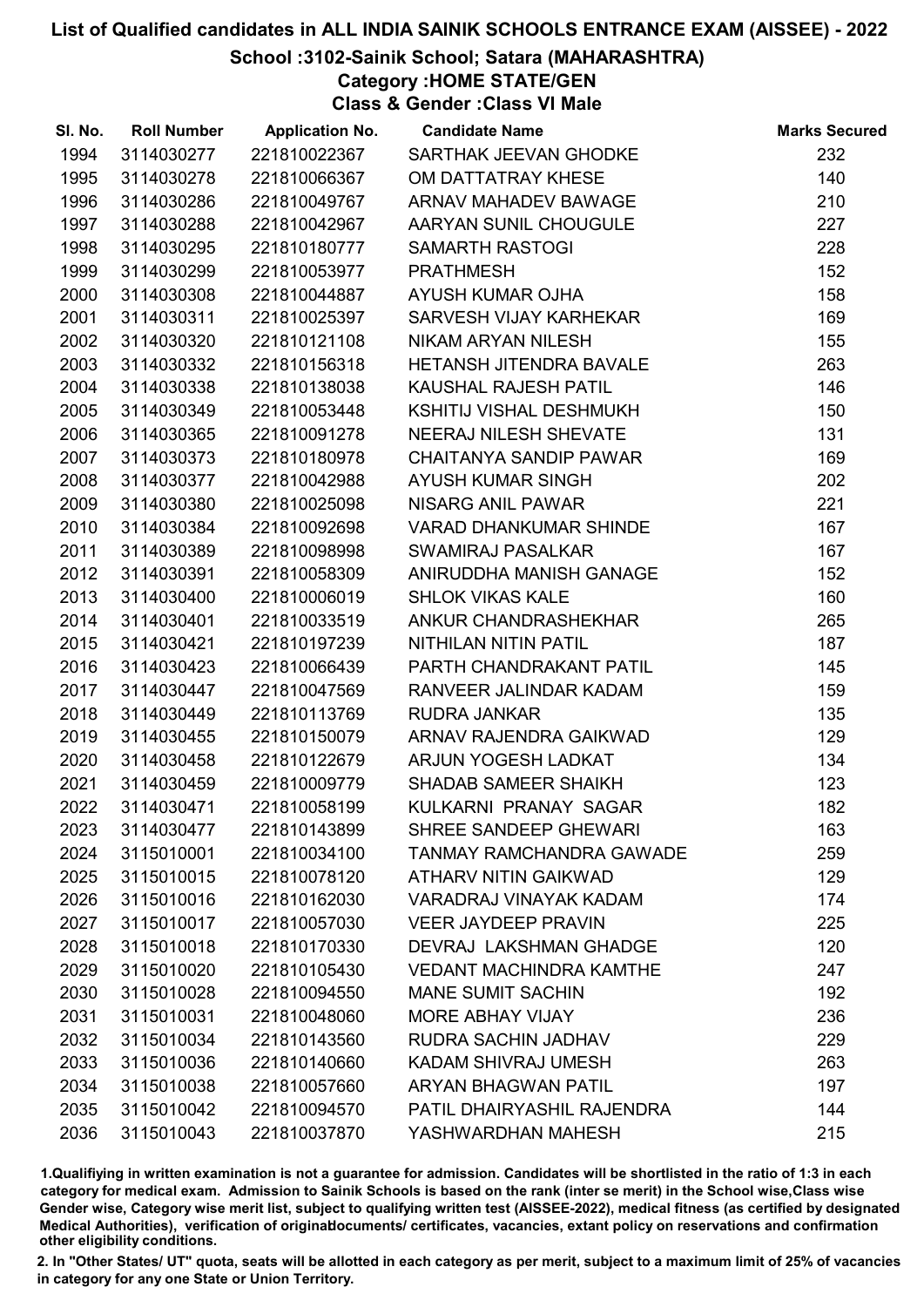# List of Qualified candidates in ALL INDIA SAINIK SCHOOLS ENTRANCE EXAM (AISSEE) - 2022

## School :3102-Sainik School; Satara (MAHARASHTRA)

### Category :HOME STATE/GEN

### Class & Gender :Class VI Male

| Sl. No. | Roll Number | Application No. | Candidate Name | Marks Secured |
|---|---|---|---|---|
| 1994 | 3114030277 | 221810022367 | SARTHAK JEEVAN GHODKE | 232 |
| 1995 | 3114030278 | 221810066367 | OM DATTATRAY KHESE | 140 |
| 1996 | 3114030286 | 221810049767 | ARNAV MAHADEV BAWAGE | 210 |
| 1997 | 3114030288 | 221810042967 | AARYAN SUNIL CHOUGULE | 227 |
| 1998 | 3114030295 | 221810180777 | SAMARTH RASTOGI | 228 |
| 1999 | 3114030299 | 221810053977 | PRATHMESH | 152 |
| 2000 | 3114030308 | 221810044887 | AYUSH KUMAR OJHA | 158 |
| 2001 | 3114030311 | 221810025397 | SARVESH VIJAY KARHEKAR | 169 |
| 2002 | 3114030320 | 221810121108 | NIKAM ARYAN NILESH | 155 |
| 2003 | 3114030332 | 221810156318 | HETANSH JITENDRA BAVALE | 263 |
| 2004 | 3114030338 | 221810138038 | KAUSHAL RAJESH PATIL | 146 |
| 2005 | 3114030349 | 221810053448 | KSHITIJ VISHAL DESHMUKH | 150 |
| 2006 | 3114030365 | 221810091278 | NEERAJ NILESH SHEVATE | 131 |
| 2007 | 3114030373 | 221810180978 | CHAITANYA SANDIP PAWAR | 169 |
| 2008 | 3114030377 | 221810042988 | AYUSH KUMAR SINGH | 202 |
| 2009 | 3114030380 | 221810025098 | NISARG ANIL PAWAR | 221 |
| 2010 | 3114030384 | 221810092698 | VARAD DHANKUMAR SHINDE | 167 |
| 2011 | 3114030389 | 221810098998 | SWAMIRAJ PASALKAR | 167 |
| 2012 | 3114030391 | 221810058309 | ANIRUDDHA MANISH GANAGE | 152 |
| 2013 | 3114030400 | 221810006019 | SHLOK VIKAS KALE | 160 |
| 2014 | 3114030401 | 221810033519 | ANKUR CHANDRASHEKHAR | 265 |
| 2015 | 3114030421 | 221810197239 | NITHILAN NITIN PATIL | 187 |
| 2016 | 3114030423 | 221810066439 | PARTH CHANDRAKANT PATIL | 145 |
| 2017 | 3114030447 | 221810047569 | RANVEER JALINDAR KADAM | 159 |
| 2018 | 3114030449 | 221810113769 | RUDRA JANKAR | 135 |
| 2019 | 3114030455 | 221810150079 | ARNAV RAJENDRA GAIKWAD | 129 |
| 2020 | 3114030458 | 221810122679 | ARJUN YOGESH LADKAT | 134 |
| 2021 | 3114030459 | 221810009779 | SHADAB SAMEER SHAIKH | 123 |
| 2022 | 3114030471 | 221810058199 | KULKARNI PRANAY SAGAR | 182 |
| 2023 | 3114030477 | 221810143899 | SHREE SANDEEP GHEWARI | 163 |
| 2024 | 3115010001 | 221810034100 | TANMAY RAMCHANDRA GAWADE | 259 |
| 2025 | 3115010015 | 221810078120 | ATHARV NITIN GAIKWAD | 129 |
| 2026 | 3115010016 | 221810162030 | VARADRAJ VINAYAK KADAM | 174 |
| 2027 | 3115010017 | 221810057030 | VEER JAYDEEP PRAVIN | 225 |
| 2028 | 3115010018 | 221810170330 | DEVRAJ LAKSHMAN GHADGE | 120 |
| 2029 | 3115010020 | 221810105430 | VEDANT MACHINDRA KAMTHE | 247 |
| 2030 | 3115010028 | 221810094550 | MANE SUMIT SACHIN | 192 |
| 2031 | 3115010031 | 221810048060 | MORE ABHAY VIJAY | 236 |
| 2032 | 3115010034 | 221810143560 | RUDRA SACHIN JADHAV | 229 |
| 2033 | 3115010036 | 221810140660 | KADAM SHIVRAJ UMESH | 263 |
| 2034 | 3115010038 | 221810057660 | ARYAN BHAGWAN PATIL | 197 |
| 2035 | 3115010042 | 221810094570 | PATIL DHAIRYASHIL RAJENDRA | 144 |
| 2036 | 3115010043 | 221810037870 | YASHWARDHAN MAHESH | 215 |

1.Qualifiying in written examination is not a guarantee for admission. Candidates will be shortlisted in the ratio of 1:3 in each category for medical exam. Admission to Sainik Schools is based on the rank (inter se merit) in the School wise,Class wise Gender wise, Category wise merit list, subject to qualifying written test (AISSEE-2022), medical fitness (as certified by designated Medical Authorities), verification of originaldocuments/ certificates, vacancies, extant policy on reservations and confirmation other eligibility conditions.

2. In "Other States/ UT" quota, seats will be allotted in each category as per merit, subject to a maximum limit of 25% of vacancies in category for any one State or Union Territory.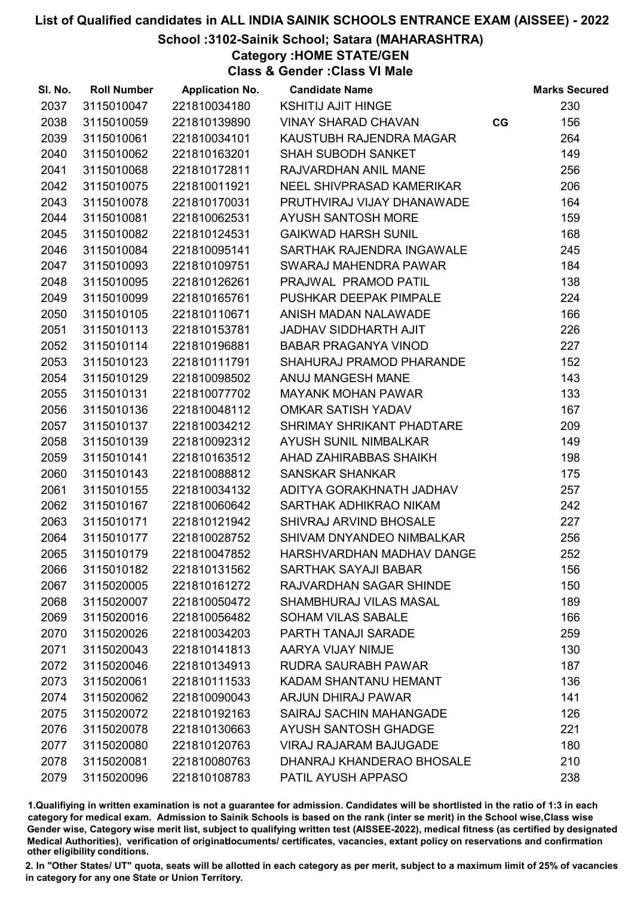# List of Qualified candidates in ALL INDIA SAINIK SCHOOLS ENTRANCE EXAM (AISSEE) - 2022

## School :3102-Sainik School; Satara (MAHARASHTRA)

### Category :HOME STATE/GEN

### Class & Gender :Class VI Male

| Sl. No. | Roll Number | Application No. | Candidate Name | | Marks Secured |
|---|---|---|---|---|---|
| 2037 | 3115010047 | 221810034180 | KSHITIJ AJIT HINGE | | 230 |
| 2038 | 3115010059 | 221810139890 | VINAY SHARAD CHAVAN | CG | 156 |
| 2039 | 3115010061 | 221810034101 | KAUSTUBH RAJENDRA MAGAR | | 264 |
| 2040 | 3115010062 | 221810163201 | SHAH SUBODH SANKET | | 149 |
| 2041 | 3115010068 | 221810172811 | RAJVARDHAN ANIL MANE | | 256 |
| 2042 | 3115010075 | 221810011921 | NEEL SHIVPRASAD KAMERIKAR | | 206 |
| 2043 | 3115010078 | 221810170031 | PRUTHVIRAJ VIJAY DHANAWADE | | 164 |
| 2044 | 3115010081 | 221810062531 | AYUSH SANTOSH MORE | | 159 |
| 2045 | 3115010082 | 221810124531 | GAIKWAD HARSH SUNIL | | 168 |
| 2046 | 3115010084 | 221810095141 | SARTHAK RAJENDRA INGAWALE | | 245 |
| 2047 | 3115010093 | 221810109751 | SWARAJ MAHENDRA PAWAR | | 184 |
| 2048 | 3115010095 | 221810126261 | PRAJWAL PRAMOD PATIL | | 138 |
| 2049 | 3115010099 | 221810165761 | PUSHKAR DEEPAK PIMPALE | | 224 |
| 2050 | 3115010105 | 221810110671 | ANISH MADAN NALAWADE | | 166 |
| 2051 | 3115010113 | 221810153781 | JADHAV SIDDHARTH AJIT | | 226 |
| 2052 | 3115010114 | 221810196881 | BABAR PRAGANYA VINOD | | 227 |
| 2053 | 3115010123 | 221810111791 | SHAHURAJ PRAMOD PHARANDE | | 152 |
| 2054 | 3115010129 | 221810098502 | ANUJ MANGESH MANE | | 143 |
| 2055 | 3115010131 | 221810077702 | MAYANK MOHAN PAWAR | | 133 |
| 2056 | 3115010136 | 221810048112 | OMKAR SATISH YADAV | | 167 |
| 2057 | 3115010137 | 221810034212 | SHRIMAY SHRIKANT PHADTARE | | 209 |
| 2058 | 3115010139 | 221810092312 | AYUSH SUNIL NIMBALKAR | | 149 |
| 2059 | 3115010141 | 221810163512 | AHAD ZAHIRABBAS SHAIKH | | 198 |
| 2060 | 3115010143 | 221810088812 | SANSKAR SHANKAR | | 175 |
| 2061 | 3115010155 | 221810034132 | ADITYA GORAKHNATH JADHAV | | 257 |
| 2062 | 3115010167 | 221810060642 | SARTHAK ADHIKRAO NIKAM | | 242 |
| 2063 | 3115010171 | 221810121942 | SHIVRAJ ARVIND BHOSALE | | 227 |
| 2064 | 3115010177 | 221810028752 | SHIVAM DNYANDEO NIMBALKAR | | 256 |
| 2065 | 3115010179 | 221810047852 | HARSHVARDHAN MADHAV DANGE | | 252 |
| 2066 | 3115010182 | 221810131562 | SARTHAK SAYAJI BABAR | | 156 |
| 2067 | 3115020005 | 221810161272 | RAJVARDHAN SAGAR SHINDE | | 150 |
| 2068 | 3115020007 | 221810050472 | SHAMBHURAJ VILAS MASAL | | 189 |
| 2069 | 3115020016 | 221810056482 | SOHAM VILAS SABALE | | 166 |
| 2070 | 3115020026 | 221810034203 | PARTH TANAJI SARADE | | 259 |
| 2071 | 3115020043 | 221810141813 | AARYA VIJAY NIMJE | | 130 |
| 2072 | 3115020046 | 221810134913 | RUDRA SAURABH PAWAR | | 187 |
| 2073 | 3115020061 | 221810111533 | KADAM SHANTANU HEMANT | | 136 |
| 2074 | 3115020062 | 221810090043 | ARJUN DHIRAJ PAWAR | | 141 |
| 2075 | 3115020072 | 221810192163 | SAIRAJ SACHIN MAHANGADE | | 126 |
| 2076 | 3115020078 | 221810130663 | AYUSH SANTOSH GHADGE | | 221 |
| 2077 | 3115020080 | 221810120763 | VIRAJ RAJARAM BAJUGADE | | 180 |
| 2078 | 3115020081 | 221810080763 | DHANRAJ KHANDERAO BHOSALE | | 210 |
| 2079 | 3115020096 | 221810108783 | PATIL AYUSH APPASO | | 238 |

1.Qualifiying in written examination is not a guarantee for admission. Candidates will be shortlisted in the ratio of 1:3 in each category for medical exam. Admission to Sainik Schools is based on the rank (inter se merit) in the School wise,Class wise Gender wise, Category wise merit list, subject to qualifying written test (AISSEE-2022), medical fitness (as certified by designated Medical Authorities), verification of originaldocuments/ certificates, vacancies, extant policy on reservations and confirmation other eligibility conditions.

2. In "Other States/ UT" quota, seats will be allotted in each category as per merit, subject to a maximum limit of 25% of vacancies in category for any one State or Union Territory.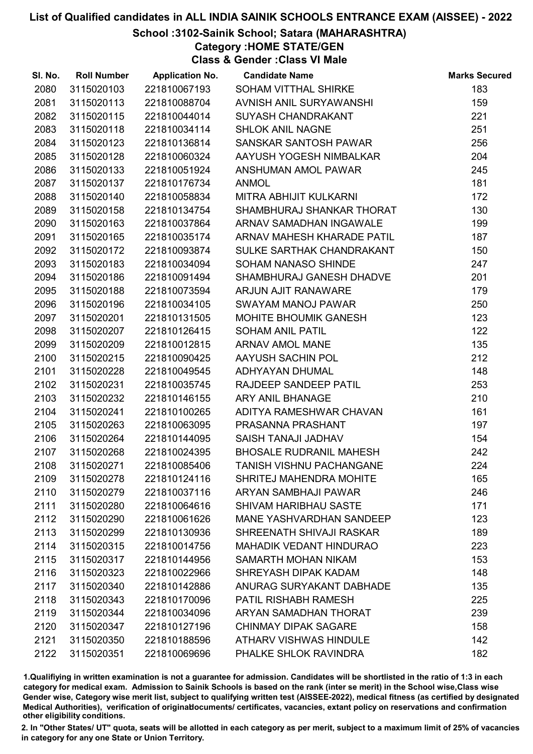# List of Qualified candidates in ALL INDIA SAINIK SCHOOLS ENTRANCE EXAM (AISSEE) - 2022

## School :3102-Sainik School; Satara (MAHARASHTRA)

### Category :HOME STATE/GEN

### Class & Gender :Class VI Male

| Sl. No. | Roll Number | Application No. | Candidate Name | Marks Secured |
|---|---|---|---|---|
| 2080 | 3115020103 | 221810067193 | SOHAM VITTHAL SHIRKE | 183 |
| 2081 | 3115020113 | 221810088704 | AVNISH ANIL SURYAWANSHI | 159 |
| 2082 | 3115020115 | 221810044014 | SUYASH CHANDRAKANT | 221 |
| 2083 | 3115020118 | 221810034114 | SHLOK ANIL NAGNE | 251 |
| 2084 | 3115020123 | 221810136814 | SANSKAR SANTOSH PAWAR | 256 |
| 2085 | 3115020128 | 221810060324 | AAYUSH YOGESH NIMBALKAR | 204 |
| 2086 | 3115020133 | 221810051924 | ANSHUMAN AMOL PAWAR | 245 |
| 2087 | 3115020137 | 221810176734 | ANMOL | 181 |
| 2088 | 3115020140 | 221810058834 | MITRA ABHIJIT KULKARNI | 172 |
| 2089 | 3115020158 | 221810134754 | SHAMBHURAJ SHANKAR THORAT | 130 |
| 2090 | 3115020163 | 221810037864 | ARNAV SAMADHAN INGAWALE | 199 |
| 2091 | 3115020165 | 221810035174 | ARNAV MAHESH KHARADE PATIL | 187 |
| 2092 | 3115020172 | 221810093874 | SULKE SARTHAK CHANDRAKANT | 150 |
| 2093 | 3115020183 | 221810034094 | SOHAM NANASO SHINDE | 247 |
| 2094 | 3115020186 | 221810091494 | SHAMBHURAJ GANESH DHADVE | 201 |
| 2095 | 3115020188 | 221810073594 | ARJUN AJIT RANAWARE | 179 |
| 2096 | 3115020196 | 221810034105 | SWAYAM MANOJ PAWAR | 250 |
| 2097 | 3115020201 | 221810131505 | MOHITE BHOUMIK GANESH | 123 |
| 2098 | 3115020207 | 221810126415 | SOHAM ANIL PATIL | 122 |
| 2099 | 3115020209 | 221810012815 | ARNAV AMOL MANE | 135 |
| 2100 | 3115020215 | 221810090425 | AAYUSH SACHIN POL | 212 |
| 2101 | 3115020228 | 221810049545 | ADHYAYAN DHUMAL | 148 |
| 2102 | 3115020231 | 221810035745 | RAJDEEP SANDEEP PATIL | 253 |
| 2103 | 3115020232 | 221810146155 | ARY ANIL BHANAGE | 210 |
| 2104 | 3115020241 | 221810100265 | ADITYA RAMESHWAR CHAVAN | 161 |
| 2105 | 3115020263 | 221810063095 | PRASANNA PRASHANT | 197 |
| 2106 | 3115020264 | 221810144095 | SAISH TANAJI JADHAV | 154 |
| 2107 | 3115020268 | 221810024395 | BHOSALE RUDRANIL MAHESH | 242 |
| 2108 | 3115020271 | 221810085406 | TANISH VISHNU PACHANGANE | 224 |
| 2109 | 3115020278 | 221810124116 | SHRITEJ MAHENDRA MOHITE | 165 |
| 2110 | 3115020279 | 221810037116 | ARYAN SAMBHAJI PAWAR | 246 |
| 2111 | 3115020280 | 221810064616 | SHIVAM HARIBHAU SASTE | 171 |
| 2112 | 3115020290 | 221810061626 | MANE YASHVARDHAN SANDEEP | 123 |
| 2113 | 3115020299 | 221810130936 | SHREENATH SHIVAJI RASKAR | 189 |
| 2114 | 3115020315 | 221810014756 | MAHADIK VEDANT HINDURAO | 223 |
| 2115 | 3115020317 | 221810144956 | SAMARTH MOHAN NIKAM | 153 |
| 2116 | 3115020323 | 221810022966 | SHREYASH DIPAK KADAM | 148 |
| 2117 | 3115020340 | 221810142886 | ANURAG SURYAKANT DABHADE | 135 |
| 2118 | 3115020343 | 221810170096 | PATIL RISHABH RAMESH | 225 |
| 2119 | 3115020344 | 221810034096 | ARYAN SAMADHAN THORAT | 239 |
| 2120 | 3115020347 | 221810127196 | CHINMAY DIPAK SAGARE | 158 |
| 2121 | 3115020350 | 221810188596 | ATHARV VISHWAS HINDULE | 142 |
| 2122 | 3115020351 | 221810069696 | PHALKE SHLOK RAVINDRA | 182 |

1.Qualifiying in written examination is not a guarantee for admission. Candidates will be shortlisted in the ratio of 1:3 in each category for medical exam. Admission to Sainik Schools is based on the rank (inter se merit) in the School wise,Class wise Gender wise, Category wise merit list, subject to qualifying written test (AISSEE-2022), medical fitness (as certified by designated Medical Authorities), verification of originaldocuments/ certificates, vacancies, extant policy on reservations and confirmation other eligibility conditions.

2. In "Other States/ UT" quota, seats will be allotted in each category as per merit, subject to a maximum limit of 25% of vacancies in category for any one State or Union Territory.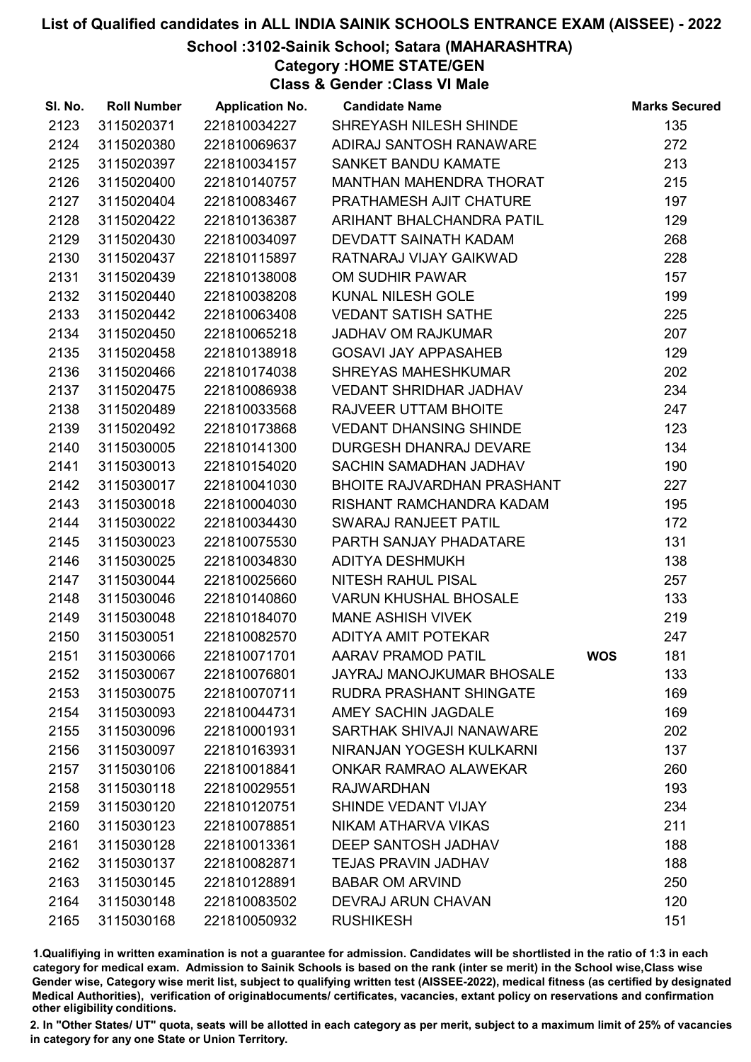# List of Qualified candidates in ALL INDIA SAINIK SCHOOLS ENTRANCE EXAM (AISSEE) - 2022

## School :3102-Sainik School; Satara (MAHARASHTRA)

### Category :HOME STATE/GEN

### Class & Gender :Class VI Male

| Sl. No. | Roll Number | Application No. | Candidate Name | | Marks Secured |
|---|---|---|---|---|---|
| 2123 | 3115020371 | 221810034227 | SHREYASH NILESH SHINDE | | 135 |
| 2124 | 3115020380 | 221810069637 | ADIRAJ SANTOSH RANAWARE | | 272 |
| 2125 | 3115020397 | 221810034157 | SANKET BANDU KAMATE | | 213 |
| 2126 | 3115020400 | 221810140757 | MANTHAN MAHENDRA THORAT | | 215 |
| 2127 | 3115020404 | 221810083467 | PRATHAMESH AJIT CHATURE | | 197 |
| 2128 | 3115020422 | 221810136387 | ARIHANT BHALCHANDRA PATIL | | 129 |
| 2129 | 3115020430 | 221810034097 | DEVDATT SAINATH KADAM | | 268 |
| 2130 | 3115020437 | 221810115897 | RATNARAJ VIJAY GAIKWAD | | 228 |
| 2131 | 3115020439 | 221810138008 | OM SUDHIR PAWAR | | 157 |
| 2132 | 3115020440 | 221810038208 | KUNAL NILESH GOLE | | 199 |
| 2133 | 3115020442 | 221810063408 | VEDANT SATISH SATHE | | 225 |
| 2134 | 3115020450 | 221810065218 | JADHAV OM RAJKUMAR | | 207 |
| 2135 | 3115020458 | 221810138918 | GOSAVI JAY APPASAHEB | | 129 |
| 2136 | 3115020466 | 221810174038 | SHREYAS MAHESHKUMAR | | 202 |
| 2137 | 3115020475 | 221810086938 | VEDANT SHRIDHAR JADHAV | | 234 |
| 2138 | 3115020489 | 221810033568 | RAJVEER UTTAM BHOITE | | 247 |
| 2139 | 3115020492 | 221810173868 | VEDANT DHANSING SHINDE | | 123 |
| 2140 | 3115030005 | 221810141300 | DURGESH DHANRAJ DEVARE | | 134 |
| 2141 | 3115030013 | 221810154020 | SACHIN SAMADHAN JADHAV | | 190 |
| 2142 | 3115030017 | 221810041030 | BHOITE RAJVARDHAN PRASHANT | | 227 |
| 2143 | 3115030018 | 221810004030 | RISHANT RAMCHANDRA KADAM | | 195 |
| 2144 | 3115030022 | 221810034430 | SWARAJ RANJEET PATIL | | 172 |
| 2145 | 3115030023 | 221810075530 | PARTH SANJAY PHADATARE | | 131 |
| 2146 | 3115030025 | 221810034830 | ADITYA DESHMUKH | | 138 |
| 2147 | 3115030044 | 221810025660 | NITESH RAHUL PISAL | | 257 |
| 2148 | 3115030046 | 221810140860 | VARUN KHUSHAL BHOSALE | | 133 |
| 2149 | 3115030048 | 221810184070 | MANE ASHISH VIVEK | | 219 |
| 2150 | 3115030051 | 221810082570 | ADITYA AMIT POTEKAR | | 247 |
| 2151 | 3115030066 | 221810071701 | AARAV PRAMOD PATIL | WOS | 181 |
| 2152 | 3115030067 | 221810076801 | JAYRAJ MANOJKUMAR BHOSALE | | 133 |
| 2153 | 3115030075 | 221810070711 | RUDRA PRASHANT SHINGATE | | 169 |
| 2154 | 3115030093 | 221810044731 | AMEY SACHIN JAGDALE | | 169 |
| 2155 | 3115030096 | 221810001931 | SARTHAK SHIVAJI NANAWARE | | 202 |
| 2156 | 3115030097 | 221810163931 | NIRANJAN YOGESH KULKARNI | | 137 |
| 2157 | 3115030106 | 221810018841 | ONKAR RAMRAO ALAWEKAR | | 260 |
| 2158 | 3115030118 | 221810029551 | RAJWARDHAN | | 193 |
| 2159 | 3115030120 | 221810120751 | SHINDE VEDANT VIJAY | | 234 |
| 2160 | 3115030123 | 221810078851 | NIKAM ATHARVA VIKAS | | 211 |
| 2161 | 3115030128 | 221810013361 | DEEP SANTOSH JADHAV | | 188 |
| 2162 | 3115030137 | 221810082871 | TEJAS PRAVIN JADHAV | | 188 |
| 2163 | 3115030145 | 221810128891 | BABAR OM ARVIND | | 250 |
| 2164 | 3115030148 | 221810083502 | DEVRAJ ARUN CHAVAN | | 120 |
| 2165 | 3115030168 | 221810050932 | RUSHIKESH | | 151 |

1.Qualifiying in written examination is not a guarantee for admission. Candidates will be shortlisted in the ratio of 1:3 in each category for medical exam. Admission to Sainik Schools is based on the rank (inter se merit) in the School wise,Class wise Gender wise, Category wise merit list, subject to qualifying written test (AISSEE-2022), medical fitness (as certified by designated Medical Authorities), verification of originaldocuments/ certificates, vacancies, extant policy on reservations and confirmation other eligibility conditions.

2. In "Other States/ UT" quota, seats will be allotted in each category as per merit, subject to a maximum limit of 25% of vacancies in category for any one State or Union Territory.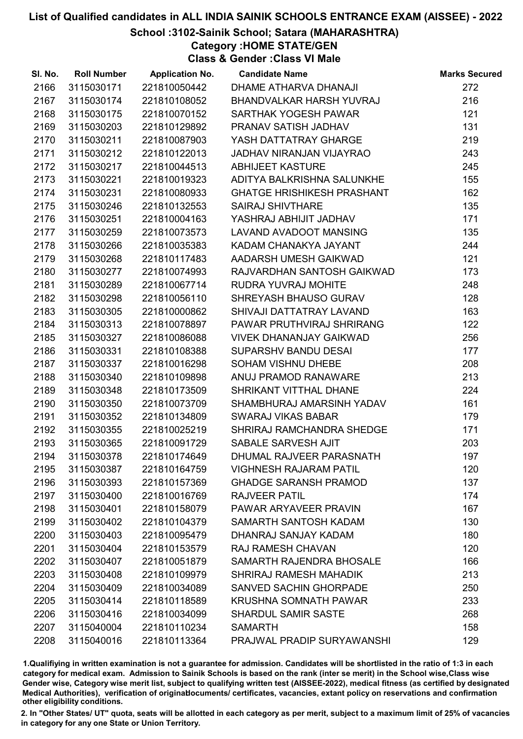# List of Qualified candidates in ALL INDIA SAINIK SCHOOLS ENTRANCE EXAM (AISSEE) - 2022

## School :3102-Sainik School; Satara (MAHARASHTRA)

### Category :HOME STATE/GEN

### Class & Gender :Class VI Male

| Sl. No. | Roll Number | Application No. | Candidate Name | Marks Secured |
|---|---|---|---|---|
| 2166 | 3115030171 | 221810050442 | DHAME ATHARVA DHANAJI | 272 |
| 2167 | 3115030174 | 221810108052 | BHANDVALKAR HARSH YUVRAJ | 216 |
| 2168 | 3115030175 | 221810070152 | SARTHAK YOGESH PAWAR | 121 |
| 2169 | 3115030203 | 221810129892 | PRANAV SATISH JADHAV | 131 |
| 2170 | 3115030211 | 221810087903 | YASH DATTATRAY GHARGE | 219 |
| 2171 | 3115030212 | 221810122013 | JADHAV NIRANJAN VIJAYRAO | 243 |
| 2172 | 3115030217 | 221810044513 | ABHIJEET KASTURE | 245 |
| 2173 | 3115030221 | 221810019323 | ADITYA BALKRISHNA SALUNKHE | 155 |
| 2174 | 3115030231 | 221810080933 | GHATGE HRISHIKESH PRASHANT | 162 |
| 2175 | 3115030246 | 221810132553 | SAIRAJ SHIVTHARE | 135 |
| 2176 | 3115030251 | 221810004163 | YASHRAJ ABHIJIT JADHAV | 171 |
| 2177 | 3115030259 | 221810073573 | LAVAND AVADOOT MANSING | 135 |
| 2178 | 3115030266 | 221810035383 | KADAM CHANAKYA JAYANT | 244 |
| 2179 | 3115030268 | 221810117483 | AADARSH UMESH GAIKWAD | 121 |
| 2180 | 3115030277 | 221810074993 | RAJVARDHAN SANTOSH GAIKWAD | 173 |
| 2181 | 3115030289 | 221810067714 | RUDRA YUVRAJ MOHITE | 248 |
| 2182 | 3115030298 | 221810056110 | SHREYASH BHAUSO GURAV | 128 |
| 2183 | 3115030305 | 221810000862 | SHIVAJI DATTATRAY LAVAND | 163 |
| 2184 | 3115030313 | 221810078897 | PAWAR PRUTHVIRAJ SHRIRANG | 122 |
| 2185 | 3115030327 | 221810086088 | VIVEK DHANANJAY GAIKWAD | 256 |
| 2186 | 3115030331 | 221810108388 | SUPARSHV BANDU DESAI | 177 |
| 2187 | 3115030337 | 221810016298 | SOHAM VISHNU DHEBE | 208 |
| 2188 | 3115030340 | 221810109898 | ANUJ PRAMOD RANAWARE | 213 |
| 2189 | 3115030348 | 221810173509 | SHRIKANT VITTHAL DHANE | 224 |
| 2190 | 3115030350 | 221810073709 | SHAMBHURAJ AMARSINH YADAV | 161 |
| 2191 | 3115030352 | 221810134809 | SWARAJ VIKAS BABAR | 179 |
| 2192 | 3115030355 | 221810025219 | SHRIRAJ RAMCHANDRA SHEDGE | 171 |
| 2193 | 3115030365 | 221810091729 | SABALE SARVESH AJIT | 203 |
| 2194 | 3115030378 | 221810174649 | DHUMAL RAJVEER PARASNATH | 197 |
| 2195 | 3115030387 | 221810164759 | VIGHNESH RAJARAM PATIL | 120 |
| 2196 | 3115030393 | 221810157369 | GHADGE SARANSH PRAMOD | 137 |
| 2197 | 3115030400 | 221810016769 | RAJVEER PATIL | 174 |
| 2198 | 3115030401 | 221810158079 | PAWAR ARYAVEER PRAVIN | 167 |
| 2199 | 3115030402 | 221810104379 | SAMARTH SANTOSH KADAM | 130 |
| 2200 | 3115030403 | 221810095479 | DHANRAJ SANJAY KADAM | 180 |
| 2201 | 3115030404 | 221810153579 | RAJ RAMESH CHAVAN | 120 |
| 2202 | 3115030407 | 221810051879 | SAMARTH RAJENDRA BHOSALE | 166 |
| 2203 | 3115030408 | 221810109979 | SHRIRAJ RAMESH MAHADIK | 213 |
| 2204 | 3115030409 | 221810034089 | SANVED SACHIN GHORPADE | 250 |
| 2205 | 3115030414 | 221810118589 | KRUSHNA SOMNATH PAWAR | 233 |
| 2206 | 3115030416 | 221810034099 | SHARDUL SAMIR SASTE | 268 |
| 2207 | 3115040004 | 221810110234 | SAMARTH | 158 |
| 2208 | 3115040016 | 221810113364 | PRAJWAL PRADIP SURYAWANSHI | 129 |

1.Qualifiying in written examination is not a guarantee for admission. Candidates will be shortlisted in the ratio of 1:3 in each category for medical exam. Admission to Sainik Schools is based on the rank (inter se merit) in the School wise,Class wise Gender wise, Category wise merit list, subject to qualifying written test (AISSEE-2022), medical fitness (as certified by designated Medical Authorities), verification of originaldocuments/ certificates, vacancies, extant policy on reservations and confirmation other eligibility conditions.

2. In "Other States/ UT" quota, seats will be allotted in each category as per merit, subject to a maximum limit of 25% of vacancies in category for any one State or Union Territory.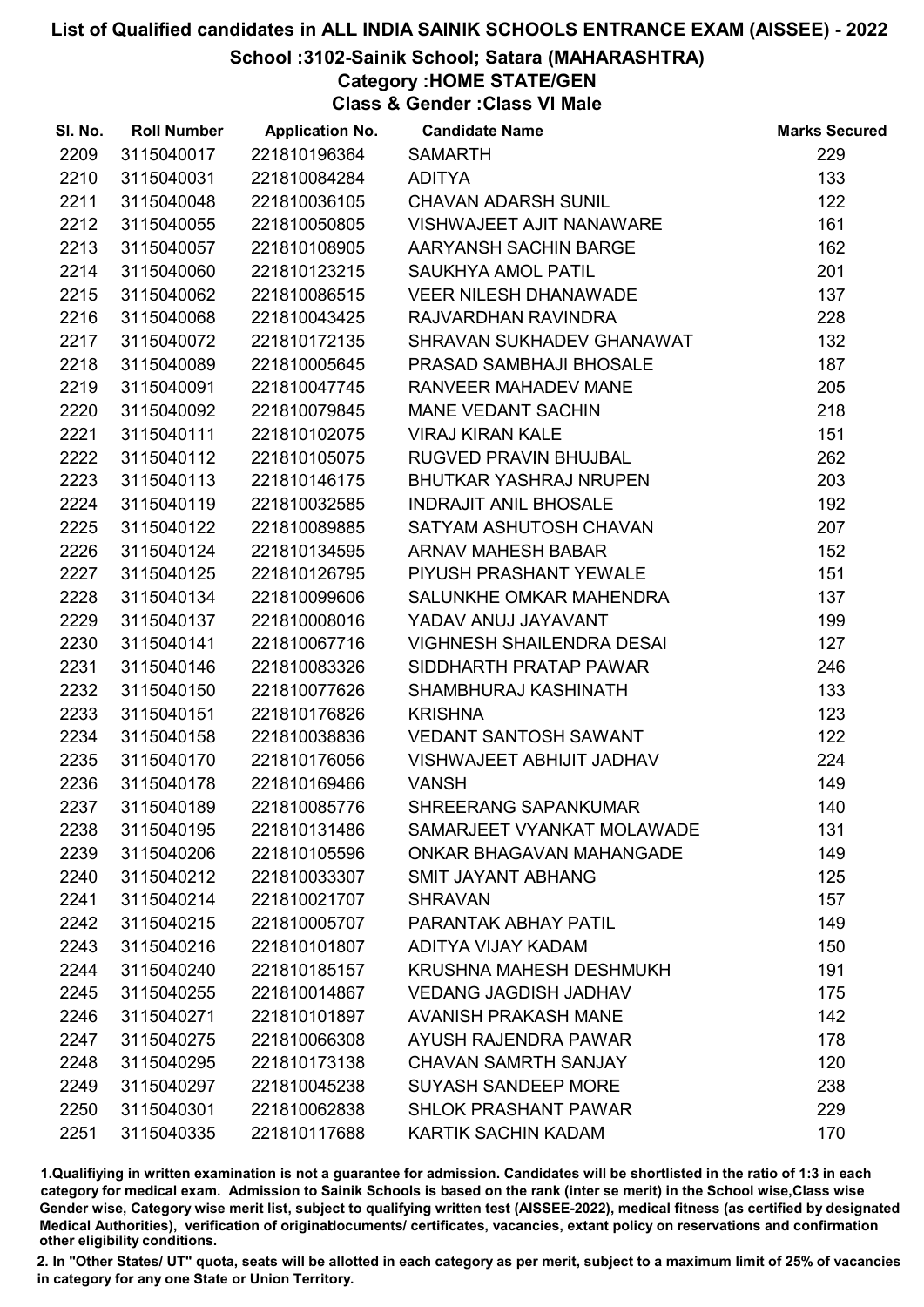# List of Qualified candidates in ALL INDIA SAINIK SCHOOLS ENTRANCE EXAM (AISSEE) - 2022

## School :3102-Sainik School; Satara (MAHARASHTRA)

### Category :HOME STATE/GEN

### Class & Gender :Class VI Male

| Sl. No. | Roll Number | Application No. | Candidate Name | Marks Secured |
|---|---|---|---|---|
| 2209 | 3115040017 | 221810196364 | SAMARTH | 229 |
| 2210 | 3115040031 | 221810084284 | ADITYA | 133 |
| 2211 | 3115040048 | 221810036105 | CHAVAN ADARSH SUNIL | 122 |
| 2212 | 3115040055 | 221810050805 | VISHWAJEET AJIT NANAWARE | 161 |
| 2213 | 3115040057 | 221810108905 | AARYANSH SACHIN BARGE | 162 |
| 2214 | 3115040060 | 221810123215 | SAUKHYA AMOL PATIL | 201 |
| 2215 | 3115040062 | 221810086515 | VEER NILESH DHANAWADE | 137 |
| 2216 | 3115040068 | 221810043425 | RAJVARDHAN RAVINDRA | 228 |
| 2217 | 3115040072 | 221810172135 | SHRAVAN SUKHADEV GHANAWAT | 132 |
| 2218 | 3115040089 | 221810005645 | PRASAD SAMBHAJI BHOSALE | 187 |
| 2219 | 3115040091 | 221810047745 | RANVEER MAHADEV MANE | 205 |
| 2220 | 3115040092 | 221810079845 | MANE VEDANT SACHIN | 218 |
| 2221 | 3115040111 | 221810102075 | VIRAJ KIRAN KALE | 151 |
| 2222 | 3115040112 | 221810105075 | RUGVED PRAVIN BHUJBAL | 262 |
| 2223 | 3115040113 | 221810146175 | BHUTKAR YASHRAJ NRUPEN | 203 |
| 2224 | 3115040119 | 221810032585 | INDRAJIT ANIL BHOSALE | 192 |
| 2225 | 3115040122 | 221810089885 | SATYAM ASHUTOSH CHAVAN | 207 |
| 2226 | 3115040124 | 221810134595 | ARNAV MAHESH BABAR | 152 |
| 2227 | 3115040125 | 221810126795 | PIYUSH PRASHANT YEWALE | 151 |
| 2228 | 3115040134 | 221810099606 | SALUNKHE OMKAR MAHENDRA | 137 |
| 2229 | 3115040137 | 221810008016 | YADAV ANUJ JAYAVANT | 199 |
| 2230 | 3115040141 | 221810067716 | VIGHNESH SHAILENDRA DESAI | 127 |
| 2231 | 3115040146 | 221810083326 | SIDDHARTH PRATAP PAWAR | 246 |
| 2232 | 3115040150 | 221810077626 | SHAMBHURAJ KASHINATH | 133 |
| 2233 | 3115040151 | 221810176826 | KRISHNA | 123 |
| 2234 | 3115040158 | 221810038836 | VEDANT SANTOSH SAWANT | 122 |
| 2235 | 3115040170 | 221810176056 | VISHWAJEET ABHIJIT JADHAV | 224 |
| 2236 | 3115040178 | 221810169466 | VANSH | 149 |
| 2237 | 3115040189 | 221810085776 | SHREERANG SAPANKUMAR | 140 |
| 2238 | 3115040195 | 221810131486 | SAMARJEET VYANKAT MOLAWADE | 131 |
| 2239 | 3115040206 | 221810105596 | ONKAR BHAGAVAN MAHANGADE | 149 |
| 2240 | 3115040212 | 221810033307 | SMIT JAYANT ABHANG | 125 |
| 2241 | 3115040214 | 221810021707 | SHRAVAN | 157 |
| 2242 | 3115040215 | 221810005707 | PARANTAK ABHAY PATIL | 149 |
| 2243 | 3115040216 | 221810101807 | ADITYA VIJAY KADAM | 150 |
| 2244 | 3115040240 | 221810185157 | KRUSHNA MAHESH DESHMUKH | 191 |
| 2245 | 3115040255 | 221810014867 | VEDANG JAGDISH JADHAV | 175 |
| 2246 | 3115040271 | 221810101897 | AVANISH PRAKASH MANE | 142 |
| 2247 | 3115040275 | 221810066308 | AYUSH RAJENDRA PAWAR | 178 |
| 2248 | 3115040295 | 221810173138 | CHAVAN SAMRTH SANJAY | 120 |
| 2249 | 3115040297 | 221810045238 | SUYASH SANDEEP MORE | 238 |
| 2250 | 3115040301 | 221810062838 | SHLOK PRASHANT PAWAR | 229 |
| 2251 | 3115040335 | 221810117688 | KARTIK SACHIN KADAM | 170 |

1.Qualifiying in written examination is not a guarantee for admission. Candidates will be shortlisted in the ratio of 1:3 in each category for medical exam. Admission to Sainik Schools is based on the rank (inter se merit) in the School wise,Class wise Gender wise, Category wise merit list, subject to qualifying written test (AISSEE-2022), medical fitness (as certified by designated Medical Authorities), verification of originaldocuments/ certificates, vacancies, extant policy on reservations and confirmation other eligibility conditions.

2. In "Other States/ UT" quota, seats will be allotted in each category as per merit, subject to a maximum limit of 25% of vacancies in category for any one State or Union Territory.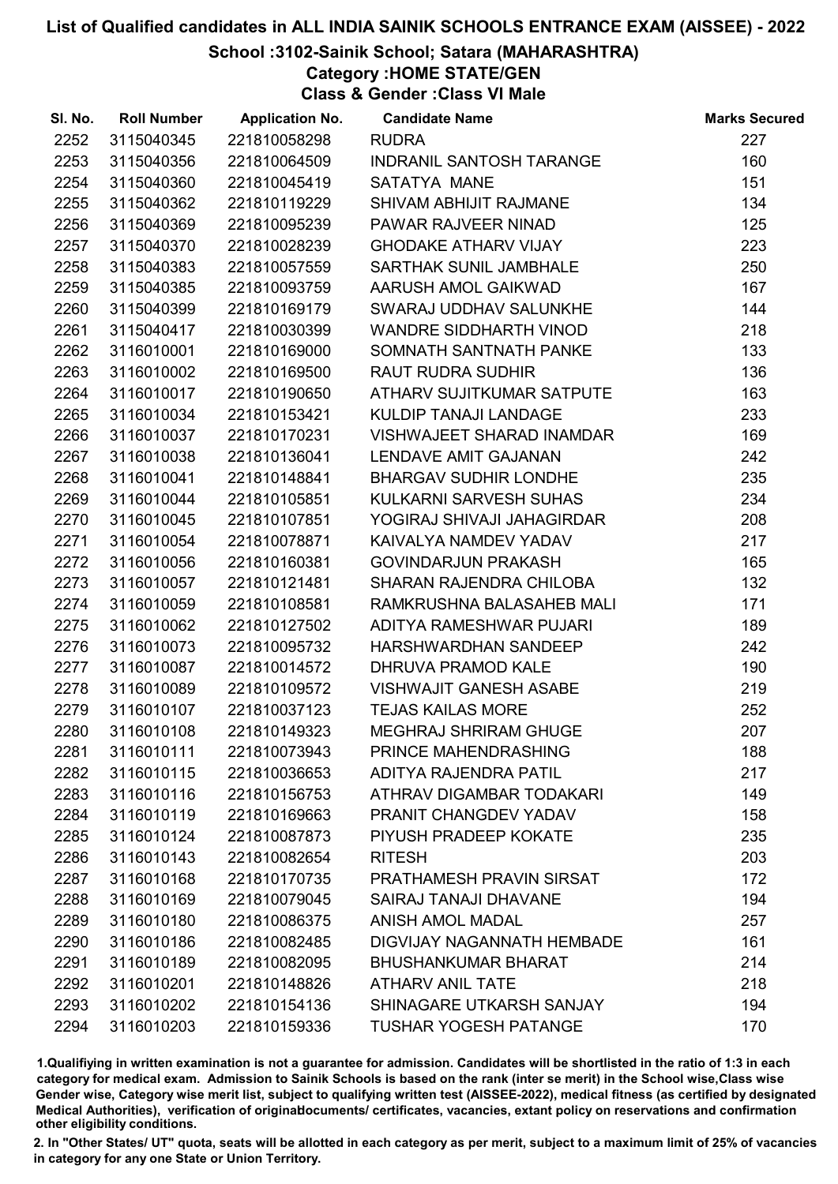# List of Qualified candidates in ALL INDIA SAINIK SCHOOLS ENTRANCE EXAM (AISSEE) - 2022

## School :3102-Sainik School; Satara (MAHARASHTRA)

### Category :HOME STATE/GEN

### Class & Gender :Class VI Male

| Sl. No. | Roll Number | Application No. | Candidate Name | Marks Secured |
|---|---|---|---|---|
| 2252 | 3115040345 | 221810058298 | RUDRA | 227 |
| 2253 | 3115040356 | 221810064509 | INDRANIL SANTOSH TARANGE | 160 |
| 2254 | 3115040360 | 221810045419 | SATATYA MANE | 151 |
| 2255 | 3115040362 | 221810119229 | SHIVAM ABHIJIT RAJMANE | 134 |
| 2256 | 3115040369 | 221810095239 | PAWAR RAJVEER NINAD | 125 |
| 2257 | 3115040370 | 221810028239 | GHODAKE ATHARV VIJAY | 223 |
| 2258 | 3115040383 | 221810057559 | SARTHAK SUNIL JAMBHALE | 250 |
| 2259 | 3115040385 | 221810093759 | AARUSH AMOL GAIKWAD | 167 |
| 2260 | 3115040399 | 221810169179 | SWARAJ UDDHAV SALUNKHE | 144 |
| 2261 | 3115040417 | 221810030399 | WANDRE SIDDHARTH VINOD | 218 |
| 2262 | 3116010001 | 221810169000 | SOMNATH SANTNATH PANKE | 133 |
| 2263 | 3116010002 | 221810169500 | RAUT RUDRA SUDHIR | 136 |
| 2264 | 3116010017 | 221810190650 | ATHARV SUJITKUMAR SATPUTE | 163 |
| 2265 | 3116010034 | 221810153421 | KULDIP TANAJI LANDAGE | 233 |
| 2266 | 3116010037 | 221810170231 | VISHWAJEET SHARAD INAMDAR | 169 |
| 2267 | 3116010038 | 221810136041 | LENDAVE AMIT GAJANAN | 242 |
| 2268 | 3116010041 | 221810148841 | BHARGAV SUDHIR LONDHE | 235 |
| 2269 | 3116010044 | 221810105851 | KULKARNI SARVESH SUHAS | 234 |
| 2270 | 3116010045 | 221810107851 | YOGIRAJ SHIVAJI JAHAGIRDAR | 208 |
| 2271 | 3116010054 | 221810078871 | KAIVALYA NAMDEV YADAV | 217 |
| 2272 | 3116010056 | 221810160381 | GOVINDARJUN PRAKASH | 165 |
| 2273 | 3116010057 | 221810121481 | SHARAN RAJENDRA CHILOBA | 132 |
| 2274 | 3116010059 | 221810108581 | RAMKRUSHNA BALASAHEB MALI | 171 |
| 2275 | 3116010062 | 221810127502 | ADITYA RAMESHWAR PUJARI | 189 |
| 2276 | 3116010073 | 221810095732 | HARSHWARDHAN SANDEEP | 242 |
| 2277 | 3116010087 | 221810014572 | DHRUVA PRAMOD KALE | 190 |
| 2278 | 3116010089 | 221810109572 | VISHWAJIT GANESH ASABE | 219 |
| 2279 | 3116010107 | 221810037123 | TEJAS KAILAS MORE | 252 |
| 2280 | 3116010108 | 221810149323 | MEGHRAJ SHRIRAM GHUGE | 207 |
| 2281 | 3116010111 | 221810073943 | PRINCE MAHENDRASHING | 188 |
| 2282 | 3116010115 | 221810036653 | ADITYA RAJENDRA PATIL | 217 |
| 2283 | 3116010116 | 221810156753 | ATHRAV DIGAMBAR TODAKARI | 149 |
| 2284 | 3116010119 | 221810169663 | PRANIT CHANGDEV YADAV | 158 |
| 2285 | 3116010124 | 221810087873 | PIYUSH PRADEEP KOKATE | 235 |
| 2286 | 3116010143 | 221810082654 | RITESH | 203 |
| 2287 | 3116010168 | 221810170735 | PRATHAMESH PRAVIN SIRSAT | 172 |
| 2288 | 3116010169 | 221810079045 | SAIRAJ TANAJI DHAVANE | 194 |
| 2289 | 3116010180 | 221810086375 | ANISH AMOL MADAL | 257 |
| 2290 | 3116010186 | 221810082485 | DIGVIJAY NAGANNATH HEMBADE | 161 |
| 2291 | 3116010189 | 221810082095 | BHUSHANKUMAR BHARAT | 214 |
| 2292 | 3116010201 | 221810148826 | ATHARV ANIL TATE | 218 |
| 2293 | 3116010202 | 221810154136 | SHINAGARE UTKARSH SANJAY | 194 |
| 2294 | 3116010203 | 221810159336 | TUSHAR YOGESH PATANGE | 170 |

1.Qualifiying in written examination is not a guarantee for admission. Candidates will be shortlisted in the ratio of 1:3 in each category for medical exam. Admission to Sainik Schools is based on the rank (inter se merit) in the School wise,Class wise Gender wise, Category wise merit list, subject to qualifying written test (AISSEE-2022), medical fitness (as certified by designated Medical Authorities), verification of originaldocuments/ certificates, vacancies, extant policy on reservations and confirmation other eligibility conditions.

2. In "Other States/ UT" quota, seats will be allotted in each category as per merit, subject to a maximum limit of 25% of vacancies in category for any one State or Union Territory.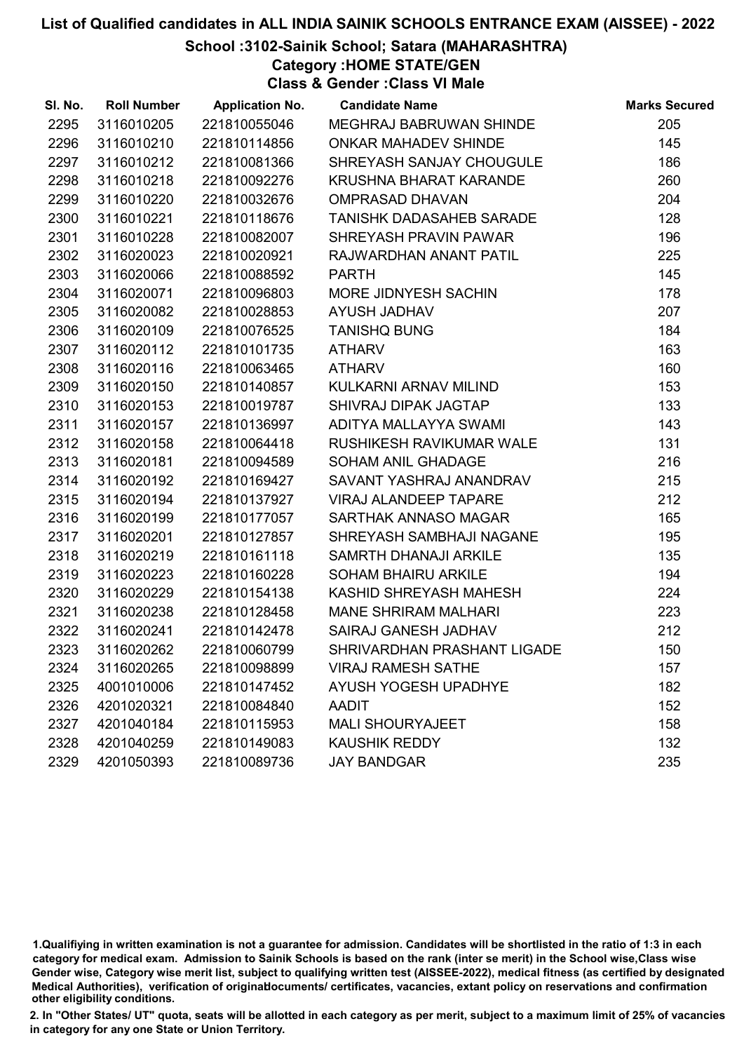# List of Qualified candidates in ALL INDIA SAINIK SCHOOLS ENTRANCE EXAM (AISSEE) - 2022

## School :3102-Sainik School; Satara (MAHARASHTRA)

### Category :HOME STATE/GEN

### Class & Gender :Class VI Male

| Sl. No. | Roll Number | Application No. | Candidate Name | Marks Secured |
|---|---|---|---|---|
| 2295 | 3116010205 | 221810055046 | MEGHRAJ BABRUWAN SHINDE | 205 |
| 2296 | 3116010210 | 221810114856 | ONKAR MAHADEV SHINDE | 145 |
| 2297 | 3116010212 | 221810081366 | SHREYASH SANJAY CHOUGULE | 186 |
| 2298 | 3116010218 | 221810092276 | KRUSHNA BHARAT KARANDE | 260 |
| 2299 | 3116010220 | 221810032676 | OMPRASAD DHAVAN | 204 |
| 2300 | 3116010221 | 221810118676 | TANISHK DADASAHEB SARADE | 128 |
| 2301 | 3116010228 | 221810082007 | SHREYASH PRAVIN PAWAR | 196 |
| 2302 | 3116020023 | 221810020921 | RAJWARDHAN ANANT PATIL | 225 |
| 2303 | 3116020066 | 221810088592 | PARTH | 145 |
| 2304 | 3116020071 | 221810096803 | MORE JIDNYESH SACHIN | 178 |
| 2305 | 3116020082 | 221810028853 | AYUSH JADHAV | 207 |
| 2306 | 3116020109 | 221810076525 | TANISHQ BUNG | 184 |
| 2307 | 3116020112 | 221810101735 | ATHARV | 163 |
| 2308 | 3116020116 | 221810063465 | ATHARV | 160 |
| 2309 | 3116020150 | 221810140857 | KULKARNI ARNAV MILIND | 153 |
| 2310 | 3116020153 | 221810019787 | SHIVRAJ DIPAK JAGTAP | 133 |
| 2311 | 3116020157 | 221810136997 | ADITYA MALLAYYA SWAMI | 143 |
| 2312 | 3116020158 | 221810064418 | RUSHIKESH RAVIKUMAR WALE | 131 |
| 2313 | 3116020181 | 221810094589 | SOHAM ANIL GHADAGE | 216 |
| 2314 | 3116020192 | 221810169427 | SAVANT YASHRAJ ANANDRAV | 215 |
| 2315 | 3116020194 | 221810137927 | VIRAJ ALANDEEP TAPARE | 212 |
| 2316 | 3116020199 | 221810177057 | SARTHAK ANNASO MAGAR | 165 |
| 2317 | 3116020201 | 221810127857 | SHREYASH SAMBHAJI NAGANE | 195 |
| 2318 | 3116020219 | 221810161118 | SAMRTH DHANAJI ARKILE | 135 |
| 2319 | 3116020223 | 221810160228 | SOHAM BHAIRU ARKILE | 194 |
| 2320 | 3116020229 | 221810154138 | KASHID SHREYASH MAHESH | 224 |
| 2321 | 3116020238 | 221810128458 | MANE SHRIRAM MALHARI | 223 |
| 2322 | 3116020241 | 221810142478 | SAIRAJ GANESH JADHAV | 212 |
| 2323 | 3116020262 | 221810060799 | SHRIVARDHAN PRASHANT LIGADE | 150 |
| 2324 | 3116020265 | 221810098899 | VIRAJ RAMESH SATHE | 157 |
| 2325 | 4001010006 | 221810147452 | AYUSH YOGESH UPADHYE | 182 |
| 2326 | 4201020321 | 221810084840 | AADIT | 152 |
| 2327 | 4201040184 | 221810115953 | MALI SHOURYAJEET | 158 |
| 2328 | 4201040259 | 221810149083 | KAUSHIK REDDY | 132 |
| 2329 | 4201050393 | 221810089736 | JAY BANDGAR | 235 |

1.Qualifiying in written examination is not a guarantee for admission. Candidates will be shortlisted in the ratio of 1:3 in each category for medical exam. Admission to Sainik Schools is based on the rank (inter se merit) in the School wise,Class wise Gender wise, Category wise merit list, subject to qualifying written test (AISSEE-2022), medical fitness (as certified by designated Medical Authorities), verification of originaldocuments/ certificates, vacancies, extant policy on reservations and confirmation other eligibility conditions.

2. In "Other States/ UT" quota, seats will be allotted in each category as per merit, subject to a maximum limit of 25% of vacancies in category for any one State or Union Territory.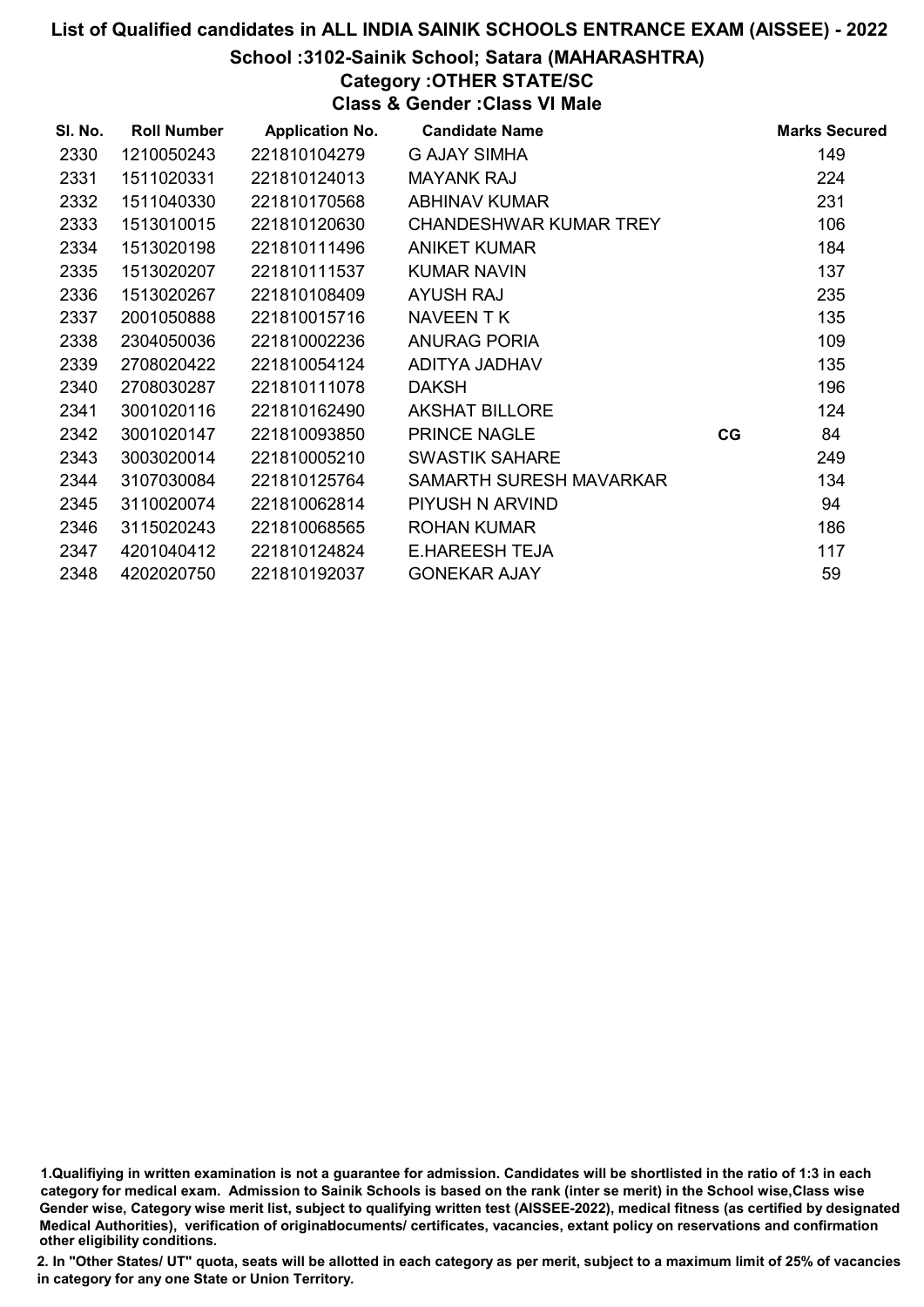# List of Qualified candidates in ALL INDIA SAINIK SCHOOLS ENTRANCE EXAM (AISSEE) - 2022

## School :3102-Sainik School; Satara (MAHARASHTRA)

### Category :OTHER STATE/SC

### Class & Gender :Class VI Male

| Sl. No. | Roll Number | Application No. | Candidate Name | | Marks Secured |
|---|---|---|---|---|---|
| 2330 | 1210050243 | 221810104279 | G AJAY SIMHA | | 149 |
| 2331 | 1511020331 | 221810124013 | MAYANK RAJ | | 224 |
| 2332 | 1511040330 | 221810170568 | ABHINAV KUMAR | | 231 |
| 2333 | 1513010015 | 221810120630 | CHANDESHWAR KUMAR TREY | | 106 |
| 2334 | 1513020198 | 221810111496 | ANIKET KUMAR | | 184 |
| 2335 | 1513020207 | 221810111537 | KUMAR NAVIN | | 137 |
| 2336 | 1513020267 | 221810108409 | AYUSH RAJ | | 235 |
| 2337 | 2001050888 | 221810015716 | NAVEEN T K | | 135 |
| 2338 | 2304050036 | 221810002236 | ANURAG PORIA | | 109 |
| 2339 | 2708020422 | 221810054124 | ADITYA JADHAV | | 135 |
| 2340 | 2708030287 | 221810111078 | DAKSH | | 196 |
| 2341 | 3001020116 | 221810162490 | AKSHAT BILLORE | | 124 |
| 2342 | 3001020147 | 221810093850 | PRINCE NAGLE | CG | 84 |
| 2343 | 3003020014 | 221810005210 | SWASTIK SAHARE | | 249 |
| 2344 | 3107030084 | 221810125764 | SAMARTH SURESH MAVARKAR | | 134 |
| 2345 | 3110020074 | 221810062814 | PIYUSH N ARVIND | | 94 |
| 2346 | 3115020243 | 221810068565 | ROHAN KUMAR | | 186 |
| 2347 | 4201040412 | 221810124824 | E.HAREESH TEJA | | 117 |
| 2348 | 4202020750 | 221810192037 | GONEKAR AJAY | | 59 |

1.Qualifiying in written examination is not a guarantee for admission. Candidates will be shortlisted in the ratio of 1:3 in each category for medical exam. Admission to Sainik Schools is based on the rank (inter se merit) in the School wise,Class wise Gender wise, Category wise merit list, subject to qualifying written test (AISSEE-2022), medical fitness (as certified by designated Medical Authorities), verification of originaldocuments/ certificates, vacancies, extant policy on reservations and confirmation other eligibility conditions.

2. In "Other States/ UT" quota, seats will be allotted in each category as per merit, subject to a maximum limit of 25% of vacancies in category for any one State or Union Territory.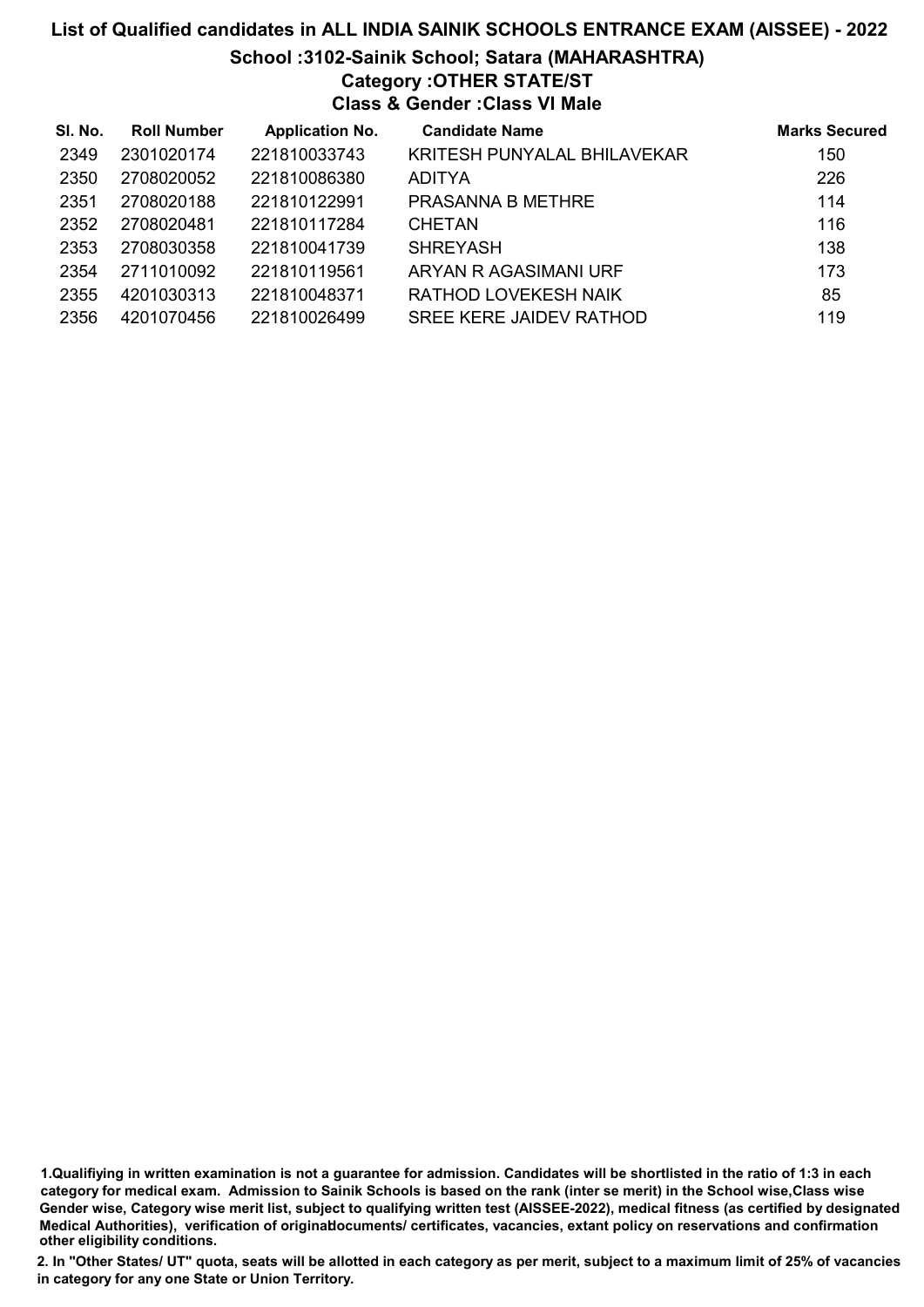# List of Qualified candidates in ALL INDIA SAINIK SCHOOLS ENTRANCE EXAM (AISSEE) - 2022

## School :3102-Sainik School; Satara (MAHARASHTRA)

### Category :OTHER STATE/ST

### Class & Gender :Class VI Male

| Sl. No. | Roll Number | Application No. | Candidate Name | Marks Secured |
|---|---|---|---|---|
| 2349 | 2301020174 | 221810033743 | KRITESH PUNYALAL BHILAVEKAR | 150 |
| 2350 | 2708020052 | 221810086380 | ADITYA | 226 |
| 2351 | 2708020188 | 221810122991 | PRASANNA B METHRE | 114 |
| 2352 | 2708020481 | 221810117284 | CHETAN | 116 |
| 2353 | 2708030358 | 221810041739 | SHREYASH | 138 |
| 2354 | 2711010092 | 221810119561 | ARYAN R AGASIMANI URF | 173 |
| 2355 | 4201030313 | 221810048371 | RATHOD LOVEKESH NAIK | 85 |
| 2356 | 4201070456 | 221810026499 | SREE KERE JAIDEV RATHOD | 119 |

1.Qualifiying in written examination is not a guarantee for admission. Candidates will be shortlisted in the ratio of 1:3 in each category for medical exam. Admission to Sainik Schools is based on the rank (inter se merit) in the School wise,Class wise Gender wise, Category wise merit list, subject to qualifying written test (AISSEE-2022), medical fitness (as certified by designated Medical Authorities), verification of originaldocuments/ certificates, vacancies, extant policy on reservations and confirmation other eligibility conditions.

2. In "Other States/ UT" quota, seats will be allotted in each category as per merit, subject to a maximum limit of 25% of vacancies in category for any one State or Union Territory.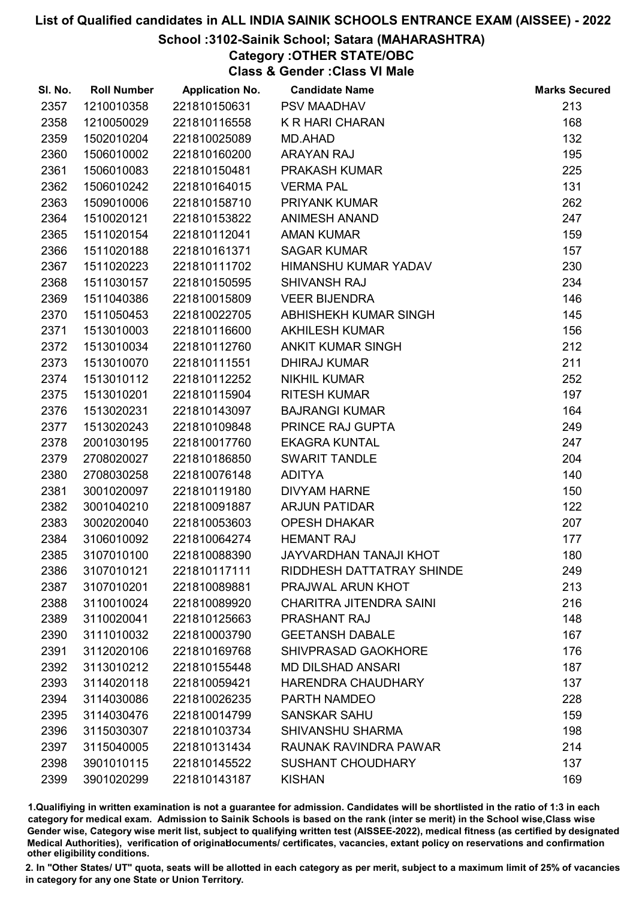# List of Qualified candidates in ALL INDIA SAINIK SCHOOLS ENTRANCE EXAM (AISSEE) - 2022

## School :3102-Sainik School; Satara (MAHARASHTRA)

### Category :OTHER STATE/OBC

### Class & Gender :Class VI Male

| Sl. No. | Roll Number | Application No. | Candidate Name | Marks Secured |
|---|---|---|---|---|
| 2357 | 1210010358 | 221810150631 | PSV MAADHAV | 213 |
| 2358 | 1210050029 | 221810116558 | K R HARI CHARAN | 168 |
| 2359 | 1502010204 | 221810025089 | MD.AHAD | 132 |
| 2360 | 1506010002 | 221810160200 | ARAYAN RAJ | 195 |
| 2361 | 1506010083 | 221810150481 | PRAKASH KUMAR | 225 |
| 2362 | 1506010242 | 221810164015 | VERMA PAL | 131 |
| 2363 | 1509010006 | 221810158710 | PRIYANK KUMAR | 262 |
| 2364 | 1510020121 | 221810153822 | ANIMESH ANAND | 247 |
| 2365 | 1511020154 | 221810112041 | AMAN KUMAR | 159 |
| 2366 | 1511020188 | 221810161371 | SAGAR KUMAR | 157 |
| 2367 | 1511020223 | 221810111702 | HIMANSHU KUMAR YADAV | 230 |
| 2368 | 1511030157 | 221810150595 | SHIVANSH RAJ | 234 |
| 2369 | 1511040386 | 221810015809 | VEER BIJENDRA | 146 |
| 2370 | 1511050453 | 221810022705 | ABHISHEKH KUMAR SINGH | 145 |
| 2371 | 1513010003 | 221810116600 | AKHILESH KUMAR | 156 |
| 2372 | 1513010034 | 221810112760 | ANKIT KUMAR SINGH | 212 |
| 2373 | 1513010070 | 221810111551 | DHIRAJ KUMAR | 211 |
| 2374 | 1513010112 | 221810112252 | NIKHIL KUMAR | 252 |
| 2375 | 1513010201 | 221810115904 | RITESH KUMAR | 197 |
| 2376 | 1513020231 | 221810143097 | BAJRANGI KUMAR | 164 |
| 2377 | 1513020243 | 221810109848 | PRINCE RAJ GUPTA | 249 |
| 2378 | 2001030195 | 221810017760 | EKAGRA KUNTAL | 247 |
| 2379 | 2708020027 | 221810186850 | SWARIT TANDLE | 204 |
| 2380 | 2708030258 | 221810076148 | ADITYA | 140 |
| 2381 | 3001020097 | 221810119180 | DIVYAM HARNE | 150 |
| 2382 | 3001040210 | 221810091887 | ARJUN PATIDAR | 122 |
| 2383 | 3002020040 | 221810053603 | OPESH DHAKAR | 207 |
| 2384 | 3106010092 | 221810064274 | HEMANT RAJ | 177 |
| 2385 | 3107010100 | 221810088390 | JAYVARDHAN TANAJI KHOT | 180 |
| 2386 | 3107010121 | 221810117111 | RIDDHESH DATTATRAY SHINDE | 249 |
| 2387 | 3107010201 | 221810089881 | PRAJWAL ARUN KHOT | 213 |
| 2388 | 3110010024 | 221810089920 | CHARITRA JITENDRA SAINI | 216 |
| 2389 | 3110020041 | 221810125663 | PRASHANT RAJ | 148 |
| 2390 | 3111010032 | 221810003790 | GEETANSH DABALE | 167 |
| 2391 | 3112020106 | 221810169768 | SHIVPRASAD GAOKHORE | 176 |
| 2392 | 3113010212 | 221810155448 | MD DILSHAD ANSARI | 187 |
| 2393 | 3114020118 | 221810059421 | HARENDRA CHAUDHARY | 137 |
| 2394 | 3114030086 | 221810026235 | PARTH NAMDEO | 228 |
| 2395 | 3114030476 | 221810014799 | SANSKAR SAHU | 159 |
| 2396 | 3115030307 | 221810103734 | SHIVANSHU SHARMA | 198 |
| 2397 | 3115040005 | 221810131434 | RAUNAK RAVINDRA PAWAR | 214 |
| 2398 | 3901010115 | 221810145522 | SUSHANT CHOUDHARY | 137 |
| 2399 | 3901020299 | 221810143187 | KISHAN | 169 |

1.Qualifiying in written examination is not a guarantee for admission. Candidates will be shortlisted in the ratio of 1:3 in each category for medical exam. Admission to Sainik Schools is based on the rank (inter se merit) in the School wise,Class wise Gender wise, Category wise merit list, subject to qualifying written test (AISSEE-2022), medical fitness (as certified by designated Medical Authorities), verification of originaldocuments/ certificates, vacancies, extant policy on reservations and confirmation other eligibility conditions.

2. In "Other States/ UT" quota, seats will be allotted in each category as per merit, subject to a maximum limit of 25% of vacancies in category for any one State or Union Territory.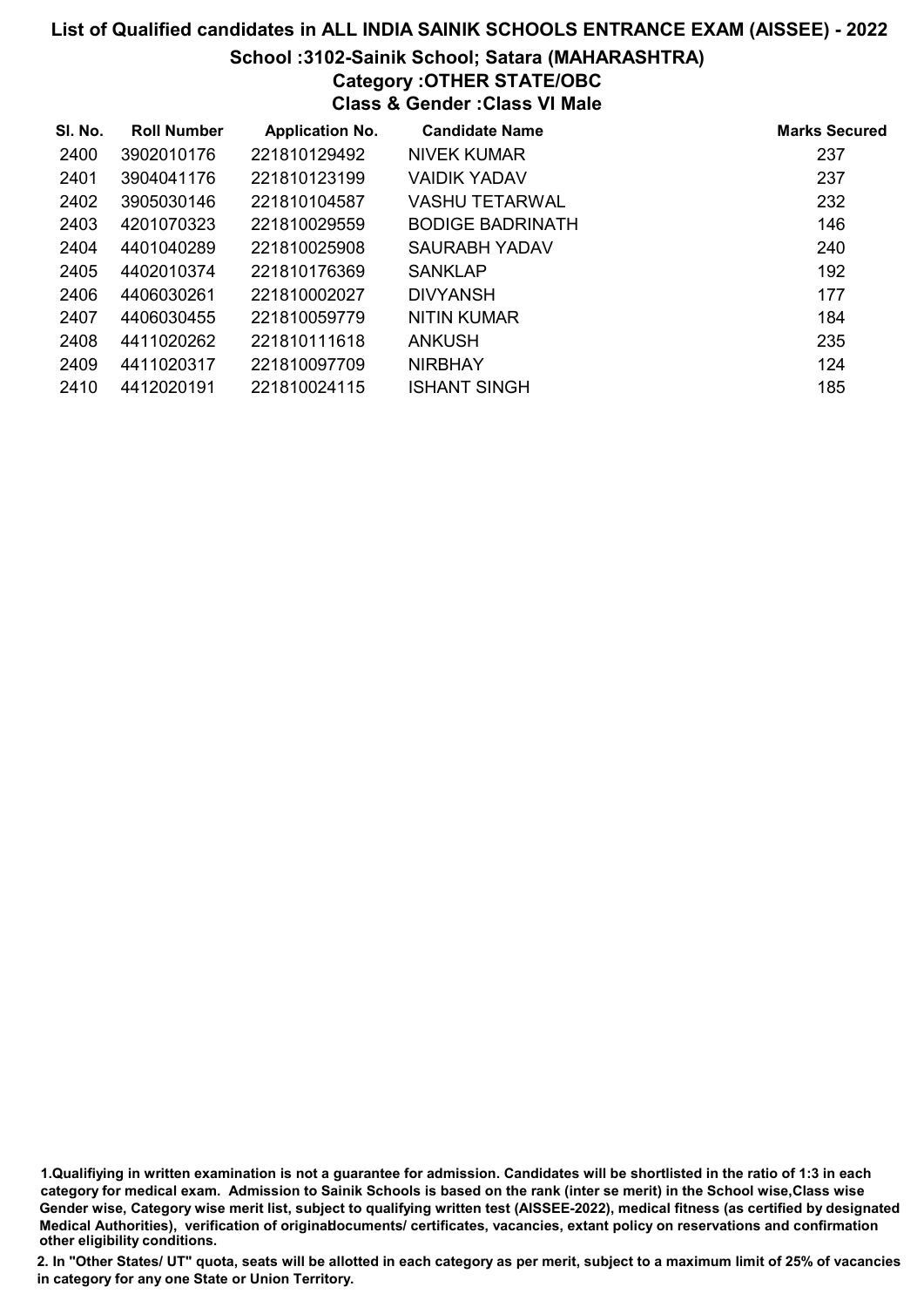# List of Qualified candidates in ALL INDIA SAINIK SCHOOLS ENTRANCE EXAM (AISSEE) - 2022

## School :3102-Sainik School; Satara (MAHARASHTRA)

### Category :OTHER STATE/OBC

### Class & Gender :Class VI Male

| Sl. No. | Roll Number | Application No. | Candidate Name | Marks Secured |
|---|---|---|---|---|
| 2400 | 3902010176 | 221810129492 | NIVEK KUMAR | 237 |
| 2401 | 3904041176 | 221810123199 | VAIDIK YADAV | 237 |
| 2402 | 3905030146 | 221810104587 | VASHU TETARWAL | 232 |
| 2403 | 4201070323 | 221810029559 | BODIGE BADRINATH | 146 |
| 2404 | 4401040289 | 221810025908 | SAURABH YADAV | 240 |
| 2405 | 4402010374 | 221810176369 | SANKLAP | 192 |
| 2406 | 4406030261 | 221810002027 | DIVYANSH | 177 |
| 2407 | 4406030455 | 221810059779 | NITIN KUMAR | 184 |
| 2408 | 4411020262 | 221810111618 | ANKUSH | 235 |
| 2409 | 4411020317 | 221810097709 | NIRBHAY | 124 |
| 2410 | 4412020191 | 221810024115 | ISHANT SINGH | 185 |

1.Qualifiying in written examination is not a guarantee for admission. Candidates will be shortlisted in the ratio of 1:3 in each category for medical exam. Admission to Sainik Schools is based on the rank (inter se merit) in the School wise,Class wise Gender wise, Category wise merit list, subject to qualifying written test (AISSEE-2022), medical fitness (as certified by designated Medical Authorities), verification of originaldocuments/ certificates, vacancies, extant policy on reservations and confirmation other eligibility conditions.

2. In "Other States/ UT" quota, seats will be allotted in each category as per merit, subject to a maximum limit of 25% of vacancies in category for any one State or Union Territory.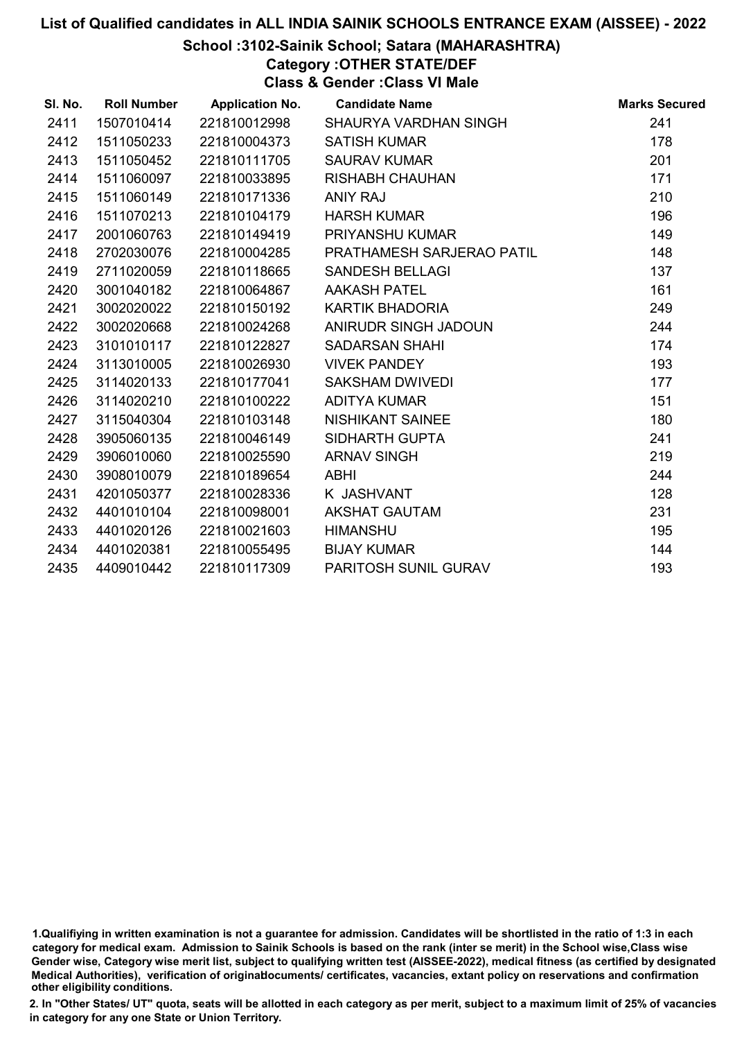# List of Qualified candidates in ALL INDIA SAINIK SCHOOLS ENTRANCE EXAM (AISSEE) - 2022

## School :3102-Sainik School; Satara (MAHARASHTRA)

### Category :OTHER STATE/DEF

### Class & Gender :Class VI Male

| Sl. No. | Roll Number | Application No. | Candidate Name | Marks Secured |
|---|---|---|---|---|
| 2411 | 1507010414 | 221810012998 | SHAURYA VARDHAN SINGH | 241 |
| 2412 | 1511050233 | 221810004373 | SATISH KUMAR | 178 |
| 2413 | 1511050452 | 221810111705 | SAURAV KUMAR | 201 |
| 2414 | 1511060097 | 221810033895 | RISHABH CHAUHAN | 171 |
| 2415 | 1511060149 | 221810171336 | ANIY RAJ | 210 |
| 2416 | 1511070213 | 221810104179 | HARSH KUMAR | 196 |
| 2417 | 2001060763 | 221810149419 | PRIYANSHU KUMAR | 149 |
| 2418 | 2702030076 | 221810004285 | PRATHAMESH SARJERAO PATIL | 148 |
| 2419 | 2711020059 | 221810118665 | SANDESH BELLAGI | 137 |
| 2420 | 3001040182 | 221810064867 | AAKASH PATEL | 161 |
| 2421 | 3002020022 | 221810150192 | KARTIK BHADORIA | 249 |
| 2422 | 3002020668 | 221810024268 | ANIRUDR SINGH JADOUN | 244 |
| 2423 | 3101010117 | 221810122827 | SADARSAN SHAHI | 174 |
| 2424 | 3113010005 | 221810026930 | VIVEK PANDEY | 193 |
| 2425 | 3114020133 | 221810177041 | SAKSHAM DWIVEDI | 177 |
| 2426 | 3114020210 | 221810100222 | ADITYA KUMAR | 151 |
| 2427 | 3115040304 | 221810103148 | NISHIKANT SAINEE | 180 |
| 2428 | 3905060135 | 221810046149 | SIDHARTH GUPTA | 241 |
| 2429 | 3906010060 | 221810025590 | ARNAV SINGH | 219 |
| 2430 | 3908010079 | 221810189654 | ABHI | 244 |
| 2431 | 4201050377 | 221810028336 | K JASHVANT | 128 |
| 2432 | 4401010104 | 221810098001 | AKSHAT GAUTAM | 231 |
| 2433 | 4401020126 | 221810021603 | HIMANSHU | 195 |
| 2434 | 4401020381 | 221810055495 | BIJAY KUMAR | 144 |
| 2435 | 4409010442 | 221810117309 | PARITOSH SUNIL GURAV | 193 |

1.Qualifiying in written examination is not a guarantee for admission. Candidates will be shortlisted in the ratio of 1:3 in each category for medical exam. Admission to Sainik Schools is based on the rank (inter se merit) in the School wise,Class wise Gender wise, Category wise merit list, subject to qualifying written test (AISSEE-2022), medical fitness (as certified by designated Medical Authorities), verification of originaldocuments/ certificates, vacancies, extant policy on reservations and confirmation other eligibility conditions.

2. In "Other States/ UT" quota, seats will be allotted in each category as per merit, subject to a maximum limit of 25% of vacancies in category for any one State or Union Territory.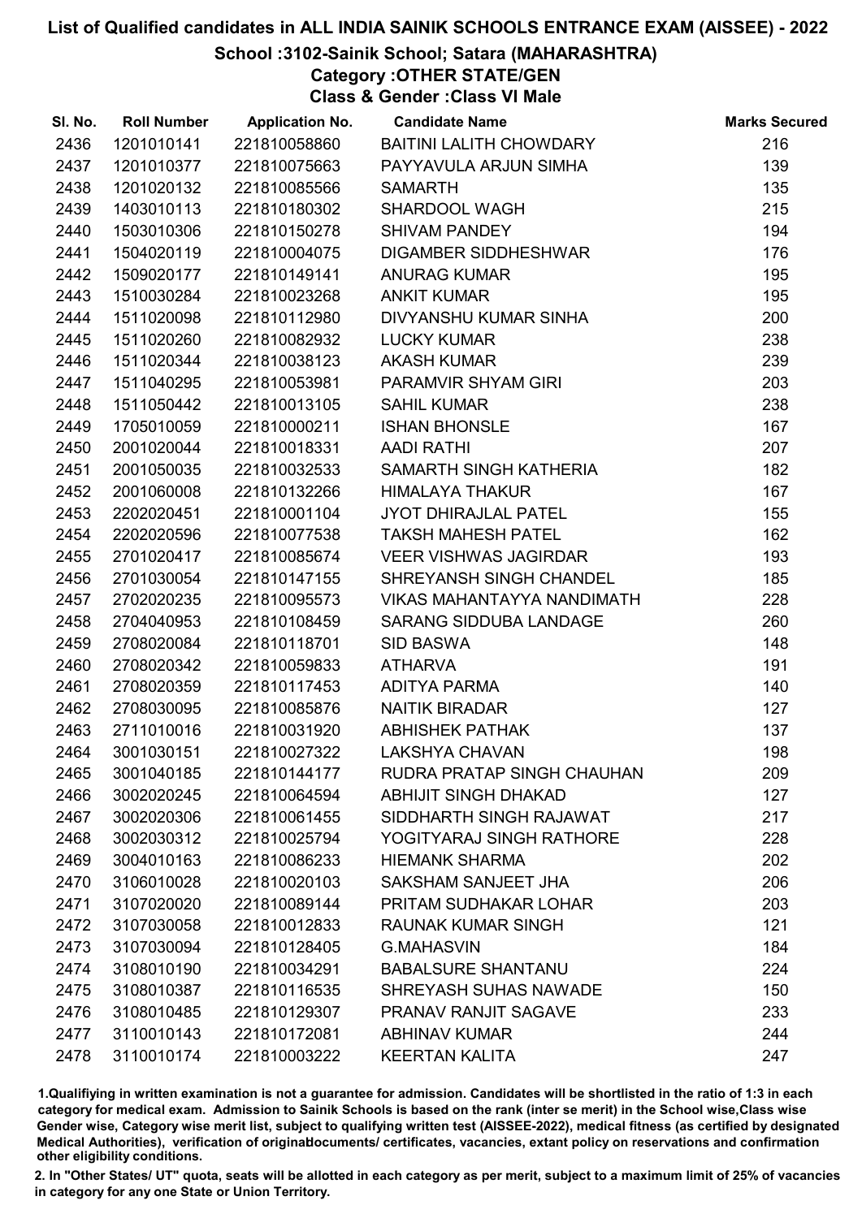# List of Qualified candidates in ALL INDIA SAINIK SCHOOLS ENTRANCE EXAM (AISSEE) - 2022

## School :3102-Sainik School; Satara (MAHARASHTRA)

### Category :OTHER STATE/GEN

### Class & Gender :Class VI Male

| Sl. No. | Roll Number | Application No. | Candidate Name | Marks Secured |
|---|---|---|---|---|
| 2436 | 1201010141 | 221810058860 | BAITINI LALITH CHOWDARY | 216 |
| 2437 | 1201010377 | 221810075663 | PAYYAVULA ARJUN SIMHA | 139 |
| 2438 | 1201020132 | 221810085566 | SAMARTH | 135 |
| 2439 | 1403010113 | 221810180302 | SHARDOOL WAGH | 215 |
| 2440 | 1503010306 | 221810150278 | SHIVAM PANDEY | 194 |
| 2441 | 1504020119 | 221810004075 | DIGAMBER SIDDHESHWAR | 176 |
| 2442 | 1509020177 | 221810149141 | ANURAG KUMAR | 195 |
| 2443 | 1510030284 | 221810023268 | ANKIT KUMAR | 195 |
| 2444 | 1511020098 | 221810112980 | DIVYANSHU KUMAR SINHA | 200 |
| 2445 | 1511020260 | 221810082932 | LUCKY KUMAR | 238 |
| 2446 | 1511020344 | 221810038123 | AKASH KUMAR | 239 |
| 2447 | 1511040295 | 221810053981 | PARAMVIR SHYAM GIRI | 203 |
| 2448 | 1511050442 | 221810013105 | SAHIL KUMAR | 238 |
| 2449 | 1705010059 | 221810000211 | ISHAN BHONSLE | 167 |
| 2450 | 2001020044 | 221810018331 | AADI RATHI | 207 |
| 2451 | 2001050035 | 221810032533 | SAMARTH SINGH KATHERIA | 182 |
| 2452 | 2001060008 | 221810132266 | HIMALAYA THAKUR | 167 |
| 2453 | 2202020451 | 221810001104 | JYOT DHIRAJLAL PATEL | 155 |
| 2454 | 2202020596 | 221810077538 | TAKSH MAHESH PATEL | 162 |
| 2455 | 2701020417 | 221810085674 | VEER VISHWAS JAGIRDAR | 193 |
| 2456 | 2701030054 | 221810147155 | SHREYANSH SINGH CHANDEL | 185 |
| 2457 | 2702020235 | 221810095573 | VIKAS MAHANTAYYA NANDIMATH | 228 |
| 2458 | 2704040953 | 221810108459 | SARANG SIDDUBA LANDAGE | 260 |
| 2459 | 2708020084 | 221810118701 | SID BASWA | 148 |
| 2460 | 2708020342 | 221810059833 | ATHARVA | 191 |
| 2461 | 2708020359 | 221810117453 | ADITYA PARMA | 140 |
| 2462 | 2708030095 | 221810085876 | NAITIK BIRADAR | 127 |
| 2463 | 2711010016 | 221810031920 | ABHISHEK PATHAK | 137 |
| 2464 | 3001030151 | 221810027322 | LAKSHYA CHAVAN | 198 |
| 2465 | 3001040185 | 221810144177 | RUDRA PRATAP SINGH CHAUHAN | 209 |
| 2466 | 3002020245 | 221810064594 | ABHIJIT SINGH DHAKAD | 127 |
| 2467 | 3002020306 | 221810061455 | SIDDHARTH SINGH RAJAWAT | 217 |
| 2468 | 3002030312 | 221810025794 | YOGITYARAJ SINGH RATHORE | 228 |
| 2469 | 3004010163 | 221810086233 | HIEMANK SHARMA | 202 |
| 2470 | 3106010028 | 221810020103 | SAKSHAM SANJEET JHA | 206 |
| 2471 | 3107020020 | 221810089144 | PRITAM SUDHAKAR LOHAR | 203 |
| 2472 | 3107030058 | 221810012833 | RAUNAK KUMAR SINGH | 121 |
| 2473 | 3107030094 | 221810128405 | G.MAHASVIN | 184 |
| 2474 | 3108010190 | 221810034291 | BABALSURE SHANTANU | 224 |
| 2475 | 3108010387 | 221810116535 | SHREYASH SUHAS NAWADE | 150 |
| 2476 | 3108010485 | 221810129307 | PRANAV RANJIT SAGAVE | 233 |
| 2477 | 3110010143 | 221810172081 | ABHINAV KUMAR | 244 |
| 2478 | 3110010174 | 221810003222 | KEERTAN KALITA | 247 |

1.Qualifiying in written examination is not a guarantee for admission. Candidates will be shortlisted in the ratio of 1:3 in each category for medical exam. Admission to Sainik Schools is based on the rank (inter se merit) in the School wise,Class wise Gender wise, Category wise merit list, subject to qualifying written test (AISSEE-2022), medical fitness (as certified by designated Medical Authorities), verification of originaldocuments/ certificates, vacancies, extant policy on reservations and confirmation other eligibility conditions.

2. In "Other States/ UT" quota, seats will be allotted in each category as per merit, subject to a maximum limit of 25% of vacancies in category for any one State or Union Territory.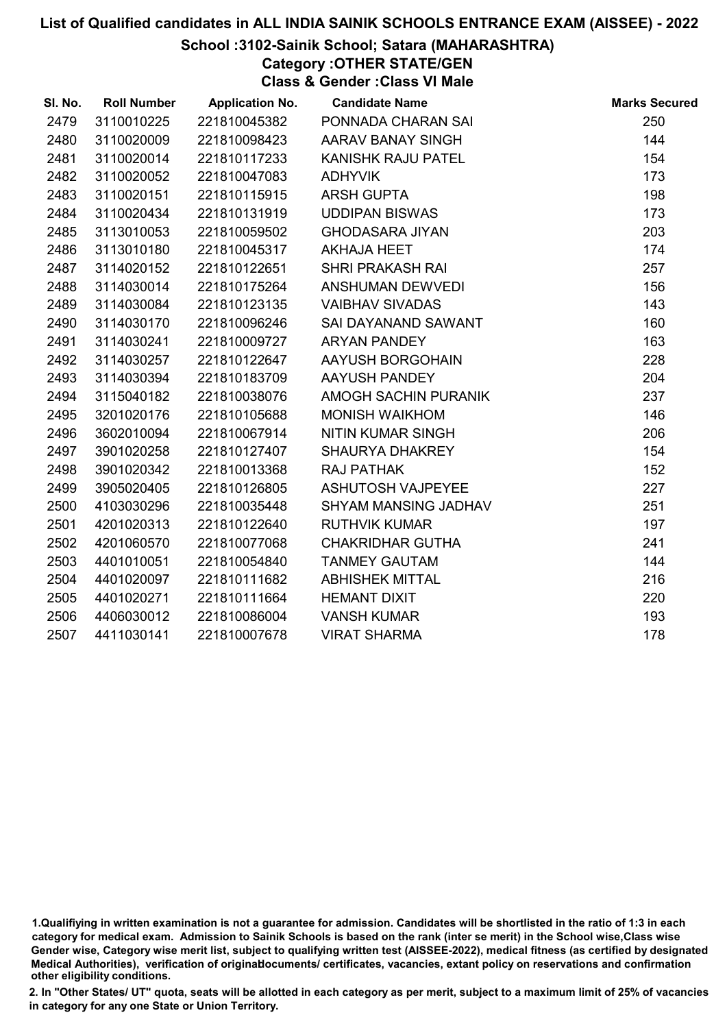# List of Qualified candidates in ALL INDIA SAINIK SCHOOLS ENTRANCE EXAM (AISSEE) - 2022

## School :3102-Sainik School; Satara (MAHARASHTRA)

### Category :OTHER STATE/GEN

### Class & Gender :Class VI Male

| Sl. No. | Roll Number | Application No. | Candidate Name | Marks Secured |
|---|---|---|---|---|
| 2479 | 3110010225 | 221810045382 | PONNADA CHARAN SAI | 250 |
| 2480 | 3110020009 | 221810098423 | AARAV BANAY SINGH | 144 |
| 2481 | 3110020014 | 221810117233 | KANISHK RAJU PATEL | 154 |
| 2482 | 3110020052 | 221810047083 | ADHYVIK | 173 |
| 2483 | 3110020151 | 221810115915 | ARSH GUPTA | 198 |
| 2484 | 3110020434 | 221810131919 | UDDIPAN BISWAS | 173 |
| 2485 | 3113010053 | 221810059502 | GHODASARA JIYAN | 203 |
| 2486 | 3113010180 | 221810045317 | AKHAJA HEET | 174 |
| 2487 | 3114020152 | 221810122651 | SHRI PRAKASH RAI | 257 |
| 2488 | 3114030014 | 221810175264 | ANSHUMAN DEWVEDI | 156 |
| 2489 | 3114030084 | 221810123135 | VAIBHAV SIVADAS | 143 |
| 2490 | 3114030170 | 221810096246 | SAI DAYANAND SAWANT | 160 |
| 2491 | 3114030241 | 221810009727 | ARYAN PANDEY | 163 |
| 2492 | 3114030257 | 221810122647 | AAYUSH BORGOHAIN | 228 |
| 2493 | 3114030394 | 221810183709 | AAYUSH PANDEY | 204 |
| 2494 | 3115040182 | 221810038076 | AMOGH SACHIN PURANIK | 237 |
| 2495 | 3201020176 | 221810105688 | MONISH WAIKHOM | 146 |
| 2496 | 3602010094 | 221810067914 | NITIN KUMAR SINGH | 206 |
| 2497 | 3901020258 | 221810127407 | SHAURYA DHAKREY | 154 |
| 2498 | 3901020342 | 221810013368 | RAJ PATHAK | 152 |
| 2499 | 3905020405 | 221810126805 | ASHUTOSH VAJPEYEE | 227 |
| 2500 | 4103030296 | 221810035448 | SHYAM MANSING JADHAV | 251 |
| 2501 | 4201020313 | 221810122640 | RUTHVIK KUMAR | 197 |
| 2502 | 4201060570 | 221810077068 | CHAKRIDHAR GUTHA | 241 |
| 2503 | 4401010051 | 221810054840 | TANMEY GAUTAM | 144 |
| 2504 | 4401020097 | 221810111682 | ABHISHEK MITTAL | 216 |
| 2505 | 4401020271 | 221810111664 | HEMANT DIXIT | 220 |
| 2506 | 4406030012 | 221810086004 | VANSH KUMAR | 193 |
| 2507 | 4411030141 | 221810007678 | VIRAT SHARMA | 178 |

1.Qualifiying in written examination is not a guarantee for admission. Candidates will be shortlisted in the ratio of 1:3 in each category for medical exam. Admission to Sainik Schools is based on the rank (inter se merit) in the School wise,Class wise Gender wise, Category wise merit list, subject to qualifying written test (AISSEE-2022), medical fitness (as certified by designated Medical Authorities), verification of originaldocuments/ certificates, vacancies, extant policy on reservations and confirmation other eligibility conditions.

2. In "Other States/ UT" quota, seats will be allotted in each category as per merit, subject to a maximum limit of 25% of vacancies in category for any one State or Union Territory.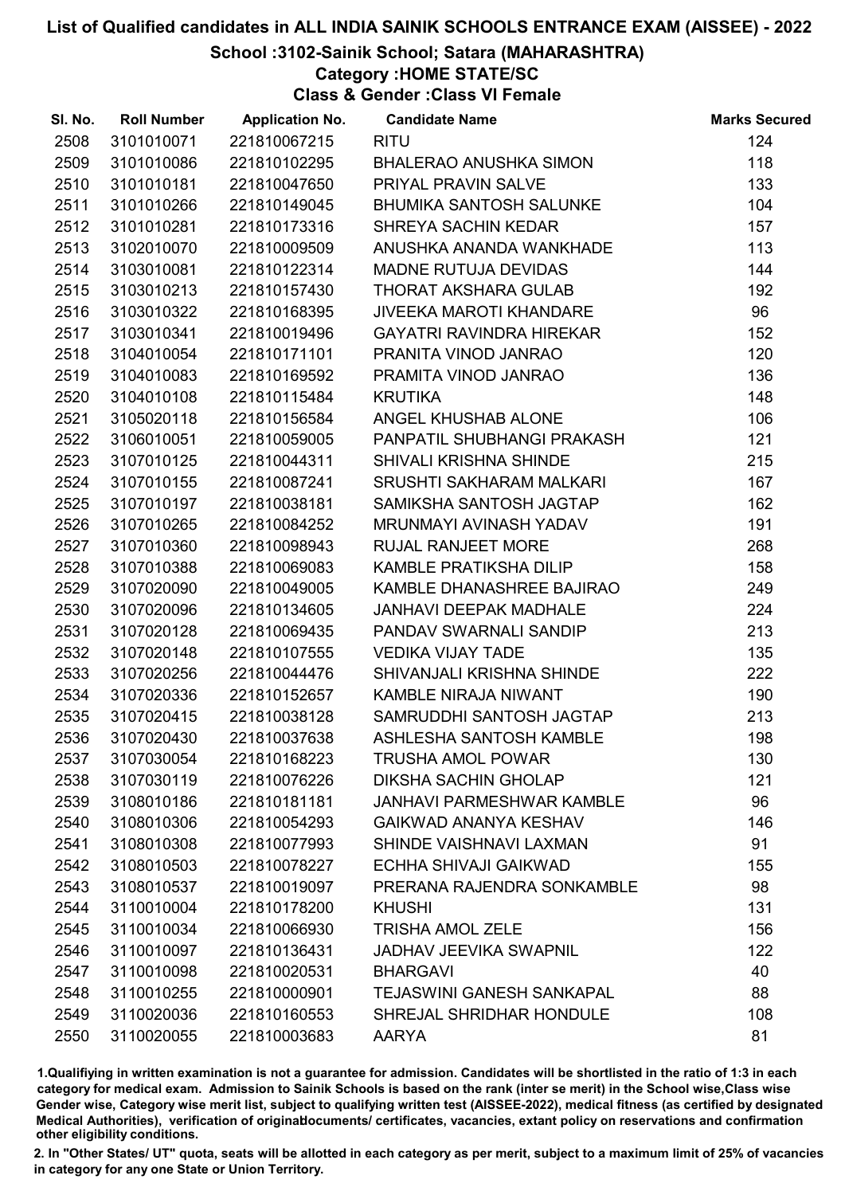# List of Qualified candidates in ALL INDIA SAINIK SCHOOLS ENTRANCE EXAM (AISSEE) - 2022

## School :3102-Sainik School; Satara (MAHARASHTRA)

### Category :HOME STATE/SC

### Class & Gender :Class VI Female

| Sl. No. | Roll Number | Application No. | Candidate Name | Marks Secured |
|---|---|---|---|---|
| 2508 | 3101010071 | 221810067215 | RITU | 124 |
| 2509 | 3101010086 | 221810102295 | BHALERAO ANUSHKA SIMON | 118 |
| 2510 | 3101010181 | 221810047650 | PRIYAL PRAVIN SALVE | 133 |
| 2511 | 3101010266 | 221810149045 | BHUMIKA SANTOSH SALUNKE | 104 |
| 2512 | 3101010281 | 221810173316 | SHREYA SACHIN KEDAR | 157 |
| 2513 | 3102010070 | 221810009509 | ANUSHKA ANANDA WANKHADE | 113 |
| 2514 | 3103010081 | 221810122314 | MADNE RUTUJA DEVIDAS | 144 |
| 2515 | 3103010213 | 221810157430 | THORAT AKSHARA GULAB | 192 |
| 2516 | 3103010322 | 221810168395 | JIVEEKA MAROTI KHANDARE | 96 |
| 2517 | 3103010341 | 221810019496 | GAYATRI RAVINDRA HIREKAR | 152 |
| 2518 | 3104010054 | 221810171101 | PRANITA VINOD JANRAO | 120 |
| 2519 | 3104010083 | 221810169592 | PRAMITA VINOD JANRAO | 136 |
| 2520 | 3104010108 | 221810115484 | KRUTIKA | 148 |
| 2521 | 3105020118 | 221810156584 | ANGEL KHUSHAB ALONE | 106 |
| 2522 | 3106010051 | 221810059005 | PANPATIL SHUBHANGI PRAKASH | 121 |
| 2523 | 3107010125 | 221810044311 | SHIVALI KRISHNA SHINDE | 215 |
| 2524 | 3107010155 | 221810087241 | SRUSHTI SAKHARAM MALKARI | 167 |
| 2525 | 3107010197 | 221810038181 | SAMIKSHA SANTOSH JAGTAP | 162 |
| 2526 | 3107010265 | 221810084252 | MRUNMAYI AVINASH YADAV | 191 |
| 2527 | 3107010360 | 221810098943 | RUJAL RANJEET MORE | 268 |
| 2528 | 3107010388 | 221810069083 | KAMBLE PRATIKSHA DILIP | 158 |
| 2529 | 3107020090 | 221810049005 | KAMBLE DHANASHREE BAJIRAO | 249 |
| 2530 | 3107020096 | 221810134605 | JANHAVI DEEPAK MADHALE | 224 |
| 2531 | 3107020128 | 221810069435 | PANDAV SWARNALI SANDIP | 213 |
| 2532 | 3107020148 | 221810107555 | VEDIKA VIJAY TADE | 135 |
| 2533 | 3107020256 | 221810044476 | SHIVANJALI KRISHNA SHINDE | 222 |
| 2534 | 3107020336 | 221810152657 | KAMBLE NIRAJA NIWANT | 190 |
| 2535 | 3107020415 | 221810038128 | SAMRUDDHI SANTOSH JAGTAP | 213 |
| 2536 | 3107020430 | 221810037638 | ASHLESHA SANTOSH KAMBLE | 198 |
| 2537 | 3107030054 | 221810168223 | TRUSHA AMOL POWAR | 130 |
| 2538 | 3107030119 | 221810076226 | DIKSHA SACHIN GHOLAP | 121 |
| 2539 | 3108010186 | 221810181181 | JANHAVI PARMESHWAR KAMBLE | 96 |
| 2540 | 3108010306 | 221810054293 | GAIKWAD ANANYA KESHAV | 146 |
| 2541 | 3108010308 | 221810077993 | SHINDE VAISHNAVI LAXMAN | 91 |
| 2542 | 3108010503 | 221810078227 | ECHHA SHIVAJI GAIKWAD | 155 |
| 2543 | 3108010537 | 221810019097 | PRERANA RAJENDRA SONKAMBLE | 98 |
| 2544 | 3110010004 | 221810178200 | KHUSHI | 131 |
| 2545 | 3110010034 | 221810066930 | TRISHA AMOL ZELE | 156 |
| 2546 | 3110010097 | 221810136431 | JADHAV JEEVIKA SWAPNIL | 122 |
| 2547 | 3110010098 | 221810020531 | BHARGAVI | 40 |
| 2548 | 3110010255 | 221810000901 | TEJASWINI GANESH SANKAPAL | 88 |
| 2549 | 3110020036 | 221810160553 | SHREJAL SHRIDHAR HONDULE | 108 |
| 2550 | 3110020055 | 221810003683 | AARYA | 81 |

1.Qualifiying in written examination is not a guarantee for admission. Candidates will be shortlisted in the ratio of 1:3 in each category for medical exam. Admission to Sainik Schools is based on the rank (inter se merit) in the School wise,Class wise Gender wise, Category wise merit list, subject to qualifying written test (AISSEE-2022), medical fitness (as certified by designated Medical Authorities), verification of originaldocuments/ certificates, vacancies, extant policy on reservations and confirmation other eligibility conditions.

2. In "Other States/ UT" quota, seats will be allotted in each category as per merit, subject to a maximum limit of 25% of vacancies in category for any one State or Union Territory.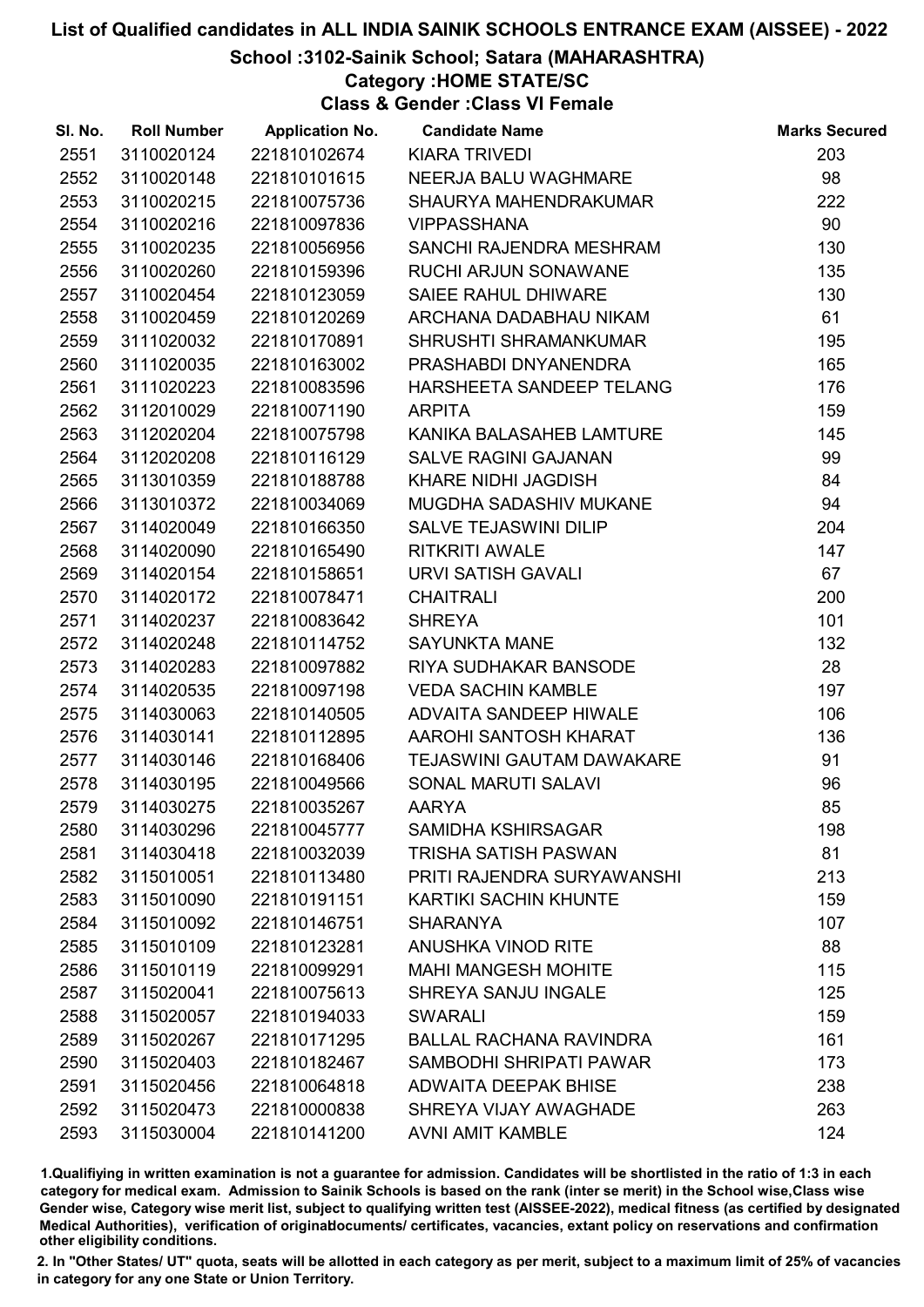# List of Qualified candidates in ALL INDIA SAINIK SCHOOLS ENTRANCE EXAM (AISSEE) - 2022

## School :3102-Sainik School; Satara (MAHARASHTRA)

### Category :HOME STATE/SC

### Class & Gender :Class VI Female

| Sl. No. | Roll Number | Application No. | Candidate Name | Marks Secured |
|---|---|---|---|---|
| 2551 | 3110020124 | 221810102674 | KIARA TRIVEDI | 203 |
| 2552 | 3110020148 | 221810101615 | NEERJA BALU WAGHMARE | 98 |
| 2553 | 3110020215 | 221810075736 | SHAURYA MAHENDRAKUMAR | 222 |
| 2554 | 3110020216 | 221810097836 | VIPPASSHANA | 90 |
| 2555 | 3110020235 | 221810056956 | SANCHI RAJENDRA MESHRAM | 130 |
| 2556 | 3110020260 | 221810159396 | RUCHI ARJUN SONAWANE | 135 |
| 2557 | 3110020454 | 221810123059 | SAIEE RAHUL DHIWARE | 130 |
| 2558 | 3110020459 | 221810120269 | ARCHANA DADABHAU NIKAM | 61 |
| 2559 | 3111020032 | 221810170891 | SHRUSHTI SHRAMANKUMAR | 195 |
| 2560 | 3111020035 | 221810163002 | PRASHABDI DNYANENDRA | 165 |
| 2561 | 3111020223 | 221810083596 | HARSHEETA SANDEEP TELANG | 176 |
| 2562 | 3112010029 | 221810071190 | ARPITA | 159 |
| 2563 | 3112020204 | 221810075798 | KANIKA BALASAHEB LAMTURE | 145 |
| 2564 | 3112020208 | 221810116129 | SALVE RAGINI GAJANAN | 99 |
| 2565 | 3113010359 | 221810188788 | KHARE NIDHI JAGDISH | 84 |
| 2566 | 3113010372 | 221810034069 | MUGDHA SADASHIV MUKANE | 94 |
| 2567 | 3114020049 | 221810166350 | SALVE TEJASWINI DILIP | 204 |
| 2568 | 3114020090 | 221810165490 | RITKRITI AWALE | 147 |
| 2569 | 3114020154 | 221810158651 | URVI SATISH GAVALI | 67 |
| 2570 | 3114020172 | 221810078471 | CHAITRALI | 200 |
| 2571 | 3114020237 | 221810083642 | SHREYA | 101 |
| 2572 | 3114020248 | 221810114752 | SAYUNKTA MANE | 132 |
| 2573 | 3114020283 | 221810097882 | RIYA SUDHAKAR BANSODE | 28 |
| 2574 | 3114020535 | 221810097198 | VEDA SACHIN KAMBLE | 197 |
| 2575 | 3114030063 | 221810140505 | ADVAITA SANDEEP HIWALE | 106 |
| 2576 | 3114030141 | 221810112895 | AAROHI SANTOSH KHARAT | 136 |
| 2577 | 3114030146 | 221810168406 | TEJASWINI GAUTAM DAWAKARE | 91 |
| 2578 | 3114030195 | 221810049566 | SONAL MARUTI SALAVI | 96 |
| 2579 | 3114030275 | 221810035267 | AARYA | 85 |
| 2580 | 3114030296 | 221810045777 | SAMIDHA KSHIRSAGAR | 198 |
| 2581 | 3114030418 | 221810032039 | TRISHA SATISH PASWAN | 81 |
| 2582 | 3115010051 | 221810113480 | PRITI RAJENDRA SURYAWANSHI | 213 |
| 2583 | 3115010090 | 221810191151 | KARTIKI SACHIN KHUNTE | 159 |
| 2584 | 3115010092 | 221810146751 | SHARANYA | 107 |
| 2585 | 3115010109 | 221810123281 | ANUSHKA VINOD RITE | 88 |
| 2586 | 3115010119 | 221810099291 | MAHI MANGESH MOHITE | 115 |
| 2587 | 3115020041 | 221810075613 | SHREYA SANJU INGALE | 125 |
| 2588 | 3115020057 | 221810194033 | SWARALI | 159 |
| 2589 | 3115020267 | 221810171295 | BALLAL RACHANA RAVINDRA | 161 |
| 2590 | 3115020403 | 221810182467 | SAMBODHI SHRIPATI PAWAR | 173 |
| 2591 | 3115020456 | 221810064818 | ADWAITA DEEPAK BHISE | 238 |
| 2592 | 3115020473 | 221810000838 | SHREYA VIJAY AWAGHADE | 263 |
| 2593 | 3115030004 | 221810141200 | AVNI AMIT KAMBLE | 124 |

1.Qualifiying in written examination is not a guarantee for admission. Candidates will be shortlisted in the ratio of 1:3 in each category for medical exam. Admission to Sainik Schools is based on the rank (inter se merit) in the School wise,Class wise Gender wise, Category wise merit list, subject to qualifying written test (AISSEE-2022), medical fitness (as certified by designated Medical Authorities), verification of originaldocuments/ certificates, vacancies, extant policy on reservations and confirmation other eligibility conditions.

2. In "Other States/ UT" quota, seats will be allotted in each category as per merit, subject to a maximum limit of 25% of vacancies in category for any one State or Union Territory.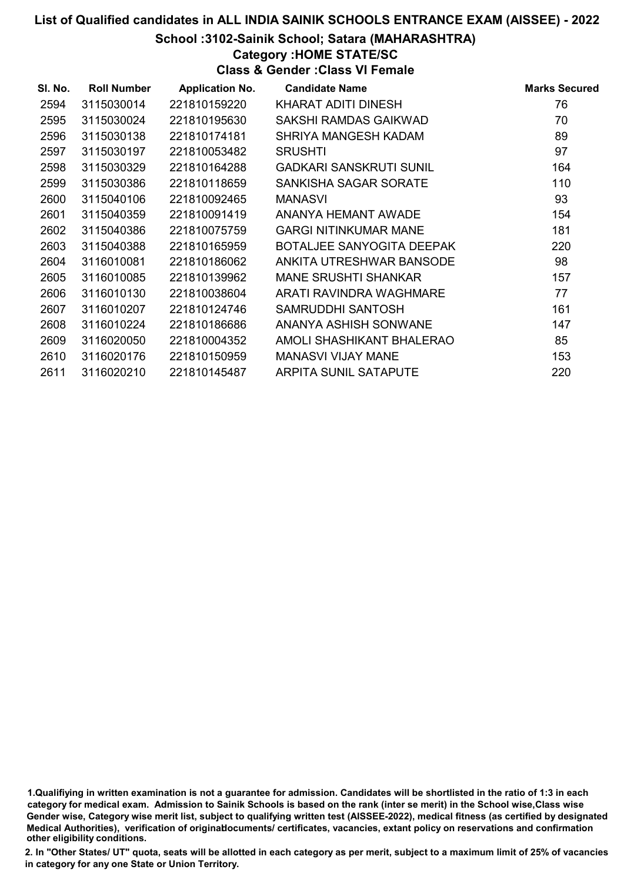# List of Qualified candidates in ALL INDIA SAINIK SCHOOLS ENTRANCE EXAM (AISSEE) - 2022

## School :3102-Sainik School; Satara (MAHARASHTRA)

### Category :HOME STATE/SC

### Class & Gender :Class VI Female

| Sl. No. | Roll Number | Application No. | Candidate Name | Marks Secured |
|---|---|---|---|---|
| 2594 | 3115030014 | 221810159220 | KHARAT ADITI DINESH | 76 |
| 2595 | 3115030024 | 221810195630 | SAKSHI RAMDAS GAIKWAD | 70 |
| 2596 | 3115030138 | 221810174181 | SHRIYA MANGESH KADAM | 89 |
| 2597 | 3115030197 | 221810053482 | SRUSHTI | 97 |
| 2598 | 3115030329 | 221810164288 | GADKARI SANSKRUTI SUNIL | 164 |
| 2599 | 3115030386 | 221810118659 | SANKISHA SAGAR SORATE | 110 |
| 2600 | 3115040106 | 221810092465 | MANASVI | 93 |
| 2601 | 3115040359 | 221810091419 | ANANYA HEMANT AWADE | 154 |
| 2602 | 3115040386 | 221810075759 | GARGI NITINKUMAR MANE | 181 |
| 2603 | 3115040388 | 221810165959 | BOTALJEE SANYOGITA DEEPAK | 220 |
| 2604 | 3116010081 | 221810186062 | ANKITA UTRESHWAR BANSODE | 98 |
| 2605 | 3116010085 | 221810139962 | MANE SRUSHTI SHANKAR | 157 |
| 2606 | 3116010130 | 221810038604 | ARATI RAVINDRA WAGHMARE | 77 |
| 2607 | 3116010207 | 221810124746 | SAMRUDDHI SANTOSH | 161 |
| 2608 | 3116010224 | 221810186686 | ANANYA ASHISH SONWANE | 147 |
| 2609 | 3116020050 | 221810004352 | AMOLI SHASHIKANT BHALERAO | 85 |
| 2610 | 3116020176 | 221810150959 | MANASVI VIJAY MANE | 153 |
| 2611 | 3116020210 | 221810145487 | ARPITA SUNIL SATAPUTE | 220 |

1.Qualifiying in written examination is not a guarantee for admission. Candidates will be shortlisted in the ratio of 1:3 in each category for medical exam. Admission to Sainik Schools is based on the rank (inter se merit) in the School wise,Class wise Gender wise, Category wise merit list, subject to qualifying written test (AISSEE-2022), medical fitness (as certified by designated Medical Authorities), verification of originaldocuments/ certificates, vacancies, extant policy on reservations and confirmation other eligibility conditions.

2. In "Other States/ UT" quota, seats will be allotted in each category as per merit, subject to a maximum limit of 25% of vacancies in category for any one State or Union Territory.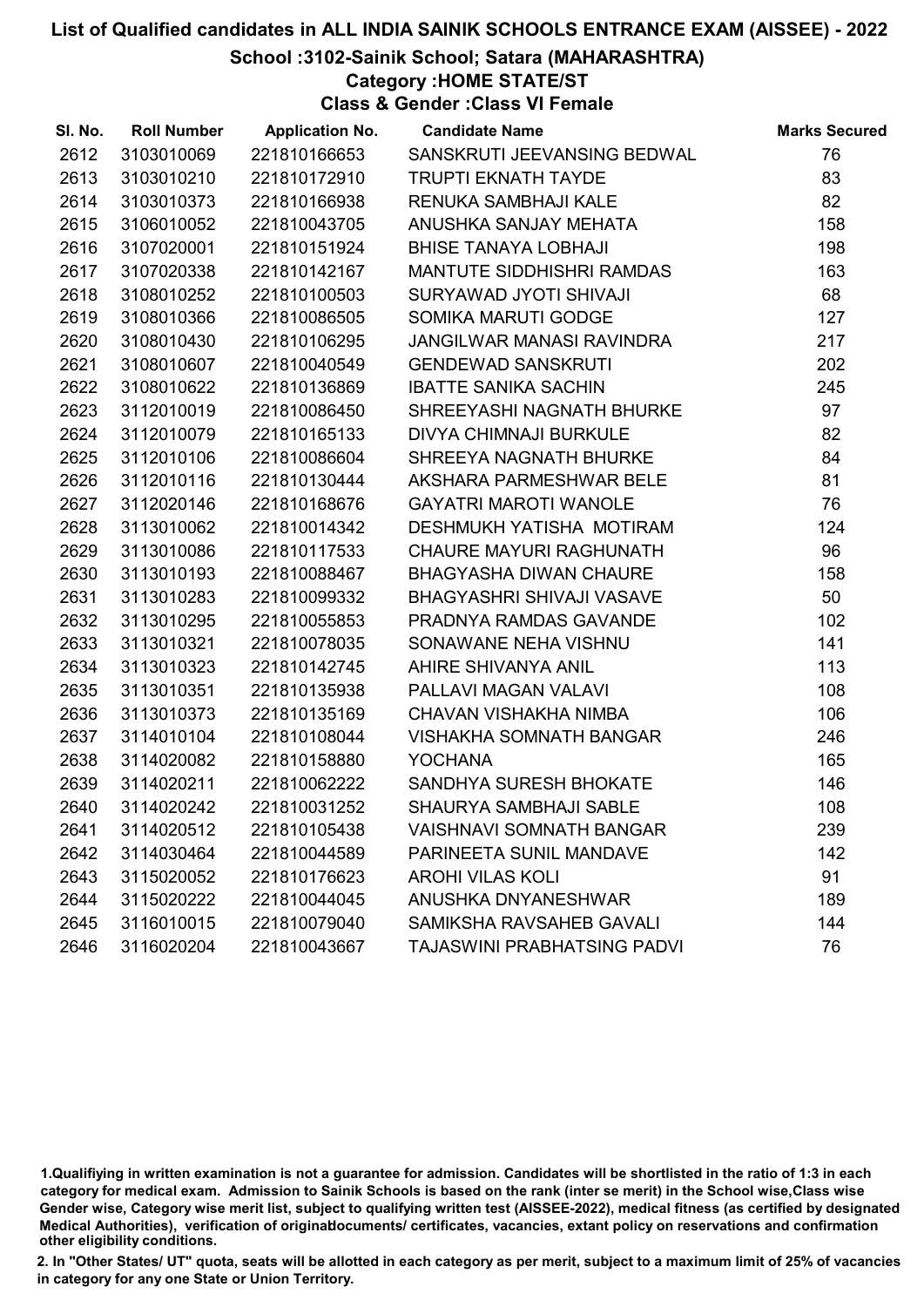# List of Qualified candidates in ALL INDIA SAINIK SCHOOLS ENTRANCE EXAM (AISSEE) - 2022

## School :3102-Sainik School; Satara (MAHARASHTRA)

### Category :HOME STATE/ST

### Class & Gender :Class VI Female

| Sl. No. | Roll Number | Application No. | Candidate Name | Marks Secured |
|---|---|---|---|---|
| 2612 | 3103010069 | 221810166653 | SANSKRUTI JEEVANSING BEDWAL | 76 |
| 2613 | 3103010210 | 221810172910 | TRUPTI EKNATH TAYDE | 83 |
| 2614 | 3103010373 | 221810166938 | RENUKA SAMBHAJI KALE | 82 |
| 2615 | 3106010052 | 221810043705 | ANUSHKA SANJAY MEHATA | 158 |
| 2616 | 3107020001 | 221810151924 | BHISE TANAYA LOBHAJI | 198 |
| 2617 | 3107020338 | 221810142167 | MANTUTE SIDDHISHRI RAMDAS | 163 |
| 2618 | 3108010252 | 221810100503 | SURYAWAD JYOTI SHIVAJI | 68 |
| 2619 | 3108010366 | 221810086505 | SOMIKA MARUTI GODGE | 127 |
| 2620 | 3108010430 | 221810106295 | JANGILWAR MANASI RAVINDRA | 217 |
| 2621 | 3108010607 | 221810040549 | GENDEWAD SANSKRUTI | 202 |
| 2622 | 3108010622 | 221810136869 | IBATTE SANIKA SACHIN | 245 |
| 2623 | 3112010019 | 221810086450 | SHREEYASHI NAGNATH BHURKE | 97 |
| 2624 | 3112010079 | 221810165133 | DIVYA CHIMNAJI BURKULE | 82 |
| 2625 | 3112010106 | 221810086604 | SHREEYA NAGNATH BHURKE | 84 |
| 2626 | 3112010116 | 221810130444 | AKSHARA PARMESHWAR BELE | 81 |
| 2627 | 3112020146 | 221810168676 | GAYATRI MAROTI WANOLE | 76 |
| 2628 | 3113010062 | 221810014342 | DESHMUKH YATISHA MOTIRAM | 124 |
| 2629 | 3113010086 | 221810117533 | CHAURE MAYURI RAGHUNATH | 96 |
| 2630 | 3113010193 | 221810088467 | BHAGYASHA DIWAN CHAURE | 158 |
| 2631 | 3113010283 | 221810099332 | BHAGYASHRI SHIVAJI VASAVE | 50 |
| 2632 | 3113010295 | 221810055853 | PRADNYA RAMDAS GAVANDE | 102 |
| 2633 | 3113010321 | 221810078035 | SONAWANE NEHA VISHNU | 141 |
| 2634 | 3113010323 | 221810142745 | AHIRE SHIVANYA ANIL | 113 |
| 2635 | 3113010351 | 221810135938 | PALLAVI MAGAN VALAVI | 108 |
| 2636 | 3113010373 | 221810135169 | CHAVAN VISHAKHA NIMBA | 106 |
| 2637 | 3114010104 | 221810108044 | VISHAKHA SOMNATH BANGAR | 246 |
| 2638 | 3114020082 | 221810158880 | YOCHANA | 165 |
| 2639 | 3114020211 | 221810062222 | SANDHYA SURESH BHOKATE | 146 |
| 2640 | 3114020242 | 221810031252 | SHAURYA SAMBHAJI SABLE | 108 |
| 2641 | 3114020512 | 221810105438 | VAISHNAVI SOMNATH BANGAR | 239 |
| 2642 | 3114030464 | 221810044589 | PARINEETA SUNIL MANDAVE | 142 |
| 2643 | 3115020052 | 221810176623 | AROHI VILAS KOLI | 91 |
| 2644 | 3115020222 | 221810044045 | ANUSHKA DNYANESHWAR | 189 |
| 2645 | 3116010015 | 221810079040 | SAMIKSHA RAVSAHEB GAVALI | 144 |
| 2646 | 3116020204 | 221810043667 | TAJASWINI PRABHATSING PADVI | 76 |

1.Qualifiying in written examination is not a guarantee for admission. Candidates will be shortlisted in the ratio of 1:3 in each category for medical exam. Admission to Sainik Schools is based on the rank (inter se merit) in the School wise,Class wise Gender wise, Category wise merit list, subject to qualifying written test (AISSEE-2022), medical fitness (as certified by designated Medical Authorities), verification of originaldocuments/ certificates, vacancies, extant policy on reservations and confirmation other eligibility conditions.

2. In "Other States/ UT" quota, seats will be allotted in each category as per merit, subject to a maximum limit of 25% of vacancies in category for any one State or Union Territory.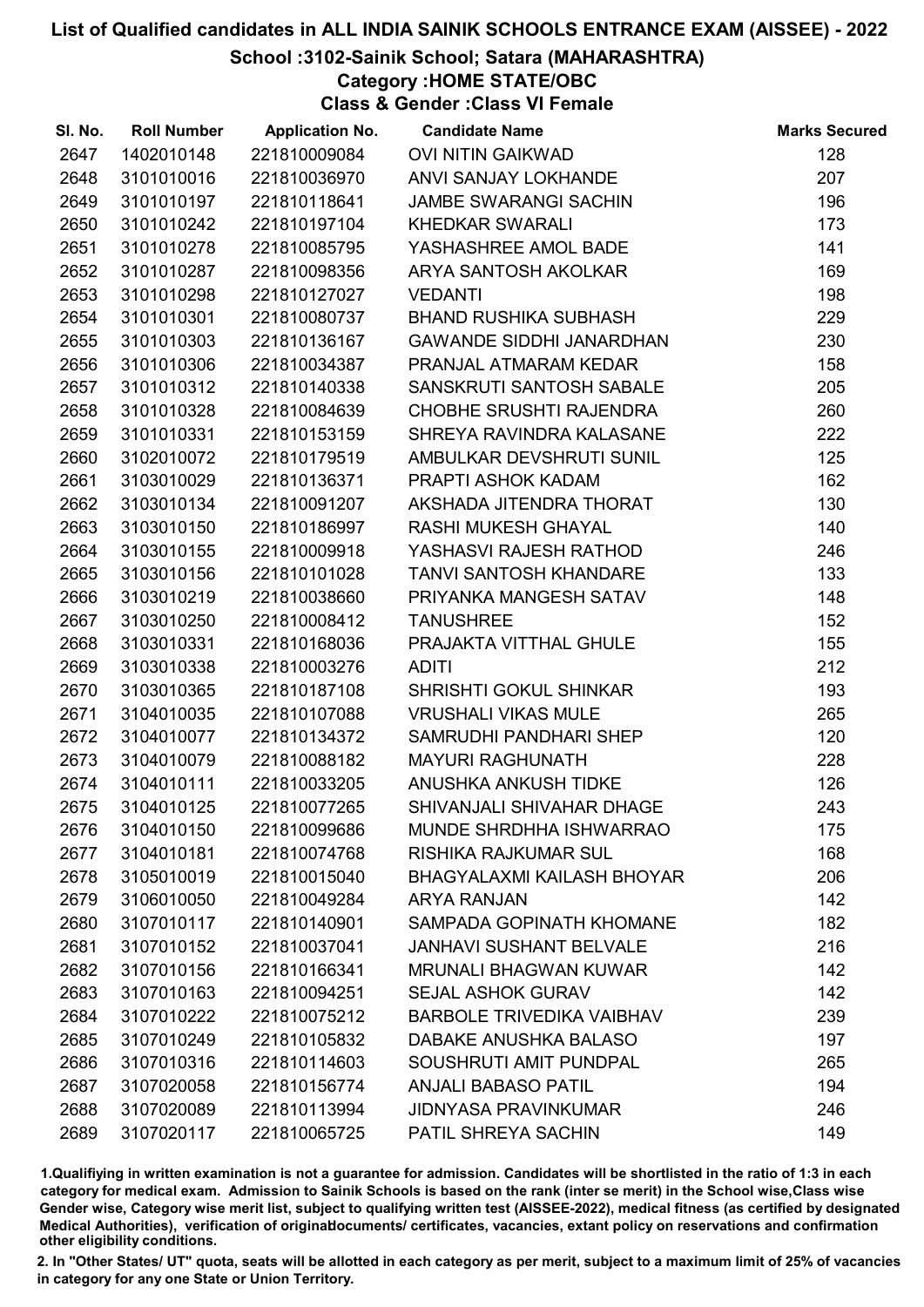# List of Qualified candidates in ALL INDIA SAINIK SCHOOLS ENTRANCE EXAM (AISSEE) - 2022

## School :3102-Sainik School; Satara (MAHARASHTRA)

### Category :HOME STATE/OBC

### Class & Gender :Class VI Female

| Sl. No. | Roll Number | Application No. | Candidate Name | Marks Secured |
|---|---|---|---|---|
| 2647 | 1402010148 | 221810009084 | OVI NITIN GAIKWAD | 128 |
| 2648 | 3101010016 | 221810036970 | ANVI SANJAY LOKHANDE | 207 |
| 2649 | 3101010197 | 221810118641 | JAMBE SWARANGI SACHIN | 196 |
| 2650 | 3101010242 | 221810197104 | KHEDKAR SWARALI | 173 |
| 2651 | 3101010278 | 221810085795 | YASHASHREE AMOL BADE | 141 |
| 2652 | 3101010287 | 221810098356 | ARYA SANTOSH AKOLKAR | 169 |
| 2653 | 3101010298 | 221810127027 | VEDANTI | 198 |
| 2654 | 3101010301 | 221810080737 | BHAND RUSHIKA SUBHASH | 229 |
| 2655 | 3101010303 | 221810136167 | GAWANDE SIDDHI JANARDHAN | 230 |
| 2656 | 3101010306 | 221810034387 | PRANJAL ATMARAM KEDAR | 158 |
| 2657 | 3101010312 | 221810140338 | SANSKRUTI SANTOSH SABALE | 205 |
| 2658 | 3101010328 | 221810084639 | CHOBHE SRUSHTI RAJENDRA | 260 |
| 2659 | 3101010331 | 221810153159 | SHREYA RAVINDRA KALASANE | 222 |
| 2660 | 3102010072 | 221810179519 | AMBULKAR DEVSHRUTI SUNIL | 125 |
| 2661 | 3103010029 | 221810136371 | PRAPTI ASHOK KADAM | 162 |
| 2662 | 3103010134 | 221810091207 | AKSHADA JITENDRA THORAT | 130 |
| 2663 | 3103010150 | 221810186997 | RASHI MUKESH GHAYAL | 140 |
| 2664 | 3103010155 | 221810009918 | YASHASVI RAJESH RATHOD | 246 |
| 2665 | 3103010156 | 221810101028 | TANVI SANTOSH KHANDARE | 133 |
| 2666 | 3103010219 | 221810038660 | PRIYANKA MANGESH SATAV | 148 |
| 2667 | 3103010250 | 221810008412 | TANUSHREE | 152 |
| 2668 | 3103010331 | 221810168036 | PRAJAKTA VITTHAL GHULE | 155 |
| 2669 | 3103010338 | 221810003276 | ADITI | 212 |
| 2670 | 3103010365 | 221810187108 | SHRISHTI GOKUL SHINKAR | 193 |
| 2671 | 3104010035 | 221810107088 | VRUSHALI VIKAS MULE | 265 |
| 2672 | 3104010077 | 221810134372 | SAMRUDHI PANDHARI SHEP | 120 |
| 2673 | 3104010079 | 221810088182 | MAYURI RAGHUNATH | 228 |
| 2674 | 3104010111 | 221810033205 | ANUSHKA ANKUSH TIDKE | 126 |
| 2675 | 3104010125 | 221810077265 | SHIVANJALI SHIVAHAR DHAGE | 243 |
| 2676 | 3104010150 | 221810099686 | MUNDE SHRDHHA ISHWARRAO | 175 |
| 2677 | 3104010181 | 221810074768 | RISHIKA RAJKUMAR SUL | 168 |
| 2678 | 3105010019 | 221810015040 | BHAGYALAXMI KAILASH BHOYAR | 206 |
| 2679 | 3106010050 | 221810049284 | ARYA RANJAN | 142 |
| 2680 | 3107010117 | 221810140901 | SAMPADA GOPINATH KHOMANE | 182 |
| 2681 | 3107010152 | 221810037041 | JANHAVI SUSHANT BELVALE | 216 |
| 2682 | 3107010156 | 221810166341 | MRUNALI BHAGWAN KUWAR | 142 |
| 2683 | 3107010163 | 221810094251 | SEJAL ASHOK GURAV | 142 |
| 2684 | 3107010222 | 221810075212 | BARBOLE TRIVEDIKA VAIBHAV | 239 |
| 2685 | 3107010249 | 221810105832 | DABAKE ANUSHKA BALASO | 197 |
| 2686 | 3107010316 | 221810114603 | SOUSHRUTI AMIT PUNDPAL | 265 |
| 2687 | 3107020058 | 221810156774 | ANJALI BABASO PATIL | 194 |
| 2688 | 3107020089 | 221810113994 | JIDNYASA PRAVINKUMAR | 246 |
| 2689 | 3107020117 | 221810065725 | PATIL SHREYA SACHIN | 149 |

1.Qualifiying in written examination is not a guarantee for admission. Candidates will be shortlisted in the ratio of 1:3 in each category for medical exam. Admission to Sainik Schools is based on the rank (inter se merit) in the School wise,Class wise Gender wise, Category wise merit list, subject to qualifying written test (AISSEE-2022), medical fitness (as certified by designated Medical Authorities), verification of originaldocuments/ certificates, vacancies, extant policy on reservations and confirmation other eligibility conditions.

2. In "Other States/ UT" quota, seats will be allotted in each category as per merit, subject to a maximum limit of 25% of vacancies in category for any one State or Union Territory.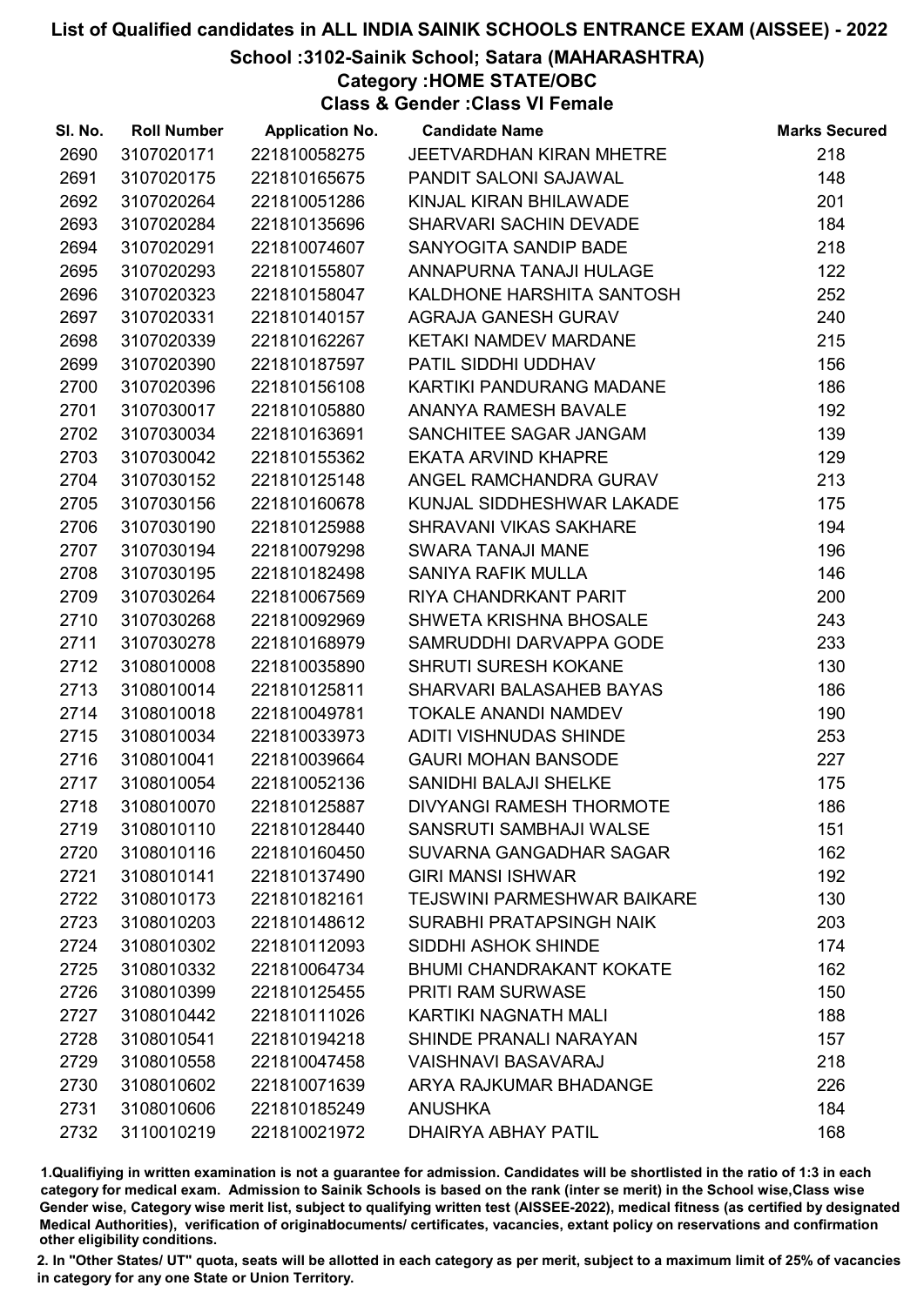# List of Qualified candidates in ALL INDIA SAINIK SCHOOLS ENTRANCE EXAM (AISSEE) - 2022

## School :3102-Sainik School; Satara (MAHARASHTRA)

### Category :HOME STATE/OBC

### Class & Gender :Class VI Female

| Sl. No. | Roll Number | Application No. | Candidate Name | Marks Secured |
|---|---|---|---|---|
| 2690 | 3107020171 | 221810058275 | JEETVARDHAN KIRAN MHETRE | 218 |
| 2691 | 3107020175 | 221810165675 | PANDIT SALONI SAJAWAL | 148 |
| 2692 | 3107020264 | 221810051286 | KINJAL KIRAN BHILAWADE | 201 |
| 2693 | 3107020284 | 221810135696 | SHARVARI SACHIN DEVADE | 184 |
| 2694 | 3107020291 | 221810074607 | SANYOGITA SANDIP BADE | 218 |
| 2695 | 3107020293 | 221810155807 | ANNAPURNA TANAJI HULAGE | 122 |
| 2696 | 3107020323 | 221810158047 | KALDHONE HARSHITA SANTOSH | 252 |
| 2697 | 3107020331 | 221810140157 | AGRAJA GANESH GURAV | 240 |
| 2698 | 3107020339 | 221810162267 | KETAKI NAMDEV MARDANE | 215 |
| 2699 | 3107020390 | 221810187597 | PATIL SIDDHI UDDHAV | 156 |
| 2700 | 3107020396 | 221810156108 | KARTIKI PANDURANG MADANE | 186 |
| 2701 | 3107030017 | 221810105880 | ANANYA RAMESH BAVALE | 192 |
| 2702 | 3107030034 | 221810163691 | SANCHITEE SAGAR JANGAM | 139 |
| 2703 | 3107030042 | 221810155362 | EKATA ARVIND KHAPRE | 129 |
| 2704 | 3107030152 | 221810125148 | ANGEL RAMCHANDRA GURAV | 213 |
| 2705 | 3107030156 | 221810160678 | KUNJAL SIDDHESHWAR LAKADE | 175 |
| 2706 | 3107030190 | 221810125988 | SHRAVANI VIKAS SAKHARE | 194 |
| 2707 | 3107030194 | 221810079298 | SWARA TANAJI MANE | 196 |
| 2708 | 3107030195 | 221810182498 | SANIYA RAFIK MULLA | 146 |
| 2709 | 3107030264 | 221810067569 | RIYA CHANDRKANT PARIT | 200 |
| 2710 | 3107030268 | 221810092969 | SHWETA KRISHNA BHOSALE | 243 |
| 2711 | 3107030278 | 221810168979 | SAMRUDDHI DARVAPPA GODE | 233 |
| 2712 | 3108010008 | 221810035890 | SHRUTI SURESH KOKANE | 130 |
| 2713 | 3108010014 | 221810125811 | SHARVARI BALASAHEB BAYAS | 186 |
| 2714 | 3108010018 | 221810049781 | TOKALE ANANDI NAMDEV | 190 |
| 2715 | 3108010034 | 221810033973 | ADITI VISHNUDAS SHINDE | 253 |
| 2716 | 3108010041 | 221810039664 | GAURI MOHAN BANSODE | 227 |
| 2717 | 3108010054 | 221810052136 | SANIDHI BALAJI SHELKE | 175 |
| 2718 | 3108010070 | 221810125887 | DIVYANGI RAMESH THORMOTE | 186 |
| 2719 | 3108010110 | 221810128440 | SANSRUTI SAMBHAJI WALSE | 151 |
| 2720 | 3108010116 | 221810160450 | SUVARNA GANGADHAR SAGAR | 162 |
| 2721 | 3108010141 | 221810137490 | GIRI MANSI ISHWAR | 192 |
| 2722 | 3108010173 | 221810182161 | TEJSWINI PARMESHWAR BAIKARE | 130 |
| 2723 | 3108010203 | 221810148612 | SURABHI PRATAPSINGH NAIK | 203 |
| 2724 | 3108010302 | 221810112093 | SIDDHI ASHOK SHINDE | 174 |
| 2725 | 3108010332 | 221810064734 | BHUMI CHANDRAKANT KOKATE | 162 |
| 2726 | 3108010399 | 221810125455 | PRITI RAM SURWASE | 150 |
| 2727 | 3108010442 | 221810111026 | KARTIKI NAGNATH MALI | 188 |
| 2728 | 3108010541 | 221810194218 | SHINDE PRANALI NARAYAN | 157 |
| 2729 | 3108010558 | 221810047458 | VAISHNAVI BASAVARAJ | 218 |
| 2730 | 3108010602 | 221810071639 | ARYA RAJKUMAR BHADANGE | 226 |
| 2731 | 3108010606 | 221810185249 | ANUSHKA | 184 |
| 2732 | 3110010219 | 221810021972 | DHAIRYA ABHAY PATIL | 168 |

1.Qualifiying in written examination is not a guarantee for admission. Candidates will be shortlisted in the ratio of 1:3 in each category for medical exam. Admission to Sainik Schools is based on the rank (inter se merit) in the School wise,Class wise Gender wise, Category wise merit list, subject to qualifying written test (AISSEE-2022), medical fitness (as certified by designated Medical Authorities), verification of originaldocuments/ certificates, vacancies, extant policy on reservations and confirmation other eligibility conditions.

2. In "Other States/ UT" quota, seats will be allotted in each category as per merit, subject to a maximum limit of 25% of vacancies in category for any one State or Union Territory.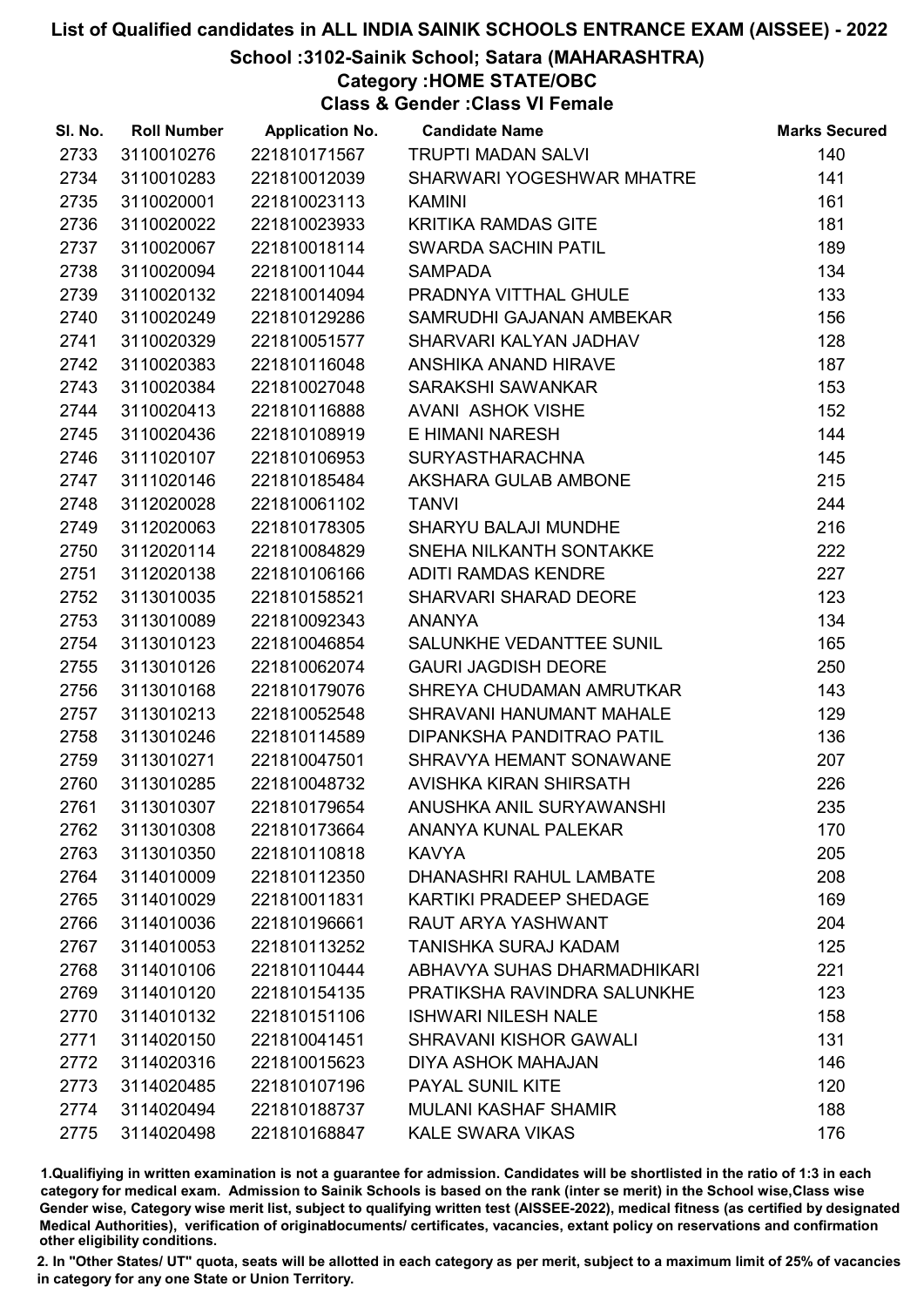# List of Qualified candidates in ALL INDIA SAINIK SCHOOLS ENTRANCE EXAM (AISSEE) - 2022

## School :3102-Sainik School; Satara (MAHARASHTRA)

### Category :HOME STATE/OBC

### Class & Gender :Class VI Female

| Sl. No. | Roll Number | Application No. | Candidate Name | Marks Secured |
|---|---|---|---|---|
| 2733 | 3110010276 | 221810171567 | TRUPTI MADAN SALVI | 140 |
| 2734 | 3110010283 | 221810012039 | SHARWARI YOGESHWAR MHATRE | 141 |
| 2735 | 3110020001 | 221810023113 | KAMINI | 161 |
| 2736 | 3110020022 | 221810023933 | KRITIKA RAMDAS GITE | 181 |
| 2737 | 3110020067 | 221810018114 | SWARDA SACHIN PATIL | 189 |
| 2738 | 3110020094 | 221810011044 | SAMPADA | 134 |
| 2739 | 3110020132 | 221810014094 | PRADNYA VITTHAL GHULE | 133 |
| 2740 | 3110020249 | 221810129286 | SAMRUDHI GAJANAN AMBEKAR | 156 |
| 2741 | 3110020329 | 221810051577 | SHARVARI KALYAN JADHAV | 128 |
| 2742 | 3110020383 | 221810116048 | ANSHIKA ANAND HIRAVE | 187 |
| 2743 | 3110020384 | 221810027048 | SARAKSHI SAWANKAR | 153 |
| 2744 | 3110020413 | 221810116888 | AVANI ASHOK VISHE | 152 |
| 2745 | 3110020436 | 221810108919 | E HIMANI NARESH | 144 |
| 2746 | 3111020107 | 221810106953 | SURYASTHARACHNA | 145 |
| 2747 | 3111020146 | 221810185484 | AKSHARA GULAB AMBONE | 215 |
| 2748 | 3112020028 | 221810061102 | TANVI | 244 |
| 2749 | 3112020063 | 221810178305 | SHARYU BALAJI MUNDHE | 216 |
| 2750 | 3112020114 | 221810084829 | SNEHA NILKANTH SONTAKKE | 222 |
| 2751 | 3112020138 | 221810106166 | ADITI RAMDAS KENDRE | 227 |
| 2752 | 3113010035 | 221810158521 | SHARVARI SHARAD DEORE | 123 |
| 2753 | 3113010089 | 221810092343 | ANANYA | 134 |
| 2754 | 3113010123 | 221810046854 | SALUNKHE VEDANTTEE SUNIL | 165 |
| 2755 | 3113010126 | 221810062074 | GAURI JAGDISH DEORE | 250 |
| 2756 | 3113010168 | 221810179076 | SHREYA CHUDAMAN AMRUTKAR | 143 |
| 2757 | 3113010213 | 221810052548 | SHRAVANI HANUMANT MAHALE | 129 |
| 2758 | 3113010246 | 221810114589 | DIPANKSHA PANDITRAO PATIL | 136 |
| 2759 | 3113010271 | 221810047501 | SHRAVYA HEMANT SONAWANE | 207 |
| 2760 | 3113010285 | 221810048732 | AVISHKA KIRAN SHIRSATH | 226 |
| 2761 | 3113010307 | 221810179654 | ANUSHKA ANIL SURYAWANSHI | 235 |
| 2762 | 3113010308 | 221810173664 | ANANYA KUNAL PALEKAR | 170 |
| 2763 | 3113010350 | 221810110818 | KAVYA | 205 |
| 2764 | 3114010009 | 221810112350 | DHANASHRI RAHUL LAMBATE | 208 |
| 2765 | 3114010029 | 221810011831 | KARTIKI PRADEEP SHEDAGE | 169 |
| 2766 | 3114010036 | 221810196661 | RAUT ARYA YASHWANT | 204 |
| 2767 | 3114010053 | 221810113252 | TANISHKA SURAJ KADAM | 125 |
| 2768 | 3114010106 | 221810110444 | ABHAVYA SUHAS DHARMADHIKARI | 221 |
| 2769 | 3114010120 | 221810154135 | PRATIKSHA RAVINDRA SALUNKHE | 123 |
| 2770 | 3114010132 | 221810151106 | ISHWARI NILESH NALE | 158 |
| 2771 | 3114020150 | 221810041451 | SHRAVANI KISHOR GAWALI | 131 |
| 2772 | 3114020316 | 221810015623 | DIYA ASHOK MAHAJAN | 146 |
| 2773 | 3114020485 | 221810107196 | PAYAL SUNIL KITE | 120 |
| 2774 | 3114020494 | 221810188737 | MULANI KASHAF SHAMIR | 188 |
| 2775 | 3114020498 | 221810168847 | KALE SWARA VIKAS | 176 |

1.Qualifiying in written examination is not a guarantee for admission. Candidates will be shortlisted in the ratio of 1:3 in each category for medical exam. Admission to Sainik Schools is based on the rank (inter se merit) in the School wise,Class wise Gender wise, Category wise merit list, subject to qualifying written test (AISSEE-2022), medical fitness (as certified by designated Medical Authorities), verification of originaldocuments/ certificates, vacancies, extant policy on reservations and confirmation other eligibility conditions.

2. In "Other States/ UT" quota, seats will be allotted in each category as per merit, subject to a maximum limit of 25% of vacancies in category for any one State or Union Territory.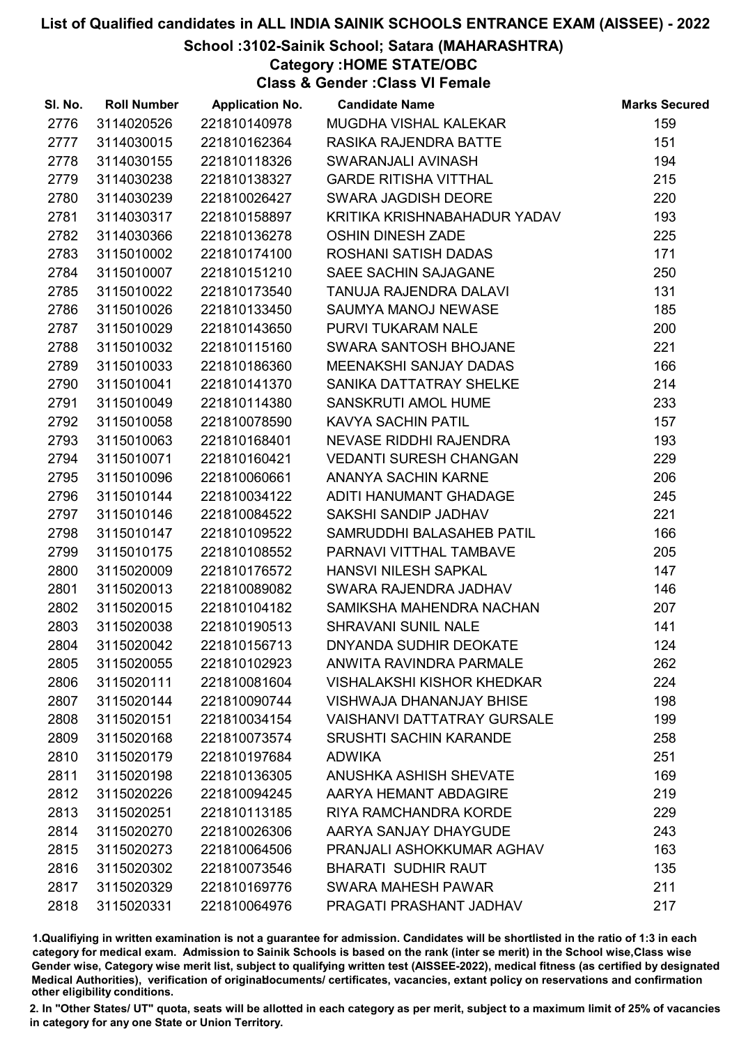# List of Qualified candidates in ALL INDIA SAINIK SCHOOLS ENTRANCE EXAM (AISSEE) - 2022

## School :3102-Sainik School; Satara (MAHARASHTRA)

### Category :HOME STATE/OBC

### Class & Gender :Class VI Female

| Sl. No. | Roll Number | Application No. | Candidate Name | Marks Secured |
|---|---|---|---|---|
| 2776 | 3114020526 | 221810140978 | MUGDHA VISHAL KALEKAR | 159 |
| 2777 | 3114030015 | 221810162364 | RASIKA RAJENDRA BATTE | 151 |
| 2778 | 3114030155 | 221810118326 | SWARANJALI AVINASH | 194 |
| 2779 | 3114030238 | 221810138327 | GARDE RITISHA VITTHAL | 215 |
| 2780 | 3114030239 | 221810026427 | SWARA JAGDISH DEORE | 220 |
| 2781 | 3114030317 | 221810158897 | KRITIKA KRISHNABAHADUR YADAV | 193 |
| 2782 | 3114030366 | 221810136278 | OSHIN DINESH ZADE | 225 |
| 2783 | 3115010002 | 221810174100 | ROSHANI SATISH DADAS | 171 |
| 2784 | 3115010007 | 221810151210 | SAEE SACHIN SAJAGANE | 250 |
| 2785 | 3115010022 | 221810173540 | TANUJA RAJENDRA DALAVI | 131 |
| 2786 | 3115010026 | 221810133450 | SAUMYA MANOJ NEWASE | 185 |
| 2787 | 3115010029 | 221810143650 | PURVI TUKARAM NALE | 200 |
| 2788 | 3115010032 | 221810115160 | SWARA SANTOSH BHOJANE | 221 |
| 2789 | 3115010033 | 221810186360 | MEENAKSHI SANJAY DADAS | 166 |
| 2790 | 3115010041 | 221810141370 | SANIKA DATTATRAY SHELKE | 214 |
| 2791 | 3115010049 | 221810114380 | SANSKRUTI AMOL HUME | 233 |
| 2792 | 3115010058 | 221810078590 | KAVYA SACHIN PATIL | 157 |
| 2793 | 3115010063 | 221810168401 | NEVASE RIDDHI RAJENDRA | 193 |
| 2794 | 3115010071 | 221810160421 | VEDANTI SURESH CHANGAN | 229 |
| 2795 | 3115010096 | 221810060661 | ANANYA SACHIN KARNE | 206 |
| 2796 | 3115010144 | 221810034122 | ADITI HANUMANT GHADAGE | 245 |
| 2797 | 3115010146 | 221810084522 | SAKSHI SANDIP JADHAV | 221 |
| 2798 | 3115010147 | 221810109522 | SAMRUDDHI BALASAHEB PATIL | 166 |
| 2799 | 3115010175 | 221810108552 | PARNAVI VITTHAL TAMBAVE | 205 |
| 2800 | 3115020009 | 221810176572 | HANSVI NILESH SAPKAL | 147 |
| 2801 | 3115020013 | 221810089082 | SWARA RAJENDRA JADHAV | 146 |
| 2802 | 3115020015 | 221810104182 | SAMIKSHA MAHENDRA NACHAN | 207 |
| 2803 | 3115020038 | 221810190513 | SHRAVANI SUNIL NALE | 141 |
| 2804 | 3115020042 | 221810156713 | DNYANDA SUDHIR DEOKATE | 124 |
| 2805 | 3115020055 | 221810102923 | ANWITA RAVINDRA PARMALE | 262 |
| 2806 | 3115020111 | 221810081604 | VISHALAKSHI KISHOR KHEDKAR | 224 |
| 2807 | 3115020144 | 221810090744 | VISHWAJA DHANANJAY BHISE | 198 |
| 2808 | 3115020151 | 221810034154 | VAISHANVI DATTATRAY GURSALE | 199 |
| 2809 | 3115020168 | 221810073574 | SRUSHTI SACHIN KARANDE | 258 |
| 2810 | 3115020179 | 221810197684 | ADWIKA | 251 |
| 2811 | 3115020198 | 221810136305 | ANUSHKA ASHISH SHEVATE | 169 |
| 2812 | 3115020226 | 221810094245 | AARYA HEMANT ABDAGIRE | 219 |
| 2813 | 3115020251 | 221810113185 | RIYA RAMCHANDRA KORDE | 229 |
| 2814 | 3115020270 | 221810026306 | AARYA SANJAY DHAYGUDE | 243 |
| 2815 | 3115020273 | 221810064506 | PRANJALI ASHOKKUMAR AGHAV | 163 |
| 2816 | 3115020302 | 221810073546 | BHARATI SUDHIR RAUT | 135 |
| 2817 | 3115020329 | 221810169776 | SWARA MAHESH PAWAR | 211 |
| 2818 | 3115020331 | 221810064976 | PRAGATI PRASHANT JADHAV | 217 |

1.Qualifiying in written examination is not a guarantee for admission. Candidates will be shortlisted in the ratio of 1:3 in each category for medical exam. Admission to Sainik Schools is based on the rank (inter se merit) in the School wise,Class wise Gender wise, Category wise merit list, subject to qualifying written test (AISSEE-2022), medical fitness (as certified by designated Medical Authorities), verification of originaldocuments/ certificates, vacancies, extant policy on reservations and confirmation other eligibility conditions.

2. In "Other States/ UT" quota, seats will be allotted in each category as per merit, subject to a maximum limit of 25% of vacancies in category for any one State or Union Territory.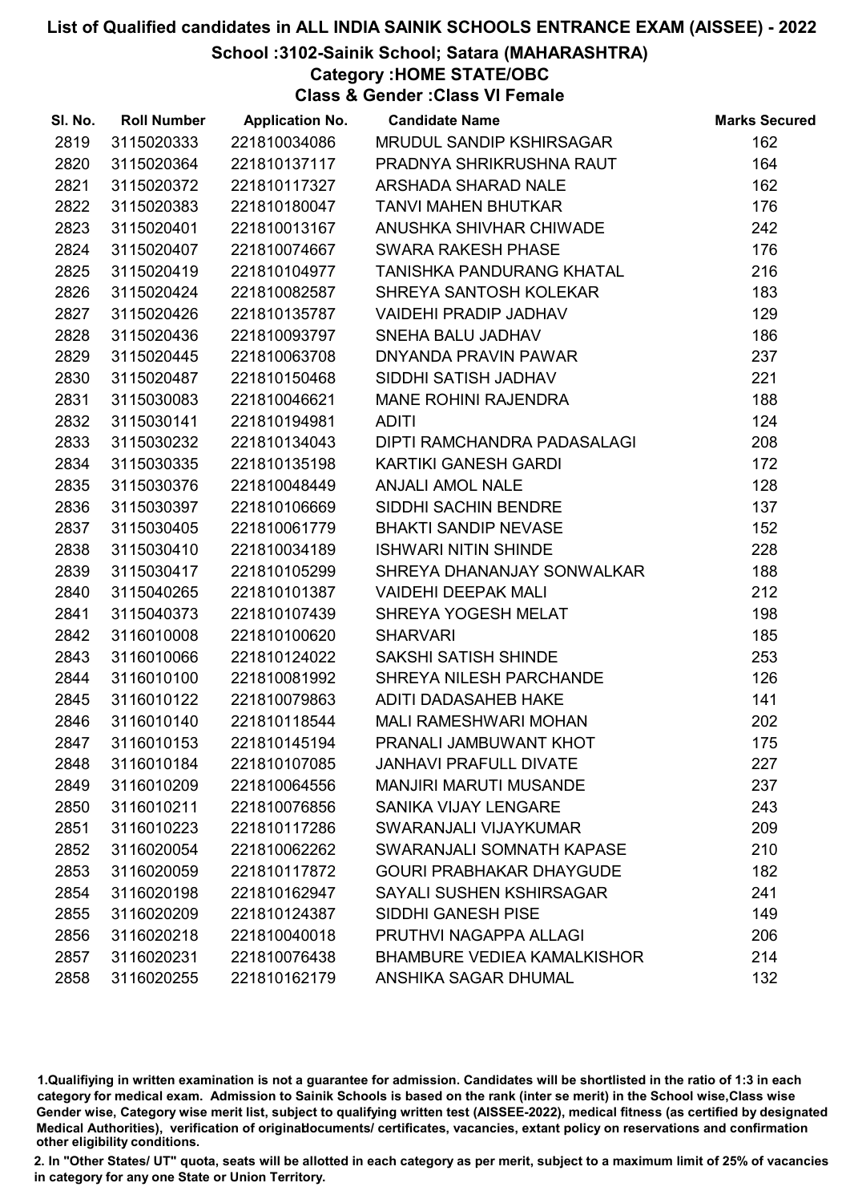# List of Qualified candidates in ALL INDIA SAINIK SCHOOLS ENTRANCE EXAM (AISSEE) - 2022

## School :3102-Sainik School; Satara (MAHARASHTRA)

### Category :HOME STATE/OBC

### Class & Gender :Class VI Female

| Sl. No. | Roll Number | Application No. | Candidate Name | Marks Secured |
|---|---|---|---|---|
| 2819 | 3115020333 | 221810034086 | MRUDUL SANDIP KSHIRSAGAR | 162 |
| 2820 | 3115020364 | 221810137117 | PRADNYA SHRIKRUSHNA RAUT | 164 |
| 2821 | 3115020372 | 221810117327 | ARSHADA SHARAD NALE | 162 |
| 2822 | 3115020383 | 221810180047 | TANVI MAHEN BHUTKAR | 176 |
| 2823 | 3115020401 | 221810013167 | ANUSHKA SHIVHAR CHIWADE | 242 |
| 2824 | 3115020407 | 221810074667 | SWARA RAKESH PHASE | 176 |
| 2825 | 3115020419 | 221810104977 | TANISHKA PANDURANG KHATAL | 216 |
| 2826 | 3115020424 | 221810082587 | SHREYA SANTOSH KOLEKAR | 183 |
| 2827 | 3115020426 | 221810135787 | VAIDEHI PRADIP JADHAV | 129 |
| 2828 | 3115020436 | 221810093797 | SNEHA BALU JADHAV | 186 |
| 2829 | 3115020445 | 221810063708 | DNYANDA PRAVIN PAWAR | 237 |
| 2830 | 3115020487 | 221810150468 | SIDDHI SATISH JADHAV | 221 |
| 2831 | 3115030083 | 221810046621 | MANE ROHINI RAJENDRA | 188 |
| 2832 | 3115030141 | 221810194981 | ADITI | 124 |
| 2833 | 3115030232 | 221810134043 | DIPTI RAMCHANDRA PADASALAGI | 208 |
| 2834 | 3115030335 | 221810135198 | KARTIKI GANESH GARDI | 172 |
| 2835 | 3115030376 | 221810048449 | ANJALI AMOL NALE | 128 |
| 2836 | 3115030397 | 221810106669 | SIDDHI SACHIN BENDRE | 137 |
| 2837 | 3115030405 | 221810061779 | BHAKTI SANDIP NEVASE | 152 |
| 2838 | 3115030410 | 221810034189 | ISHWARI NITIN SHINDE | 228 |
| 2839 | 3115030417 | 221810105299 | SHREYA DHANANJAY SONWALKAR | 188 |
| 2840 | 3115040265 | 221810101387 | VAIDEHI DEEPAK MALI | 212 |
| 2841 | 3115040373 | 221810107439 | SHREYA YOGESH MELAT | 198 |
| 2842 | 3116010008 | 221810100620 | SHARVARI | 185 |
| 2843 | 3116010066 | 221810124022 | SAKSHI SATISH SHINDE | 253 |
| 2844 | 3116010100 | 221810081992 | SHREYA NILESH PARCHANDE | 126 |
| 2845 | 3116010122 | 221810079863 | ADITI DADASAHEB HAKE | 141 |
| 2846 | 3116010140 | 221810118544 | MALI RAMESHWARI MOHAN | 202 |
| 2847 | 3116010153 | 221810145194 | PRANALI JAMBUWANT KHOT | 175 |
| 2848 | 3116010184 | 221810107085 | JANHAVI PRAFULL DIVATE | 227 |
| 2849 | 3116010209 | 221810064556 | MANJIRI MARUTI MUSANDE | 237 |
| 2850 | 3116010211 | 221810076856 | SANIKA VIJAY LENGARE | 243 |
| 2851 | 3116010223 | 221810117286 | SWARANJALI VIJAYKUMAR | 209 |
| 2852 | 3116020054 | 221810062262 | SWARANJALI SOMNATH KAPASE | 210 |
| 2853 | 3116020059 | 221810117872 | GOURI PRABHAKAR DHAYGUDE | 182 |
| 2854 | 3116020198 | 221810162947 | SAYALI SUSHEN KSHIRSAGAR | 241 |
| 2855 | 3116020209 | 221810124387 | SIDDHI GANESH PISE | 149 |
| 2856 | 3116020218 | 221810040018 | PRUTHVI NAGAPPA ALLAGI | 206 |
| 2857 | 3116020231 | 221810076438 | BHAMBURE VEDIEA KAMALKISHOR | 214 |
| 2858 | 3116020255 | 221810162179 | ANSHIKA SAGAR DHUMAL | 132 |

1.Qualifiying in written examination is not a guarantee for admission. Candidates will be shortlisted in the ratio of 1:3 in each category for medical exam. Admission to Sainik Schools is based on the rank (inter se merit) in the School wise,Class wise Gender wise, Category wise merit list, subject to qualifying written test (AISSEE-2022), medical fitness (as certified by designated Medical Authorities), verification of originaldocuments/ certificates, vacancies, extant policy on reservations and confirmation other eligibility conditions.

2. In "Other States/ UT" quota, seats will be allotted in each category as per merit, subject to a maximum limit of 25% of vacancies in category for any one State or Union Territory.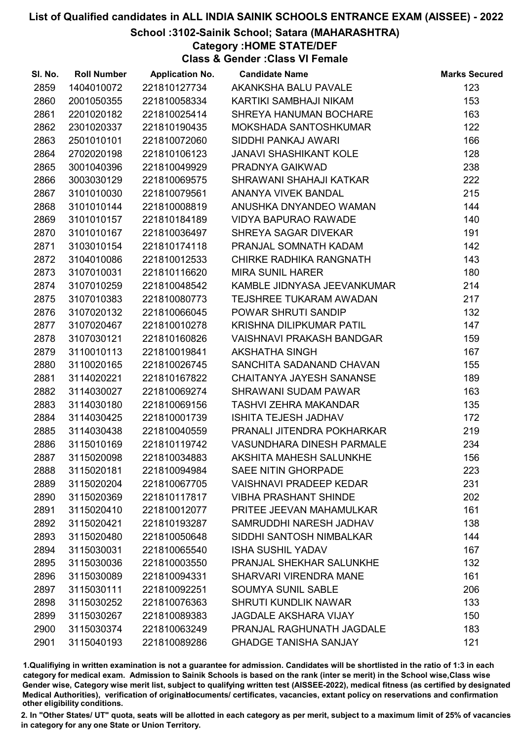# List of Qualified candidates in ALL INDIA SAINIK SCHOOLS ENTRANCE EXAM (AISSEE) - 2022

## School :3102-Sainik School; Satara (MAHARASHTRA)

### Category :HOME STATE/DEF

### Class & Gender :Class VI Female

| Sl. No. | Roll Number | Application No. | Candidate Name | Marks Secured |
|---|---|---|---|---|
| 2859 | 1404010072 | 221810127734 | AKANKSHA BALU PAVALE | 123 |
| 2860 | 2001050355 | 221810058334 | KARTIKI SAMBHAJI NIKAM | 153 |
| 2861 | 2201020182 | 221810025414 | SHREYA HANUMAN BOCHARE | 163 |
| 2862 | 2301020337 | 221810190435 | MOKSHADA SANTOSHKUMAR | 122 |
| 2863 | 2501010101 | 221810072060 | SIDDHI PANKAJ AWARI | 166 |
| 2864 | 2702020198 | 221810106123 | JANAVI SHASHIKANT KOLE | 128 |
| 2865 | 3001040396 | 221810049929 | PRADNYA GAIKWAD | 238 |
| 2866 | 3003030129 | 221810069575 | SHRAWANI SHAHAJI KATKAR | 222 |
| 2867 | 3101010030 | 221810079561 | ANANYA VIVEK BANDAL | 215 |
| 2868 | 3101010144 | 221810008819 | ANUSHKA DNYANDEO WAMAN | 144 |
| 2869 | 3101010157 | 221810184189 | VIDYA BAPURAO RAWADE | 140 |
| 2870 | 3101010167 | 221810036497 | SHREYA SAGAR DIVEKAR | 191 |
| 2871 | 3103010154 | 221810174118 | PRANJAL SOMNATH KADAM | 142 |
| 2872 | 3104010086 | 221810012533 | CHIRKE RADHIKA RANGNATH | 143 |
| 2873 | 3107010031 | 221810116620 | MIRA SUNIL HARER | 180 |
| 2874 | 3107010259 | 221810048542 | KAMBLE JIDNYASA JEEVANKUMAR | 214 |
| 2875 | 3107010383 | 221810080773 | TEJSHREE TUKARAM AWADAN | 217 |
| 2876 | 3107020132 | 221810066045 | POWAR SHRUTI SANDIP | 132 |
| 2877 | 3107020467 | 221810010278 | KRISHNA DILIPKUMAR PATIL | 147 |
| 2878 | 3107030121 | 221810160826 | VAISHNAVI PRAKASH BANDGAR | 159 |
| 2879 | 3110010113 | 221810019841 | AKSHATHA SINGH | 167 |
| 2880 | 3110020165 | 221810026745 | SANCHITA SADANAND CHAVAN | 155 |
| 2881 | 3114020221 | 221810167822 | CHAITANYA JAYESH SANANSE | 189 |
| 2882 | 3114030027 | 221810069274 | SHRAWANI SUDAM PAWAR | 163 |
| 2883 | 3114030180 | 221810069156 | TASHVI ZEHRA MAKANDAR | 135 |
| 2884 | 3114030425 | 221810001739 | ISHITA TEJESH JADHAV | 172 |
| 2885 | 3114030438 | 221810040559 | PRANALI JITENDRA POKHARKAR | 219 |
| 2886 | 3115010169 | 221810119742 | VASUNDHARA DINESH PARMALE | 234 |
| 2887 | 3115020098 | 221810034883 | AKSHITA MAHESH SALUNKHE | 156 |
| 2888 | 3115020181 | 221810094984 | SAEE NITIN GHORPADE | 223 |
| 2889 | 3115020204 | 221810067705 | VAISHNAVI PRADEEP KEDAR | 231 |
| 2890 | 3115020369 | 221810117817 | VIBHA PRASHANT SHINDE | 202 |
| 2891 | 3115020410 | 221810012077 | PRITEE JEEVAN MAHAMULKAR | 161 |
| 2892 | 3115020421 | 221810193287 | SAMRUDDHI NARESH JADHAV | 138 |
| 2893 | 3115020480 | 221810050648 | SIDDHI SANTOSH NIMBALKAR | 144 |
| 2894 | 3115030031 | 221810065540 | ISHA SUSHIL YADAV | 167 |
| 2895 | 3115030036 | 221810003550 | PRANJAL SHEKHAR SALUNKHE | 132 |
| 2896 | 3115030089 | 221810094331 | SHARVARI VIRENDRA MANE | 161 |
| 2897 | 3115030111 | 221810092251 | SOUMYA SUNIL SABLE | 206 |
| 2898 | 3115030252 | 221810076363 | SHRUTI KUNDLIK NAWAR | 133 |
| 2899 | 3115030267 | 221810089383 | JAGDALE AKSHARA VIJAY | 150 |
| 2900 | 3115030374 | 221810063249 | PRANJAL RAGHUNATH JAGDALE | 183 |
| 2901 | 3115040193 | 221810089286 | GHADGE TANISHA SANJAY | 121 |

1.Qualifiying in written examination is not a guarantee for admission. Candidates will be shortlisted in the ratio of 1:3 in each category for medical exam. Admission to Sainik Schools is based on the rank (inter se merit) in the School wise,Class wise Gender wise, Category wise merit list, subject to qualifying written test (AISSEE-2022), medical fitness (as certified by designated Medical Authorities), verification of originaldocuments/ certificates, vacancies, extant policy on reservations and confirmation other eligibility conditions.

2. In "Other States/ UT" quota, seats will be allotted in each category as per merit, subject to a maximum limit of 25% of vacancies in category for any one State or Union Territory.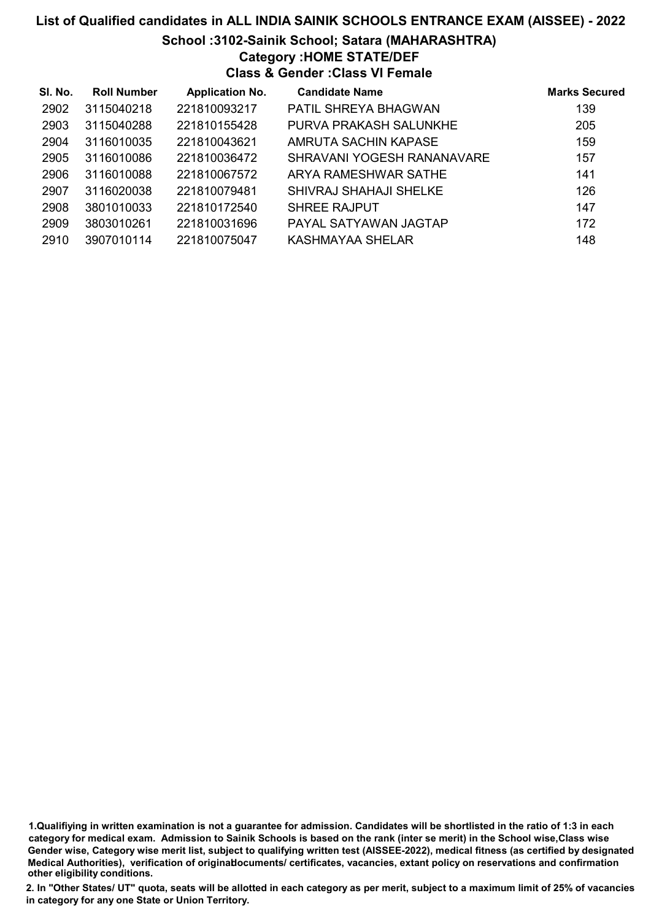# List of Qualified candidates in ALL INDIA SAINIK SCHOOLS ENTRANCE EXAM (AISSEE) - 2022

## School :3102-Sainik School; Satara (MAHARASHTRA)

### Category :HOME STATE/DEF

### Class & Gender :Class VI Female

| Sl. No. | Roll Number | Application No. | Candidate Name | Marks Secured |
|---|---|---|---|---|
| 2902 | 3115040218 | 221810093217 | PATIL SHREYA BHAGWAN | 139 |
| 2903 | 3115040288 | 221810155428 | PURVA PRAKASH SALUNKHE | 205 |
| 2904 | 3116010035 | 221810043621 | AMRUTA SACHIN KAPASE | 159 |
| 2905 | 3116010086 | 221810036472 | SHRAVANI YOGESH RANANAVARE | 157 |
| 2906 | 3116010088 | 221810067572 | ARYA RAMESHWAR SATHE | 141 |
| 2907 | 3116020038 | 221810079481 | SHIVRAJ SHAHAJI SHELKE | 126 |
| 2908 | 3801010033 | 221810172540 | SHREE RAJPUT | 147 |
| 2909 | 3803010261 | 221810031696 | PAYAL SATYAWAN JAGTAP | 172 |
| 2910 | 3907010114 | 221810075047 | KASHMAYAA SHELAR | 148 |

1.Qualifiying in written examination is not a guarantee for admission. Candidates will be shortlisted in the ratio of 1:3 in each category for medical exam. Admission to Sainik Schools is based on the rank (inter se merit) in the School wise,Class wise Gender wise, Category wise merit list, subject to qualifying written test (AISSEE-2022), medical fitness (as certified by designated Medical Authorities), verification of originaldocuments/ certificates, vacancies, extant policy on reservations and confirmation other eligibility conditions.

2. In "Other States/ UT" quota, seats will be allotted in each category as per merit, subject to a maximum limit of 25% of vacancies in category for any one State or Union Territory.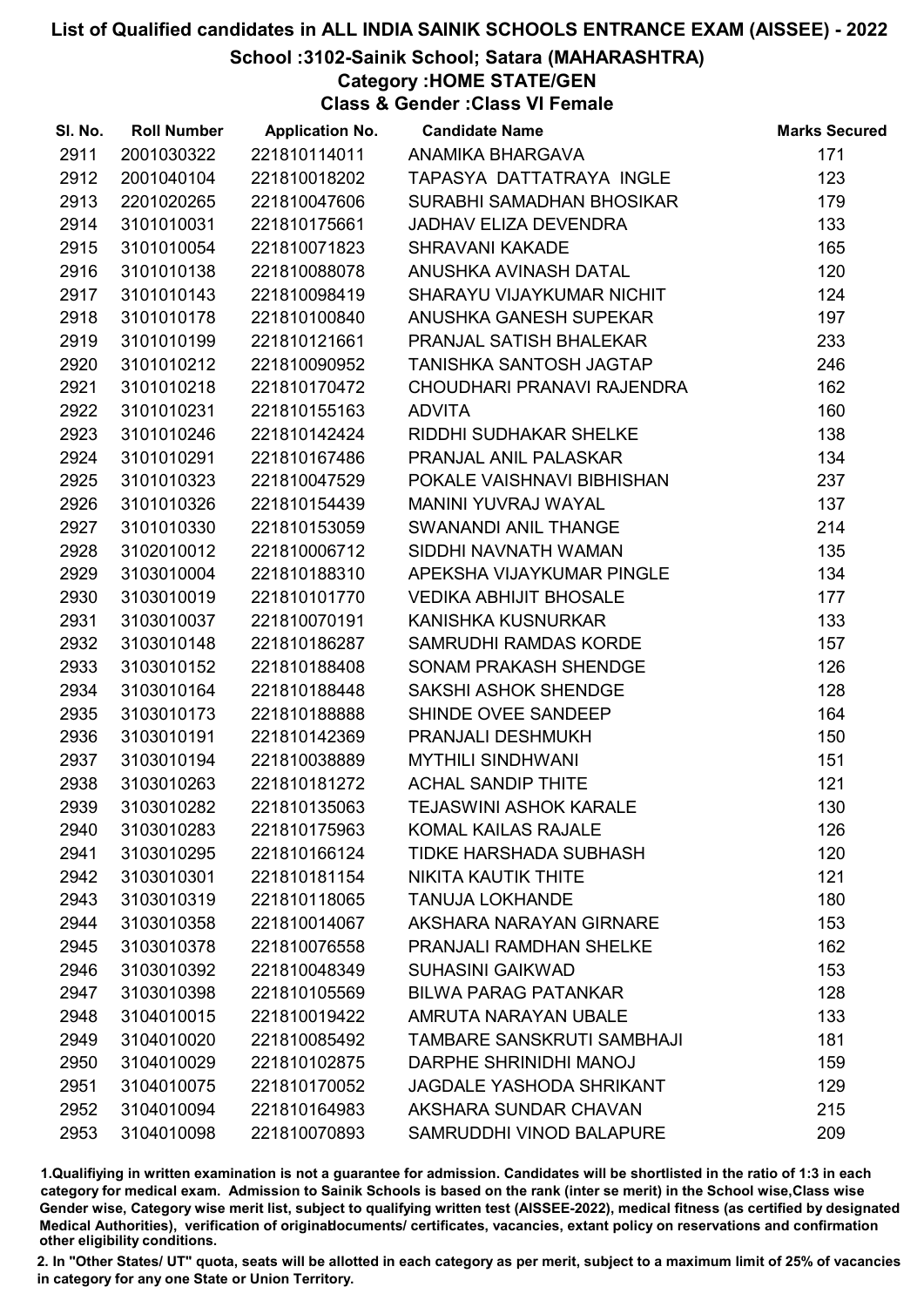# List of Qualified candidates in ALL INDIA SAINIK SCHOOLS ENTRANCE EXAM (AISSEE) - 2022

## School :3102-Sainik School; Satara (MAHARASHTRA)

### Category :HOME STATE/GEN

### Class & Gender :Class VI Female

| Sl. No. | Roll Number | Application No. | Candidate Name | Marks Secured |
|---|---|---|---|---|
| 2911 | 2001030322 | 221810114011 | ANAMIKA BHARGAVA | 171 |
| 2912 | 2001040104 | 221810018202 | TAPASYA DATTATRAYA INGLE | 123 |
| 2913 | 2201020265 | 221810047606 | SURABHI SAMADHAN BHOSIKAR | 179 |
| 2914 | 3101010031 | 221810175661 | JADHAV ELIZA DEVENDRA | 133 |
| 2915 | 3101010054 | 221810071823 | SHRAVANI KAKADE | 165 |
| 2916 | 3101010138 | 221810088078 | ANUSHKA AVINASH DATAL | 120 |
| 2917 | 3101010143 | 221810098419 | SHARAYU VIJAYKUMAR NICHIT | 124 |
| 2918 | 3101010178 | 221810100840 | ANUSHKA GANESH SUPEKAR | 197 |
| 2919 | 3101010199 | 221810121661 | PRANJAL SATISH BHALEKAR | 233 |
| 2920 | 3101010212 | 221810090952 | TANISHKA SANTOSH JAGTAP | 246 |
| 2921 | 3101010218 | 221810170472 | CHOUDHARI PRANAVI RAJENDRA | 162 |
| 2922 | 3101010231 | 221810155163 | ADVITA | 160 |
| 2923 | 3101010246 | 221810142424 | RIDDHI SUDHAKAR SHELKE | 138 |
| 2924 | 3101010291 | 221810167486 | PRANJAL ANIL PALASKAR | 134 |
| 2925 | 3101010323 | 221810047529 | POKALE VAISHNAVI BIBHISHAN | 237 |
| 2926 | 3101010326 | 221810154439 | MANINI YUVRAJ WAYAL | 137 |
| 2927 | 3101010330 | 221810153059 | SWANANDI ANIL THANGE | 214 |
| 2928 | 3102010012 | 221810006712 | SIDDHI NAVNATH WAMAN | 135 |
| 2929 | 3103010004 | 221810188310 | APEKSHA VIJAYKUMAR PINGLE | 134 |
| 2930 | 3103010019 | 221810101770 | VEDIKA ABHIJIT BHOSALE | 177 |
| 2931 | 3103010037 | 221810070191 | KANISHKA KUSNURKAR | 133 |
| 2932 | 3103010148 | 221810186287 | SAMRUDHI RAMDAS KORDE | 157 |
| 2933 | 3103010152 | 221810188408 | SONAM PRAKASH SHENDGE | 126 |
| 2934 | 3103010164 | 221810188448 | SAKSHI ASHOK SHENDGE | 128 |
| 2935 | 3103010173 | 221810188888 | SHINDE OVEE SANDEEP | 164 |
| 2936 | 3103010191 | 221810142369 | PRANJALI DESHMUKH | 150 |
| 2937 | 3103010194 | 221810038889 | MYTHILI SINDHWANI | 151 |
| 2938 | 3103010263 | 221810181272 | ACHAL SANDIP THITE | 121 |
| 2939 | 3103010282 | 221810135063 | TEJASWINI ASHOK KARALE | 130 |
| 2940 | 3103010283 | 221810175963 | KOMAL KAILAS RAJALE | 126 |
| 2941 | 3103010295 | 221810166124 | TIDKE HARSHADA SUBHASH | 120 |
| 2942 | 3103010301 | 221810181154 | NIKITA KAUTIK THITE | 121 |
| 2943 | 3103010319 | 221810118065 | TANUJA LOKHANDE | 180 |
| 2944 | 3103010358 | 221810014067 | AKSHARA NARAYAN GIRNARE | 153 |
| 2945 | 3103010378 | 221810076558 | PRANJALI RAMDHAN SHELKE | 162 |
| 2946 | 3103010392 | 221810048349 | SUHASINI GAIKWAD | 153 |
| 2947 | 3103010398 | 221810105569 | BILWA PARAG PATANKAR | 128 |
| 2948 | 3104010015 | 221810019422 | AMRUTA NARAYAN UBALE | 133 |
| 2949 | 3104010020 | 221810085492 | TAMBARE SANSKRUTI SAMBHAJI | 181 |
| 2950 | 3104010029 | 221810102875 | DARPHE SHRINIDHI MANOJ | 159 |
| 2951 | 3104010075 | 221810170052 | JAGDALE YASHODA SHRIKANT | 129 |
| 2952 | 3104010094 | 221810164983 | AKSHARA SUNDAR CHAVAN | 215 |
| 2953 | 3104010098 | 221810070893 | SAMRUDDHI VINOD BALAPURE | 209 |

1.Qualifying in written examination is not a guarantee for admission. Candidates will be shortlisted in the ratio of 1:3 in each category for medical exam. Admission to Sainik Schools is based on the rank (inter se merit) in the School wise,Class wise Gender wise, Category wise merit list, subject to qualifying written test (AISSEE-2022), medical fitness (as certified by designated Medical Authorities), verification of originaldocuments/ certificates, vacancies, extant policy on reservations and confirmation other eligibility conditions.

2. In "Other States/ UT" quota, seats will be allotted in each category as per merit, subject to a maximum limit of 25% of vacancies in category for any one State or Union Territory.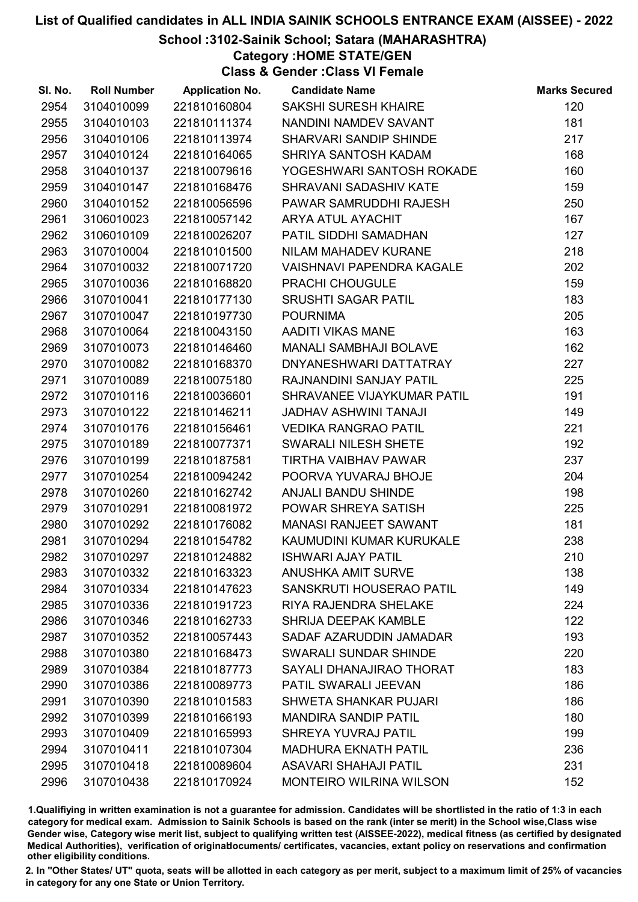# List of Qualified candidates in ALL INDIA SAINIK SCHOOLS ENTRANCE EXAM (AISSEE) - 2022

## School :3102-Sainik School; Satara (MAHARASHTRA)

### Category :HOME STATE/GEN

### Class & Gender :Class VI Female

| Sl. No. | Roll Number | Application No. | Candidate Name | Marks Secured |
|---|---|---|---|---|
| 2954 | 3104010099 | 221810160804 | SAKSHI SURESH KHAIRE | 120 |
| 2955 | 3104010103 | 221810111374 | NANDINI NAMDEV SAVANT | 181 |
| 2956 | 3104010106 | 221810113974 | SHARVARI SANDIP SHINDE | 217 |
| 2957 | 3104010124 | 221810164065 | SHRIYA SANTOSH KADAM | 168 |
| 2958 | 3104010137 | 221810079616 | YOGESHWARI SANTOSH ROKADE | 160 |
| 2959 | 3104010147 | 221810168476 | SHRAVANI SADASHIV KATE | 159 |
| 2960 | 3104010152 | 221810056596 | PAWAR SAMRUDDHI RAJESH | 250 |
| 2961 | 3106010023 | 221810057142 | ARYA ATUL AYACHIT | 167 |
| 2962 | 3106010109 | 221810026207 | PATIL SIDDHI SAMADHAN | 127 |
| 2963 | 3107010004 | 221810101500 | NILAM MAHADEV KURANE | 218 |
| 2964 | 3107010032 | 221810071720 | VAISHNAVI PAPENDRA KAGALE | 202 |
| 2965 | 3107010036 | 221810168820 | PRACHI CHOUGULE | 159 |
| 2966 | 3107010041 | 221810177130 | SRUSHTI SAGAR PATIL | 183 |
| 2967 | 3107010047 | 221810197730 | POURNIMA | 205 |
| 2968 | 3107010064 | 221810043150 | AADITI VIKAS MANE | 163 |
| 2969 | 3107010073 | 221810146460 | MANALI SAMBHAJI BOLAVE | 162 |
| 2970 | 3107010082 | 221810168370 | DNYANESHWARI DATTATRAY | 227 |
| 2971 | 3107010089 | 221810075180 | RAJNANDINI SANJAY PATIL | 225 |
| 2972 | 3107010116 | 221810036601 | SHRAVANEE VIJAYKUMAR PATIL | 191 |
| 2973 | 3107010122 | 221810146211 | JADHAV ASHWINI TANAJI | 149 |
| 2974 | 3107010176 | 221810156461 | VEDIKA RANGRAO PATIL | 221 |
| 2975 | 3107010189 | 221810077371 | SWARALI NILESH SHETE | 192 |
| 2976 | 3107010199 | 221810187581 | TIRTHA VAIBHAV PAWAR | 237 |
| 2977 | 3107010254 | 221810094242 | POORVA YUVARAJ BHOJE | 204 |
| 2978 | 3107010260 | 221810162742 | ANJALI BANDU SHINDE | 198 |
| 2979 | 3107010291 | 221810081972 | POWAR SHREYA SATISH | 225 |
| 2980 | 3107010292 | 221810176082 | MANASI RANJEET SAWANT | 181 |
| 2981 | 3107010294 | 221810154782 | KAUMUDINI KUMAR KURUKALE | 238 |
| 2982 | 3107010297 | 221810124882 | ISHWARI AJAY PATIL | 210 |
| 2983 | 3107010332 | 221810163323 | ANUSHKA AMIT SURVE | 138 |
| 2984 | 3107010334 | 221810147623 | SANSKRUTI HOUSERAO PATIL | 149 |
| 2985 | 3107010336 | 221810191723 | RIYA RAJENDRA SHELAKE | 224 |
| 2986 | 3107010346 | 221810162733 | SHRIJA DEEPAK KAMBLE | 122 |
| 2987 | 3107010352 | 221810057443 | SADAF AZARUDDIN JAMADAR | 193 |
| 2988 | 3107010380 | 221810168473 | SWARALI SUNDAR SHINDE | 220 |
| 2989 | 3107010384 | 221810187773 | SAYALI DHANAJIRAO THORAT | 183 |
| 2990 | 3107010386 | 221810089773 | PATIL SWARALI JEEVAN | 186 |
| 2991 | 3107010390 | 221810101583 | SHWETA SHANKAR PUJARI | 186 |
| 2992 | 3107010399 | 221810166193 | MANDIRA SANDIP PATIL | 180 |
| 2993 | 3107010409 | 221810165993 | SHREYA YUVRAJ PATIL | 199 |
| 2994 | 3107010411 | 221810107304 | MADHURA EKNATH PATIL | 236 |
| 2995 | 3107010418 | 221810089604 | ASAVARI SHAHAJI PATIL | 231 |
| 2996 | 3107010438 | 221810170924 | MONTEIRO WILRINA WILSON | 152 |

1.Qualifying in written examination is not a guarantee for admission. Candidates will be shortlisted in the ratio of 1:3 in each category for medical exam. Admission to Sainik Schools is based on the rank (inter se merit) in the School wise,Class wise Gender wise, Category wise merit list, subject to qualifying written test (AISSEE-2022), medical fitness (as certified by designated Medical Authorities), verification of originaldocuments/ certificates, vacancies, extant policy on reservations and confirmation other eligibility conditions.

2. In "Other States/ UT" quota, seats will be allotted in each category as per merit, subject to a maximum limit of 25% of vacancies in category for any one State or Union Territory.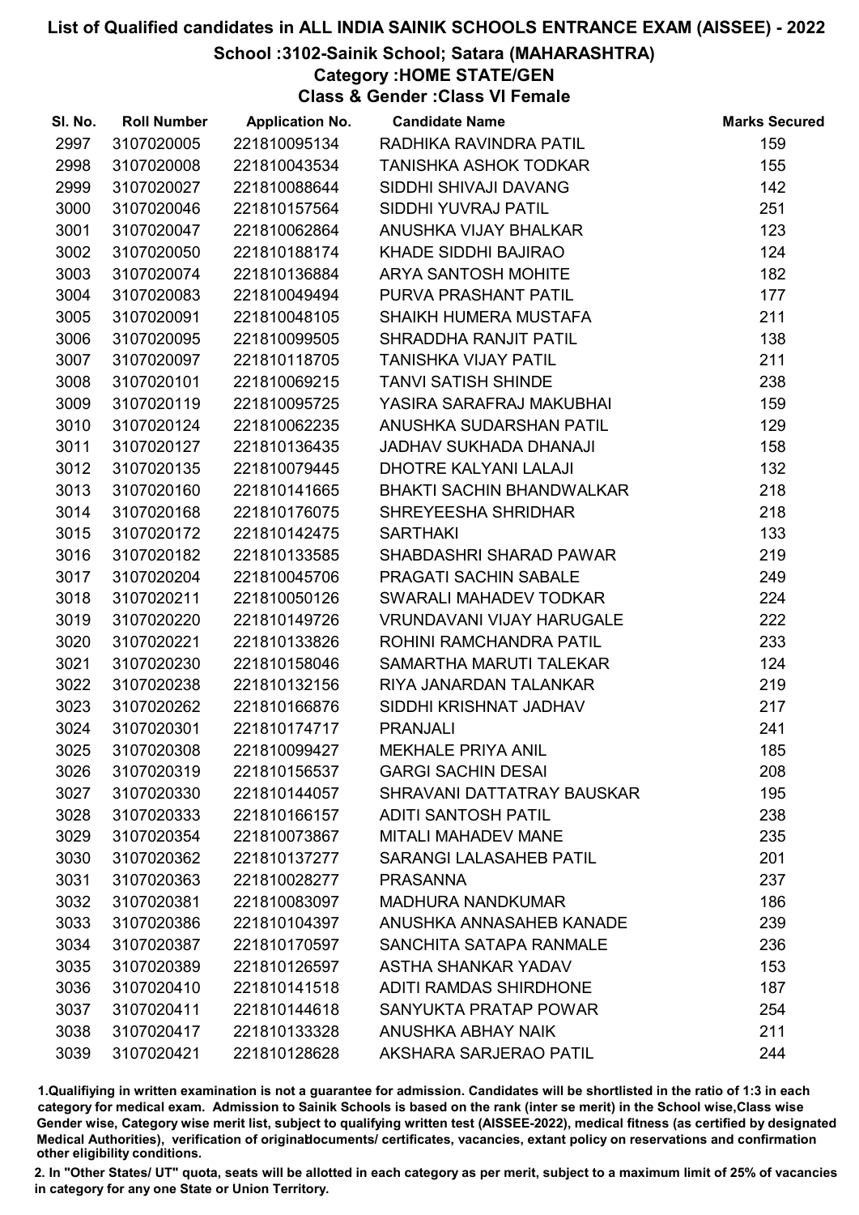# List of Qualified candidates in ALL INDIA SAINIK SCHOOLS ENTRANCE EXAM (AISSEE) - 2022

## School :3102-Sainik School; Satara (MAHARASHTRA)

### Category :HOME STATE/GEN

### Class & Gender :Class VI Female

| Sl. No. | Roll Number | Application No. | Candidate Name | Marks Secured |
|---|---|---|---|---|
| 2997 | 3107020005 | 221810095134 | RADHIKA RAVINDRA PATIL | 159 |
| 2998 | 3107020008 | 221810043534 | TANISHKA ASHOK TODKAR | 155 |
| 2999 | 3107020027 | 221810088644 | SIDDHI SHIVAJI DAVANG | 142 |
| 3000 | 3107020046 | 221810157564 | SIDDHI YUVRAJ PATIL | 251 |
| 3001 | 3107020047 | 221810062864 | ANUSHKA VIJAY BHALKAR | 123 |
| 3002 | 3107020050 | 221810188174 | KHADE SIDDHI BAJIRAO | 124 |
| 3003 | 3107020074 | 221810136884 | ARYA SANTOSH MOHITE | 182 |
| 3004 | 3107020083 | 221810049494 | PURVA PRASHANT PATIL | 177 |
| 3005 | 3107020091 | 221810048105 | SHAIKH HUMERA MUSTAFA | 211 |
| 3006 | 3107020095 | 221810099505 | SHRADDHA RANJIT PATIL | 138 |
| 3007 | 3107020097 | 221810118705 | TANISHKA VIJAY PATIL | 211 |
| 3008 | 3107020101 | 221810069215 | TANVI SATISH SHINDE | 238 |
| 3009 | 3107020119 | 221810095725 | YASIRA SARAFRAJ MAKUBHAI | 159 |
| 3010 | 3107020124 | 221810062235 | ANUSHKA SUDARSHAN PATIL | 129 |
| 3011 | 3107020127 | 221810136435 | JADHAV SUKHADA DHANAJI | 158 |
| 3012 | 3107020135 | 221810079445 | DHOTRE KALYANI LALAJI | 132 |
| 3013 | 3107020160 | 221810141665 | BHAKTI SACHIN BHANDWALKAR | 218 |
| 3014 | 3107020168 | 221810176075 | SHREYEESHA SHRIDHAR | 218 |
| 3015 | 3107020172 | 221810142475 | SARTHAKI | 133 |
| 3016 | 3107020182 | 221810133585 | SHABDASHRI SHARAD PAWAR | 219 |
| 3017 | 3107020204 | 221810045706 | PRAGATI SACHIN SABALE | 249 |
| 3018 | 3107020211 | 221810050126 | SWARALI MAHADEV TODKAR | 224 |
| 3019 | 3107020220 | 221810149726 | VRUNDAVANI VIJAY HARUGALE | 222 |
| 3020 | 3107020221 | 221810133826 | ROHINI RAMCHANDRA PATIL | 233 |
| 3021 | 3107020230 | 221810158046 | SAMARTHA MARUTI TALEKAR | 124 |
| 3022 | 3107020238 | 221810132156 | RIYA JANARDAN TALANKAR | 219 |
| 3023 | 3107020262 | 221810166876 | SIDDHI KRISHNAT JADHAV | 217 |
| 3024 | 3107020301 | 221810174717 | PRANJALI | 241 |
| 3025 | 3107020308 | 221810099427 | MEKHALE PRIYA ANIL | 185 |
| 3026 | 3107020319 | 221810156537 | GARGI SACHIN DESAI | 208 |
| 3027 | 3107020330 | 221810144057 | SHRAVANI DATTATRAY BAUSKAR | 195 |
| 3028 | 3107020333 | 221810166157 | ADITI SANTOSH PATIL | 238 |
| 3029 | 3107020354 | 221810073867 | MITALI MAHADEV MANE | 235 |
| 3030 | 3107020362 | 221810137277 | SARANGI LALASAHEB PATIL | 201 |
| 3031 | 3107020363 | 221810028277 | PRASANNA | 237 |
| 3032 | 3107020381 | 221810083097 | MADHURA NANDKUMAR | 186 |
| 3033 | 3107020386 | 221810104397 | ANUSHKA ANNASAHEB KANADE | 239 |
| 3034 | 3107020387 | 221810170597 | SANCHITA SATAPA RANMALE | 236 |
| 3035 | 3107020389 | 221810126597 | ASTHA SHANKAR YADAV | 153 |
| 3036 | 3107020410 | 221810141518 | ADITI RAMDAS SHIRDHONE | 187 |
| 3037 | 3107020411 | 221810144618 | SANYUKTA PRATAP POWAR | 254 |
| 3038 | 3107020417 | 221810133328 | ANUSHKA ABHAY NAIK | 211 |
| 3039 | 3107020421 | 221810128628 | AKSHARA SARJERAO PATIL | 244 |

1.Qualifiying in written examination is not a guarantee for admission. Candidates will be shortlisted in the ratio of 1:3 in each category for medical exam. Admission to Sainik Schools is based on the rank (inter se merit) in the School wise,Class wise Gender wise, Category wise merit list, subject to qualifying written test (AISSEE-2022), medical fitness (as certified by designated Medical Authorities), verification of originaldocuments/ certificates, vacancies, extant policy on reservations and confirmation other eligibility conditions.

2. In "Other States/ UT" quota, seats will be allotted in each category as per merit, subject to a maximum limit of 25% of vacancies in category for any one State or Union Territory.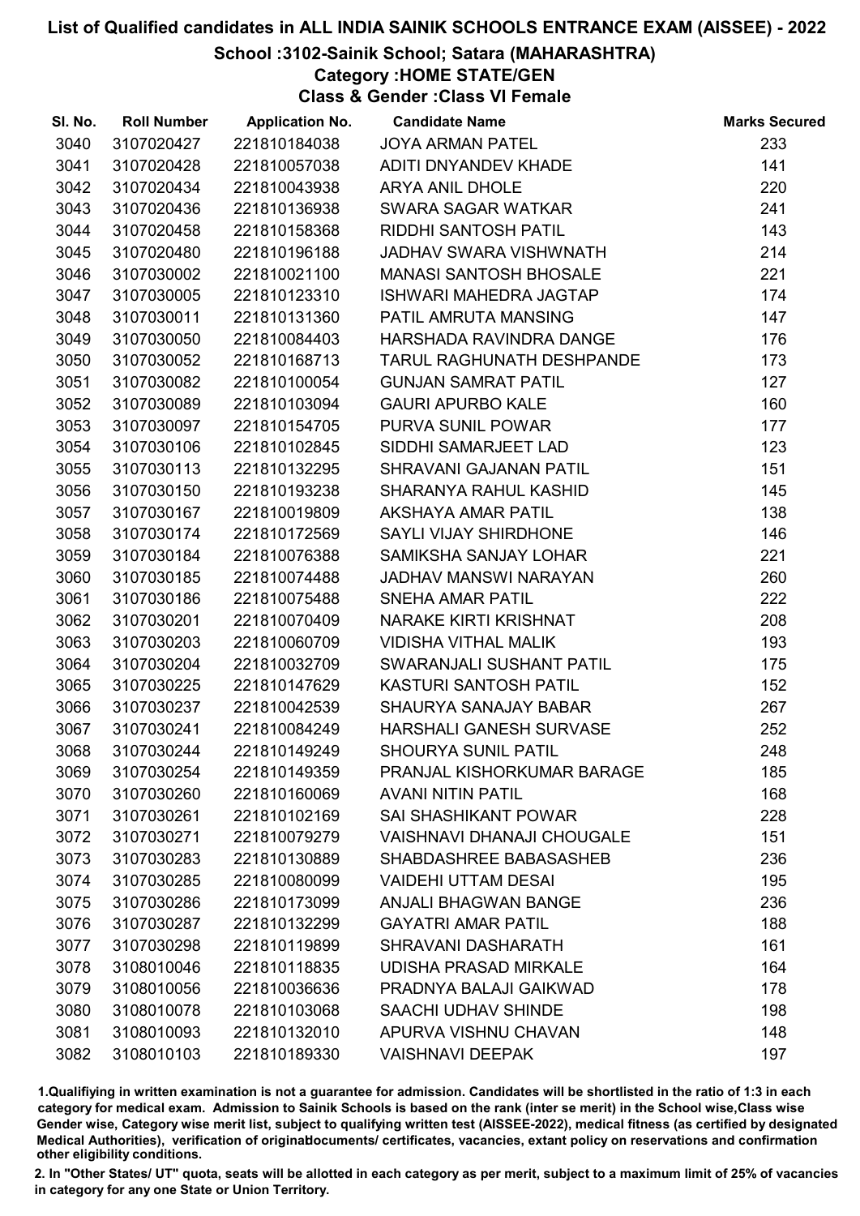# List of Qualified candidates in ALL INDIA SAINIK SCHOOLS ENTRANCE EXAM (AISSEE) - 2022

## School :3102-Sainik School; Satara (MAHARASHTRA)

### Category :HOME STATE/GEN

### Class & Gender :Class VI Female

| Sl. No. | Roll Number | Application No. | Candidate Name | Marks Secured |
|---|---|---|---|---|
| 3040 | 3107020427 | 221810184038 | JOYA ARMAN PATEL | 233 |
| 3041 | 3107020428 | 221810057038 | ADITI DNYANDEV KHADE | 141 |
| 3042 | 3107020434 | 221810043938 | ARYA ANIL DHOLE | 220 |
| 3043 | 3107020436 | 221810136938 | SWARA SAGAR WATKAR | 241 |
| 3044 | 3107020458 | 221810158368 | RIDDHI SANTOSH PATIL | 143 |
| 3045 | 3107020480 | 221810196188 | JADHAV SWARA VISHWNATH | 214 |
| 3046 | 3107030002 | 221810021100 | MANASI SANTOSH BHOSALE | 221 |
| 3047 | 3107030005 | 221810123310 | ISHWARI MAHEDRA JAGTAP | 174 |
| 3048 | 3107030011 | 221810131360 | PATIL AMRUTA MANSING | 147 |
| 3049 | 3107030050 | 221810084403 | HARSHADA RAVINDRA DANGE | 176 |
| 3050 | 3107030052 | 221810168713 | TARUL RAGHUNATH DESHPANDE | 173 |
| 3051 | 3107030082 | 221810100054 | GUNJAN SAMRAT PATIL | 127 |
| 3052 | 3107030089 | 221810103094 | GAURI APURBO KALE | 160 |
| 3053 | 3107030097 | 221810154705 | PURVA SUNIL POWAR | 177 |
| 3054 | 3107030106 | 221810102845 | SIDDHI SAMARJEET LAD | 123 |
| 3055 | 3107030113 | 221810132295 | SHRAVANI GAJANAN PATIL | 151 |
| 3056 | 3107030150 | 221810193238 | SHARANYA RAHUL KASHID | 145 |
| 3057 | 3107030167 | 221810019809 | AKSHAYA AMAR PATIL | 138 |
| 3058 | 3107030174 | 221810172569 | SAYLI VIJAY SHIRDHONE | 146 |
| 3059 | 3107030184 | 221810076388 | SAMIKSHA SANJAY LOHAR | 221 |
| 3060 | 3107030185 | 221810074488 | JADHAV MANSWI NARAYAN | 260 |
| 3061 | 3107030186 | 221810075488 | SNEHA AMAR PATIL | 222 |
| 3062 | 3107030201 | 221810070409 | NARAKE KIRTI KRISHNAT | 208 |
| 3063 | 3107030203 | 221810060709 | VIDISHA VITHAL MALIK | 193 |
| 3064 | 3107030204 | 221810032709 | SWARANJALI SUSHANT PATIL | 175 |
| 3065 | 3107030225 | 221810147629 | KASTURI SANTOSH PATIL | 152 |
| 3066 | 3107030237 | 221810042539 | SHAURYA SANAJAY BABAR | 267 |
| 3067 | 3107030241 | 221810084249 | HARSHALI GANESH SURVASE | 252 |
| 3068 | 3107030244 | 221810149249 | SHOURYA SUNIL PATIL | 248 |
| 3069 | 3107030254 | 221810149359 | PRANJAL KISHORKUMAR BARAGE | 185 |
| 3070 | 3107030260 | 221810160069 | AVANI NITIN PATIL | 168 |
| 3071 | 3107030261 | 221810102169 | SAI SHASHIKANT POWAR | 228 |
| 3072 | 3107030271 | 221810079279 | VAISHNAVI DHANAJI CHOUGALE | 151 |
| 3073 | 3107030283 | 221810130889 | SHABDASHREE BABASASHEB | 236 |
| 3074 | 3107030285 | 221810080099 | VAIDEHI UTTAM DESAI | 195 |
| 3075 | 3107030286 | 221810173099 | ANJALI BHAGWAN BANGE | 236 |
| 3076 | 3107030287 | 221810132299 | GAYATRI AMAR PATIL | 188 |
| 3077 | 3107030298 | 221810119899 | SHRAVANI DASHARATH | 161 |
| 3078 | 3108010046 | 221810118835 | UDISHA PRASAD MIRKALE | 164 |
| 3079 | 3108010056 | 221810036636 | PRADNYA BALAJI GAIKWAD | 178 |
| 3080 | 3108010078 | 221810103068 | SAACHI UDHAV SHINDE | 198 |
| 3081 | 3108010093 | 221810132010 | APURVA VISHNU CHAVAN | 148 |
| 3082 | 3108010103 | 221810189330 | VAISHNAVI DEEPAK | 197 |

1.Qualifiying in written examination is not a guarantee for admission. Candidates will be shortlisted in the ratio of 1:3 in each category for medical exam. Admission to Sainik Schools is based on the rank (inter se merit) in the School wise,Class wise Gender wise, Category wise merit list, subject to qualifying written test (AISSEE-2022), medical fitness (as certified by designated Medical Authorities), verification of originaldocuments/ certificates, vacancies, extant policy on reservations and confirmation other eligibility conditions.

2. In "Other States/ UT" quota, seats will be allotted in each category as per merit, subject to a maximum limit of 25% of vacancies in category for any one State or Union Territory.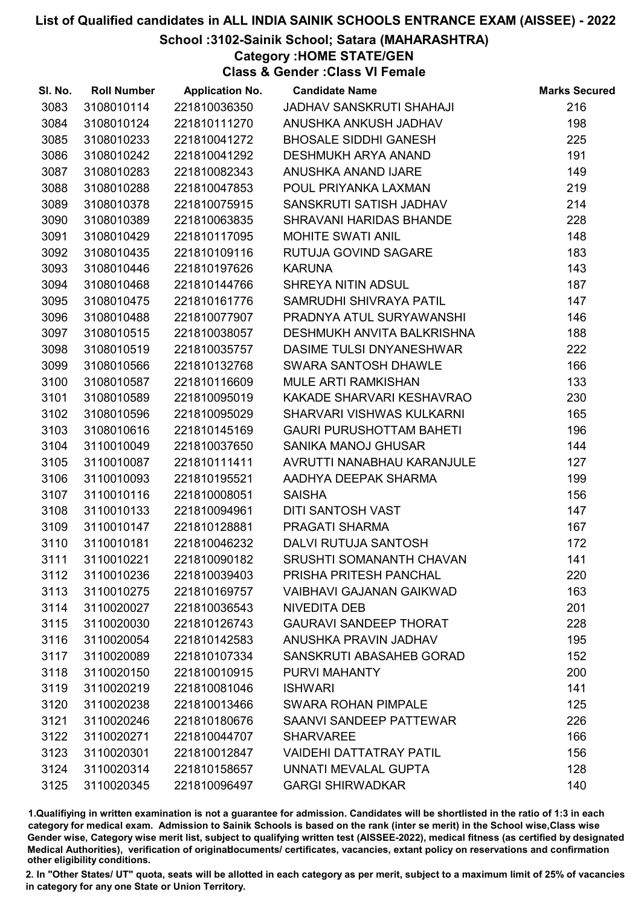# List of Qualified candidates in ALL INDIA SAINIK SCHOOLS ENTRANCE EXAM (AISSEE) - 2022

## School :3102-Sainik School; Satara (MAHARASHTRA)

### Category :HOME STATE/GEN

### Class & Gender :Class VI Female

| Sl. No. | Roll Number | Application No. | Candidate Name | Marks Secured |
|---|---|---|---|---|
| 3083 | 3108010114 | 221810036350 | JADHAV SANSKRUTI SHAHAJI | 216 |
| 3084 | 3108010124 | 221810111270 | ANUSHKA ANKUSH JADHAV | 198 |
| 3085 | 3108010233 | 221810041272 | BHOSALE SIDDHI GANESH | 225 |
| 3086 | 3108010242 | 221810041292 | DESHMUKH ARYA ANAND | 191 |
| 3087 | 3108010283 | 221810082343 | ANUSHKA ANAND IJARE | 149 |
| 3088 | 3108010288 | 221810047853 | POUL PRIYANKA LAXMAN | 219 |
| 3089 | 3108010378 | 221810075915 | SANSKRUTI SATISH JADHAV | 214 |
| 3090 | 3108010389 | 221810063835 | SHRAVANI HARIDAS BHANDE | 228 |
| 3091 | 3108010429 | 221810117095 | MOHITE SWATI ANIL | 148 |
| 3092 | 3108010435 | 221810109116 | RUTUJA GOVIND SAGARE | 183 |
| 3093 | 3108010446 | 221810197626 | KARUNA | 143 |
| 3094 | 3108010468 | 221810144766 | SHREYA NITIN ADSUL | 187 |
| 3095 | 3108010475 | 221810161776 | SAMRUDHI SHIVRAYA PATIL | 147 |
| 3096 | 3108010488 | 221810077907 | PRADNYA ATUL SURYAWANSHI | 146 |
| 3097 | 3108010515 | 221810038057 | DESHMUKH ANVITA BALKRISHNA | 188 |
| 3098 | 3108010519 | 221810035757 | DASIME TULSI DNYANESHWAR | 222 |
| 3099 | 3108010566 | 221810132768 | SWARA SANTOSH DHAWLE | 166 |
| 3100 | 3108010587 | 221810116609 | MULE ARTI RAMKISHAN | 133 |
| 3101 | 3108010589 | 221810095019 | KAKADE SHARVARI KESHAVRAO | 230 |
| 3102 | 3108010596 | 221810095029 | SHARVARI VISHWAS KULKARNI | 165 |
| 3103 | 3108010616 | 221810145169 | GAURI PURUSHOTTAM BAHETI | 196 |
| 3104 | 3110010049 | 221810037650 | SANIKA MANOJ GHUSAR | 144 |
| 3105 | 3110010087 | 221810111411 | AVRUTTI NANABHAU KARANJULE | 127 |
| 3106 | 3110010093 | 221810195521 | AADHYA DEEPAK SHARMA | 199 |
| 3107 | 3110010116 | 221810008051 | SAISHA | 156 |
| 3108 | 3110010133 | 221810094961 | DITI SANTOSH VAST | 147 |
| 3109 | 3110010147 | 221810128881 | PRAGATI SHARMA | 167 |
| 3110 | 3110010181 | 221810046232 | DALVI RUTUJA SANTOSH | 172 |
| 3111 | 3110010221 | 221810090182 | SRUSHTI SOMANANTH CHAVAN | 141 |
| 3112 | 3110010236 | 221810039403 | PRISHA PRITESH PANCHAL | 220 |
| 3113 | 3110010275 | 221810169757 | VAIBHAVI GAJANAN GAIKWAD | 163 |
| 3114 | 3110020027 | 221810036543 | NIVEDITA DEB | 201 |
| 3115 | 3110020030 | 221810126743 | GAURAVI SANDEEP THORAT | 228 |
| 3116 | 3110020054 | 221810142583 | ANUSHKA PRAVIN JADHAV | 195 |
| 3117 | 3110020089 | 221810107334 | SANSKRUTI ABASAHEB GORAD | 152 |
| 3118 | 3110020150 | 221810010915 | PURVI MAHANTY | 200 |
| 3119 | 3110020219 | 221810081046 | ISHWARI | 141 |
| 3120 | 3110020238 | 221810013466 | SWARA ROHAN PIMPALE | 125 |
| 3121 | 3110020246 | 221810180676 | SAANVI SANDEEP PATTEWAR | 226 |
| 3122 | 3110020271 | 221810044707 | SHARVAREE | 166 |
| 3123 | 3110020301 | 221810012847 | VAIDEHI DATTATRAY PATIL | 156 |
| 3124 | 3110020314 | 221810158657 | UNNATI MEVALAL GUPTA | 128 |
| 3125 | 3110020345 | 221810096497 | GARGI SHIRWADKAR | 140 |

1.Qualifiying in written examination is not a guarantee for admission. Candidates will be shortlisted in the ratio of 1:3 in each category for medical exam. Admission to Sainik Schools is based on the rank (inter se merit) in the School wise,Class wise Gender wise, Category wise merit list, subject to qualifying written test (AISSEE-2022), medical fitness (as certified by designated Medical Authorities), verification of originaldocuments/ certificates, vacancies, extant policy on reservations and confirmation other eligibility conditions.

2. In "Other States/ UT" quota, seats will be allotted in each category as per merit, subject to a maximum limit of 25% of vacancies in category for any one State or Union Territory.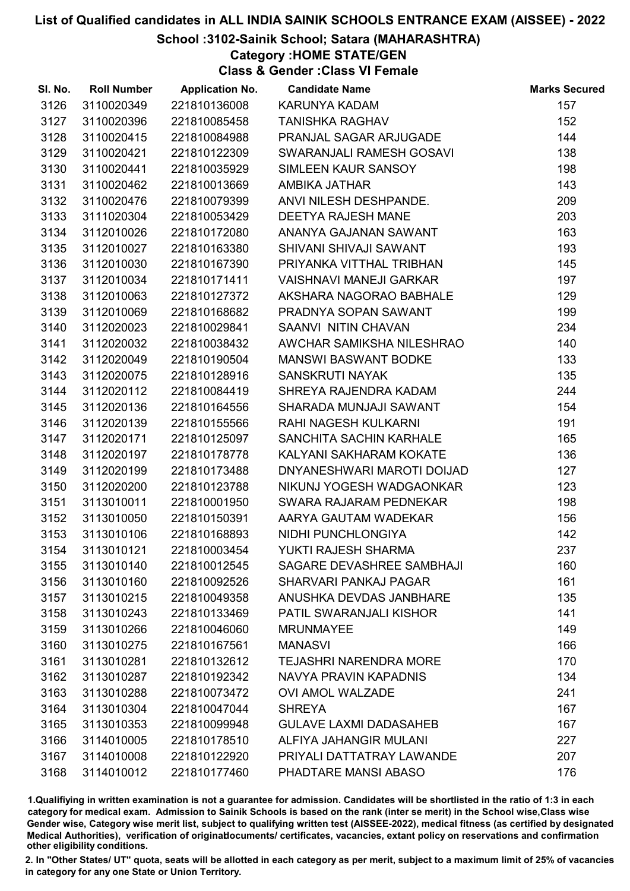# List of Qualified candidates in ALL INDIA SAINIK SCHOOLS ENTRANCE EXAM (AISSEE) - 2022

## School :3102-Sainik School; Satara (MAHARASHTRA)

### Category :HOME STATE/GEN

### Class & Gender :Class VI Female

| Sl. No. | Roll Number | Application No. | Candidate Name | Marks Secured |
|---|---|---|---|---|
| 3126 | 3110020349 | 221810136008 | KARUNYA KADAM | 157 |
| 3127 | 3110020396 | 221810085458 | TANISHKA RAGHAV | 152 |
| 3128 | 3110020415 | 221810084988 | PRANJAL SAGAR ARJUGADE | 144 |
| 3129 | 3110020421 | 221810122309 | SWARANJALI RAMESH GOSAVI | 138 |
| 3130 | 3110020441 | 221810035929 | SIMLEEN KAUR SANSOY | 198 |
| 3131 | 3110020462 | 221810013669 | AMBIKA JATHAR | 143 |
| 3132 | 3110020476 | 221810079399 | ANVI NILESH DESHPANDE. | 209 |
| 3133 | 3111020304 | 221810053429 | DEETYA RAJESH MANE | 203 |
| 3134 | 3112010026 | 221810172080 | ANANYA GAJANAN SAWANT | 163 |
| 3135 | 3112010027 | 221810163380 | SHIVANI SHIVAJI SAWANT | 193 |
| 3136 | 3112010030 | 221810167390 | PRIYANKA VITTHAL TRIBHAN | 145 |
| 3137 | 3112010034 | 221810171411 | VAISHNAVI MANEJI GARKAR | 197 |
| 3138 | 3112010063 | 221810127372 | AKSHARA NAGORAO BABHALE | 129 |
| 3139 | 3112010069 | 221810168682 | PRADNYA SOPAN SAWANT | 199 |
| 3140 | 3112020023 | 221810029841 | SAANVI NITIN CHAVAN | 234 |
| 3141 | 3112020032 | 221810038432 | AWCHAR SAMIKSHA NILESHRAO | 140 |
| 3142 | 3112020049 | 221810190504 | MANSWI BASWANT BODKE | 133 |
| 3143 | 3112020075 | 221810128916 | SANSKRUTI NAYAK | 135 |
| 3144 | 3112020112 | 221810084419 | SHREYA RAJENDRA KADAM | 244 |
| 3145 | 3112020136 | 221810164556 | SHARADA MUNJAJI SAWANT | 154 |
| 3146 | 3112020139 | 221810155566 | RAHI NAGESH KULKARNI | 191 |
| 3147 | 3112020171 | 221810125097 | SANCHITA SACHIN KARHALE | 165 |
| 3148 | 3112020197 | 221810178778 | KALYANI SAKHARAM KOKATE | 136 |
| 3149 | 3112020199 | 221810173488 | DNYANESHWARI MAROTI DOIJAD | 127 |
| 3150 | 3112020200 | 221810123788 | NIKUNJ YOGESH WADGAONKAR | 123 |
| 3151 | 3113010011 | 221810001950 | SWARA RAJARAM PEDNEKAR | 198 |
| 3152 | 3113010050 | 221810150391 | AARYA GAUTAM WADEKAR | 156 |
| 3153 | 3113010106 | 221810168893 | NIDHI PUNCHLONGIYA | 142 |
| 3154 | 3113010121 | 221810003454 | YUKTI RAJESH SHARMA | 237 |
| 3155 | 3113010140 | 221810012545 | SAGARE DEVASHREE SAMBHAJI | 160 |
| 3156 | 3113010160 | 221810092526 | SHARVARI PANKAJ PAGAR | 161 |
| 3157 | 3113010215 | 221810049358 | ANUSHKA DEVDAS JANBHARE | 135 |
| 3158 | 3113010243 | 221810133469 | PATIL SWARANJALI KISHOR | 141 |
| 3159 | 3113010266 | 221810046060 | MRUNMAYEE | 149 |
| 3160 | 3113010275 | 221810167561 | MANASVI | 166 |
| 3161 | 3113010281 | 221810132612 | TEJASHRI NARENDRA MORE | 170 |
| 3162 | 3113010287 | 221810192342 | NAVYA PRAVIN KAPADNIS | 134 |
| 3163 | 3113010288 | 221810073472 | OVI AMOL WALZADE | 241 |
| 3164 | 3113010304 | 221810047044 | SHREYA | 167 |
| 3165 | 3113010353 | 221810099948 | GULAVE LAXMI DADASAHEB | 167 |
| 3166 | 3114010005 | 221810178510 | ALFIYA JAHANGIR MULANI | 227 |
| 3167 | 3114010008 | 221810122920 | PRIYALI DATTATRAY LAWANDE | 207 |
| 3168 | 3114010012 | 221810177460 | PHADTARE MANSI ABASO | 176 |

1.Qualifiying in written examination is not a guarantee for admission. Candidates will be shortlisted in the ratio of 1:3 in each category for medical exam. Admission to Sainik Schools is based on the rank (inter se merit) in the School wise,Class wise Gender wise, Category wise merit list, subject to qualifying written test (AISSEE-2022), medical fitness (as certified by designated Medical Authorities), verification of originaldocuments/ certificates, vacancies, extant policy on reservations and confirmation other eligibility conditions.

2. In "Other States/ UT" quota, seats will be allotted in each category as per merit, subject to a maximum limit of 25% of vacancies in category for any one State or Union Territory.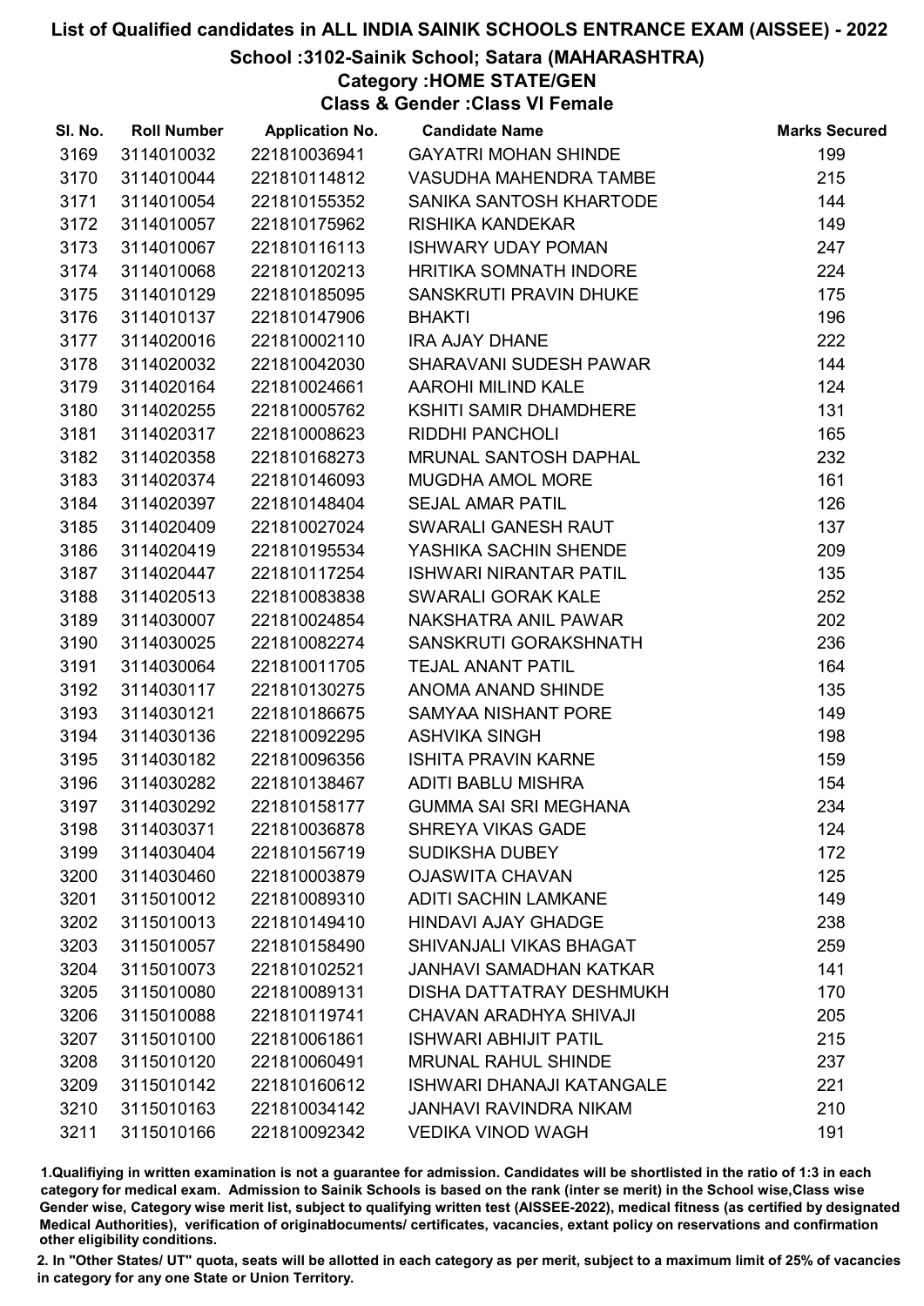# List of Qualified candidates in ALL INDIA SAINIK SCHOOLS ENTRANCE EXAM (AISSEE) - 2022

## School :3102-Sainik School; Satara (MAHARASHTRA)

### Category :HOME STATE/GEN

### Class & Gender :Class VI Female

| Sl. No. | Roll Number | Application No. | Candidate Name | Marks Secured |
|---|---|---|---|---|
| 3169 | 3114010032 | 221810036941 | GAYATRI MOHAN SHINDE | 199 |
| 3170 | 3114010044 | 221810114812 | VASUDHA MAHENDRA TAMBE | 215 |
| 3171 | 3114010054 | 221810155352 | SANIKA SANTOSH KHARTODE | 144 |
| 3172 | 3114010057 | 221810175962 | RISHIKA KANDEKAR | 149 |
| 3173 | 3114010067 | 221810116113 | ISHWARY UDAY POMAN | 247 |
| 3174 | 3114010068 | 221810120213 | HRITIKA SOMNATH INDORE | 224 |
| 3175 | 3114010129 | 221810185095 | SANSKRUTI PRAVIN DHUKE | 175 |
| 3176 | 3114010137 | 221810147906 | BHAKTI | 196 |
| 3177 | 3114020016 | 221810002110 | IRA AJAY DHANE | 222 |
| 3178 | 3114020032 | 221810042030 | SHARAVANI SUDESH PAWAR | 144 |
| 3179 | 3114020164 | 221810024661 | AAROHI MILIND KALE | 124 |
| 3180 | 3114020255 | 221810005762 | KSHITI SAMIR DHAMDHERE | 131 |
| 3181 | 3114020317 | 221810008623 | RIDDHI PANCHOLI | 165 |
| 3182 | 3114020358 | 221810168273 | MRUNAL SANTOSH DAPHAL | 232 |
| 3183 | 3114020374 | 221810146093 | MUGDHA AMOL MORE | 161 |
| 3184 | 3114020397 | 221810148404 | SEJAL AMAR PATIL | 126 |
| 3185 | 3114020409 | 221810027024 | SWARALI GANESH RAUT | 137 |
| 3186 | 3114020419 | 221810195534 | YASHIKA SACHIN SHENDE | 209 |
| 3187 | 3114020447 | 221810117254 | ISHWARI NIRANTAR PATIL | 135 |
| 3188 | 3114020513 | 221810083838 | SWARALI GORAK KALE | 252 |
| 3189 | 3114030007 | 221810024854 | NAKSHATRA ANIL PAWAR | 202 |
| 3190 | 3114030025 | 221810082274 | SANSKRUTI GORAKSHNATH | 236 |
| 3191 | 3114030064 | 221810011705 | TEJAL ANANT PATIL | 164 |
| 3192 | 3114030117 | 221810130275 | ANOMA ANAND SHINDE | 135 |
| 3193 | 3114030121 | 221810186675 | SAMYAA NISHANT PORE | 149 |
| 3194 | 3114030136 | 221810092295 | ASHVIKA SINGH | 198 |
| 3195 | 3114030182 | 221810096356 | ISHITA PRAVIN KARNE | 159 |
| 3196 | 3114030282 | 221810138467 | ADITI BABLU MISHRA | 154 |
| 3197 | 3114030292 | 221810158177 | GUMMA SAI SRI MEGHANA | 234 |
| 3198 | 3114030371 | 221810036878 | SHREYA VIKAS GADE | 124 |
| 3199 | 3114030404 | 221810156719 | SUDIKSHA DUBEY | 172 |
| 3200 | 3114030460 | 221810003879 | OJASWITA CHAVAN | 125 |
| 3201 | 3115010012 | 221810089310 | ADITI SACHIN LAMKANE | 149 |
| 3202 | 3115010013 | 221810149410 | HINDAVI AJAY GHADGE | 238 |
| 3203 | 3115010057 | 221810158490 | SHIVANJALI VIKAS BHAGAT | 259 |
| 3204 | 3115010073 | 221810102521 | JANHAVI SAMADHAN KATKAR | 141 |
| 3205 | 3115010080 | 221810089131 | DISHA DATTATRAY DESHMUKH | 170 |
| 3206 | 3115010088 | 221810119741 | CHAVAN ARADHYA SHIVAJI | 205 |
| 3207 | 3115010100 | 221810061861 | ISHWARI ABHIJIT PATIL | 215 |
| 3208 | 3115010120 | 221810060491 | MRUNAL RAHUL SHINDE | 237 |
| 3209 | 3115010142 | 221810160612 | ISHWARI DHANAJI KATANGALE | 221 |
| 3210 | 3115010163 | 221810034142 | JANHAVI RAVINDRA NIKAM | 210 |
| 3211 | 3115010166 | 221810092342 | VEDIKA VINOD WAGH | 191 |

1.Qualifiying in written examination is not a guarantee for admission. Candidates will be shortlisted in the ratio of 1:3 in each category for medical exam. Admission to Sainik Schools is based on the rank (inter se merit) in the School wise,Class wise Gender wise, Category wise merit list, subject to qualifying written test (AISSEE-2022), medical fitness (as certified by designated Medical Authorities), verification of originaldocuments/ certificates, vacancies, extant policy on reservations and confirmation other eligibility conditions.

2. In "Other States/ UT" quota, seats will be allotted in each category as per merit, subject to a maximum limit of 25% of vacancies in category for any one State or Union Territory.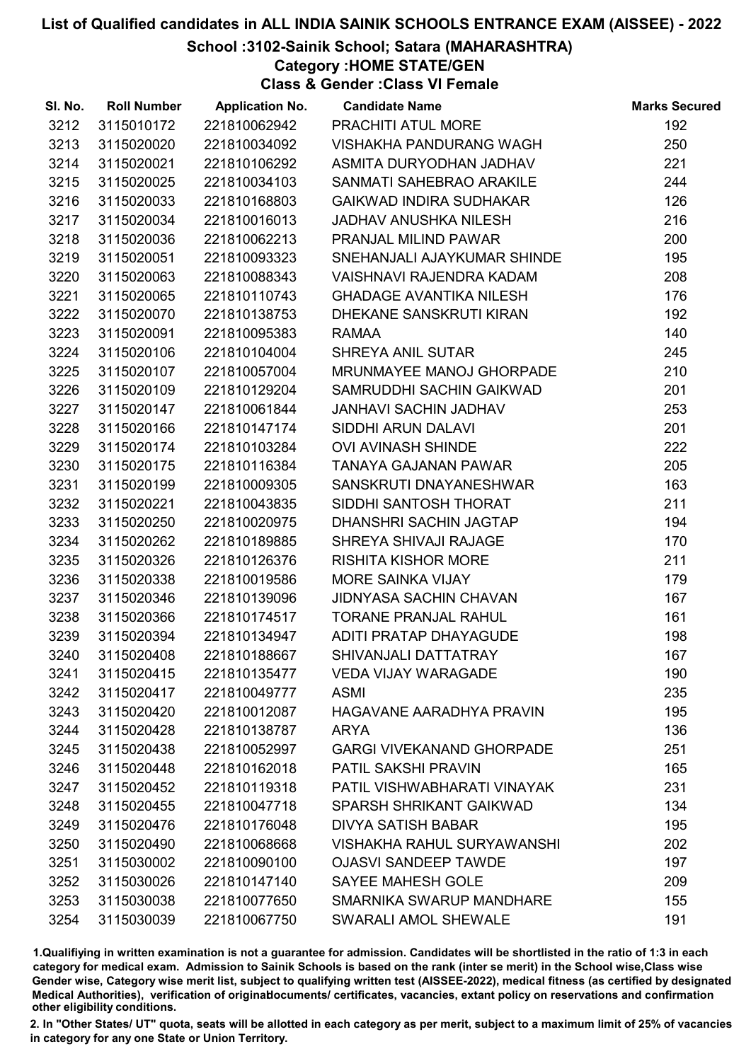# List of Qualified candidates in ALL INDIA SAINIK SCHOOLS ENTRANCE EXAM (AISSEE) - 2022

## School :3102-Sainik School; Satara (MAHARASHTRA)

### Category :HOME STATE/GEN

### Class & Gender :Class VI Female

| Sl. No. | Roll Number | Application No. | Candidate Name | Marks Secured |
|---|---|---|---|---|
| 3212 | 3115010172 | 221810062942 | PRACHITI ATUL MORE | 192 |
| 3213 | 3115020020 | 221810034092 | VISHAKHA PANDURANG WAGH | 250 |
| 3214 | 3115020021 | 221810106292 | ASMITA DURYODHAN JADHAV | 221 |
| 3215 | 3115020025 | 221810034103 | SANMATI SAHEBRAO ARAKILE | 244 |
| 3216 | 3115020033 | 221810168803 | GAIKWAD INDIRA SUDHAKAR | 126 |
| 3217 | 3115020034 | 221810016013 | JADHAV ANUSHKA NILESH | 216 |
| 3218 | 3115020036 | 221810062213 | PRANJAL MILIND PAWAR | 200 |
| 3219 | 3115020051 | 221810093323 | SNEHANJALI AJAYKUMAR SHINDE | 195 |
| 3220 | 3115020063 | 221810088343 | VAISHNAVI RAJENDRA KADAM | 208 |
| 3221 | 3115020065 | 221810110743 | GHADAGE AVANTIKA NILESH | 176 |
| 3222 | 3115020070 | 221810138753 | DHEKANE SANSKRUTI KIRAN | 192 |
| 3223 | 3115020091 | 221810095383 | RAMAA | 140 |
| 3224 | 3115020106 | 221810104004 | SHREYA ANIL SUTAR | 245 |
| 3225 | 3115020107 | 221810057004 | MRUNMAYEE MANOJ GHORPADE | 210 |
| 3226 | 3115020109 | 221810129204 | SAMRUDDHI SACHIN GAIKWAD | 201 |
| 3227 | 3115020147 | 221810061844 | JANHAVI SACHIN JADHAV | 253 |
| 3228 | 3115020166 | 221810147174 | SIDDHI ARUN DALAVI | 201 |
| 3229 | 3115020174 | 221810103284 | OVI AVINASH SHINDE | 222 |
| 3230 | 3115020175 | 221810116384 | TANAYA GAJANAN PAWAR | 205 |
| 3231 | 3115020199 | 221810009305 | SANSKRUTI DNAYANESHWAR | 163 |
| 3232 | 3115020221 | 221810043835 | SIDDHI SANTOSH THORAT | 211 |
| 3233 | 3115020250 | 221810020975 | DHANSHRI SACHIN JAGTAP | 194 |
| 3234 | 3115020262 | 221810189885 | SHREYA SHIVAJI RAJAGE | 170 |
| 3235 | 3115020326 | 221810126376 | RISHITA KISHOR MORE | 211 |
| 3236 | 3115020338 | 221810019586 | MORE SAINKA VIJAY | 179 |
| 3237 | 3115020346 | 221810139096 | JIDNYASA SACHIN CHAVAN | 167 |
| 3238 | 3115020366 | 221810174517 | TORANE PRANJAL RAHUL | 161 |
| 3239 | 3115020394 | 221810134947 | ADITI PRATAP DHAYAGUDE | 198 |
| 3240 | 3115020408 | 221810188667 | SHIVANJALI DATTATRAY | 167 |
| 3241 | 3115020415 | 221810135477 | VEDA VIJAY WARAGADE | 190 |
| 3242 | 3115020417 | 221810049777 | ASMI | 235 |
| 3243 | 3115020420 | 221810012087 | HAGAVANE AARADHYA PRAVIN | 195 |
| 3244 | 3115020428 | 221810138787 | ARYA | 136 |
| 3245 | 3115020438 | 221810052997 | GARGI VIVEKANAND GHORPADE | 251 |
| 3246 | 3115020448 | 221810162018 | PATIL SAKSHI PRAVIN | 165 |
| 3247 | 3115020452 | 221810119318 | PATIL VISHWABHARATI VINAYAK | 231 |
| 3248 | 3115020455 | 221810047718 | SPARSH SHRIKANT GAIKWAD | 134 |
| 3249 | 3115020476 | 221810176048 | DIVYA SATISH BABAR | 195 |
| 3250 | 3115020490 | 221810068668 | VISHAKHA RAHUL SURYAWANSHI | 202 |
| 3251 | 3115030002 | 221810090100 | OJASVI SANDEEP TAWDE | 197 |
| 3252 | 3115030026 | 221810147140 | SAYEE MAHESH GOLE | 209 |
| 3253 | 3115030038 | 221810077650 | SMARNIKA SWARUP MANDHARE | 155 |
| 3254 | 3115030039 | 221810067750 | SWARALI AMOL SHEWALE | 191 |

1.Qualifiying in written examination is not a guarantee for admission. Candidates will be shortlisted in the ratio of 1:3 in each category for medical exam. Admission to Sainik Schools is based on the rank (inter se merit) in the School wise,Class wise Gender wise, Category wise merit list, subject to qualifying written test (AISSEE-2022), medical fitness (as certified by designated Medical Authorities), verification of originaldocuments/ certificates, vacancies, extant policy on reservations and confirmation other eligibility conditions.

2. In "Other States/ UT" quota, seats will be allotted in each category as per merit, subject to a maximum limit of 25% of vacancies in category for any one State or Union Territory.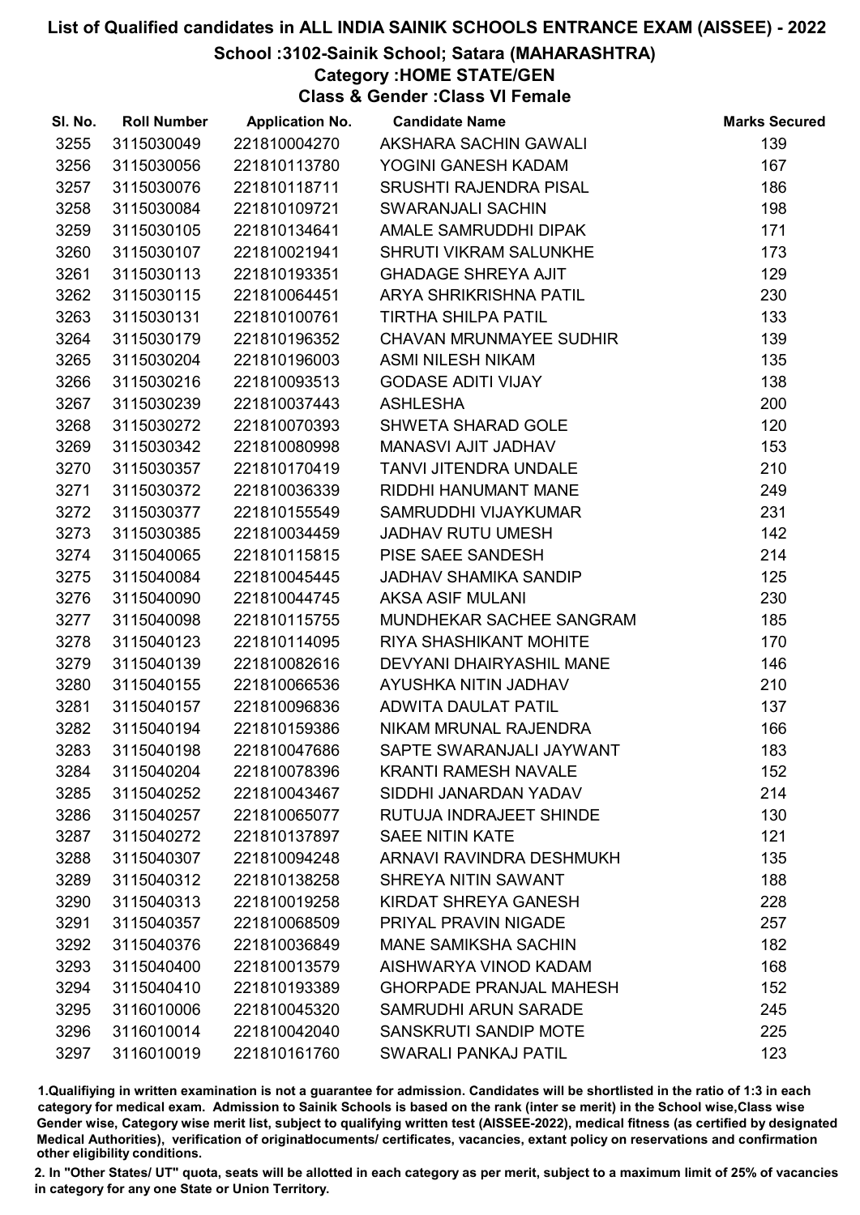# List of Qualified candidates in ALL INDIA SAINIK SCHOOLS ENTRANCE EXAM (AISSEE) - 2022

## School :3102-Sainik School; Satara (MAHARASHTRA)

### Category :HOME STATE/GEN

### Class & Gender :Class VI Female

| Sl. No. | Roll Number | Application No. | Candidate Name | Marks Secured |
|---|---|---|---|---|
| 3255 | 3115030049 | 221810004270 | AKSHARA SACHIN GAWALI | 139 |
| 3256 | 3115030056 | 221810113780 | YOGINI GANESH KADAM | 167 |
| 3257 | 3115030076 | 221810118711 | SRUSHTI RAJENDRA PISAL | 186 |
| 3258 | 3115030084 | 221810109721 | SWARANJALI SACHIN | 198 |
| 3259 | 3115030105 | 221810134641 | AMALE SAMRUDDHI DIPAK | 171 |
| 3260 | 3115030107 | 221810021941 | SHRUTI VIKRAM SALUNKHE | 173 |
| 3261 | 3115030113 | 221810193351 | GHADAGE SHREYA AJIT | 129 |
| 3262 | 3115030115 | 221810064451 | ARYA SHRIKRISHNA PATIL | 230 |
| 3263 | 3115030131 | 221810100761 | TIRTHA SHILPA PATIL | 133 |
| 3264 | 3115030179 | 221810196352 | CHAVAN MRUNMAYEE SUDHIR | 139 |
| 3265 | 3115030204 | 221810196003 | ASMI NILESH NIKAM | 135 |
| 3266 | 3115030216 | 221810093513 | GODASE ADITI VIJAY | 138 |
| 3267 | 3115030239 | 221810037443 | ASHLESHA | 200 |
| 3268 | 3115030272 | 221810070393 | SHWETA SHARAD GOLE | 120 |
| 3269 | 3115030342 | 221810080998 | MANASVI AJIT JADHAV | 153 |
| 3270 | 3115030357 | 221810170419 | TANVI JITENDRA UNDALE | 210 |
| 3271 | 3115030372 | 221810036339 | RIDDHI HANUMANT MANE | 249 |
| 3272 | 3115030377 | 221810155549 | SAMRUDDHI VIJAYKUMAR | 231 |
| 3273 | 3115030385 | 221810034459 | JADHAV RUTU UMESH | 142 |
| 3274 | 3115040065 | 221810115815 | PISE SAEE SANDESH | 214 |
| 3275 | 3115040084 | 221810045445 | JADHAV SHAMIKA SANDIP | 125 |
| 3276 | 3115040090 | 221810044745 | AKSA ASIF MULANI | 230 |
| 3277 | 3115040098 | 221810115755 | MUNDHEKAR SACHEE SANGRAM | 185 |
| 3278 | 3115040123 | 221810114095 | RIYA SHASHIKANT MOHITE | 170 |
| 3279 | 3115040139 | 221810082616 | DEVYANI DHAIRYASHIL MANE | 146 |
| 3280 | 3115040155 | 221810066536 | AYUSHKA NITIN JADHAV | 210 |
| 3281 | 3115040157 | 221810096836 | ADWITA DAULAT PATIL | 137 |
| 3282 | 3115040194 | 221810159386 | NIKAM MRUNAL RAJENDRA | 166 |
| 3283 | 3115040198 | 221810047686 | SAPTE SWARANJALI JAYWANT | 183 |
| 3284 | 3115040204 | 221810078396 | KRANTI RAMESH NAVALE | 152 |
| 3285 | 3115040252 | 221810043467 | SIDDHI JANARDAN YADAV | 214 |
| 3286 | 3115040257 | 221810065077 | RUTUJA INDRAJEET SHINDE | 130 |
| 3287 | 3115040272 | 221810137897 | SAEE NITIN KATE | 121 |
| 3288 | 3115040307 | 221810094248 | ARNAVI RAVINDRA DESHMUKH | 135 |
| 3289 | 3115040312 | 221810138258 | SHREYA NITIN SAWANT | 188 |
| 3290 | 3115040313 | 221810019258 | KIRDAT SHREYA GANESH | 228 |
| 3291 | 3115040357 | 221810068509 | PRIYAL PRAVIN NIGADE | 257 |
| 3292 | 3115040376 | 221810036849 | MANE SAMIKSHA SACHIN | 182 |
| 3293 | 3115040400 | 221810013579 | AISHWARYA VINOD KADAM | 168 |
| 3294 | 3115040410 | 221810193389 | GHORPADE PRANJAL MAHESH | 152 |
| 3295 | 3116010006 | 221810045320 | SAMRUDHI ARUN SARADE | 245 |
| 3296 | 3116010014 | 221810042040 | SANSKRUTI SANDIP MOTE | 225 |
| 3297 | 3116010019 | 221810161760 | SWARALI PANKAJ PATIL | 123 |

1.Qualifiying in written examination is not a guarantee for admission. Candidates will be shortlisted in the ratio of 1:3 in each category for medical exam. Admission to Sainik Schools is based on the rank (inter se merit) in the School wise,Class wise Gender wise, Category wise merit list, subject to qualifying written test (AISSEE-2022), medical fitness (as certified by designated Medical Authorities), verification of originaldocuments/ certificates, vacancies, extant policy on reservations and confirmation other eligibility conditions.

2. In "Other States/ UT" quota, seats will be allotted in each category as per merit, subject to a maximum limit of 25% of vacancies in category for any one State or Union Territory.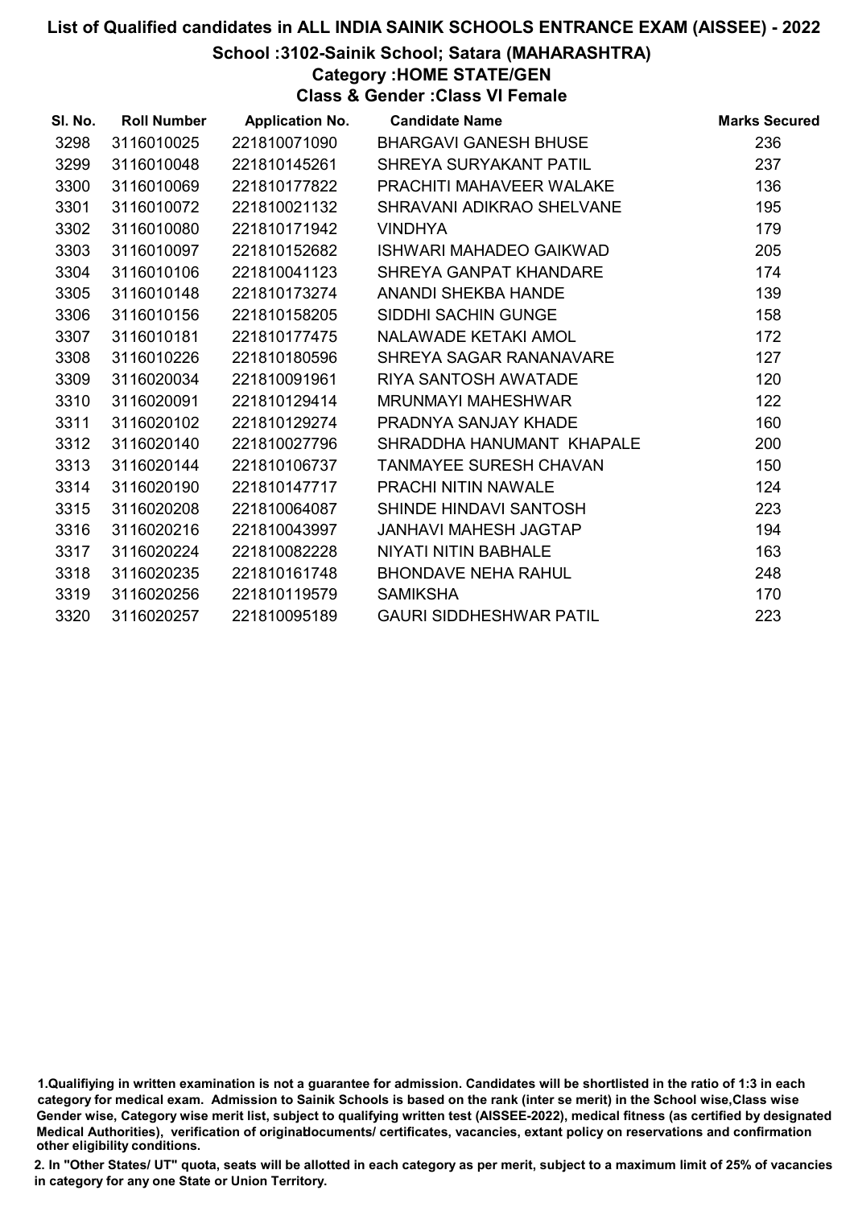# List of Qualified candidates in ALL INDIA SAINIK SCHOOLS ENTRANCE EXAM (AISSEE) - 2022

## School :3102-Sainik School; Satara (MAHARASHTRA)

### Category :HOME STATE/GEN

### Class & Gender :Class VI Female

| Sl. No. | Roll Number | Application No. | Candidate Name | Marks Secured |
|---|---|---|---|---|
| 3298 | 3116010025 | 221810071090 | BHARGAVI GANESH BHUSE | 236 |
| 3299 | 3116010048 | 221810145261 | SHREYA SURYAKANT PATIL | 237 |
| 3300 | 3116010069 | 221810177822 | PRACHITI MAHAVEER WALAKE | 136 |
| 3301 | 3116010072 | 221810021132 | SHRAVANI ADIKRAO SHELVANE | 195 |
| 3302 | 3116010080 | 221810171942 | VINDHYA | 179 |
| 3303 | 3116010097 | 221810152682 | ISHWARI MAHADEO GAIKWAD | 205 |
| 3304 | 3116010106 | 221810041123 | SHREYA GANPAT KHANDARE | 174 |
| 3305 | 3116010148 | 221810173274 | ANANDI SHEKBA HANDE | 139 |
| 3306 | 3116010156 | 221810158205 | SIDDHI SACHIN GUNGE | 158 |
| 3307 | 3116010181 | 221810177475 | NALAWADE KETAKI AMOL | 172 |
| 3308 | 3116010226 | 221810180596 | SHREYA SAGAR RANANAVARE | 127 |
| 3309 | 3116020034 | 221810091961 | RIYA SANTOSH AWATADE | 120 |
| 3310 | 3116020091 | 221810129414 | MRUNMAYI MAHESHWAR | 122 |
| 3311 | 3116020102 | 221810129274 | PRADNYA SANJAY KHADE | 160 |
| 3312 | 3116020140 | 221810027796 | SHRADDHA HANUMANT KHAPALE | 200 |
| 3313 | 3116020144 | 221810106737 | TANMAYEE SURESH CHAVAN | 150 |
| 3314 | 3116020190 | 221810147717 | PRACHI NITIN NAWALE | 124 |
| 3315 | 3116020208 | 221810064087 | SHINDE HINDAVI SANTOSH | 223 |
| 3316 | 3116020216 | 221810043997 | JANHAVI MAHESH JAGTAP | 194 |
| 3317 | 3116020224 | 221810082228 | NIYATI NITIN BABHALE | 163 |
| 3318 | 3116020235 | 221810161748 | BHONDAVE NEHA RAHUL | 248 |
| 3319 | 3116020256 | 221810119579 | SAMIKSHA | 170 |
| 3320 | 3116020257 | 221810095189 | GAURI SIDDHESHWAR PATIL | 223 |

1.Qualifiying in written examination is not a guarantee for admission. Candidates will be shortlisted in the ratio of 1:3 in each category for medical exam. Admission to Sainik Schools is based on the rank (inter se merit) in the School wise,Class wise Gender wise, Category wise merit list, subject to qualifying written test (AISSEE-2022), medical fitness (as certified by designated Medical Authorities), verification of originaldocuments/ certificates, vacancies, extant policy on reservations and confirmation other eligibility conditions.

2. In "Other States/ UT" quota, seats will be allotted in each category as per merit, subject to a maximum limit of 25% of vacancies in category for any one State or Union Territory.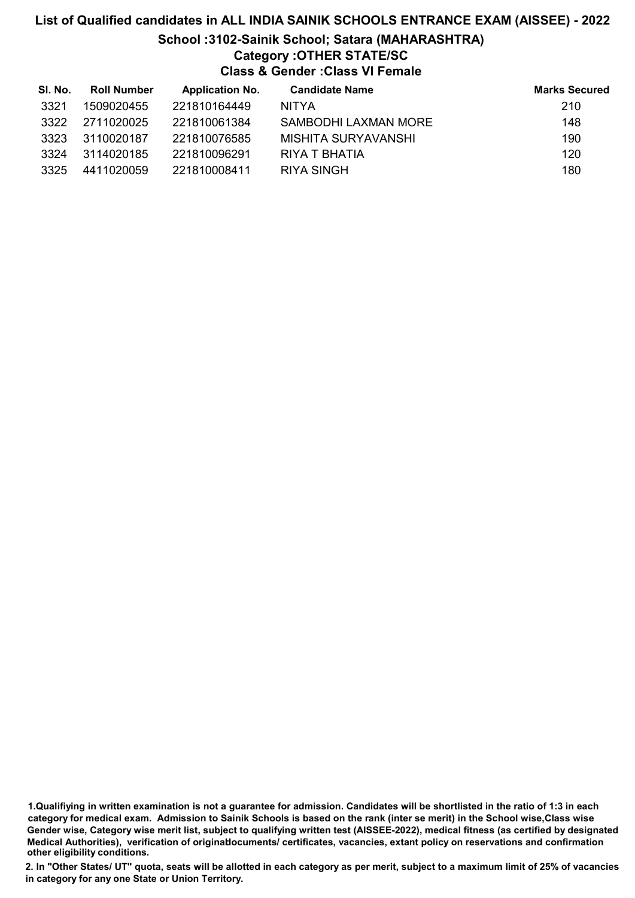# List of Qualified candidates in ALL INDIA SAINIK SCHOOLS ENTRANCE EXAM (AISSEE) - 2022

## School :3102-Sainik School; Satara (MAHARASHTRA)

### Category :OTHER STATE/SC

### Class & Gender :Class VI Female

| Sl. No. | Roll Number | Application No. | Candidate Name | Marks Secured |
|---|---|---|---|---|
| 3321 | 1509020455 | 221810164449 | NITYA | 210 |
| 3322 | 2711020025 | 221810061384 | SAMBODHI LAXMAN MORE | 148 |
| 3323 | 3110020187 | 221810076585 | MISHITA SURYAVANSHI | 190 |
| 3324 | 3114020185 | 221810096291 | RIYA T BHATIA | 120 |
| 3325 | 4411020059 | 221810008411 | RIYA SINGH | 180 |

1.Qualifiying in written examination is not a guarantee for admission. Candidates will be shortlisted in the ratio of 1:3 in each category for medical exam. Admission to Sainik Schools is based on the rank (inter se merit) in the School wise,Class wise Gender wise, Category wise merit list, subject to qualifying written test (AISSEE-2022), medical fitness (as certified by designated Medical Authorities), verification of originaldocuments/ certificates, vacancies, extant policy on reservations and confirmation other eligibility conditions.

2. In "Other States/ UT" quota, seats will be allotted in each category as per merit, subject to a maximum limit of 25% of vacancies in category for any one State or Union Territory.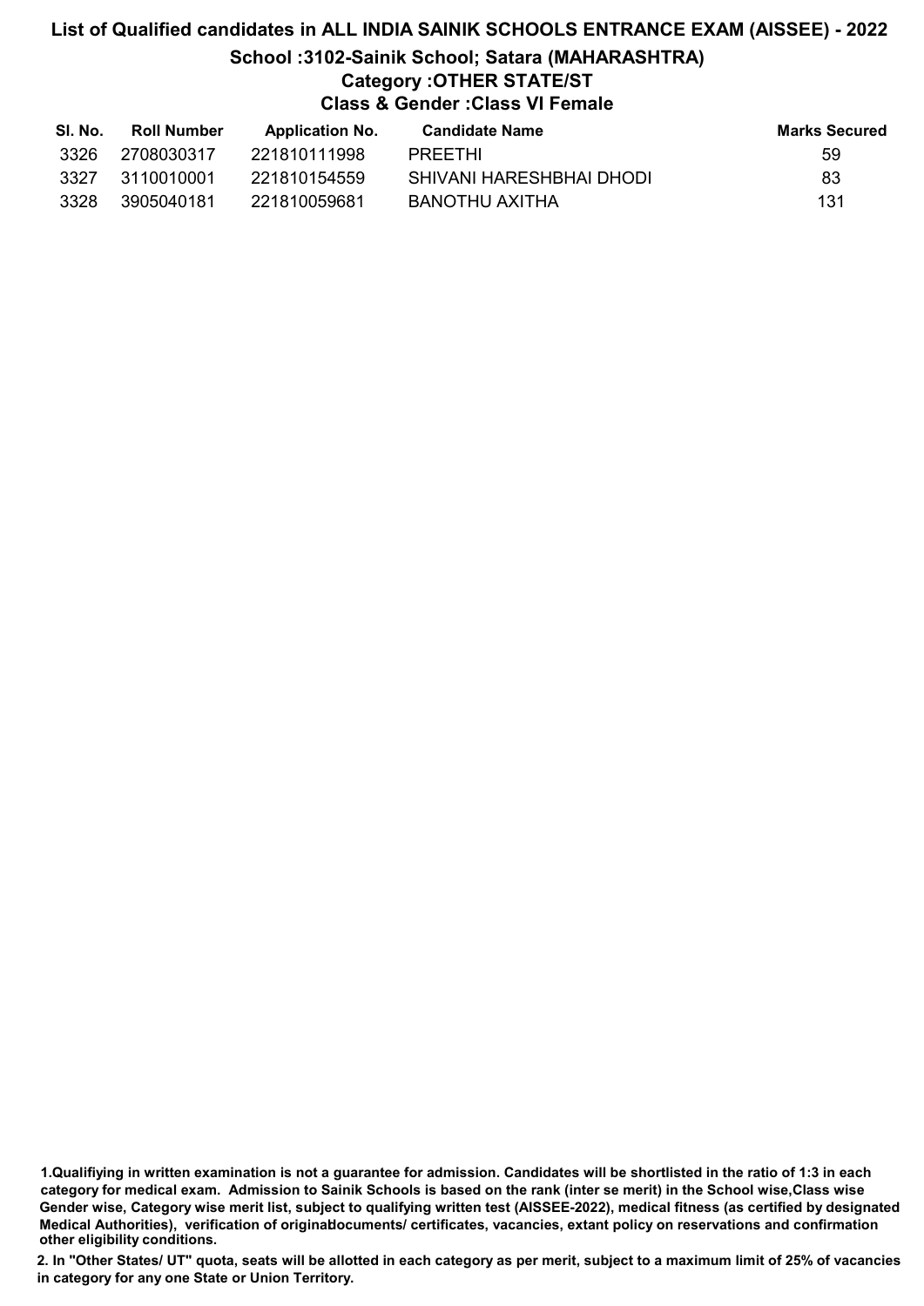# List of Qualified candidates in ALL INDIA SAINIK SCHOOLS ENTRANCE EXAM (AISSEE) - 2022

## School :3102-Sainik School; Satara (MAHARASHTRA)

### Category :OTHER STATE/ST

### Class & Gender :Class VI Female

| Sl. No. | Roll Number | Application No. | Candidate Name | Marks Secured |
|---|---|---|---|---|
| 3326 | 2708030317 | 221810111998 | PREETHI | 59 |
| 3327 | 3110010001 | 221810154559 | SHIVANI HARESHBHAI DHODI | 83 |
| 3328 | 3905040181 | 221810059681 | BANOTHU AXITHA | 131 |

**1.Qualifiying in written examination is not a guarantee for admission. Candidates will be shortlisted in the ratio of 1:3 in each category for medical exam. Admission to Sainik Schools is based on the rank (inter se merit) in the School wise,Class wise Gender wise, Category wise merit list, subject to qualifying written test (AISSEE-2022), medical fitness (as certified by designated Medical Authorities), verification of originaldocuments/ certificates, vacancies, extant policy on reservations and confirmation other eligibility conditions.**

**2. In "Other States/ UT" quota, seats will be allotted in each category as per merit, subject to a maximum limit of 25% of vacancies in category for any one State or Union Territory.**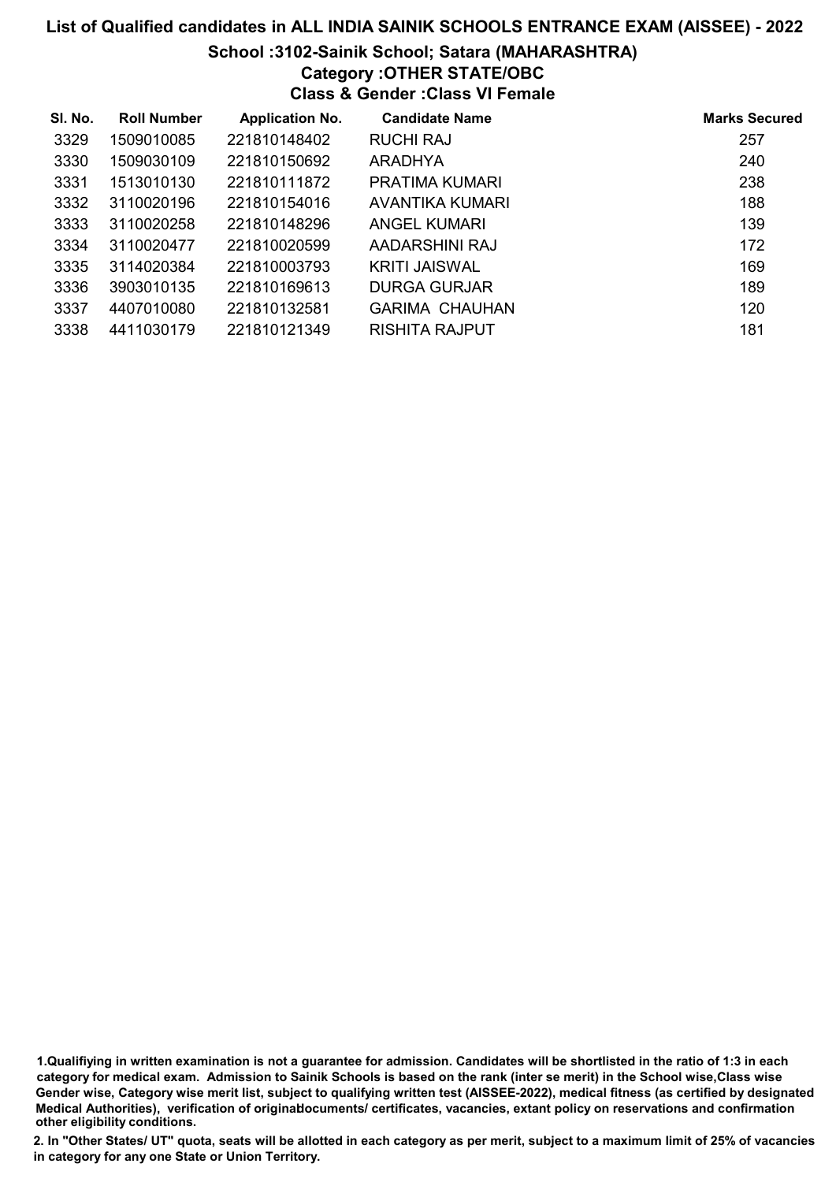# List of Qualified candidates in ALL INDIA SAINIK SCHOOLS ENTRANCE EXAM (AISSEE) - 2022

## School :3102-Sainik School; Satara (MAHARASHTRA)

### Category :OTHER STATE/OBC

### Class & Gender :Class VI Female

| Sl. No. | Roll Number | Application No. | Candidate Name | Marks Secured |
|---|---|---|---|---|
| 3329 | 1509010085 | 221810148402 | RUCHI RAJ | 257 |
| 3330 | 1509030109 | 221810150692 | ARADHYA | 240 |
| 3331 | 1513010130 | 221810111872 | PRATIMA KUMARI | 238 |
| 3332 | 3110020196 | 221810154016 | AVANTIKA KUMARI | 188 |
| 3333 | 3110020258 | 221810148296 | ANGEL KUMARI | 139 |
| 3334 | 3110020477 | 221810020599 | AADARSHINI RAJ | 172 |
| 3335 | 3114020384 | 221810003793 | KRITI JAISWAL | 169 |
| 3336 | 3903010135 | 221810169613 | DURGA GURJAR | 189 |
| 3337 | 4407010080 | 221810132581 | GARIMA CHAUHAN | 120 |
| 3338 | 4411030179 | 221810121349 | RISHITA RAJPUT | 181 |

1.Qualifiying in written examination is not a guarantee for admission. Candidates will be shortlisted in the ratio of 1:3 in each category for medical exam. Admission to Sainik Schools is based on the rank (inter se merit) in the School wise,Class wise Gender wise, Category wise merit list, subject to qualifying written test (AISSEE-2022), medical fitness (as certified by designated Medical Authorities), verification of originaldocuments/ certificates, vacancies, extant policy on reservations and confirmation other eligibility conditions.

2. In "Other States/ UT" quota, seats will be allotted in each category as per merit, subject to a maximum limit of 25% of vacancies in category for any one State or Union Territory.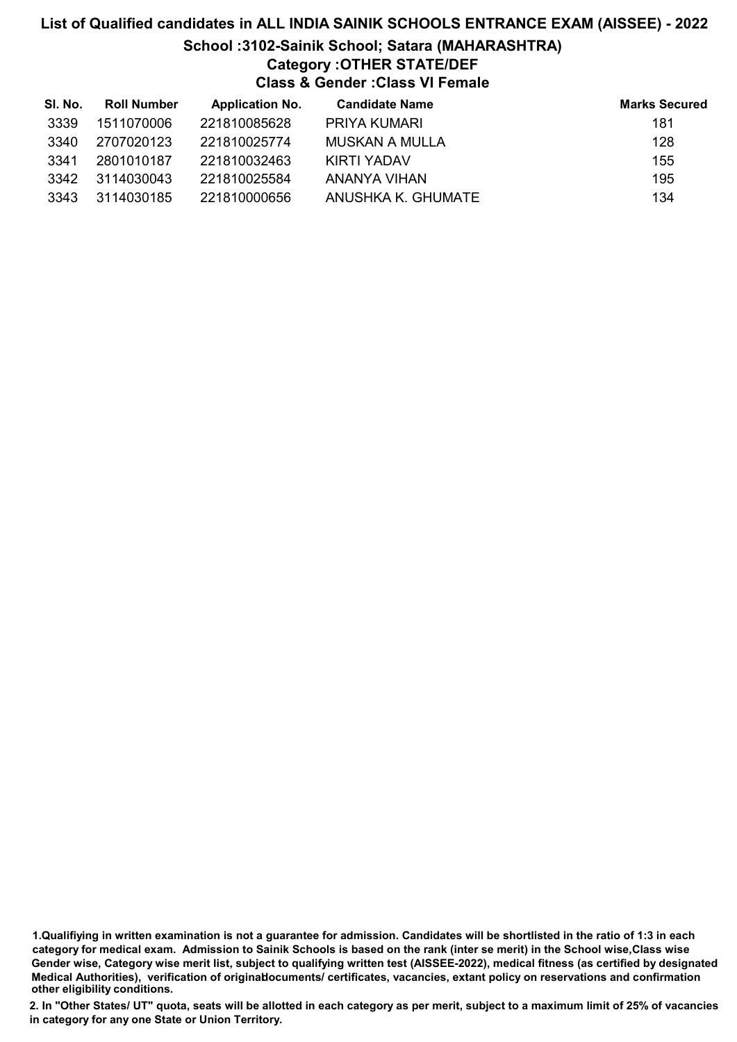# List of Qualified candidates in ALL INDIA SAINIK SCHOOLS ENTRANCE EXAM (AISSEE) - 2022

## School :3102-Sainik School; Satara (MAHARASHTRA)

### Category :OTHER STATE/DEF

### Class & Gender :Class VI Female

| Sl. No. | Roll Number | Application No. | Candidate Name | Marks Secured |
|---|---|---|---|---|
| 3339 | 1511070006 | 221810085628 | PRIYA KUMARI | 181 |
| 3340 | 2707020123 | 221810025774 | MUSKAN A MULLA | 128 |
| 3341 | 2801010187 | 221810032463 | KIRTI YADAV | 155 |
| 3342 | 3114030043 | 221810025584 | ANANYA VIHAN | 195 |
| 3343 | 3114030185 | 221810000656 | ANUSHKA K. GHUMATE | 134 |

1.Qualifiying in written examination is not a guarantee for admission. Candidates will be shortlisted in the ratio of 1:3 in each category for medical exam. Admission to Sainik Schools is based on the rank (inter se merit) in the School wise,Class wise Gender wise, Category wise merit list, subject to qualifying written test (AISSEE-2022), medical fitness (as certified by designated Medical Authorities), verification of originaldocuments/ certificates, vacancies, extant policy on reservations and confirmation other eligibility conditions.

2. In "Other States/ UT" quota, seats will be allotted in each category as per merit, subject to a maximum limit of 25% of vacancies in category for any one State or Union Territory.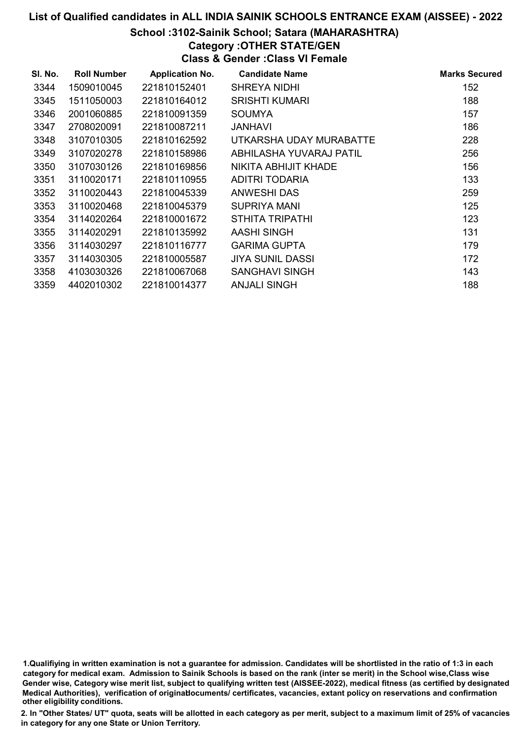# List of Qualified candidates in ALL INDIA SAINIK SCHOOLS ENTRANCE EXAM (AISSEE) - 2022

## School :3102-Sainik School; Satara (MAHARASHTRA)

### Category :OTHER STATE/GEN

### Class & Gender :Class VI Female

| Sl. No. | Roll Number | Application No. | Candidate Name | Marks Secured |
|---|---|---|---|---|
| 3344 | 1509010045 | 221810152401 | SHREYA NIDHI | 152 |
| 3345 | 1511050003 | 221810164012 | SRISHTI KUMARI | 188 |
| 3346 | 2001060885 | 221810091359 | SOUMYA | 157 |
| 3347 | 2708020091 | 221810087211 | JANHAVI | 186 |
| 3348 | 3107010305 | 221810162592 | UTKARSHA UDAY MURABATTE | 228 |
| 3349 | 3107020278 | 221810158986 | ABHILASHA YUVARAJ PATIL | 256 |
| 3350 | 3107030126 | 221810169856 | NIKITA ABHIJIT KHADE | 156 |
| 3351 | 3110020171 | 221810110955 | ADITRI TODARIA | 133 |
| 3352 | 3110020443 | 221810045339 | ANWESHI DAS | 259 |
| 3353 | 3110020468 | 221810045379 | SUPRIYA MANI | 125 |
| 3354 | 3114020264 | 221810001672 | STHITA TRIPATHI | 123 |
| 3355 | 3114020291 | 221810135992 | AASHI SINGH | 131 |
| 3356 | 3114030297 | 221810116777 | GARIMA GUPTA | 179 |
| 3357 | 3114030305 | 221810005587 | JIYA SUNIL DASSI | 172 |
| 3358 | 4103030326 | 221810067068 | SANGHAVI SINGH | 143 |
| 3359 | 4402010302 | 221810014377 | ANJALI SINGH | 188 |

1.Qualifiying in written examination is not a guarantee for admission. Candidates will be shortlisted in the ratio of 1:3 in each category for medical exam. Admission to Sainik Schools is based on the rank (inter se merit) in the School wise,Class wise Gender wise, Category wise merit list, subject to qualifying written test (AISSEE-2022), medical fitness (as certified by designated Medical Authorities), verification of originaldocuments/ certificates, vacancies, extant policy on reservations and confirmation other eligibility conditions.

2. In "Other States/ UT" quota, seats will be allotted in each category as per merit, subject to a maximum limit of 25% of vacancies in category for any one State or Union Territory.